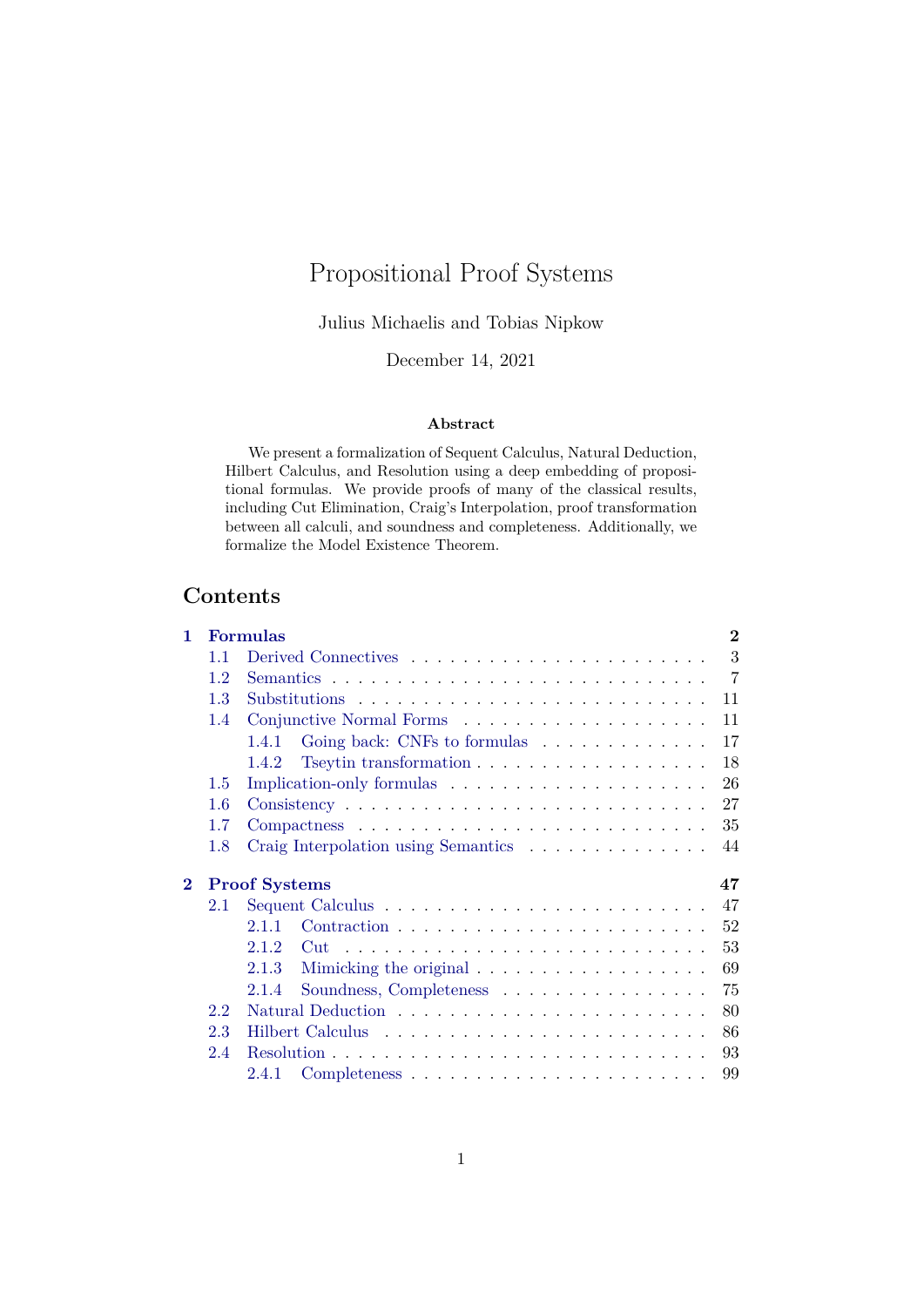# Propositional Proof Systems

Julius Michaelis and Tobias Nipkow

December 14, 2021

**Abstract**

We present a formalization of Sequent Calculus, Natural Deduction, Hilbert Calculus, and Resolution using a deep embedding of propositional formulas. We provide proofs of many of the classical results, including Cut Elimination, Craig's Interpolation, proof transformation between all calculi, and soundness and completeness. Additionally, we formalize the Model Existence Theorem.

## Contents

- **1 Formulas** — **2**
  - 1.1 Derived Connectives — 3
  - 1.2 Semantics — 7
  - 1.3 Substitutions — 11
  - 1.4 Conjunctive Normal Forms — 11
    - 1.4.1 Going back: CNFs to formulas — 17
    - 1.4.2 Tseytin transformation — 18
  - 1.5 Implication-only formulas — 26
  - 1.6 Consistency — 27
  - 1.7 Compactness — 35
  - 1.8 Craig Interpolation using Semantics — 44
- **2 Proof Systems** — **47**
  - 2.1 Sequent Calculus — 47
    - 2.1.1 Contraction — 52
    - 2.1.2 Cut — 53
    - 2.1.3 Mimicking the original — 69
    - 2.1.4 Soundness, Completeness — 75
  - 2.2 Natural Deduction — 80
  - 2.3 Hilbert Calculus — 86
  - 2.4 Resolution — 93
    - 2.4.1 Completeness — 99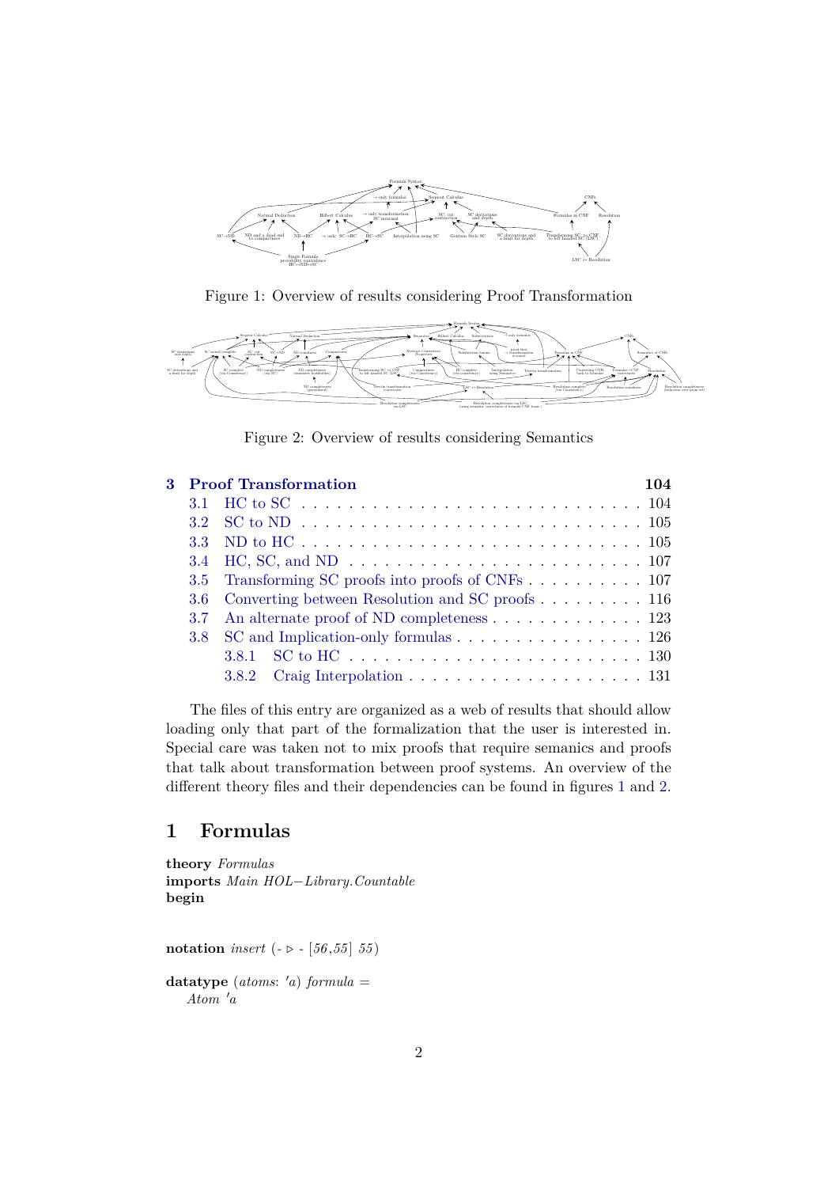Figure 1: Overview of results considering Proof Transformation

Figure 2: Overview of results considering Semantics

| | | |
|---|---|---|
| **3** | **Proof Transformation** | **104** |
| 3.1 | HC to SC | 104 |
| 3.2 | SC to ND | 105 |
| 3.3 | ND to HC | 105 |
| 3.4 | HC, SC, and ND | 107 |
| 3.5 | Transforming SC proofs into proofs of CNFs | 107 |
| 3.6 | Converting between Resolution and SC proofs | 116 |
| 3.7 | An alternate proof of ND completeness | 123 |
| 3.8 | SC and Implication-only formulas | 126 |
| 3.8.1 | SC to HC | 130 |
| 3.8.2 | Craig Interpolation | 131 |

The files of this entry are organized as a web of results that should allow loading only that part of the formalization that the user is interested in. Special care was taken not to mix proofs that require semanics and proofs that talk about transformation between proof systems. An overview of the different theory files and their dependencies can be found in figures 1 and 2.

# 1 Formulas

```
theory Formulas
imports Main HOL−Library.Countable
begin


notation insert (- ▷ - [56,55] 55)

datatype (atoms: 'a) formula =
  Atom 'a
```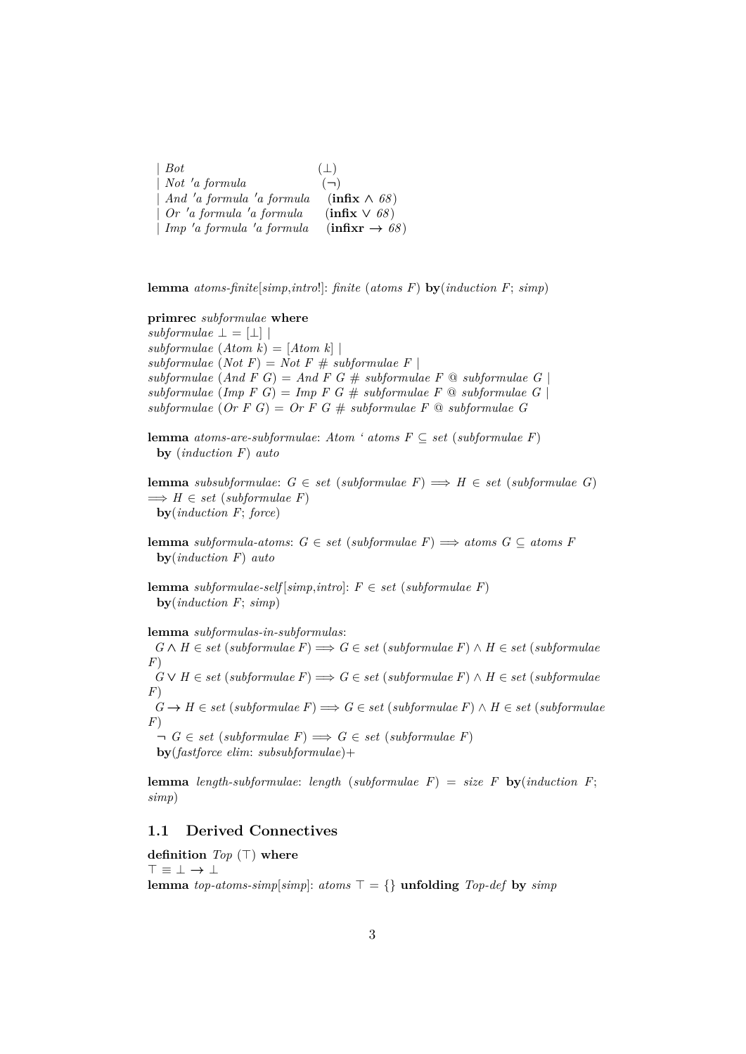```
  | Bot                          (⊥)
  | Not 'a formula               (¬)
  | And 'a formula 'a formula    (infix ∧ 68)
  | Or 'a formula 'a formula     (infix ∨ 68)
  | Imp 'a formula 'a formula    (infixr → 68)
```

```
lemma atoms-finite[simp,intro!]: finite (atoms F) by(induction F; simp)

primrec subformulae where
subformulae ⊥ = [⊥] |
subformulae (Atom k) = [Atom k] |
subformulae (Not F) = Not F # subformulae F |
subformulae (And F G) = And F G # subformulae F @ subformulae G |
subformulae (Imp F G) = Imp F G # subformulae F @ subformulae G |
subformulae (Or F G) = Or F G # subformulae F @ subformulae G

lemma atoms-are-subformulae: Atom ` atoms F ⊆ set (subformulae F)
  by (induction F) auto

lemma subsubformulae: G ∈ set (subformulae F) ⟹ H ∈ set (subformulae G)
⟹ H ∈ set (subformulae F)
  by(induction F; force)

lemma subformula-atoms: G ∈ set (subformulae F) ⟹ atoms G ⊆ atoms F
  by(induction F) auto

lemma subformulae-self[simp,intro]: F ∈ set (subformulae F)
  by(induction F; simp)

lemma subformulas-in-subformulas:
  G ∧ H ∈ set (subformulae F) ⟹ G ∈ set (subformulae F) ∧ H ∈ set (subformulae F)
  G ∨ H ∈ set (subformulae F) ⟹ G ∈ set (subformulae F) ∧ H ∈ set (subformulae F)
  G → H ∈ set (subformulae F) ⟹ G ∈ set (subformulae F) ∧ H ∈ set (subformulae F)
  ¬ G ∈ set (subformulae F) ⟹ G ∈ set (subformulae F)
  by(fastforce elim: subsubformulae)+

lemma length-subformulae: length (subformulae F) = size F by(induction F; simp)
```

## 1.1 Derived Connectives

```
definition Top (⊤) where
⊤ ≡ ⊥ → ⊥
lemma top-atoms-simp[simp]: atoms ⊤ = {} unfolding Top-def by simp
```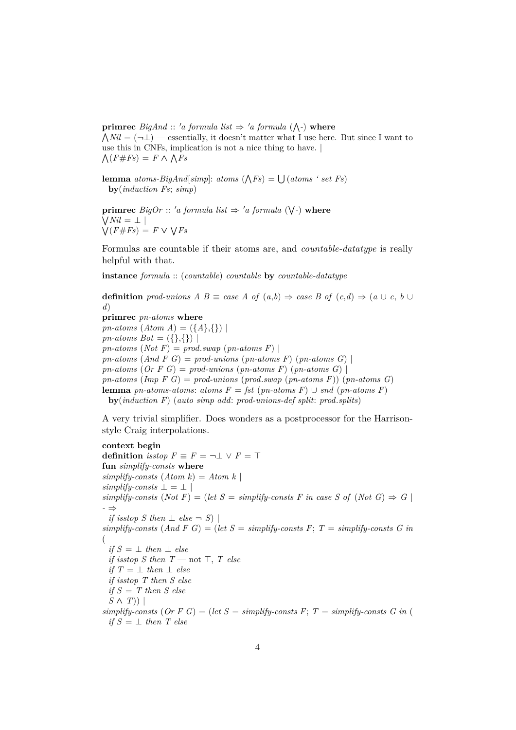**primrec** *BigAnd* :: *'a formula list* ⇒ *'a formula* (⋀-) **where**
⋀*Nil* = (¬⊥) — essentially, it doesn't matter what I use here. But since I want to use this in CNFs, implication is not a nice thing to have. |
⋀(*F*#*Fs*) = *F* ∧ ⋀*Fs*

**lemma** *atoms-BigAnd*[*simp*]: *atoms* (⋀*Fs*) = ⋃ (*atoms* ' *set Fs*)
  **by**(*induction Fs*; *simp*)

**primrec** *BigOr* :: *'a formula list* ⇒ *'a formula* (⋁-) **where**
⋁*Nil* = ⊥ |
⋁(*F*#*Fs*) = *F* ∨ ⋁*Fs*

Formulas are countable if their atoms are, and *countable-datatype* is really helpful with that.

**instance** *formula* :: (*countable*) *countable* **by** *countable-datatype*

**definition** *prod-unions A B* ≡ *case A of* (*a*,*b*) ⇒ *case B of* (*c*,*d*) ⇒ (*a* ∪ *c*, *b* ∪ *d*)
**primrec** *pn-atoms* **where**
*pn-atoms* (*Atom A*) = ({*A*},{}) |
*pn-atoms Bot* = ({},{}) |
*pn-atoms* (*Not F*) = *prod.swap* (*pn-atoms F*) |
*pn-atoms* (*And F G*) = *prod-unions* (*pn-atoms F*) (*pn-atoms G*) |
*pn-atoms* (*Or F G*) = *prod-unions* (*pn-atoms F*) (*pn-atoms G*) |
*pn-atoms* (*Imp F G*) = *prod-unions* (*prod.swap* (*pn-atoms F*)) (*pn-atoms G*)
**lemma** *pn-atoms-atoms*: *atoms F* = *fst* (*pn-atoms F*) ∪ *snd* (*pn-atoms F*)
  **by**(*induction F*) (*auto simp add*: *prod-unions-def split*: *prod.splits*)

A very trivial simplifier. Does wonders as a postprocessor for the Harrison-style Craig interpolations.

**context begin**
**definition** *isstop F* ≡ *F* = ¬⊥ ∨ *F* = ⊤
**fun** *simplify-consts* **where**
*simplify-consts* (*Atom k*) = *Atom k* |
*simplify-consts* ⊥ = ⊥ |
*simplify-consts* (*Not F*) = (*let S* = *simplify-consts F in case S of* (*Not G*) ⇒ *G* | - ⇒
  *if isstop S then* ⊥ *else* ¬ *S*) |
*simplify-consts* (*And F G*) = (*let S* = *simplify-consts F*; *T* = *simplify-consts G in* (
  *if S* = ⊥ *then* ⊥ *else*
  *if isstop S then T* — not ⊤, *T else*
  *if T* = ⊥ *then* ⊥ *else*
  *if isstop T then S else*
  *if S* = *T then S else*
  *S* ∧ *T*)) |
*simplify-consts* (*Or F G*) = (*let S* = *simplify-consts F*; *T* = *simplify-consts G in* (
  *if S* = ⊥ *then T else*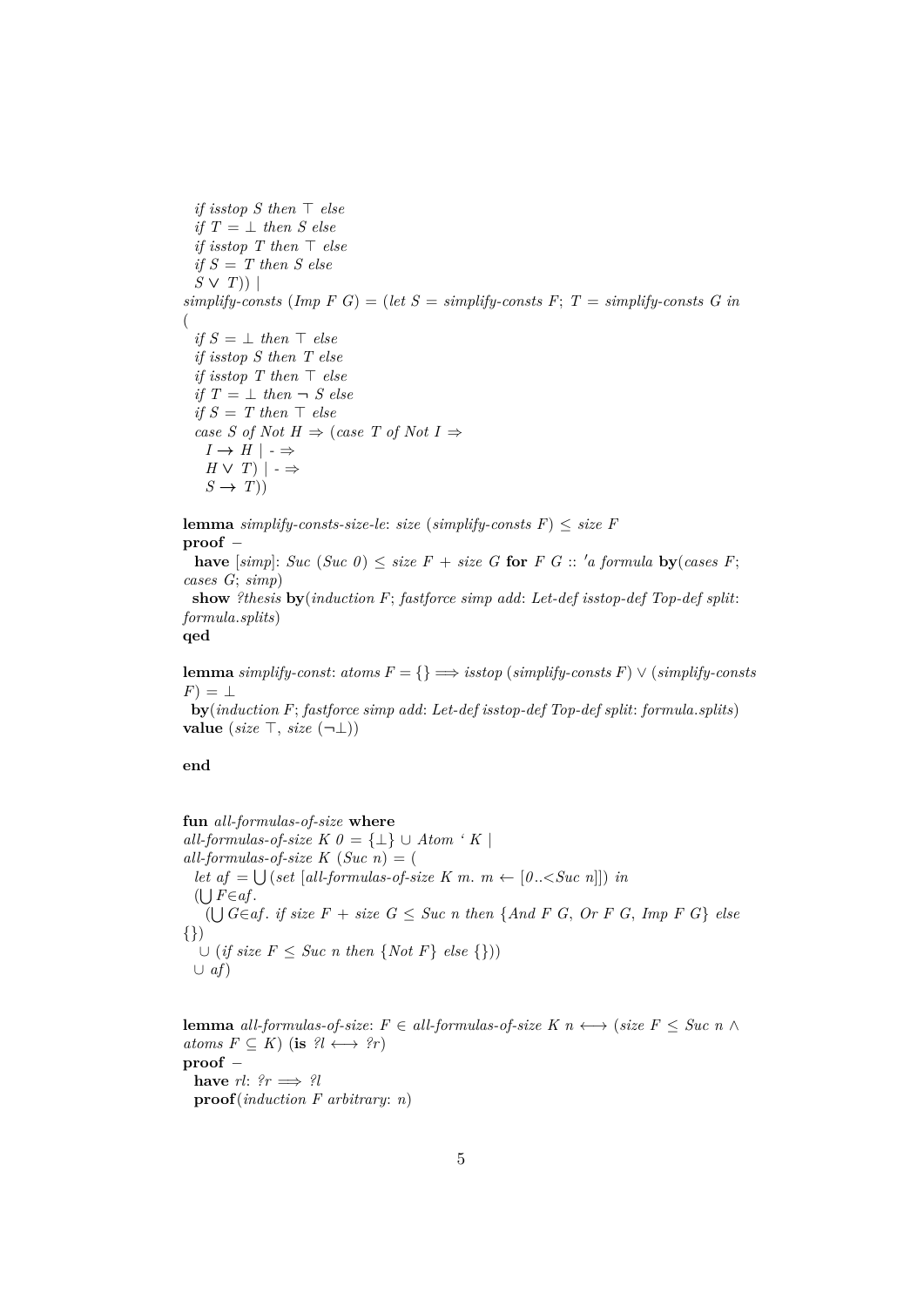```
  if isstop S then ⊤ else
  if T = ⊥ then S else
  if isstop T then ⊤ else
  if S = T then S else
  S ∨ T)) |
simplify-consts (Imp F G) = (let S = simplify-consts F; T = simplify-consts G in
(
  if S = ⊥ then ⊤ else
  if isstop S then T else
  if isstop T then ⊤ else
  if T = ⊥ then ¬ S else
  if S = T then ⊤ else
  case S of Not H ⇒ (case T of Not I ⇒
    I → H | - ⇒
    H ∨ T) | - ⇒
    S → T))

lemma simplify-consts-size-le: size (simplify-consts F) ≤ size F
proof –
  have [simp]: Suc (Suc 0) ≤ size F + size G for F G :: 'a formula by(cases F;
cases G; simp)
  show ?thesis by(induction F; fastforce simp add: Let-def isstop-def Top-def split:
formula.splits)
qed

lemma simplify-const: atoms F = {} ⟹ isstop (simplify-consts F) ∨ (simplify-consts
F) = ⊥
  by(induction F; fastforce simp add: Let-def isstop-def Top-def split: formula.splits)
value (size ⊤, size (¬⊥))

end


fun all-formulas-of-size where
all-formulas-of-size K 0 = {⊥} ∪ Atom ‘ K |
all-formulas-of-size K (Suc n) = (
  let af = ⋃(set [all-formulas-of-size K m. m ← [0..<Suc n]]) in
  (⋃F∈af.
    (⋃G∈af. if size F + size G ≤ Suc n then {And F G, Or F G, Imp F G} else
{})
   ∪ (if size F ≤ Suc n then {Not F} else {}))
  ∪ af)


lemma all-formulas-of-size: F ∈ all-formulas-of-size K n ⟷ (size F ≤ Suc n ∧
atoms F ⊆ K) (is ?l ⟷ ?r)
proof –
  have rl: ?r ⟹ ?l
  proof(induction F arbitrary: n)
```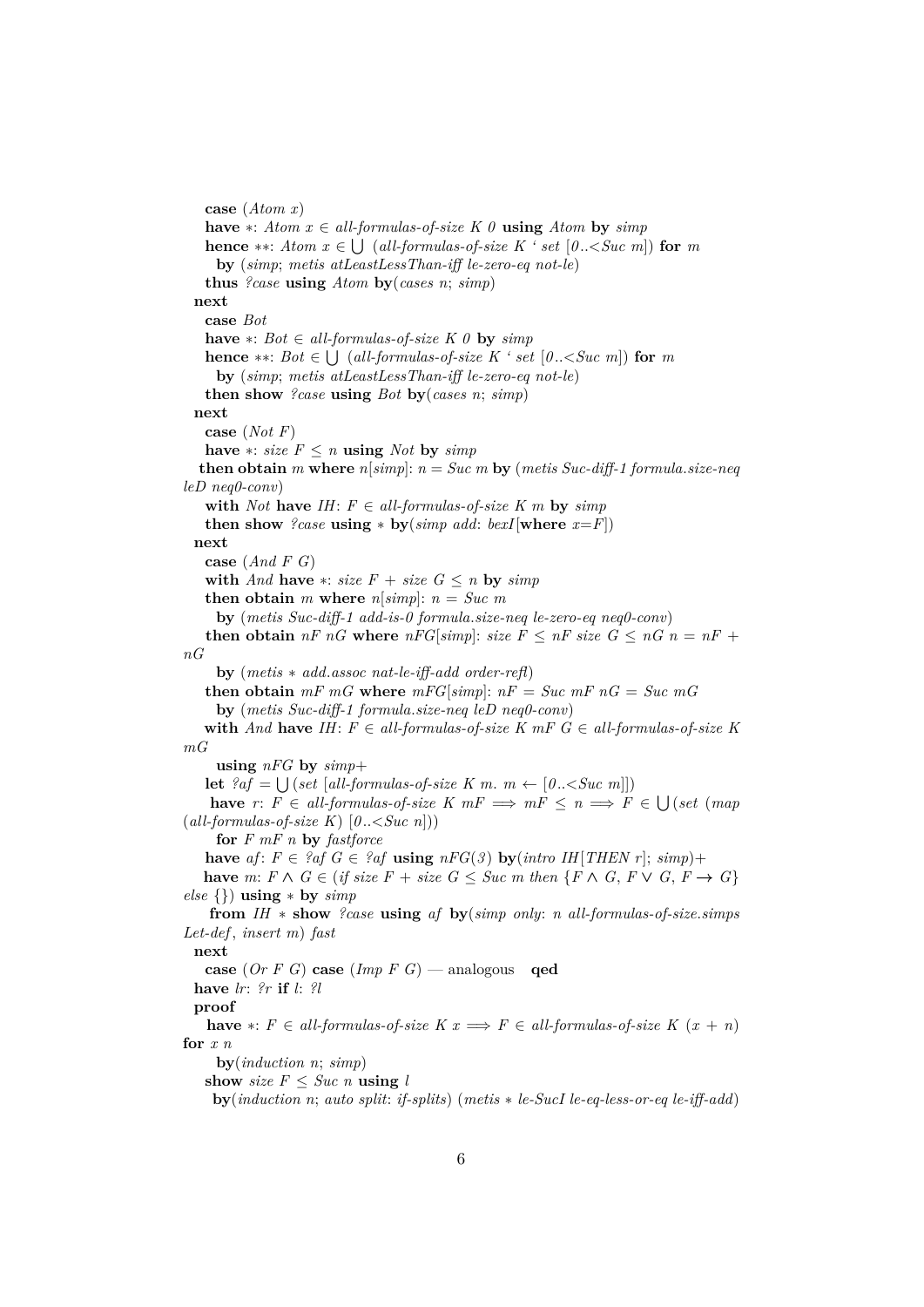```
    case (Atom x)
    have *: Atom x ∈ all-formulas-of-size K 0 using Atom by simp
    hence **: Atom x ∈ ⋃ (all-formulas-of-size K ` set [0..<Suc m]) for m
      by (simp; metis atLeastLessThan-iff le-zero-eq not-le)
    thus ?case using Atom by(cases n; simp)
  next
    case Bot
    have *: Bot ∈ all-formulas-of-size K 0 by simp
    hence **: Bot ∈ ⋃ (all-formulas-of-size K ` set [0..<Suc m]) for m
      by (simp; metis atLeastLessThan-iff le-zero-eq not-le)
    then show ?case using Bot by(cases n; simp)
  next
    case (Not F)
    have *: size F ≤ n using Not by simp
   then obtain m where n[simp]: n = Suc m by (metis Suc-diff-1 formula.size-neq
leD neq0-conv)
    with Not have IH: F ∈ all-formulas-of-size K m by simp
    then show ?case using * by(simp add: bexI[where x=F])
  next
    case (And F G)
    with And have *: size F + size G ≤ n by simp
    then obtain m where n[simp]: n = Suc m
      by (metis Suc-diff-1 add-is-0 formula.size-neq le-zero-eq neq0-conv)
    then obtain nF nG where nFG[simp]: size F ≤ nF size G ≤ nG n = nF +
nG
      by (metis * add.assoc nat-le-iff-add order-refl)
    then obtain mF mG where mFG[simp]: nF = Suc mF nG = Suc mG
      by (metis Suc-diff-1 formula.size-neq leD neq0-conv)
    with And have IH: F ∈ all-formulas-of-size K mF G ∈ all-formulas-of-size K
mG
      using nFG by simp+
    let ?af = ⋃ (set [all-formulas-of-size K m. m ← [0..<Suc m]])
     have r: F ∈ all-formulas-of-size K mF ⟹ mF ≤ n ⟹ F ∈ ⋃ (set (map
(all-formulas-of-size K) [0..<Suc n]))
      for F mF n by fastforce
    have af: F ∈ ?af G ∈ ?af using nFG(3) by(intro IH[THEN r]; simp)+
    have m: F ∧ G ∈ (if size F + size G ≤ Suc m then {F ∧ G, F ∨ G, F → G}
else {}) using * by simp
     from IH * show ?case using af by(simp only: n all-formulas-of-size.simps
Let-def, insert m) fast
  next
    case (Or F G) case (Imp F G) — analogous   qed
  have lr: ?r if l: ?l
  proof
    have *: F ∈ all-formulas-of-size K x ⟹ F ∈ all-formulas-of-size K (x + n)
for x n
      by(induction n; simp)
    show size F ≤ Suc n using l
     by(induction n; auto split: if-splits) (metis * le-SucI le-eq-less-or-eq le-iff-add)
```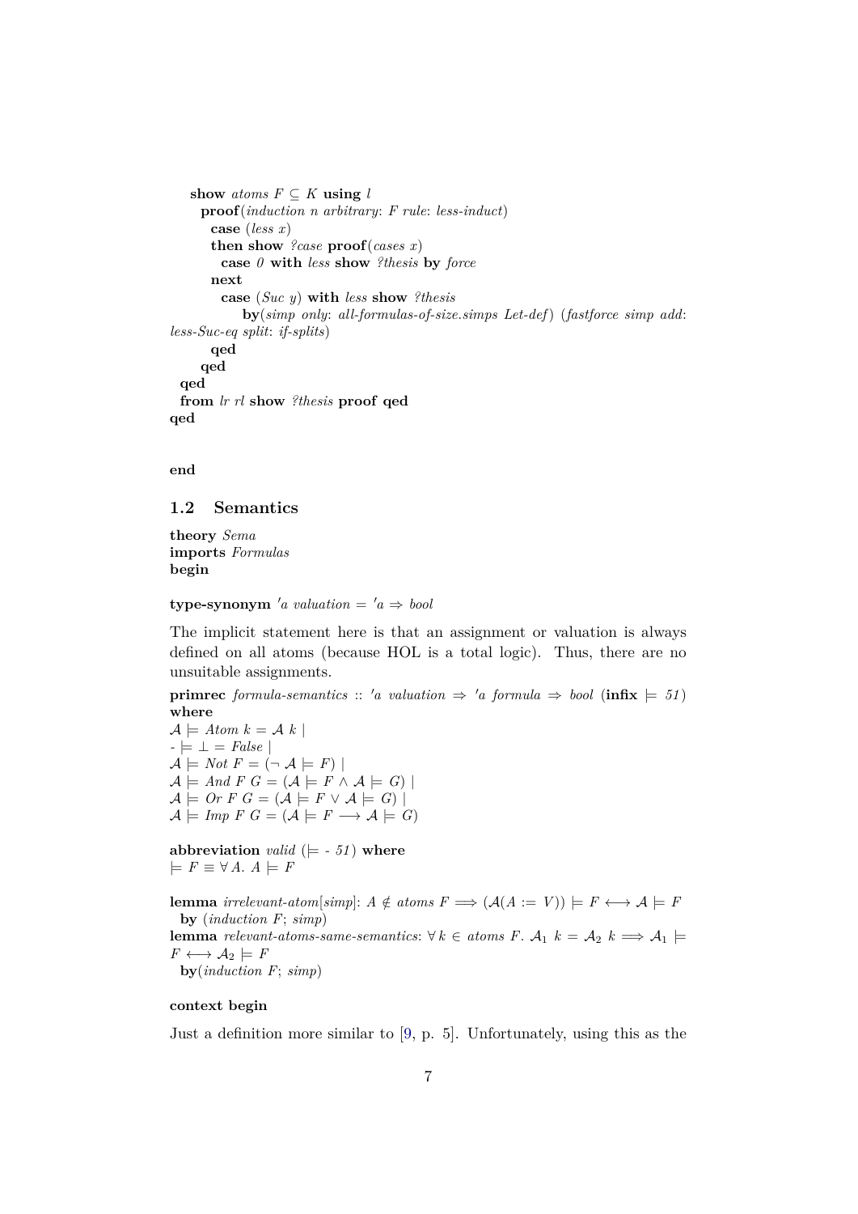```
    show atoms F ⊆ K using l
      proof(induction n arbitrary: F rule: less-induct)
        case (less x)
        then show ?case proof(cases x)
          case 0 with less show ?thesis by force
        next
          case (Suc y) with less show ?thesis
            by(simp only: all-formulas-of-size.simps Let-def) (fastforce simp add:
less-Suc-eq split: if-splits)
        qed
      qed
  qed
  from lr rl show ?thesis proof qed
qed
```

```
end
```

## 1.2 Semantics

```
theory Sema
imports Formulas
begin
```

```
type-synonym 'a valuation = 'a ⇒ bool
```

The implicit statement here is that an assignment or valuation is always defined on all atoms (because HOL is a total logic). Thus, there are no unsuitable assignments.

```
primrec formula-semantics :: 'a valuation ⇒ 'a formula ⇒ bool (infix ⊨ 51)
where
𝒜 ⊨ Atom k = 𝒜 k |
- ⊨ ⊥ = False |
𝒜 ⊨ Not F = (¬ 𝒜 ⊨ F) |
𝒜 ⊨ And F G = (𝒜 ⊨ F ∧ 𝒜 ⊨ G) |
𝒜 ⊨ Or F G = (𝒜 ⊨ F ∨ 𝒜 ⊨ G) |
𝒜 ⊨ Imp F G = (𝒜 ⊨ F ⟶ 𝒜 ⊨ G)
```

```
abbreviation valid (⊨ - 51) where
⊨ F ≡ ∀ A. A ⊨ F
```

```
lemma irrelevant-atom[simp]: A ∉ atoms F ⟹ (𝒜(A := V)) ⊨ F ⟷ 𝒜 ⊨ F
  by (induction F; simp)
lemma relevant-atoms-same-semantics: ∀ k ∈ atoms F. 𝒜₁ k = 𝒜₂ k ⟹ 𝒜₁ ⊨
F ⟷ 𝒜₂ ⊨ F
  by(induction F; simp)
```

```
context begin
```

Just a definition more similar to [9, p. 5]. Unfortunately, using this as the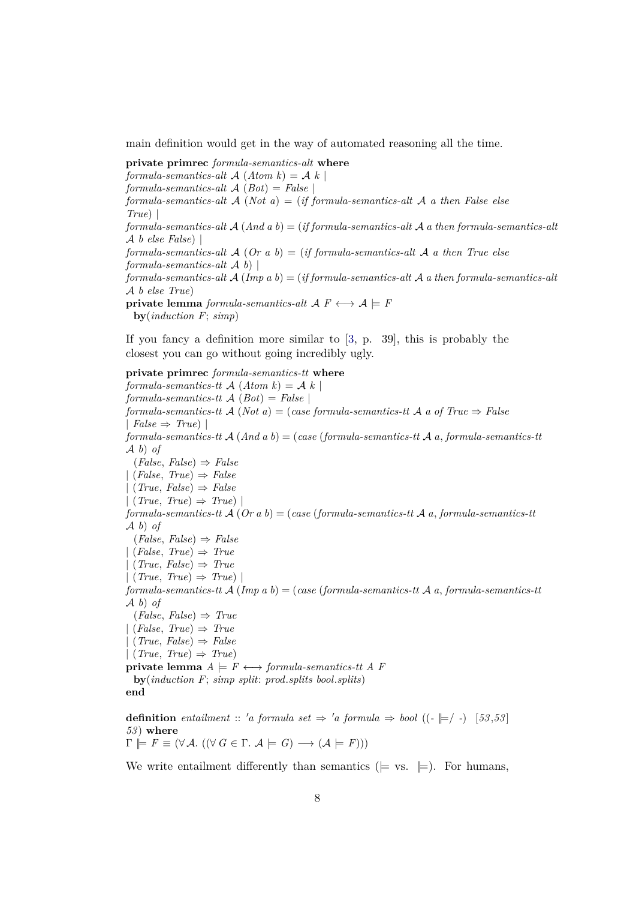main definition would get in the way of automated reasoning all the time.

```
private primrec formula-semantics-alt where
formula-semantics-alt 𝒜 (Atom k) = 𝒜 k |
formula-semantics-alt 𝒜 (Bot) = False |
formula-semantics-alt 𝒜 (Not a) = (if formula-semantics-alt 𝒜 a then False else
True) |
formula-semantics-alt 𝒜 (And a b) = (if formula-semantics-alt 𝒜 a then formula-semantics-alt
𝒜 b else False) |
formula-semantics-alt 𝒜 (Or a b) = (if formula-semantics-alt 𝒜 a then True else
formula-semantics-alt 𝒜 b) |
formula-semantics-alt 𝒜 (Imp a b) = (if formula-semantics-alt 𝒜 a then formula-semantics-alt
𝒜 b else True)
private lemma formula-semantics-alt 𝒜 F ⟷ 𝒜 ⊨ F
  by(induction F; simp)
```

If you fancy a definition more similar to [3, p. 39], this is probably the closest you can go without going incredibly ugly.

```
private primrec formula-semantics-tt where
formula-semantics-tt 𝒜 (Atom k) = 𝒜 k |
formula-semantics-tt 𝒜 (Bot) = False |
formula-semantics-tt 𝒜 (Not a) = (case formula-semantics-tt 𝒜 a of True ⇒ False
| False ⇒ True) |
formula-semantics-tt 𝒜 (And a b) = (case (formula-semantics-tt 𝒜 a, formula-semantics-tt
𝒜 b) of
  (False, False) ⇒ False
| (False, True) ⇒ False
| (True, False) ⇒ False
| (True, True) ⇒ True) |
formula-semantics-tt 𝒜 (Or a b) = (case (formula-semantics-tt 𝒜 a, formula-semantics-tt
𝒜 b) of
  (False, False) ⇒ False
| (False, True) ⇒ True
| (True, False) ⇒ True
| (True, True) ⇒ True) |
formula-semantics-tt 𝒜 (Imp a b) = (case (formula-semantics-tt 𝒜 a, formula-semantics-tt
𝒜 b) of
  (False, False) ⇒ True
| (False, True) ⇒ True
| (True, False) ⇒ False
| (True, True) ⇒ True)
private lemma A ⊨ F ⟷ formula-semantics-tt A F
  by(induction F; simp split: prod.splits bool.splits)
end
```

```
definition entailment :: 'a formula set ⇒ 'a formula ⇒ bool ((- ⊫/ -) [53,53]
53) where
Γ ⊫ F ≡ (∀𝒜. ((∀G ∈ Γ. 𝒜 ⊨ G) ⟶ (𝒜 ⊨ F)))
```

We write entailment differently than semantics (⊨ vs. ⊫). For humans,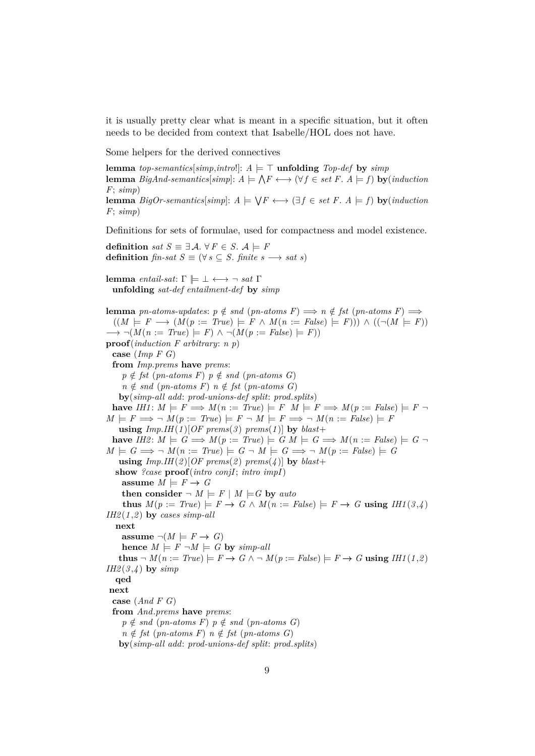it is usually pretty clear what is meant in a specific situation, but it often needs to be decided from context that Isabelle/HOL does not have.

Some helpers for the derived connectives

```
lemma top-semantics[simp,intro!]: A ⊨ ⊤ unfolding Top-def by simp
lemma BigAnd-semantics[simp]: A ⊨ ⋀F ⟷ (∀f ∈ set F. A ⊨ f) by(induction F; simp)
lemma BigOr-semantics[simp]: A ⊨ ⋁F ⟷ (∃f ∈ set F. A ⊨ f) by(induction F; simp)
```

Definitions for sets of formulae, used for compactness and model existence.

```
definition sat S ≡ ∃𝒜. ∀F ∈ S. 𝒜 ⊨ F
definition fin-sat S ≡ (∀s ⊆ S. finite s ⟶ sat s)

lemma entail-sat: Γ ⊫ ⊥ ⟷ ¬ sat Γ
  unfolding sat-def entailment-def by simp

lemma pn-atoms-updates: p ∉ snd (pn-atoms F) ⟹ n ∉ fst (pn-atoms F) ⟹
  ((M ⊨ F ⟶ (M(p := True) ⊨ F ∧ M(n := False) ⊨ F))) ∧ ((¬(M ⊨ F))
⟶ ¬(M(n := True) ⊨ F) ∧ ¬(M(p := False) ⊨ F))
proof(induction F arbitrary: n p)
  case (Imp F G)
  from Imp.prems have prems:
    p ∉ fst (pn-atoms F) p ∉ snd (pn-atoms G)
    n ∉ snd (pn-atoms F) n ∉ fst (pn-atoms G)
    by(simp-all add: prod-unions-def split: prod.splits)
  have IH1: M ⊨ F ⟹ M(n := True) ⊨ F  M ⊨ F ⟹ M(p := False) ⊨ F ¬
M ⊨ F ⟹ ¬ M(p := True) ⊨ F ¬ M ⊨ F ⟹ ¬ M(n := False) ⊨ F
    using Imp.IH(1)[OF prems(3) prems(1)] by blast+
  have IH2: M ⊨ G ⟹ M(p := True) ⊨ G M ⊨ G ⟹ M(n := False) ⊨ G ¬
M ⊨ G ⟹ ¬ M(n := True) ⊨ G ¬ M ⊨ G ⟹ ¬ M(p := False) ⊨ G
    using Imp.IH(2)[OF prems(2) prems(4)] by blast+
   show ?case proof(intro conjI; intro impI)
     assume M ⊨ F → G
     then consider ¬ M ⊨ F | M ⊨G by auto
     thus M(p := True) ⊨ F → G ∧ M(n := False) ⊨ F → G using IH1(3,4)
IH2(1,2) by cases simp-all
   next
     assume ¬(M ⊨ F → G)
     hence M ⊨ F ¬M ⊨ G by simp-all
    thus ¬ M(n := True) ⊨ F → G ∧ ¬ M(p := False) ⊨ F → G using IH1(1,2)
IH2(3,4) by simp
  qed
 next
  case (And F G)
  from And.prems have prems:
    p ∉ snd (pn-atoms F) p ∉ snd (pn-atoms G)
    n ∉ fst (pn-atoms F) n ∉ fst (pn-atoms G)
   by(simp-all add: prod-unions-def split: prod.splits)
```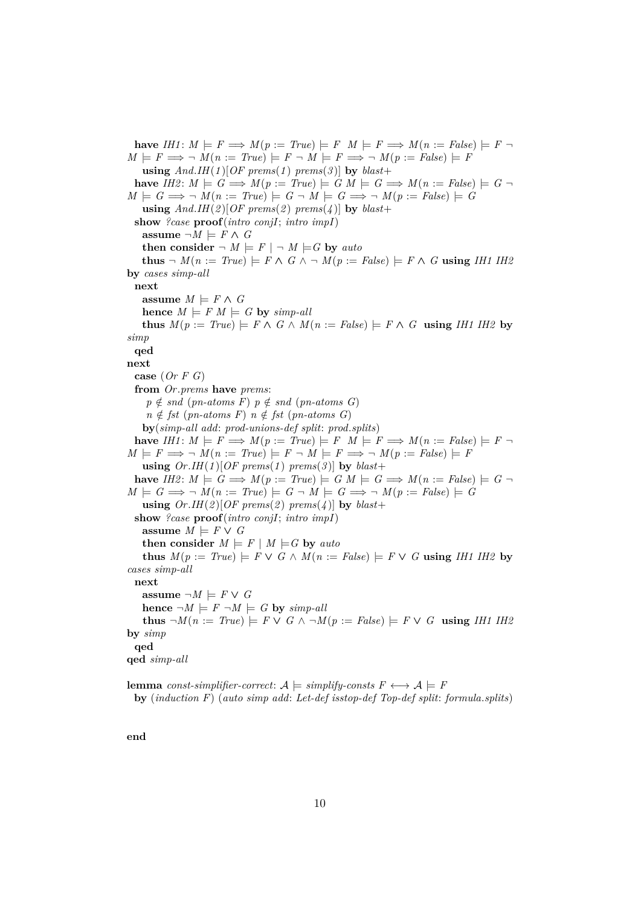```
  have IH1: M ⊨ F ⟹ M(p := True) ⊨ F  M ⊨ F ⟹ M(n := False) ⊨ F ¬
M ⊨ F ⟹ ¬ M(n := True) ⊨ F ¬ M ⊨ F ⟹ ¬ M(p := False) ⊨ F
    using And.IH(1)[OF prems(1) prems(3)] by blast+
  have IH2: M ⊨ G ⟹ M(p := True) ⊨ G M ⊨ G ⟹ M(n := False) ⊨ G ¬
M ⊨ G ⟹ ¬ M(n := True) ⊨ G ¬ M ⊨ G ⟹ ¬ M(p := False) ⊨ G
    using And.IH(2)[OF prems(2) prems(4)] by blast+
  show ?case proof(intro conjI; intro impI)
    assume ¬M ⊨ F ∧ G
    then consider ¬ M ⊨ F | ¬ M ⊨G by auto
    thus ¬ M(n := True) ⊨ F ∧ G ∧ ¬ M(p := False) ⊨ F ∧ G using IH1 IH2
by cases simp-all
  next
    assume M ⊨ F ∧ G
    hence M ⊨ F M ⊨ G by simp-all
    thus M(p := True) ⊨ F ∧ G ∧ M(n := False) ⊨ F ∧ G  using IH1 IH2 by
simp
  qed
next
  case (Or F G)
  from Or.prems have prems:
    p ∉ snd (pn-atoms F) p ∉ snd (pn-atoms G)
    n ∉ fst (pn-atoms F) n ∉ fst (pn-atoms G)
    by(simp-all add: prod-unions-def split: prod.splits)
  have IH1: M ⊨ F ⟹ M(p := True) ⊨ F  M ⊨ F ⟹ M(n := False) ⊨ F ¬
M ⊨ F ⟹ ¬ M(n := True) ⊨ F ¬ M ⊨ F ⟹ ¬ M(p := False) ⊨ F
    using Or.IH(1)[OF prems(1) prems(3)] by blast+
  have IH2: M ⊨ G ⟹ M(p := True) ⊨ G M ⊨ G ⟹ M(n := False) ⊨ G ¬
M ⊨ G ⟹ ¬ M(n := True) ⊨ G ¬ M ⊨ G ⟹ ¬ M(p := False) ⊨ G
    using Or.IH(2)[OF prems(2) prems(4)] by blast+
  show ?case proof(intro conjI; intro impI)
    assume M ⊨ F ∨ G
    then consider M ⊨ F | M ⊨G by auto
    thus M(p := True) ⊨ F ∨ G ∧ M(n := False) ⊨ F ∨ G using IH1 IH2 by
cases simp-all
  next
    assume ¬M ⊨ F ∨ G
    hence ¬M ⊨ F ¬M ⊨ G by simp-all
    thus ¬M(n := True) ⊨ F ∨ G ∧ ¬M(p := False) ⊨ F ∨ G  using IH1 IH2
by simp
  qed
qed simp-all

lemma const-simplifier-correct: 𝒜 ⊨ simplify-consts F ⟷ 𝒜 ⊨ F
  by (induction F) (auto simp add: Let-def isstop-def Top-def split: formula.splits)


end
```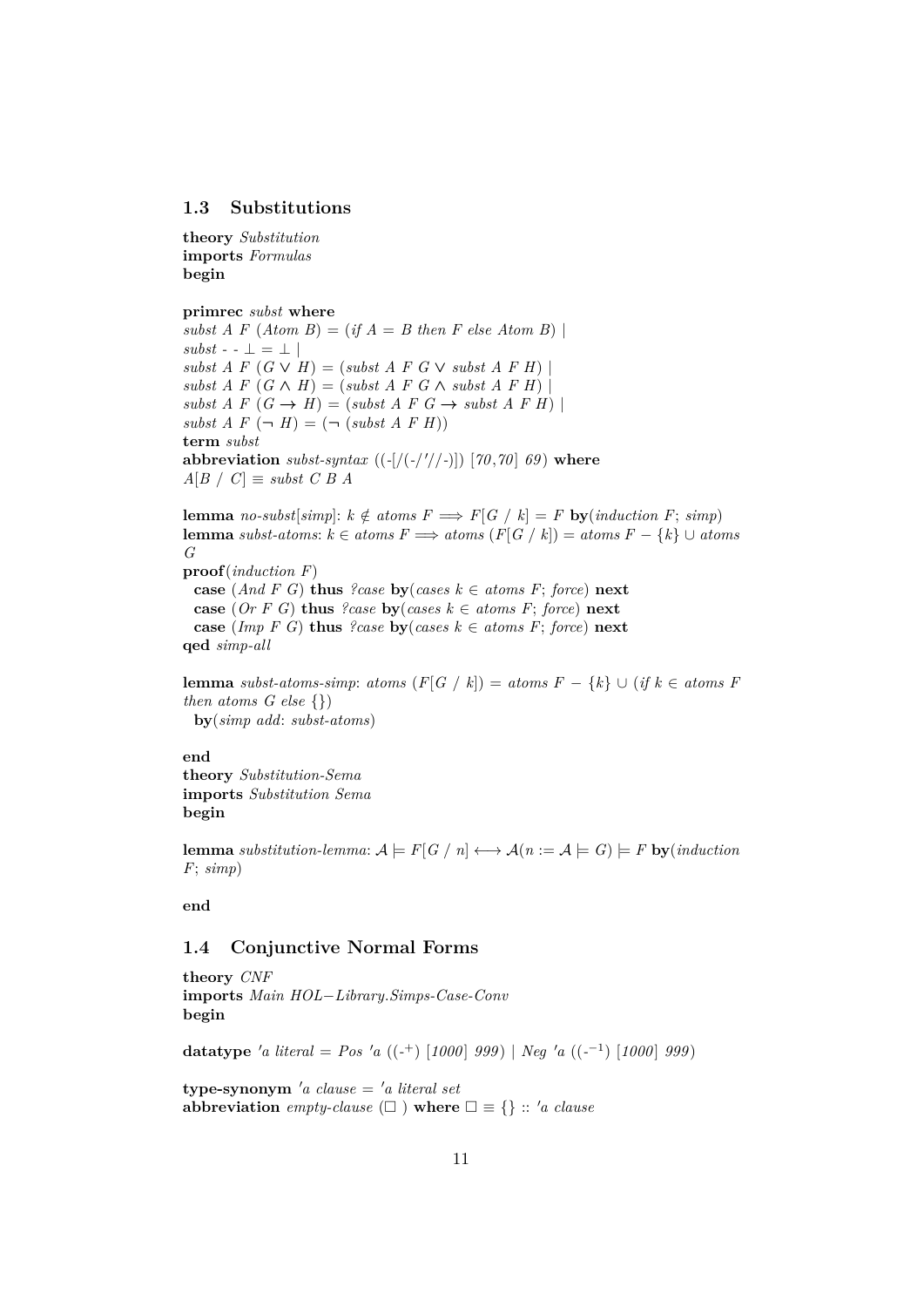## 1.3 Substitutions

```
theory Substitution
imports Formulas
begin

primrec subst where
subst A F (Atom B) = (if A = B then F else Atom B) |
subst - - ⊥ = ⊥ |
subst A F (G ∨ H) = (subst A F G ∨ subst A F H) |
subst A F (G ∧ H) = (subst A F G ∧ subst A F H) |
subst A F (G → H) = (subst A F G → subst A F H) |
subst A F (¬ H) = (¬ (subst A F H))
term subst
abbreviation subst-syntax ((-[/(-/'//-)]) [70,70] 69) where
A[B / C] ≡ subst C B A

lemma no-subst[simp]: k ∉ atoms F ⟹ F[G / k] = F by(induction F; simp)
lemma subst-atoms: k ∈ atoms F ⟹ atoms (F[G / k]) = atoms F − {k} ∪ atoms
G
proof(induction F)
  case (And F G) thus ?case by(cases k ∈ atoms F; force) next
  case (Or F G) thus ?case by(cases k ∈ atoms F; force) next
  case (Imp F G) thus ?case by(cases k ∈ atoms F; force) next
qed simp-all

lemma subst-atoms-simp: atoms (F[G / k]) = atoms F − {k} ∪ (if k ∈ atoms F
then atoms G else {})
  by(simp add: subst-atoms)

end
theory Substitution-Sema
imports Substitution Sema
begin

lemma substitution-lemma: 𝒜 ⊨ F[G / n] ⟷ 𝒜(n := 𝒜 ⊨ G) ⊨ F by(induction
F; simp)

end
```

## 1.4 Conjunctive Normal Forms

```
theory CNF
imports Main HOL−Library.Simps-Case-Conv
begin

datatype 'a literal = Pos 'a ((-⁺) [1000] 999) | Neg 'a ((-⁻¹) [1000] 999)

type-synonym 'a clause = 'a literal set
abbreviation empty-clause (□ ) where □ ≡ {} :: 'a clause
```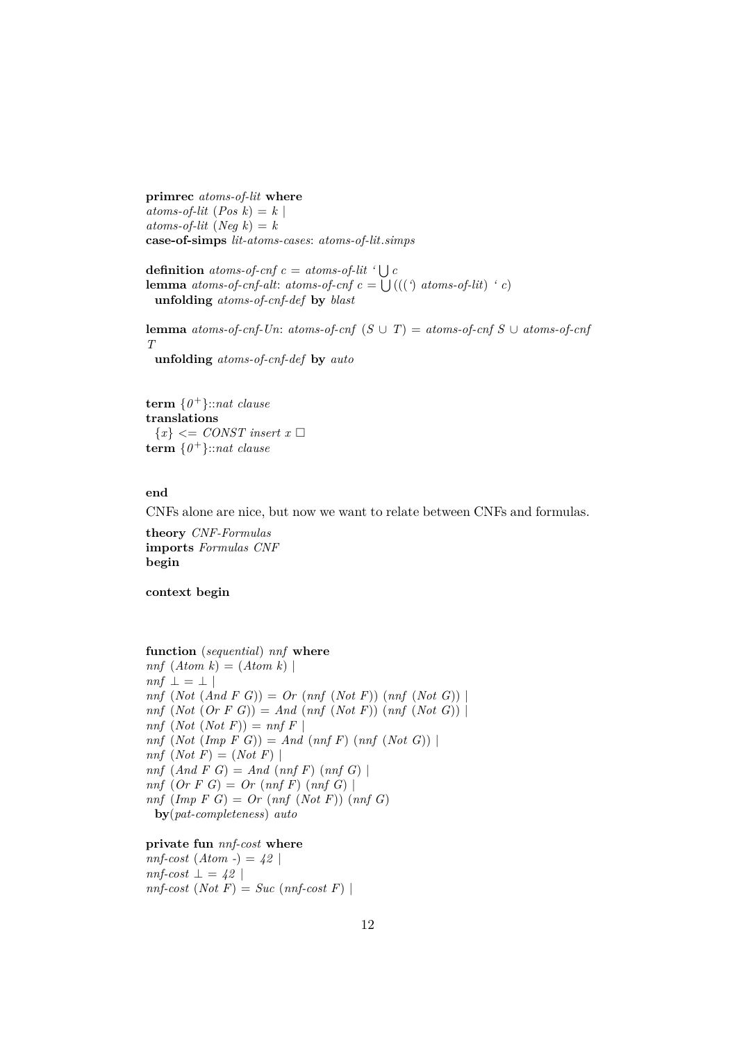**primrec** *atoms-of-lit* **where**
*atoms-of-lit* (*Pos k*) = *k* |
*atoms-of-lit* (*Neg k*) = *k*
**case-of-simps** *lit-atoms-cases*: *atoms-of-lit.simps*

**definition** *atoms-of-cnf c* = *atoms-of-lit* ‘ ⋃ *c*
**lemma** *atoms-of-cnf-alt*: *atoms-of-cnf c* = ⋃ (((‘) *atoms-of-lit*) ‘ *c*)
  **unfolding** *atoms-of-cnf-def* **by** *blast*

**lemma** *atoms-of-cnf-Un*: *atoms-of-cnf* (*S* ∪ *T*) = *atoms-of-cnf S* ∪ *atoms-of-cnf T*
  **unfolding** *atoms-of-cnf-def* **by** *auto*

**term** {*0*⁺}::*nat clause*
**translations**
  {*x*} <= *CONST insert x* □
**term** {*0*⁺}::*nat clause*

**end**

CNFs alone are nice, but now we want to relate between CNFs and formulas.

**theory** *CNF-Formulas*
**imports** *Formulas CNF*
**begin**

**context begin**

**function** (*sequential*) *nnf* **where**
*nnf* (*Atom k*) = (*Atom k*) |
*nnf* ⊥ = ⊥ |
*nnf* (*Not* (*And F G*)) = *Or* (*nnf* (*Not F*)) (*nnf* (*Not G*)) |
*nnf* (*Not* (*Or F G*)) = *And* (*nnf* (*Not F*)) (*nnf* (*Not G*)) |
*nnf* (*Not* (*Not F*)) = *nnf F* |
*nnf* (*Not* (*Imp F G*)) = *And* (*nnf F*) (*nnf* (*Not G*)) |
*nnf* (*Not F*) = (*Not F*) |
*nnf* (*And F G*) = *And* (*nnf F*) (*nnf G*) |
*nnf* (*Or F G*) = *Or* (*nnf F*) (*nnf G*) |
*nnf* (*Imp F G*) = *Or* (*nnf* (*Not F*)) (*nnf G*)
  **by**(*pat-completeness*) *auto*

**private fun** *nnf-cost* **where**
*nnf-cost* (*Atom* -) = *42* |
*nnf-cost* ⊥ = *42* |
*nnf-cost* (*Not F*) = *Suc* (*nnf-cost F*) |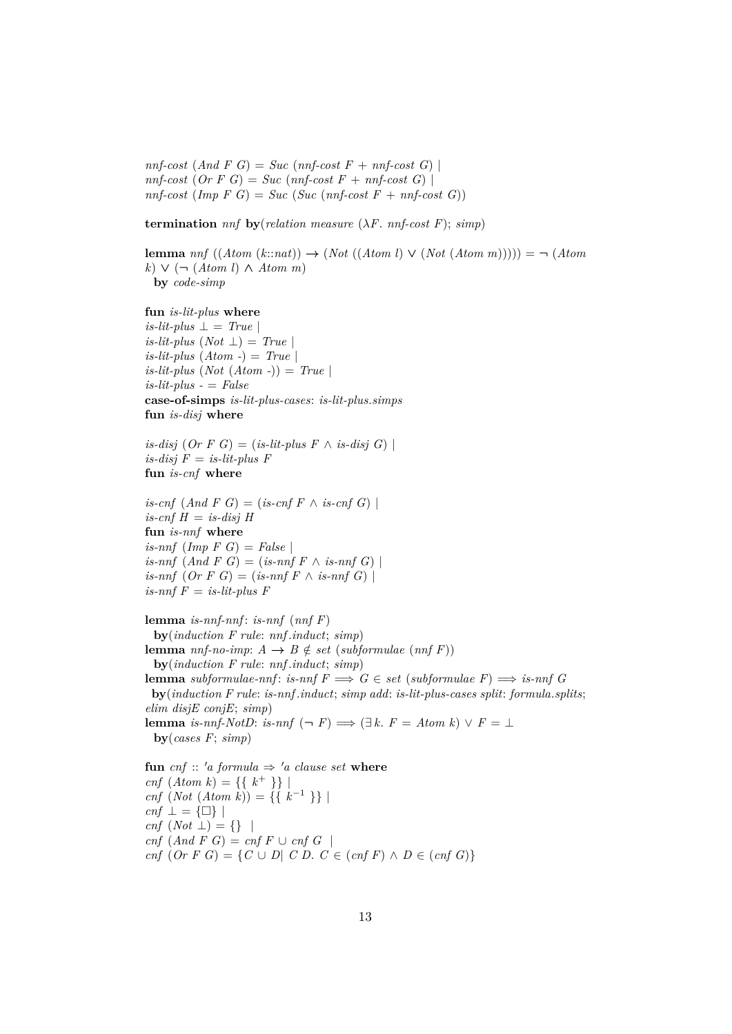*nnf-cost* (*And F G*) = *Suc* (*nnf-cost F* + *nnf-cost G*) |
*nnf-cost* (*Or F G*) = *Suc* (*nnf-cost F* + *nnf-cost G*) |
*nnf-cost* (*Imp F G*) = *Suc* (*Suc* (*nnf-cost F* + *nnf-cost G*))

**termination** *nnf* **by**(*relation measure* (λ*F*. *nnf-cost F*); *simp*)

**lemma** *nnf* ((*Atom* (*k*::*nat*)) → (*Not* ((*Atom l*) ∨ (*Not* (*Atom m*))))) = ¬ (*Atom k*) ∨ (¬ (*Atom l*) ∧ *Atom m*)
  **by** *code-simp*

**fun** *is-lit-plus* **where**
*is-lit-plus* ⊥ = *True* |
*is-lit-plus* (*Not* ⊥) = *True* |
*is-lit-plus* (*Atom* -) = *True* |
*is-lit-plus* (*Not* (*Atom* -)) = *True* |
*is-lit-plus* - = *False*
**case-of-simps** *is-lit-plus-cases*: *is-lit-plus.simps*
**fun** *is-disj* **where**

*is-disj* (*Or F G*) = (*is-lit-plus F* ∧ *is-disj G*) |
*is-disj F* = *is-lit-plus F*
**fun** *is-cnf* **where**

*is-cnf* (*And F G*) = (*is-cnf F* ∧ *is-cnf G*) |
*is-cnf H* = *is-disj H*
**fun** *is-nnf* **where**
*is-nnf* (*Imp F G*) = *False* |
*is-nnf* (*And F G*) = (*is-nnf F* ∧ *is-nnf G*) |
*is-nnf* (*Or F G*) = (*is-nnf F* ∧ *is-nnf G*) |
*is-nnf F* = *is-lit-plus F*

**lemma** *is-nnf-nnf*: *is-nnf* (*nnf F*)
  **by**(*induction F rule*: *nnf.induct*; *simp*)
**lemma** *nnf-no-imp*: *A* → *B* ∉ *set* (*subformulae* (*nnf F*))
  **by**(*induction F rule*: *nnf.induct*; *simp*)
**lemma** *subformulae-nnf*: *is-nnf F* ⟹ *G* ∈ *set* (*subformulae F*) ⟹ *is-nnf G*
  **by**(*induction F rule*: *is-nnf.induct*; *simp add*: *is-lit-plus-cases split*: *formula.splits*; *elim disjE conjE*; *simp*)
**lemma** *is-nnf-NotD*: *is-nnf* (¬ *F*) ⟹ (∃ *k*. *F* = *Atom k*) ∨ *F* = ⊥
  **by**(*cases F*; *simp*)

**fun** *cnf* :: *'a formula* ⇒ *'a clause set* **where**
*cnf* (*Atom k*) = {{ $k^+$ }} |
*cnf* (*Not* (*Atom k*)) = {{ $k^{-1}$ }} |
*cnf* ⊥ = {□} |
*cnf* (*Not* ⊥) = {} |
*cnf* (*And F G*) = *cnf F* ∪ *cnf G* |
*cnf* (*Or F G*) = {*C* ∪ *D*| *C D*. *C* ∈ (*cnf F*) ∧ *D* ∈ (*cnf G*)}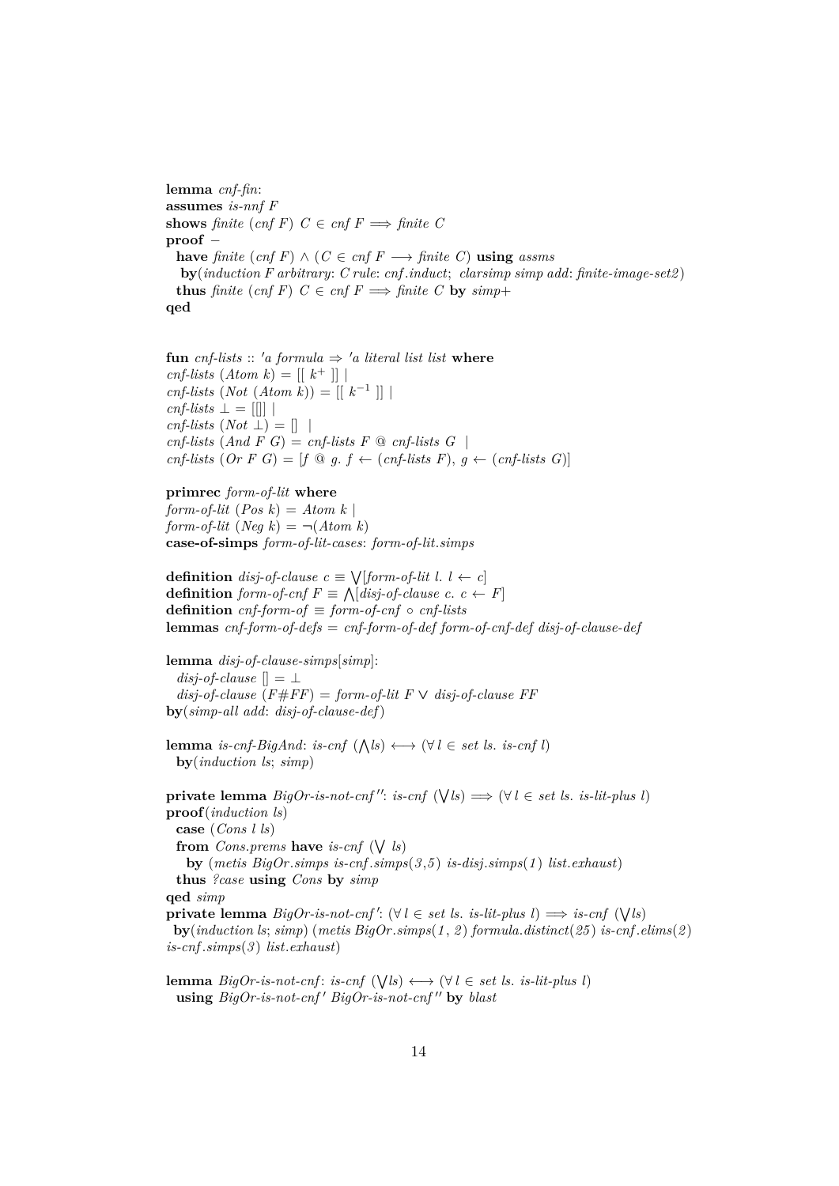```
lemma cnf-fin:
assumes is-nnf F
shows finite (cnf F) C ∈ cnf F ⟹ finite C
proof −
  have finite (cnf F) ∧ (C ∈ cnf F ⟶ finite C) using assms
   by(induction F arbitrary: C rule: cnf.induct; clarsimp simp add: finite-image-set2)
  thus finite (cnf F) C ∈ cnf F ⟹ finite C by simp+
qed


fun cnf-lists :: 'a formula ⇒ 'a literal list list where
cnf-lists (Atom k) = [[ k⁺ ]] |
cnf-lists (Not (Atom k)) = [[ k⁻¹ ]] |
cnf-lists ⊥ = [[]] |
cnf-lists (Not ⊥) = []  |
cnf-lists (And F G) = cnf-lists F @ cnf-lists G  |
cnf-lists (Or F G) = [f @ g. f ← (cnf-lists F), g ← (cnf-lists G)]

primrec form-of-lit where
form-of-lit (Pos k) = Atom k |
form-of-lit (Neg k) = ¬(Atom k)
case-of-simps form-of-lit-cases: form-of-lit.simps

definition disj-of-clause c ≡ ⋁[form-of-lit l. l ← c]
definition form-of-cnf F ≡ ⋀[disj-of-clause c. c ← F]
definition cnf-form-of ≡ form-of-cnf ∘ cnf-lists
lemmas cnf-form-of-defs = cnf-form-of-def form-of-cnf-def disj-of-clause-def

lemma disj-of-clause-simps[simp]:
  disj-of-clause [] = ⊥
  disj-of-clause (F#FF) = form-of-lit F ∨ disj-of-clause FF
by(simp-all add: disj-of-clause-def)

lemma is-cnf-BigAnd: is-cnf (⋀ls) ⟷ (∀ l ∈ set ls. is-cnf l)
  by(induction ls; simp)

private lemma BigOr-is-not-cnf'': is-cnf (⋁ls) ⟹ (∀ l ∈ set ls. is-lit-plus l)
proof(induction ls)
  case (Cons l ls)
  from Cons.prems have is-cnf (⋁ ls)
    by (metis BigOr.simps is-cnf.simps(3,5) is-disj.simps(1) list.exhaust)
  thus ?case using Cons by simp
qed simp
private lemma BigOr-is-not-cnf': (∀ l ∈ set ls. is-lit-plus l) ⟹ is-cnf (⋁ls)
 by(induction ls; simp) (metis BigOr.simps(1, 2) formula.distinct(25) is-cnf.elims(2)
is-cnf.simps(3) list.exhaust)

lemma BigOr-is-not-cnf: is-cnf (⋁ls) ⟷ (∀ l ∈ set ls. is-lit-plus l)
  using BigOr-is-not-cnf' BigOr-is-not-cnf'' by blast
```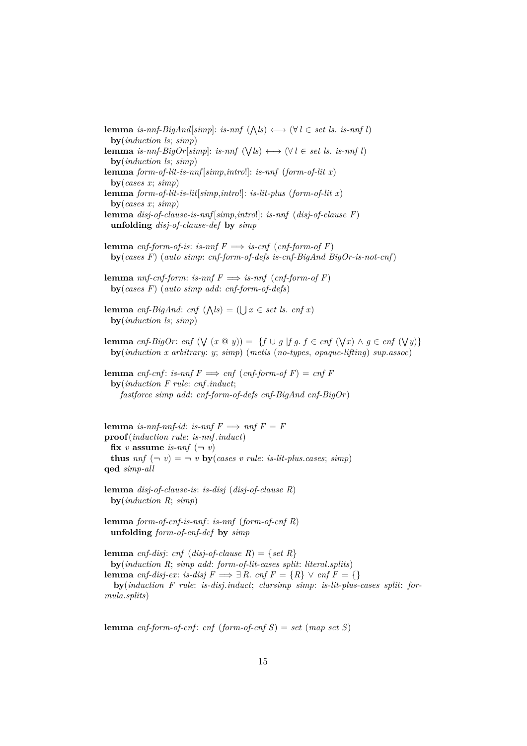```
lemma is-nnf-BigAnd[simp]: is-nnf (⋀ls) ⟷ (∀ l ∈ set ls. is-nnf l)
  by(induction ls; simp)
lemma is-nnf-BigOr[simp]: is-nnf (⋁ls) ⟷ (∀ l ∈ set ls. is-nnf l)
  by(induction ls; simp)
lemma form-of-lit-is-nnf[simp,intro!]: is-nnf (form-of-lit x)
  by(cases x; simp)
lemma form-of-lit-is-lit[simp,intro!]: is-lit-plus (form-of-lit x)
  by(cases x; simp)
lemma disj-of-clause-is-nnf[simp,intro!]: is-nnf (disj-of-clause F)
  unfolding disj-of-clause-def by simp

lemma cnf-form-of-is: is-nnf F ⟹ is-cnf (cnf-form-of F)
  by(cases F) (auto simp: cnf-form-of-defs is-cnf-BigAnd BigOr-is-not-cnf)

lemma nnf-cnf-form: is-nnf F ⟹ is-nnf (cnf-form-of F)
  by(cases F) (auto simp add: cnf-form-of-defs)

lemma cnf-BigAnd: cnf (⋀ls) = (⋃ x ∈ set ls. cnf x)
  by(induction ls; simp)

lemma cnf-BigOr: cnf (⋁ (x @ y)) = {f ∪ g |f g. f ∈ cnf (⋁x) ∧ g ∈ cnf (⋁y)}
  by(induction x arbitrary: y; simp) (metis (no-types, opaque-lifting) sup.assoc)

lemma cnf-cnf: is-nnf F ⟹ cnf (cnf-form-of F) = cnf F
  by(induction F rule: cnf.induct;
    fastforce simp add: cnf-form-of-defs cnf-BigAnd cnf-BigOr)


lemma is-nnf-nnf-id: is-nnf F ⟹ nnf F = F
proof(induction rule: is-nnf.induct)
  fix v assume is-nnf (¬ v)
  thus nnf (¬ v) = ¬ v by(cases v rule: is-lit-plus.cases; simp)
qed simp-all

lemma disj-of-clause-is: is-disj (disj-of-clause R)
  by(induction R; simp)

lemma form-of-cnf-is-nnf: is-nnf (form-of-cnf R)
  unfolding form-of-cnf-def by simp

lemma cnf-disj: cnf (disj-of-clause R) = {set R}
  by(induction R; simp add: form-of-lit-cases split: literal.splits)
lemma cnf-disj-ex: is-disj F ⟹ ∃ R. cnf F = {R} ∨ cnf F = {}
  by(induction F rule: is-disj.induct; clarsimp simp: is-lit-plus-cases split: formula.splits)


lemma cnf-form-of-cnf: cnf (form-of-cnf S) = set (map set S)
```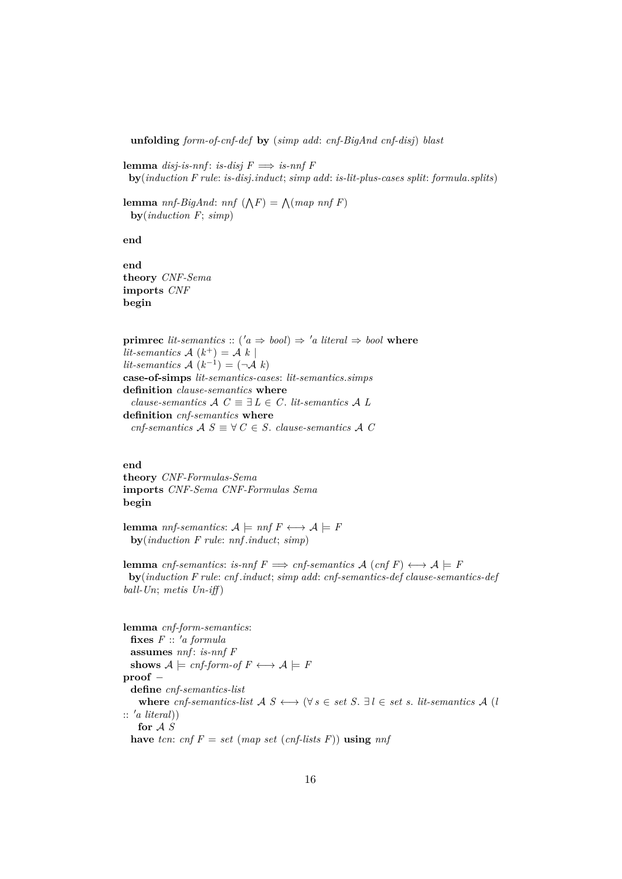**unfolding** *form-of-cnf-def* **by** (*simp add*: *cnf-BigAnd cnf-disj*) *blast*

**lemma** *disj-is-nnf*: *is-disj F* $\Longrightarrow$ *is-nnf F*
**by**(*induction F rule*: *is-disj.induct*; *simp add*: *is-lit-plus-cases split*: *formula.splits*)

**lemma** *nnf-BigAnd*: *nnf* ($\bigwedge F$) = $\bigwedge$(*map nnf F*)
**by**(*induction F*; *simp*)

**end**

**end**
**theory** *CNF-Sema*
**imports** *CNF*
**begin**

**primrec** *lit-semantics* :: ($'a \Rightarrow bool$) $\Rightarrow$ *'a literal* $\Rightarrow$ *bool* **where**
*lit-semantics* $\mathcal{A}$ ($k^{+}$) = $\mathcal{A}$ *k* |
*lit-semantics* $\mathcal{A}$ ($k^{-1}$) = ($\neg\mathcal{A}$ *k*)
**case-of-simps** *lit-semantics-cases*: *lit-semantics.simps*
**definition** *clause-semantics* **where**
*clause-semantics* $\mathcal{A}$ *C* $\equiv$ $\exists$ *L* $\in$ *C*. *lit-semantics* $\mathcal{A}$ *L*
**definition** *cnf-semantics* **where**
*cnf-semantics* $\mathcal{A}$ *S* $\equiv$ $\forall$ *C* $\in$ *S*. *clause-semantics* $\mathcal{A}$ *C*

**end**
**theory** *CNF-Formulas-Sema*
**imports** *CNF-Sema CNF-Formulas Sema*
**begin**

**lemma** *nnf-semantics*: $\mathcal{A} \models$ *nnf F* $\longleftrightarrow$ $\mathcal{A} \models F$
**by**(*induction F rule*: *nnf.induct*; *simp*)

**lemma** *cnf-semantics*: *is-nnf F* $\Longrightarrow$ *cnf-semantics* $\mathcal{A}$ (*cnf F*) $\longleftrightarrow$ $\mathcal{A} \models F$
**by**(*induction F rule*: *cnf.induct*; *simp add*: *cnf-semantics-def clause-semantics-def ball-Un*; *metis Un-iff*)

**lemma** *cnf-form-semantics*:
**fixes** *F* :: *'a formula*
**assumes** *nnf*: *is-nnf F*
**shows** $\mathcal{A} \models$ *cnf-form-of F* $\longleftrightarrow$ $\mathcal{A} \models F$
**proof** −
**define** *cnf-semantics-list*
**where** *cnf-semantics-list* $\mathcal{A}$ *S* $\longleftrightarrow$ ($\forall$ *s* $\in$ *set S*. $\exists$ *l* $\in$ *set s*. *lit-semantics* $\mathcal{A}$ (*l* :: *'a literal*))
**for** $\mathcal{A}$ *S*
**have** *tcn*: *cnf F* = *set* (*map set* (*cnf-lists F*)) **using** *nnf*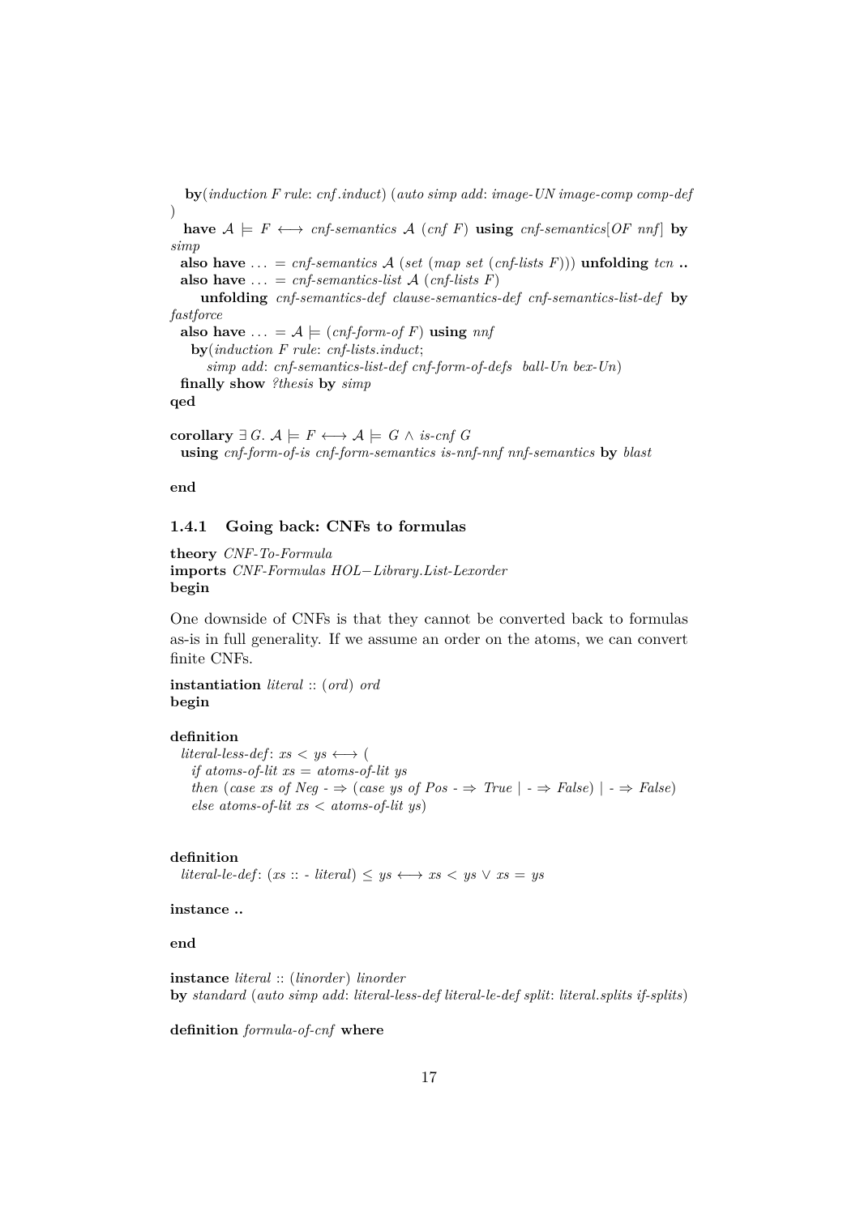```
  by(induction F rule: cnf.induct) (auto simp add: image-UN image-comp comp-def
)
  have 𝒜 ⊨ F ⟷ cnf-semantics 𝒜 (cnf F) using cnf-semantics[OF nnf] by
simp
  also have ... = cnf-semantics 𝒜 (set (map set (cnf-lists F))) unfolding tcn ..
  also have ... = cnf-semantics-list 𝒜 (cnf-lists F)
     unfolding cnf-semantics-def clause-semantics-def cnf-semantics-list-def by
fastforce
  also have ... = 𝒜 ⊨ (cnf-form-of F) using nnf
    by(induction F rule: cnf-lists.induct;
       simp add: cnf-semantics-list-def cnf-form-of-defs  ball-Un bex-Un)
  finally show ?thesis by simp
qed

corollary ∃ G. 𝒜 ⊨ F ⟷ 𝒜 ⊨ G ∧ is-cnf G
  using cnf-form-of-is cnf-form-semantics is-nnf-nnf nnf-semantics by blast

end
```

### 1.4.1 Going back: CNFs to formulas

```
theory CNF-To-Formula
imports CNF-Formulas HOL−Library.List-Lexorder
begin
```

One downside of CNFs is that they cannot be converted back to formulas as-is in full generality. If we assume an order on the atoms, we can convert finite CNFs.

```
instantiation literal :: (ord) ord
begin

definition
  literal-less-def: xs < ys ⟷ (
    if atoms-of-lit xs = atoms-of-lit ys
    then (case xs of Neg - ⇒ (case ys of Pos - ⇒ True | - ⇒ False) | - ⇒ False)
    else atoms-of-lit xs < atoms-of-lit ys)


definition
  literal-le-def: (xs :: - literal) ≤ ys ⟷ xs < ys ∨ xs = ys

instance ..

end

instance literal :: (linorder) linorder
by standard (auto simp add: literal-less-def literal-le-def split: literal.splits if-splits)

definition formula-of-cnf where
```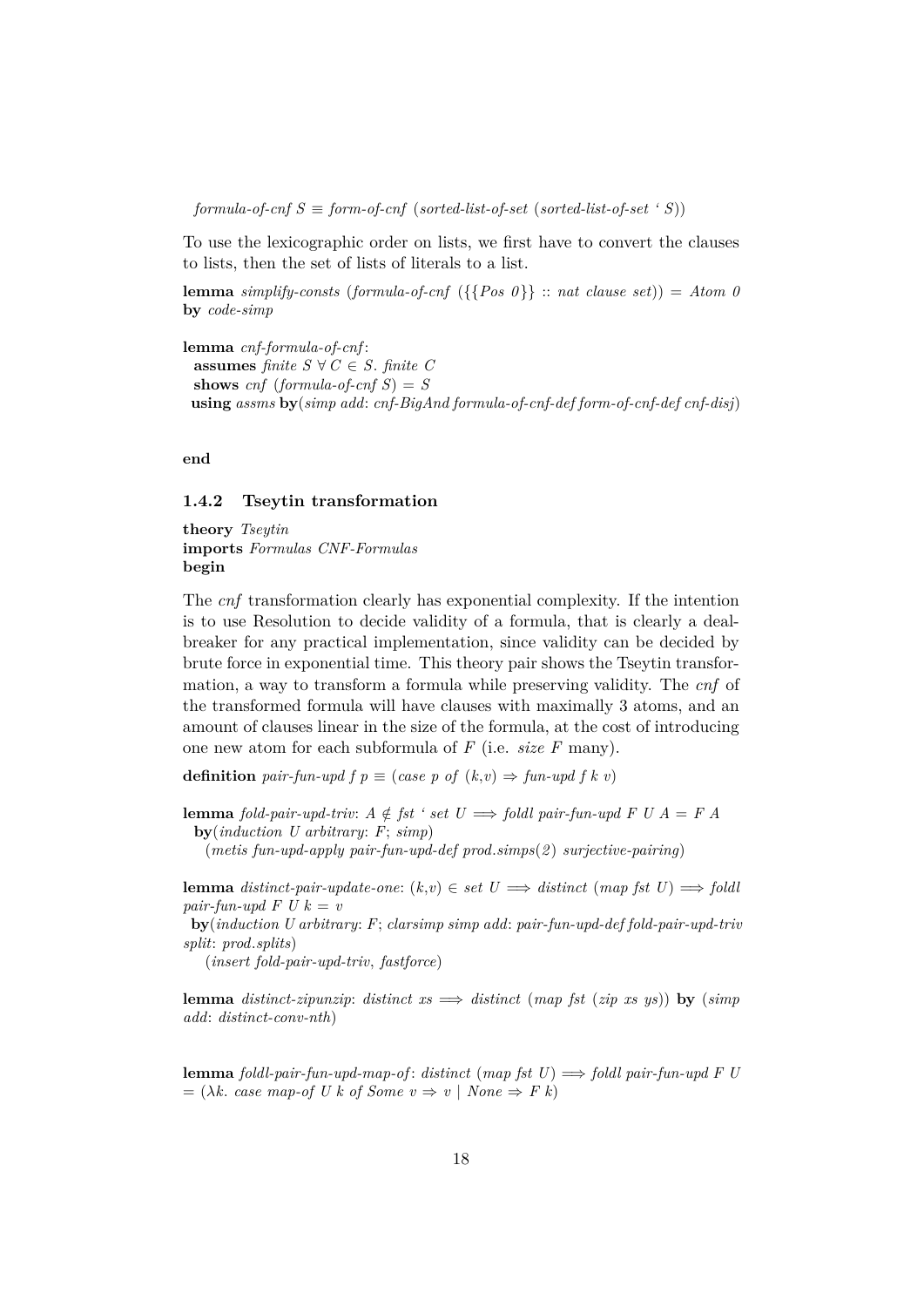*formula-of-cnf S* ≡ *form-of-cnf* (*sorted-list-of-set* (*sorted-list-of-set* ‘ *S*))

To use the lexicographic order on lists, we first have to convert the clauses to lists, then the set of lists of literals to a list.

**lemma** *simplify-consts* (*formula-of-cnf* ({{*Pos 0*}} :: *nat clause set*)) = *Atom 0*
**by** *code-simp*

**lemma** *cnf-formula-of-cnf*:
  **assumes** *finite S* ∀ *C* ∈ *S*. *finite C*
  **shows** *cnf* (*formula-of-cnf S*) = *S*
 **using** *assms* **by**(*simp add*: *cnf-BigAnd formula-of-cnf-def form-of-cnf-def cnf-disj*)

**end**

### 1.4.2 Tseytin transformation

**theory** *Tseytin*
**imports** *Formulas CNF-Formulas*
**begin**

The *cnf* transformation clearly has exponential complexity. If the intention is to use Resolution to decide validity of a formula, that is clearly a deal-breaker for any practical implementation, since validity can be decided by brute force in exponential time. This theory pair shows the Tseytin transformation, a way to transform a formula while preserving validity. The *cnf* of the transformed formula will have clauses with maximally 3 atoms, and an amount of clauses linear in the size of the formula, at the cost of introducing one new atom for each subformula of *F* (i.e. *size F* many).

**definition** *pair-fun-upd f p* ≡ (*case p of* (*k*,*v*) ⇒ *fun-upd f k v*)

**lemma** *fold-pair-upd-triv*: *A* ∉ *fst* ‘ *set U* ⟹ *foldl pair-fun-upd F U A* = *F A*
  **by**(*induction U arbitrary*: *F*; *simp*)
    (*metis fun-upd-apply pair-fun-upd-def prod.simps*(*2*) *surjective-pairing*)

**lemma** *distinct-pair-update-one*: (*k*,*v*) ∈ *set U* ⟹ *distinct* (*map fst U*) ⟹ *foldl pair-fun-upd F U k* = *v*
 **by**(*induction U arbitrary*: *F*; *clarsimp simp add*: *pair-fun-upd-def fold-pair-upd-triv split*: *prod.splits*)
    (*insert fold-pair-upd-triv*, *fastforce*)

**lemma** *distinct-zipunzip*: *distinct xs* ⟹ *distinct* (*map fst* (*zip xs ys*)) **by** (*simp add*: *distinct-conv-nth*)

**lemma** *foldl-pair-fun-upd-map-of*: *distinct* (*map fst U*) ⟹ *foldl pair-fun-upd F U* = (λ*k*. *case map-of U k of Some v* ⇒ *v* | *None* ⇒ *F k*)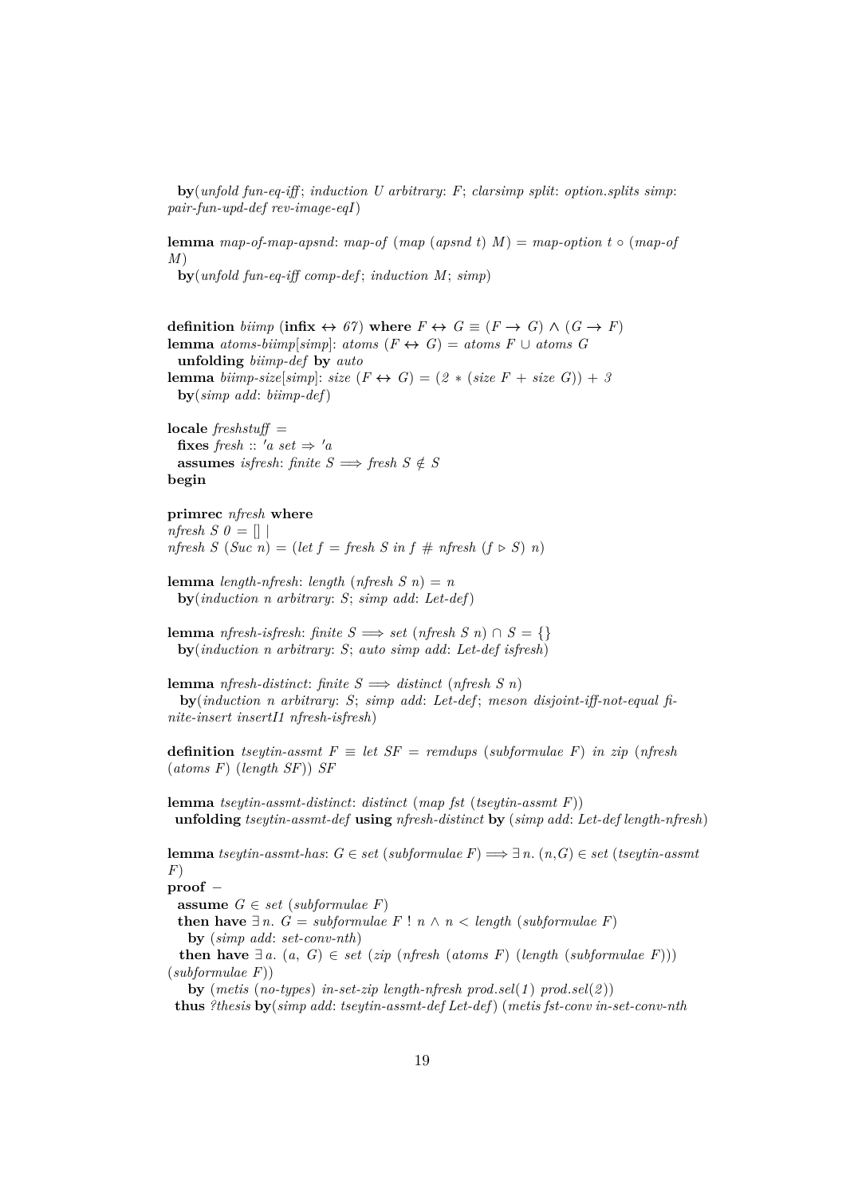```
  by(unfold fun-eq-iff; induction U arbitrary: F; clarsimp split: option.splits simp:
pair-fun-upd-def rev-image-eqI)

lemma map-of-map-apsnd: map-of (map (apsnd t) M) = map-option t ∘ (map-of
M)
  by(unfold fun-eq-iff comp-def; induction M; simp)


definition biimp (infix ↔ 67) where F ↔ G ≡ (F → G) ∧ (G → F)
lemma atoms-biimp[simp]: atoms (F ↔ G) = atoms F ∪ atoms G
  unfolding biimp-def by auto
lemma biimp-size[simp]: size (F ↔ G) = (2 * (size F + size G)) + 3
  by(simp add: biimp-def)

locale freshstuff =
  fixes fresh :: 'a set ⇒ 'a
  assumes isfresh: finite S ⟹ fresh S ∉ S
begin

primrec nfresh where
nfresh S 0 = [] |
nfresh S (Suc n) = (let f = fresh S in f # nfresh (f ▹ S) n)

lemma length-nfresh: length (nfresh S n) = n
  by(induction n arbitrary: S; simp add: Let-def)

lemma nfresh-isfresh: finite S ⟹ set (nfresh S n) ∩ S = {}
  by(induction n arbitrary: S; auto simp add: Let-def isfresh)

lemma nfresh-distinct: finite S ⟹ distinct (nfresh S n)
  by(induction n arbitrary: S; simp add: Let-def; meson disjoint-iff-not-equal fi-
nite-insert insertI1 nfresh-isfresh)

definition tseytin-assmt F ≡ let SF = remdups (subformulae F) in zip (nfresh
(atoms F) (length SF)) SF

lemma tseytin-assmt-distinct: distinct (map fst (tseytin-assmt F))
 unfolding tseytin-assmt-def using nfresh-distinct by (simp add: Let-def length-nfresh)

lemma tseytin-assmt-has: G ∈ set (subformulae F) ⟹ ∃ n. (n,G) ∈ set (tseytin-assmt
F)
proof −
  assume G ∈ set (subformulae F)
  then have ∃ n. G = subformulae F ! n ∧ n < length (subformulae F)
    by (simp add: set-conv-nth)
  then have ∃ a. (a, G) ∈ set (zip (nfresh (atoms F) (length (subformulae F)))
(subformulae F))
    by (metis (no-types) in-set-zip length-nfresh prod.sel(1) prod.sel(2))
  thus ?thesis by(simp add: tseytin-assmt-def Let-def) (metis fst-conv in-set-conv-nth
```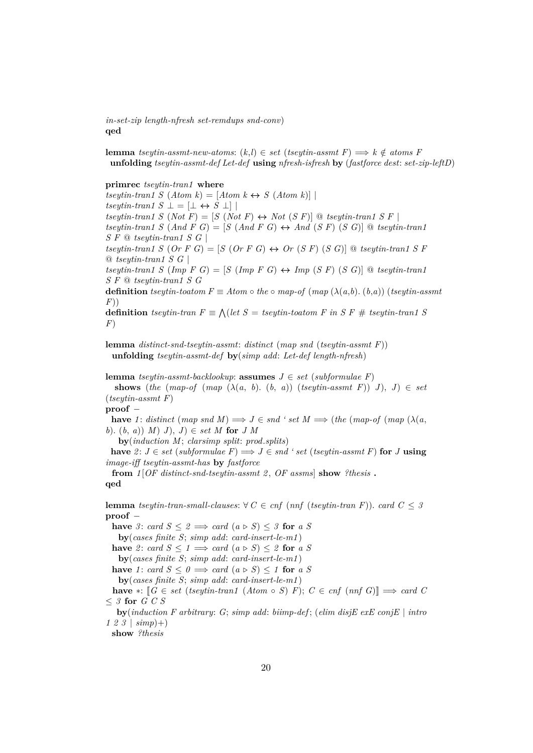```
in-set-zip length-nfresh set-remdups snd-conv)
qed

lemma tseytin-assmt-new-atoms: (k,l) ∈ set (tseytin-assmt F) ⟹ k ∉ atoms F
  unfolding tseytin-assmt-def Let-def using nfresh-isfresh by (fastforce dest: set-zip-leftD)

primrec tseytin-tran1 where
tseytin-tran1 S (Atom k) = [Atom k ↔ S (Atom k)] |
tseytin-tran1 S ⊥ = [⊥ ↔ S ⊥] |
tseytin-tran1 S (Not F) = [S (Not F) ↔ Not (S F)] @ tseytin-tran1 S F |
tseytin-tran1 S (And F G) = [S (And F G) ↔ And (S F) (S G)] @ tseytin-tran1
S F @ tseytin-tran1 S G |
tseytin-tran1 S (Or F G) = [S (Or F G) ↔ Or (S F) (S G)] @ tseytin-tran1 S F
@ tseytin-tran1 S G |
tseytin-tran1 S (Imp F G) = [S (Imp F G) ↔ Imp (S F) (S G)] @ tseytin-tran1
S F @ tseytin-tran1 S G
definition tseytin-toatom F ≡ Atom ∘ the ∘ map-of (map (λ(a,b). (b,a)) (tseytin-assmt
F))
definition tseytin-tran F ≡ ⋀(let S = tseytin-toatom F in S F # tseytin-tran1 S
F)

lemma distinct-snd-tseytin-assmt: distinct (map snd (tseytin-assmt F))
  unfolding tseytin-assmt-def by(simp add: Let-def length-nfresh)

lemma tseytin-assmt-backlookup: assumes J ∈ set (subformulae F)
   shows (the (map-of (map (λ(a, b). (b, a)) (tseytin-assmt F)) J), J) ∈ set
(tseytin-assmt F)
proof –
  have 1: distinct (map snd M) ⟹ J ∈ snd ‘ set M ⟹ (the (map-of (map (λ(a,
b). (b, a)) M) J), J) ∈ set M for J M
    by(induction M; clarsimp split: prod.splits)
  have 2: J ∈ set (subformulae F) ⟹ J ∈ snd ‘ set (tseytin-assmt F) for J using
image-iff tseytin-assmt-has by fastforce
  from 1[OF distinct-snd-tseytin-assmt 2, OF assms] show ?thesis .
qed

lemma tseytin-tran-small-clauses: ∀ C ∈ cnf (nnf (tseytin-tran F)). card C ≤ 3
proof –
  have 3: card S ≤ 2 ⟹ card (a ▷ S) ≤ 3 for a S
    by(cases finite S; simp add: card-insert-le-m1)
  have 2: card S ≤ 1 ⟹ card (a ▷ S) ≤ 2 for a S
    by(cases finite S; simp add: card-insert-le-m1)
  have 1: card S ≤ 0 ⟹ card (a ▷ S) ≤ 1 for a S
    by(cases finite S; simp add: card-insert-le-m1)
  have *: ⟦G ∈ set (tseytin-tran1 (Atom ∘ S) F); C ∈ cnf (nnf G)⟧ ⟹ card C
≤ 3 for G C S
    by(induction F arbitrary: G; simp add: biimp-def; (elim disjE exE conjE | intro
1 2 3 | simp)+)
  show ?thesis
```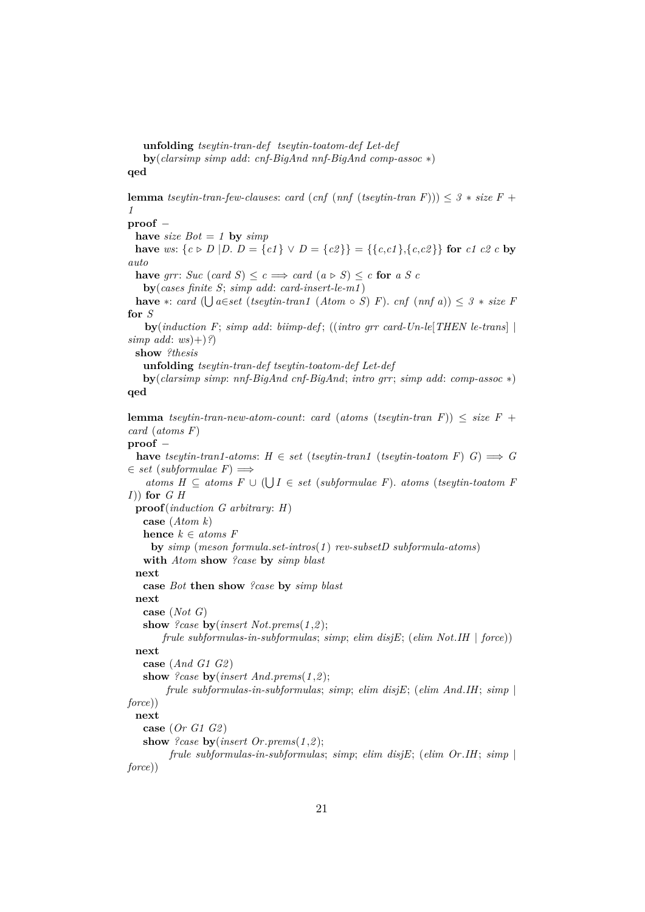```
    unfolding tseytin-tran-def  tseytin-toatom-def Let-def
    by(clarsimp simp add: cnf-BigAnd nnf-BigAnd comp-assoc *)
qed

lemma tseytin-tran-few-clauses: card (cnf (nnf (tseytin-tran F))) ≤ 3 * size F +
1
proof -
  have size Bot = 1 by simp
  have ws: {c ▷ D |D. D = {c1} ∨ D = {c2}} = {{c,c1},{c,c2}} for c1 c2 c by
auto
  have grr: Suc (card S) ≤ c ⟹ card (a ▷ S) ≤ c for a S c
    by(cases finite S; simp add: card-insert-le-m1)
  have *: card (⋃ a∈set (tseytin-tran1 (Atom ∘ S) F). cnf (nnf a)) ≤ 3 * size F
for S
    by(induction F; simp add: biimp-def; ((intro grr card-Un-le[THEN le-trans] |
simp add: ws)+)?)
  show ?thesis
    unfolding tseytin-tran-def tseytin-toatom-def Let-def
    by(clarsimp simp: nnf-BigAnd cnf-BigAnd; intro grr; simp add: comp-assoc *)
qed

lemma tseytin-tran-new-atom-count: card (atoms (tseytin-tran F)) ≤ size F +
card (atoms F)
proof -
  have tseytin-tran1-atoms: H ∈ set (tseytin-tran1 (tseytin-toatom F) G) ⟹ G
∈ set (subformulae F) ⟹
    atoms H ⊆ atoms F ∪ (⋃ I ∈ set (subformulae F). atoms (tseytin-toatom F
I)) for G H
  proof(induction G arbitrary: H)
    case (Atom k)
    hence k ∈ atoms F
      by simp (meson formula.set-intros(1) rev-subsetD subformula-atoms)
    with Atom show ?case by simp blast
  next
    case Bot then show ?case by simp blast
  next
    case (Not G)
    show ?case by(insert Not.prems(1,2);
        frule subformulas-in-subformulas; simp; elim disjE; (elim Not.IH | force))
  next
    case (And G1 G2)
    show ?case by(insert And.prems(1,2);
         frule subformulas-in-subformulas; simp; elim disjE; (elim And.IH; simp |
force))
  next
    case (Or G1 G2)
    show ?case by(insert Or.prems(1,2);
          frule subformulas-in-subformulas; simp; elim disjE; (elim Or.IH; simp |
force))
```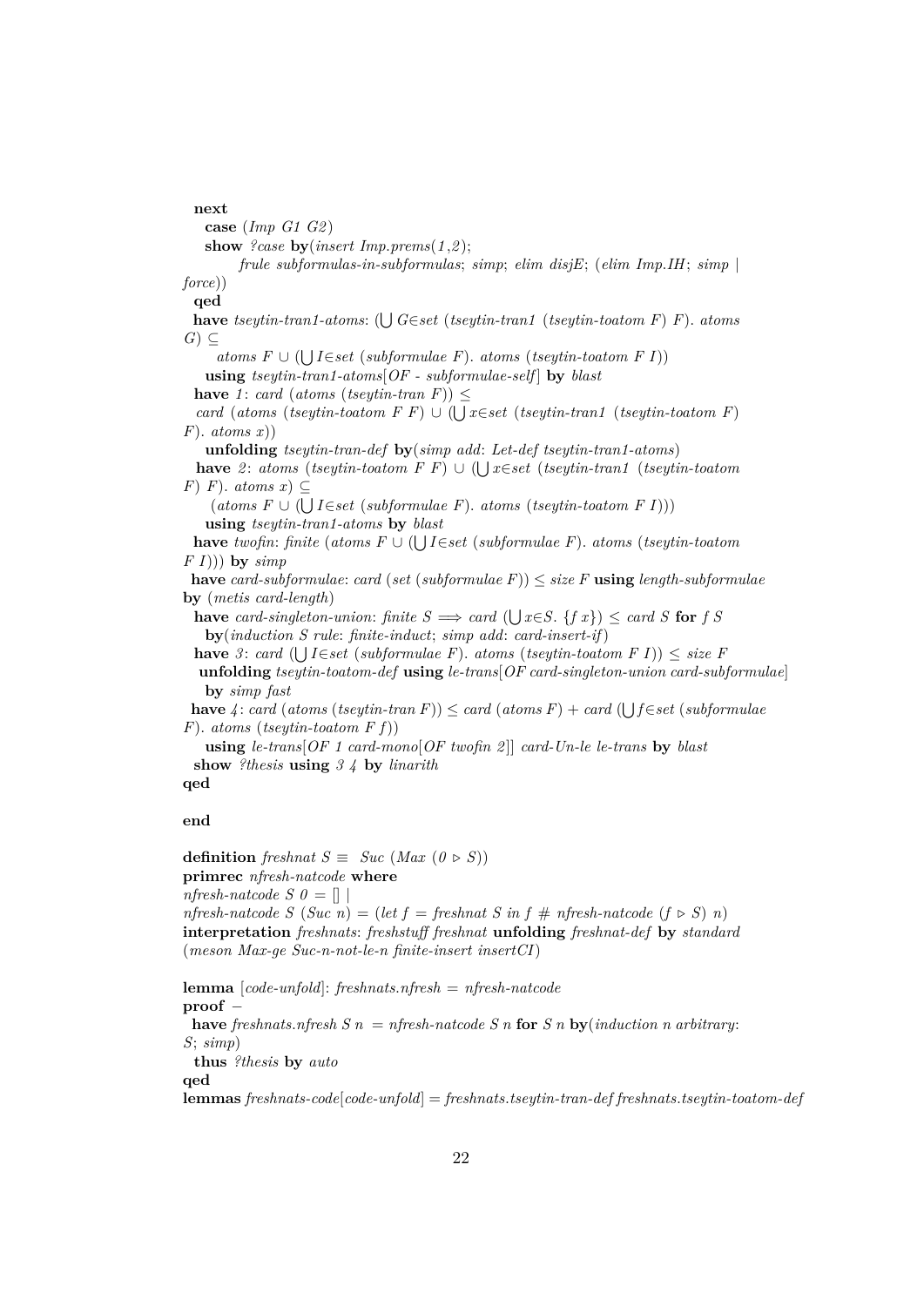```
  next
    case (Imp G1 G2)
    show ?case by(insert Imp.prems(1,2);
          frule subformulas-in-subformulas; simp; elim disjE; (elim Imp.IH; simp |
force))
  qed
  have tseytin-tran1-atoms: (⋃ G∈set (tseytin-tran1 (tseytin-toatom F) F). atoms
G) ⊆
      atoms F ∪ (⋃ I∈set (subformulae F). atoms (tseytin-toatom F I))
    using tseytin-tran1-atoms[OF - subformulae-self] by blast
  have 1: card (atoms (tseytin-tran F)) ≤
   card (atoms (tseytin-toatom F F) ∪ (⋃ x∈set (tseytin-tran1 (tseytin-toatom F)
F). atoms x))
    unfolding tseytin-tran-def by(simp add: Let-def tseytin-tran1-atoms)
  have 2: atoms (tseytin-toatom F F) ∪ (⋃ x∈set (tseytin-tran1 (tseytin-toatom
F) F). atoms x) ⊆
      (atoms F ∪ (⋃ I∈set (subformulae F). atoms (tseytin-toatom F I)))
    using tseytin-tran1-atoms by blast
  have twofin: finite (atoms F ∪ (⋃ I∈set (subformulae F). atoms (tseytin-toatom
F I))) by simp
  have card-subformulae: card (set (subformulae F)) ≤ size F using length-subformulae
by (metis card-length)
  have card-singleton-union: finite S ⟹ card (⋃ x∈S. {f x}) ≤ card S for f S
    by(induction S rule: finite-induct; simp add: card-insert-if)
  have 3: card (⋃ I∈set (subformulae F). atoms (tseytin-toatom F I)) ≤ size F
   unfolding tseytin-toatom-def using le-trans[OF card-singleton-union card-subformulae]
    by simp fast
  have 4: card (atoms (tseytin-tran F)) ≤ card (atoms F) + card (⋃ f∈set (subformulae
F). atoms (tseytin-toatom F f))
    using le-trans[OF 1 card-mono[OF twofin 2]] card-Un-le le-trans by blast
  show ?thesis using 3 4 by linarith
qed

end

definition freshnat S ≡ Suc (Max (0 ▷ S))
primrec nfresh-natcode where
nfresh-natcode S 0 = [] |
nfresh-natcode S (Suc n) = (let f = freshnat S in f # nfresh-natcode (f ▷ S) n)
interpretation freshnats: freshstuff freshnat unfolding freshnat-def by standard
(meson Max-ge Suc-n-not-le-n finite-insert insertCI)

lemma [code-unfold]: freshnats.nfresh = nfresh-natcode
proof −
  have freshnats.nfresh S n = nfresh-natcode S n for S n by(induction n arbitrary:
S; simp)
  thus ?thesis by auto
qed
lemmas freshnats-code[code-unfold] = freshnats.tseytin-tran-def freshnats.tseytin-toatom-def
```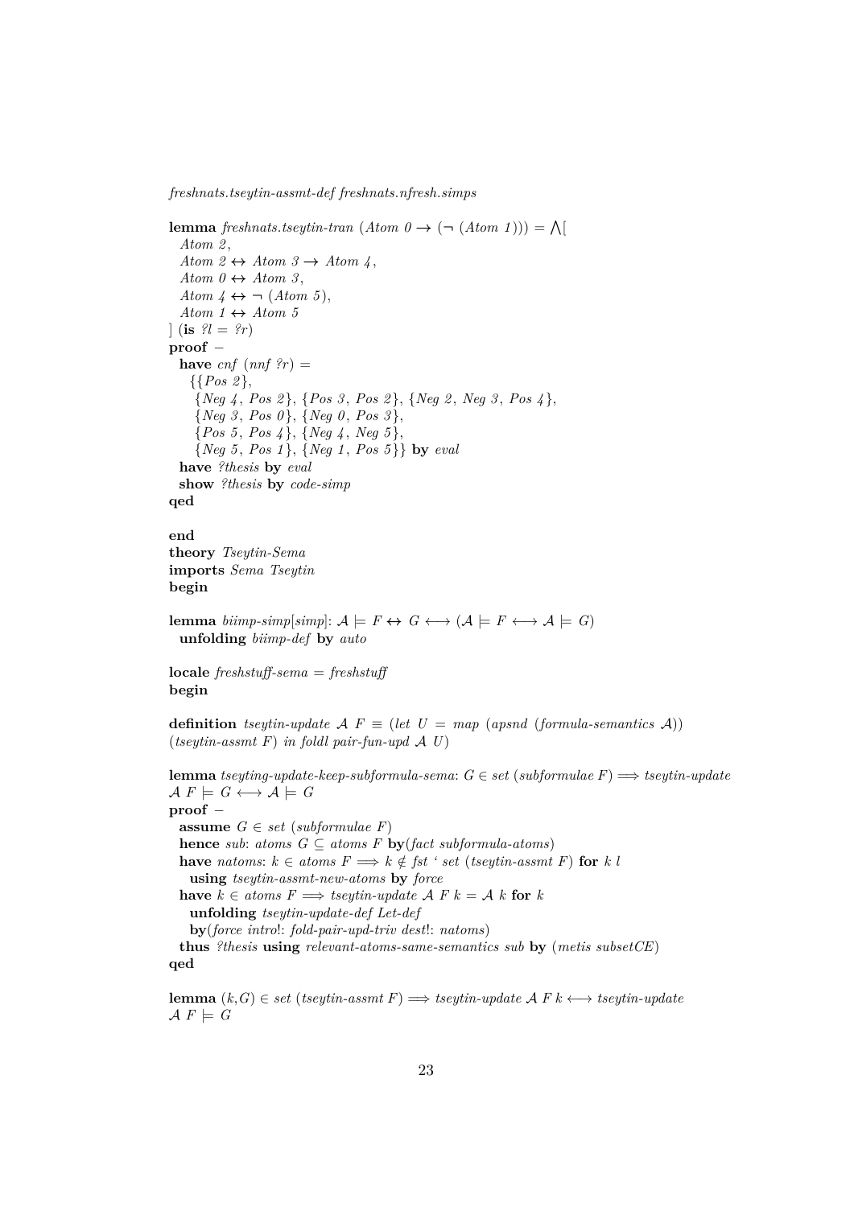```
freshnats.tseytin-assmt-def freshnats.nfresh.simps

lemma freshnats.tseytin-tran (Atom 0 → (¬ (Atom 1))) = ⋀[
  Atom 2,
  Atom 2 ↔ Atom 3 → Atom 4,
  Atom 0 ↔ Atom 3,
  Atom 4 ↔ ¬ (Atom 5),
  Atom 1 ↔ Atom 5
] (is ?l = ?r)
proof –
  have cnf (nnf ?r) =
    {{Pos 2},
     {Neg 4, Pos 2}, {Pos 3, Pos 2}, {Neg 2, Neg 3, Pos 4},
     {Neg 3, Pos 0}, {Neg 0, Pos 3},
     {Pos 5, Pos 4}, {Neg 4, Neg 5},
     {Neg 5, Pos 1}, {Neg 1, Pos 5}} by eval
  have ?thesis by eval
  show ?thesis by code-simp
qed

end
theory Tseytin-Sema
imports Sema Tseytin
begin

lemma biimp-simp[simp]: 𝒜 ⊨ F ↔ G ⟷ (𝒜 ⊨ F ⟷ 𝒜 ⊨ G)
  unfolding biimp-def by auto

locale freshstuff-sema = freshstuff
begin

definition tseytin-update 𝒜 F ≡ (let U = map (apsnd (formula-semantics 𝒜))
(tseytin-assmt F) in foldl pair-fun-upd 𝒜 U)

lemma tseyting-update-keep-subformula-sema: G ∈ set (subformulae F) ⟹ tseytin-update
𝒜 F ⊨ G ⟷ 𝒜 ⊨ G
proof –
  assume G ∈ set (subformulae F)
  hence sub: atoms G ⊆ atoms F by(fact subformula-atoms)
  have natoms: k ∈ atoms F ⟹ k ∉ fst ‘ set (tseytin-assmt F) for k l
    using tseytin-assmt-new-atoms by force
  have k ∈ atoms F ⟹ tseytin-update 𝒜 F k = 𝒜 k for k
    unfolding tseytin-update-def Let-def
    by(force intro!: fold-pair-upd-triv dest!: natoms)
  thus ?thesis using relevant-atoms-same-semantics sub by (metis subsetCE)
qed

lemma (k,G) ∈ set (tseytin-assmt F) ⟹ tseytin-update 𝒜 F k ⟷ tseytin-update
𝒜 F ⊨ G
```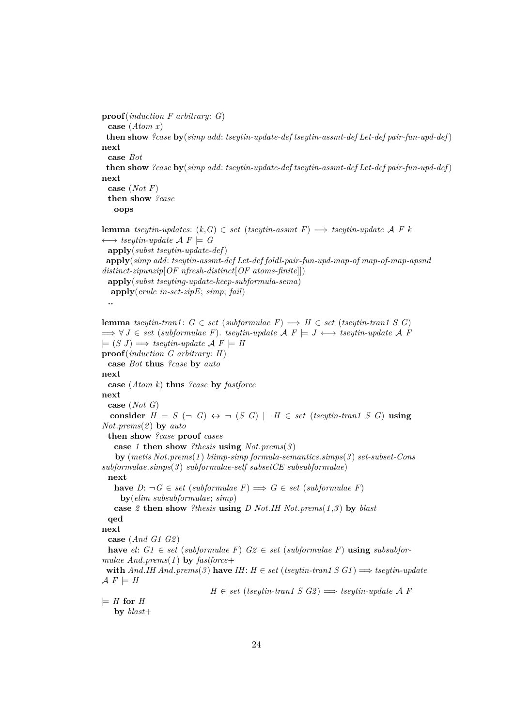```
proof(induction F arbitrary: G)
  case (Atom x)
 then show ?case by(simp add: tseytin-update-def tseytin-assmt-def Let-def pair-fun-upd-def)
next
  case Bot
 then show ?case by(simp add: tseytin-update-def tseytin-assmt-def Let-def pair-fun-upd-def)
next
  case (Not F)
  then show ?case
    oops

lemma tseytin-updates: (k,G) ∈ set (tseytin-assmt F) ⟹ tseytin-update 𝒜 F k
⟷ tseytin-update 𝒜 F ⊨ G
  apply(subst tseytin-update-def)
 apply(simp add: tseytin-assmt-def Let-def foldl-pair-fun-upd-map-of map-of-map-apsnd
distinct-zipunzip[OF nfresh-distinct[OF atoms-finite]])
  apply(subst tseyting-update-keep-subformula-sema)
   apply(erule in-set-zipE; simp; fail)
  ..

lemma tseytin-tran1: G ∈ set (subformulae F) ⟹ H ∈ set (tseytin-tran1 S G)
⟹ ∀ J ∈ set (subformulae F). tseytin-update 𝒜 F ⊨ J ⟷ tseytin-update 𝒜 F
⊨ (S J) ⟹ tseytin-update 𝒜 F ⊨ H
proof(induction G arbitrary: H)
  case Bot thus ?case by auto
next
  case (Atom k) thus ?case by fastforce
next
  case (Not G)
   consider H = S (¬ G) ↔ ¬ (S G) |   H ∈ set (tseytin-tran1 S G) using
Not.prems(2) by auto
  then show ?case proof cases
    case 1 then show ?thesis using Not.prems(3)
     by (metis Not.prems(1) biimp-simp formula-semantics.simps(3) set-subset-Cons
subformulae.simps(3) subformulae-self subsetCE subsubformulae)
  next
    have D: ¬G ∈ set (subformulae F) ⟹ G ∈ set (subformulae F)
      by(elim subsubformulae; simp)
    case 2 then show ?thesis using D Not.IH Not.prems(1,3) by blast
  qed
next
  case (And G1 G2)
  have el: G1 ∈ set (subformulae F) G2 ∈ set (subformulae F) using subsubfor-
mulae And.prems(1) by fastforce+
  with And.IH And.prems(3) have IH: H ∈ set (tseytin-tran1 S G1) ⟹ tseytin-update
𝒜 F ⊨ H
                              H ∈ set (tseytin-tran1 S G2) ⟹ tseytin-update 𝒜 F
⊨ H for H
    by blast+
```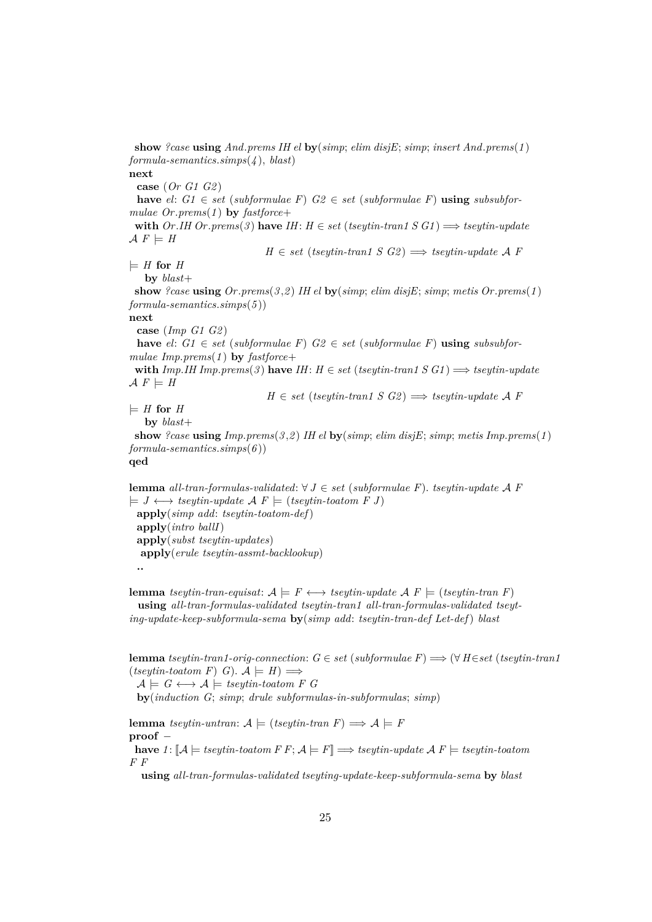```
  show ?case using And.prems IH el by(simp; elim disjE; simp; insert And.prems(1)
formula-semantics.simps(4), blast)
next
  case (Or G1 G2)
  have el: G1 ∈ set (subformulae F) G2 ∈ set (subformulae F) using subsubfor-
mulae Or.prems(1) by fastforce+
  with Or.IH Or.prems(3) have IH: H ∈ set (tseytin-tran1 S G1) ⟹ tseytin-update
𝒜 F ⊨ H
                              H ∈ set (tseytin-tran1 S G2) ⟹ tseytin-update 𝒜 F
⊨ H for H
    by blast+
  show ?case using Or.prems(3,2) IH el by(simp; elim disjE; simp; metis Or.prems(1)
formula-semantics.simps(5))
next
  case (Imp G1 G2)
  have el: G1 ∈ set (subformulae F) G2 ∈ set (subformulae F) using subsubfor-
mulae Imp.prems(1) by fastforce+
  with Imp.IH Imp.prems(3) have IH: H ∈ set (tseytin-tran1 S G1) ⟹ tseytin-update
𝒜 F ⊨ H
                              H ∈ set (tseytin-tran1 S G2) ⟹ tseytin-update 𝒜 F
⊨ H for H
    by blast+
  show ?case using Imp.prems(3,2) IH el by(simp; elim disjE; simp; metis Imp.prems(1)
formula-semantics.simps(6))
qed

lemma all-tran-formulas-validated: ∀ J ∈ set (subformulae F). tseytin-update 𝒜 F
⊨ J ⟷ tseytin-update 𝒜 F ⊨ (tseytin-toatom F J)
  apply(simp add: tseytin-toatom-def)
  apply(intro ballI)
  apply(subst tseytin-updates)
   apply(erule tseytin-assmt-backlookup)
  ..

lemma tseytin-tran-equisat: 𝒜 ⊨ F ⟷ tseytin-update 𝒜 F ⊨ (tseytin-tran F)
  using all-tran-formulas-validated tseytin-tran1 all-tran-formulas-validated tseyt-
ing-update-keep-subformula-sema by(simp add: tseytin-tran-def Let-def) blast


lemma tseytin-tran1-orig-connection: G ∈ set (subformulae F) ⟹ (∀ H∈set (tseytin-tran1
(tseytin-toatom F) G). 𝒜 ⊨ H) ⟹
  𝒜 ⊨ G ⟷ 𝒜 ⊨ tseytin-toatom F G
  by(induction G; simp; drule subformulas-in-subformulas; simp)

lemma tseytin-untran: 𝒜 ⊨ (tseytin-tran F) ⟹ 𝒜 ⊨ F
proof –
  have 1: ⟦𝒜 ⊨ tseytin-toatom F F; 𝒜 ⊨ F⟧ ⟹ tseytin-update 𝒜 F ⊨ tseytin-toatom
F F
    using all-tran-formulas-validated tseyting-update-keep-subformula-sema by blast
```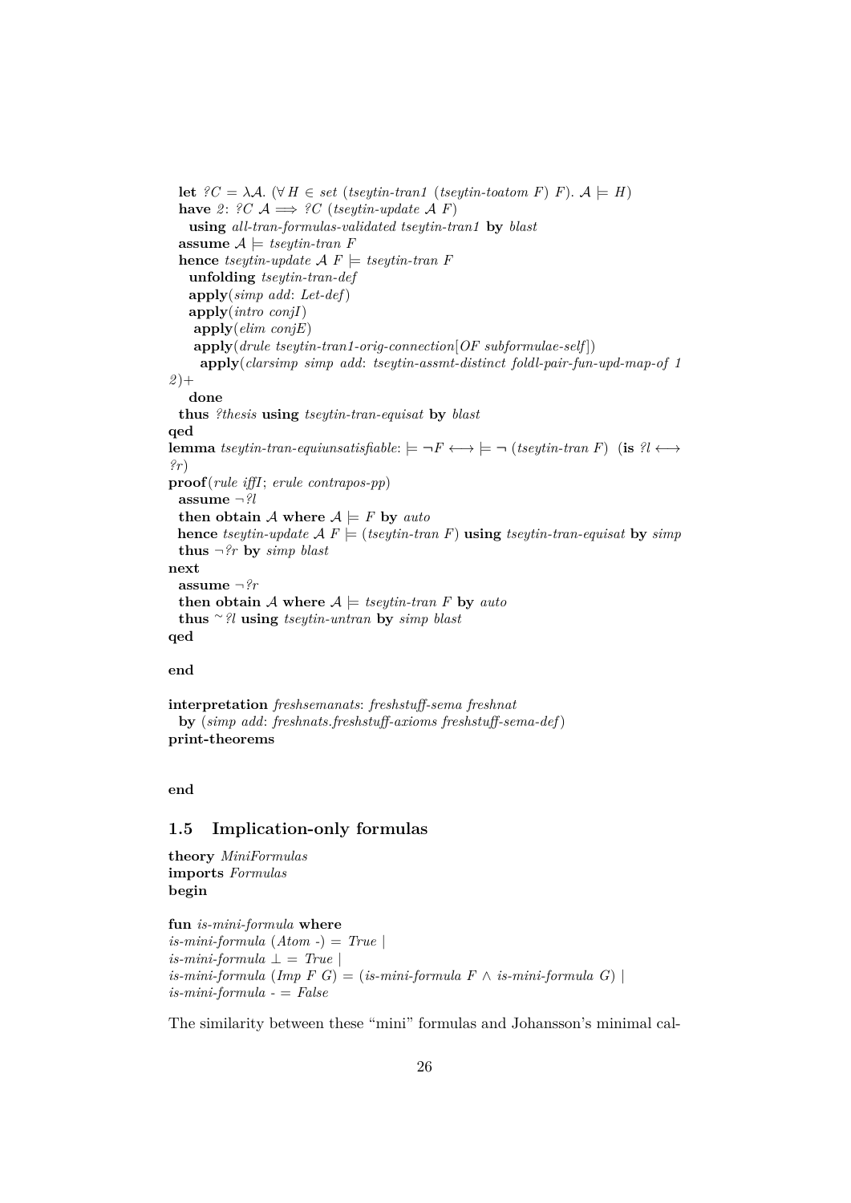```
  let ?C = λ𝒜. (∀ H ∈ set (tseytin-tran1 (tseytin-toatom F) F). 𝒜 ⊨ H)
  have 2: ?C 𝒜 ⟹ ?C (tseytin-update 𝒜 F)
    using all-tran-formulas-validated tseytin-tran1 by blast
  assume 𝒜 ⊨ tseytin-tran F
  hence tseytin-update 𝒜 F ⊨ tseytin-tran F
    unfolding tseytin-tran-def
    apply(simp add: Let-def)
    apply(intro conjI)
     apply(elim conjE)
     apply(drule tseytin-tran1-orig-connection[OF subformulae-self])
      apply(clarsimp simp add: tseytin-assmt-distinct foldl-pair-fun-upd-map-of 1
2)+
    done
  thus ?thesis using tseytin-tran-equisat by blast
qed
lemma tseytin-tran-equiunsatisfiable: ⊨ ¬F ⟷ ⊨ ¬ (tseytin-tran F)  (is ?l ⟷
?r)
proof(rule iffI; erule contrapos-pp)
  assume ¬?l
  then obtain 𝒜 where 𝒜 ⊨ F by auto
  hence tseytin-update 𝒜 F ⊨ (tseytin-tran F) using tseytin-tran-equisat by simp
  thus ¬?r by simp blast
next
  assume ¬?r
  then obtain 𝒜 where 𝒜 ⊨ tseytin-tran F by auto
  thus ~?l using tseytin-untran by simp blast
qed

end

interpretation freshsemanats: freshstuff-sema freshnat
  by (simp add: freshnats.freshstuff-axioms freshstuff-sema-def)
print-theorems


end
```

## 1.5 Implication-only formulas

```
theory MiniFormulas
imports Formulas
begin

fun is-mini-formula where
is-mini-formula (Atom -) = True |
is-mini-formula ⊥ = True |
is-mini-formula (Imp F G) = (is-mini-formula F ∧ is-mini-formula G) |
is-mini-formula - = False
```

The similarity between these "mini" formulas and Johansson's minimal cal-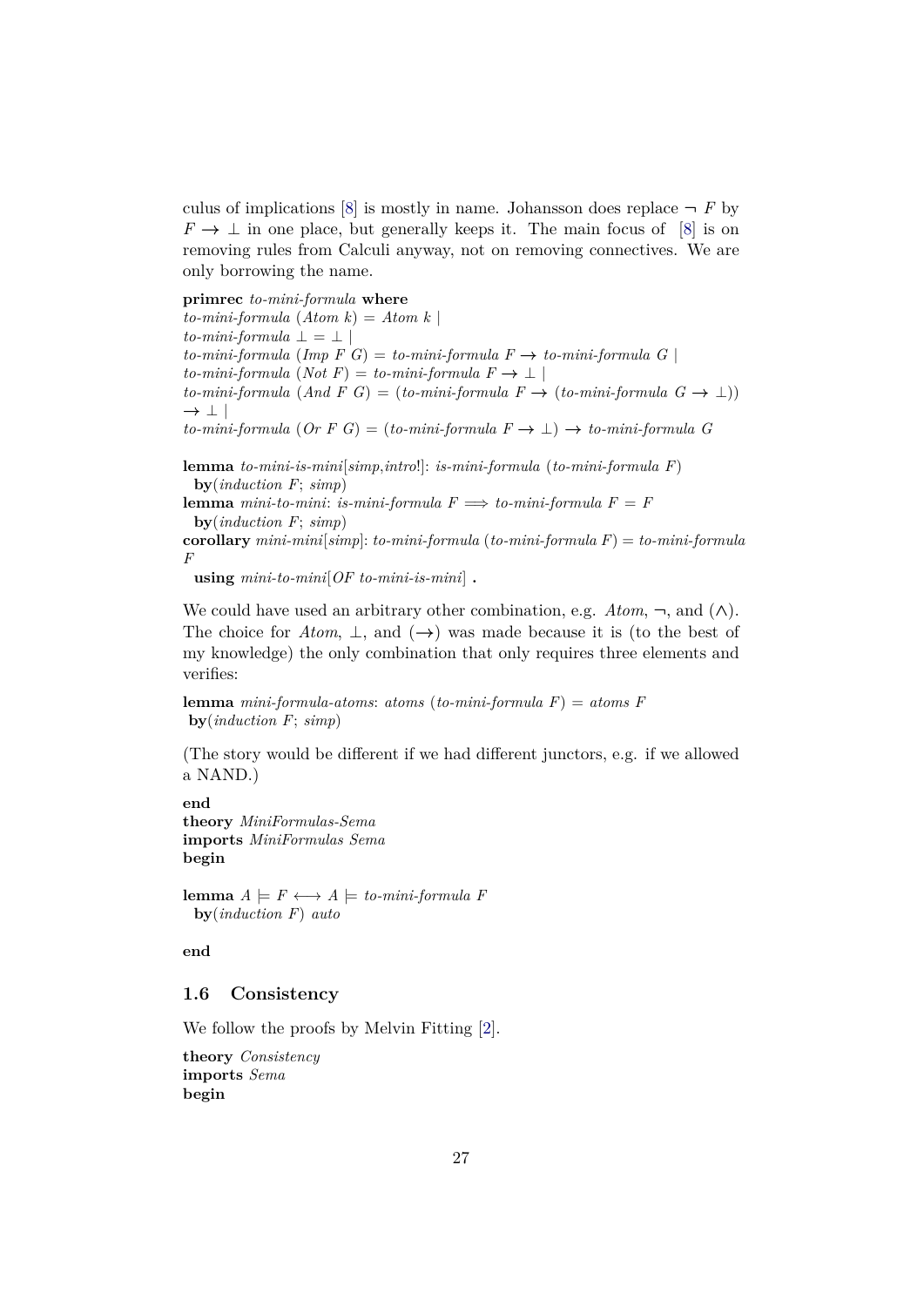culus of implications [8] is mostly in name. Johansson does replace $\neg F$ by $F \to \bot$ in one place, but generally keeps it. The main focus of [8] is on removing rules from Calculi anyway, not on removing connectives. We are only borrowing the name.

```
primrec to-mini-formula where
to-mini-formula (Atom k) = Atom k |
to-mini-formula ⊥ = ⊥ |
to-mini-formula (Imp F G) = to-mini-formula F → to-mini-formula G |
to-mini-formula (Not F) = to-mini-formula F → ⊥ |
to-mini-formula (And F G) = (to-mini-formula F → (to-mini-formula G → ⊥))
→ ⊥ |
to-mini-formula (Or F G) = (to-mini-formula F → ⊥) → to-mini-formula G

lemma to-mini-is-mini[simp,intro!]: is-mini-formula (to-mini-formula F)
  by(induction F; simp)
lemma mini-to-mini: is-mini-formula F ⟹ to-mini-formula F = F
  by(induction F; simp)
corollary mini-mini[simp]: to-mini-formula (to-mini-formula F) = to-mini-formula
F
  using mini-to-mini[OF to-mini-is-mini] .
```

We could have used an arbitrary other combination, e.g. *Atom*, $\neg$, and $(\wedge)$. The choice for *Atom*, $\bot$, and $(\to)$ was made because it is (to the best of my knowledge) the only combination that only requires three elements and verifies:

```
lemma mini-formula-atoms: atoms (to-mini-formula F) = atoms F
 by(induction F; simp)
```

(The story would be different if we had different junctors, e.g. if we allowed a NAND.)

```
end
theory MiniFormulas-Sema
imports MiniFormulas Sema
begin

lemma A ⊨ F ⟷ A ⊨ to-mini-formula F
  by(induction F) auto

end
```

### 1.6 Consistency

We follow the proofs by Melvin Fitting [2].

```
theory Consistency
imports Sema
begin
```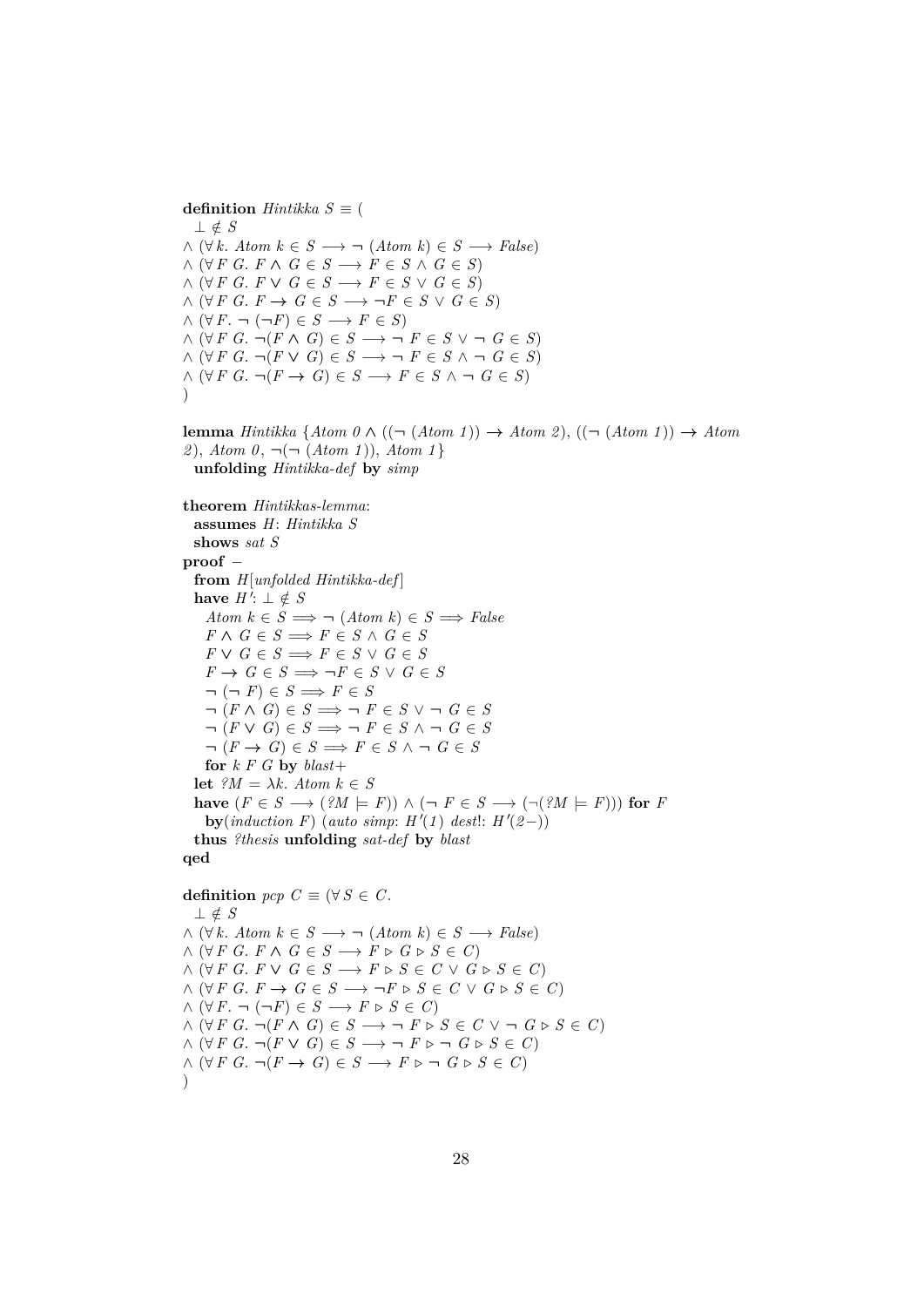```
definition Hintikka S ≡ (
  ⊥ ∉ S
∧ (∀ k. Atom k ∈ S ⟶ ¬ (Atom k) ∈ S ⟶ False)
∧ (∀ F G. F ∧ G ∈ S ⟶ F ∈ S ∧ G ∈ S)
∧ (∀ F G. F ∨ G ∈ S ⟶ F ∈ S ∨ G ∈ S)
∧ (∀ F G. F → G ∈ S ⟶ ¬F ∈ S ∨ G ∈ S)
∧ (∀ F. ¬ (¬F) ∈ S ⟶ F ∈ S)
∧ (∀ F G. ¬(F ∧ G) ∈ S ⟶ ¬ F ∈ S ∨ ¬ G ∈ S)
∧ (∀ F G. ¬(F ∨ G) ∈ S ⟶ ¬ F ∈ S ∧ ¬ G ∈ S)
∧ (∀ F G. ¬(F → G) ∈ S ⟶ F ∈ S ∧ ¬ G ∈ S)
)

lemma Hintikka {Atom 0 ∧ ((¬ (Atom 1)) → Atom 2), ((¬ (Atom 1)) → Atom
2), Atom 0, ¬(¬ (Atom 1)), Atom 1}
  unfolding Hintikka-def by simp

theorem Hintikkas-lemma:
  assumes H: Hintikka S
  shows sat S
proof −
  from H[unfolded Hintikka-def]
  have H': ⊥ ∉ S
    Atom k ∈ S ⟹ ¬ (Atom k) ∈ S ⟹ False
    F ∧ G ∈ S ⟹ F ∈ S ∧ G ∈ S
    F ∨ G ∈ S ⟹ F ∈ S ∨ G ∈ S
    F → G ∈ S ⟹ ¬F ∈ S ∨ G ∈ S
    ¬ (¬ F) ∈ S ⟹ F ∈ S
    ¬ (F ∧ G) ∈ S ⟹ ¬ F ∈ S ∨ ¬ G ∈ S
    ¬ (F ∨ G) ∈ S ⟹ ¬ F ∈ S ∧ ¬ G ∈ S
    ¬ (F → G) ∈ S ⟹ F ∈ S ∧ ¬ G ∈ S
    for k F G by blast+
  let ?M = λk. Atom k ∈ S
  have (F ∈ S ⟶ (?M ⊨ F)) ∧ (¬ F ∈ S ⟶ (¬(?M ⊨ F))) for F
    by(induction F) (auto simp: H'(1) dest!: H'(2−))
  thus ?thesis unfolding sat-def by blast
qed

definition pcp C ≡ (∀ S ∈ C.
  ⊥ ∉ S
∧ (∀ k. Atom k ∈ S ⟶ ¬ (Atom k) ∈ S ⟶ False)
∧ (∀ F G. F ∧ G ∈ S ⟶ F ▷ G ▷ S ∈ C)
∧ (∀ F G. F ∨ G ∈ S ⟶ F ▷ S ∈ C ∨ G ▷ S ∈ C)
∧ (∀ F G. F → G ∈ S ⟶ ¬F ▷ S ∈ C ∨ G ▷ S ∈ C)
∧ (∀ F. ¬ (¬F) ∈ S ⟶ F ▷ S ∈ C)
∧ (∀ F G. ¬(F ∧ G) ∈ S ⟶ ¬ F ▷ S ∈ C ∨ ¬ G ▷ S ∈ C)
∧ (∀ F G. ¬(F ∨ G) ∈ S ⟶ ¬ F ▷ ¬ G ▷ S ∈ C)
∧ (∀ F G. ¬(F → G) ∈ S ⟶ F ▷ ¬ G ▷ S ∈ C)
)
```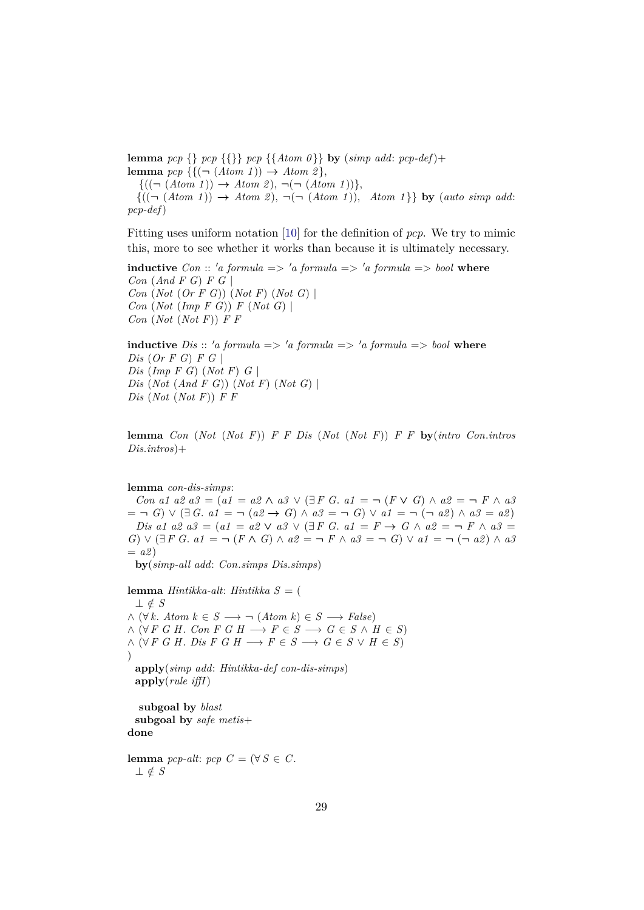```
lemma pcp {} pcp {{}} pcp {{Atom 0}} by (simp add: pcp-def)+
lemma pcp {{(¬ (Atom 1)) → Atom 2},
  {((¬ (Atom 1)) → Atom 2), ¬(¬ (Atom 1))},
  {((¬ (Atom 1)) → Atom 2), ¬(¬ (Atom 1)),  Atom 1}} by (auto simp add:
pcp-def)
```

Fitting uses uniform notation [10] for the definition of *pcp*. We try to mimic this, more to see whether it works than because it is ultimately necessary.

```
inductive Con :: 'a formula => 'a formula => 'a formula => bool where
Con (And F G) F G |
Con (Not (Or F G)) (Not F) (Not G) |
Con (Not (Imp F G)) F (Not G) |
Con (Not (Not F)) F F

inductive Dis :: 'a formula => 'a formula => 'a formula => bool where
Dis (Or F G) F G |
Dis (Imp F G) (Not F) G |
Dis (Not (And F G)) (Not F) (Not G) |
Dis (Not (Not F)) F F


lemma Con (Not (Not F)) F F Dis (Not (Not F)) F F by(intro Con.intros
Dis.intros)+


lemma con-dis-simps:
  Con a1 a2 a3 = (a1 = a2 ∧ a3 ∨ (∃ F G. a1 = ¬ (F ∨ G) ∧ a2 = ¬ F ∧ a3
= ¬ G) ∨ (∃ G. a1 = ¬ (a2 → G) ∧ a3 = ¬ G) ∨ a1 = ¬ (¬ a2) ∧ a3 = a2)
  Dis a1 a2 a3 = (a1 = a2 ∨ a3 ∨ (∃ F G. a1 = F → G ∧ a2 = ¬ F ∧ a3 =
G) ∨ (∃ F G. a1 = ¬ (F ∧ G) ∧ a2 = ¬ F ∧ a3 = ¬ G) ∨ a1 = ¬ (¬ a2) ∧ a3
= a2)
  by(simp-all add: Con.simps Dis.simps)

lemma Hintikka-alt: Hintikka S = (
  ⊥ ∉ S
∧ (∀ k. Atom k ∈ S ⟶ ¬ (Atom k) ∈ S ⟶ False)
∧ (∀ F G H. Con F G H ⟶ F ∈ S ⟶ G ∈ S ∧ H ∈ S)
∧ (∀ F G H. Dis F G H ⟶ F ∈ S ⟶ G ∈ S ∨ H ∈ S)
)
  apply(simp add: Hintikka-def con-dis-simps)
  apply(rule iffI)

   subgoal by blast
  subgoal by safe metis+
done

lemma pcp-alt: pcp C = (∀ S ∈ C.
  ⊥ ∉ S
```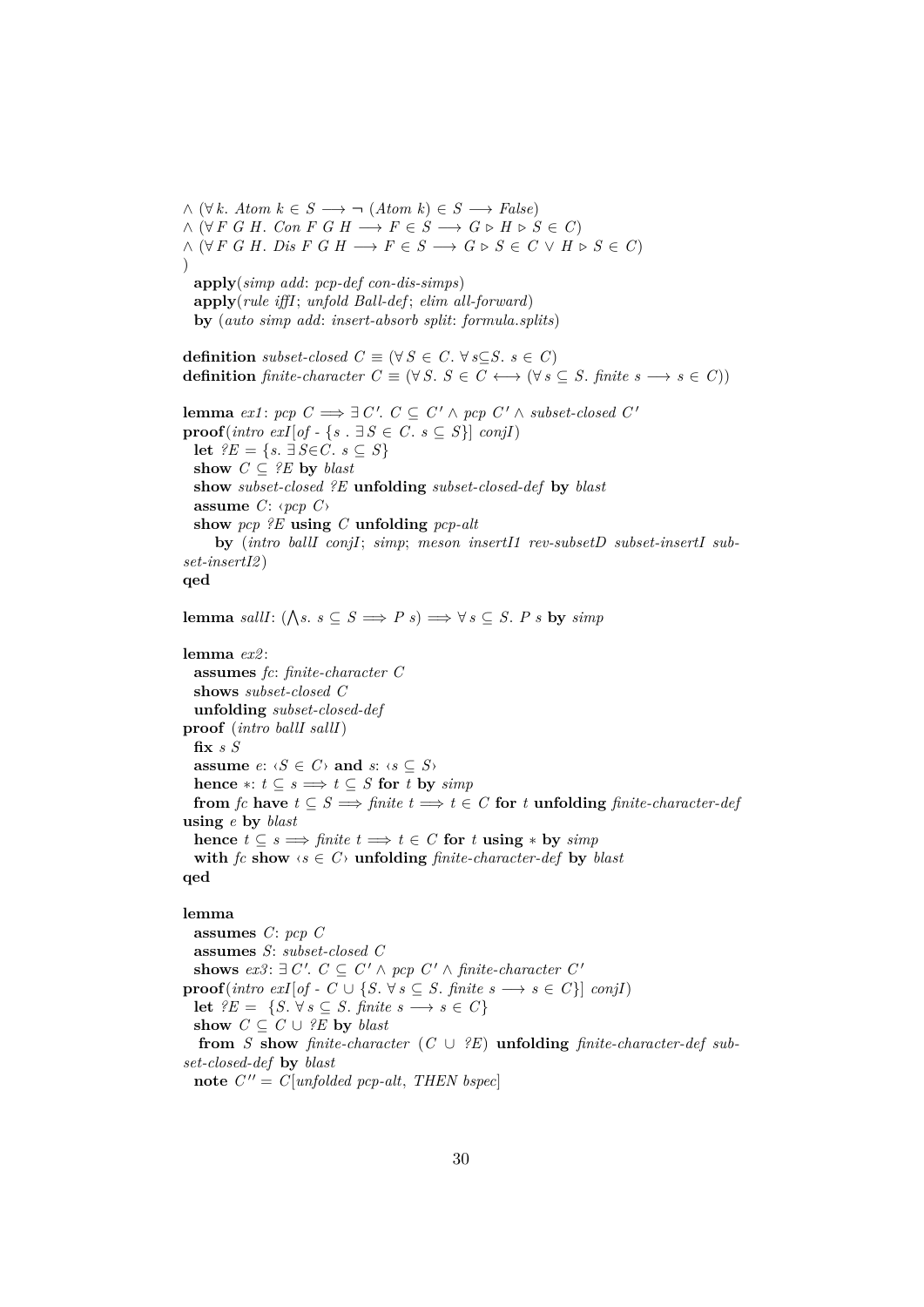```
∧ (∀ k. Atom k ∈ S ⟶ ¬ (Atom k) ∈ S ⟶ False)
∧ (∀ F G H. Con F G H ⟶ F ∈ S ⟶ G ▹ H ▹ S ∈ C)
∧ (∀ F G H. Dis F G H ⟶ F ∈ S ⟶ G ▹ S ∈ C ∨ H ▹ S ∈ C)
)
  apply(simp add: pcp-def con-dis-simps)
  apply(rule iffI; unfold Ball-def; elim all-forward)
  by (auto simp add: insert-absorb split: formula.splits)

definition subset-closed C ≡ (∀ S ∈ C. ∀ s⊆S. s ∈ C)
definition finite-character C ≡ (∀ S. S ∈ C ⟷ (∀ s ⊆ S. finite s ⟶ s ∈ C))

lemma ex1: pcp C ⟹ ∃ C'. C ⊆ C' ∧ pcp C' ∧ subset-closed C'
proof(intro exI[of - {s . ∃ S ∈ C. s ⊆ S}] conjI)
  let ?E = {s. ∃ S∈C. s ⊆ S}
  show C ⊆ ?E by blast
  show subset-closed ?E unfolding subset-closed-def by blast
  assume C: ‹pcp C›
  show pcp ?E using C unfolding pcp-alt
    by (intro ballI conjI; simp; meson insertI1 rev-subsetD subset-insertI subset-insertI2)
qed

lemma sallI: (⋀s. s ⊆ S ⟹ P s) ⟹ ∀ s ⊆ S. P s by simp

lemma ex2:
  assumes fc: finite-character C
  shows subset-closed C
  unfolding subset-closed-def
proof (intro ballI sallI)
  fix s S
  assume e: ‹S ∈ C› and s: ‹s ⊆ S›
  hence *: t ⊆ s ⟹ t ⊆ S for t by simp
  from fc have t ⊆ S ⟹ finite t ⟹ t ∈ C for t unfolding finite-character-def
using e by blast
  hence t ⊆ s ⟹ finite t ⟹ t ∈ C for t using * by simp
  with fc show ‹s ∈ C› unfolding finite-character-def by blast
qed

lemma
  assumes C: pcp C
  assumes S: subset-closed C
  shows ex3: ∃ C'. C ⊆ C' ∧ pcp C' ∧ finite-character C'
proof(intro exI[of - C ∪ {S. ∀ s ⊆ S. finite s ⟶ s ∈ C}] conjI)
  let ?E = {S. ∀ s ⊆ S. finite s ⟶ s ∈ C}
  show C ⊆ C ∪ ?E by blast
  from S show finite-character (C ∪ ?E) unfolding finite-character-def subset-closed-def by blast
  note C'' = C[unfolded pcp-alt, THEN bspec]
```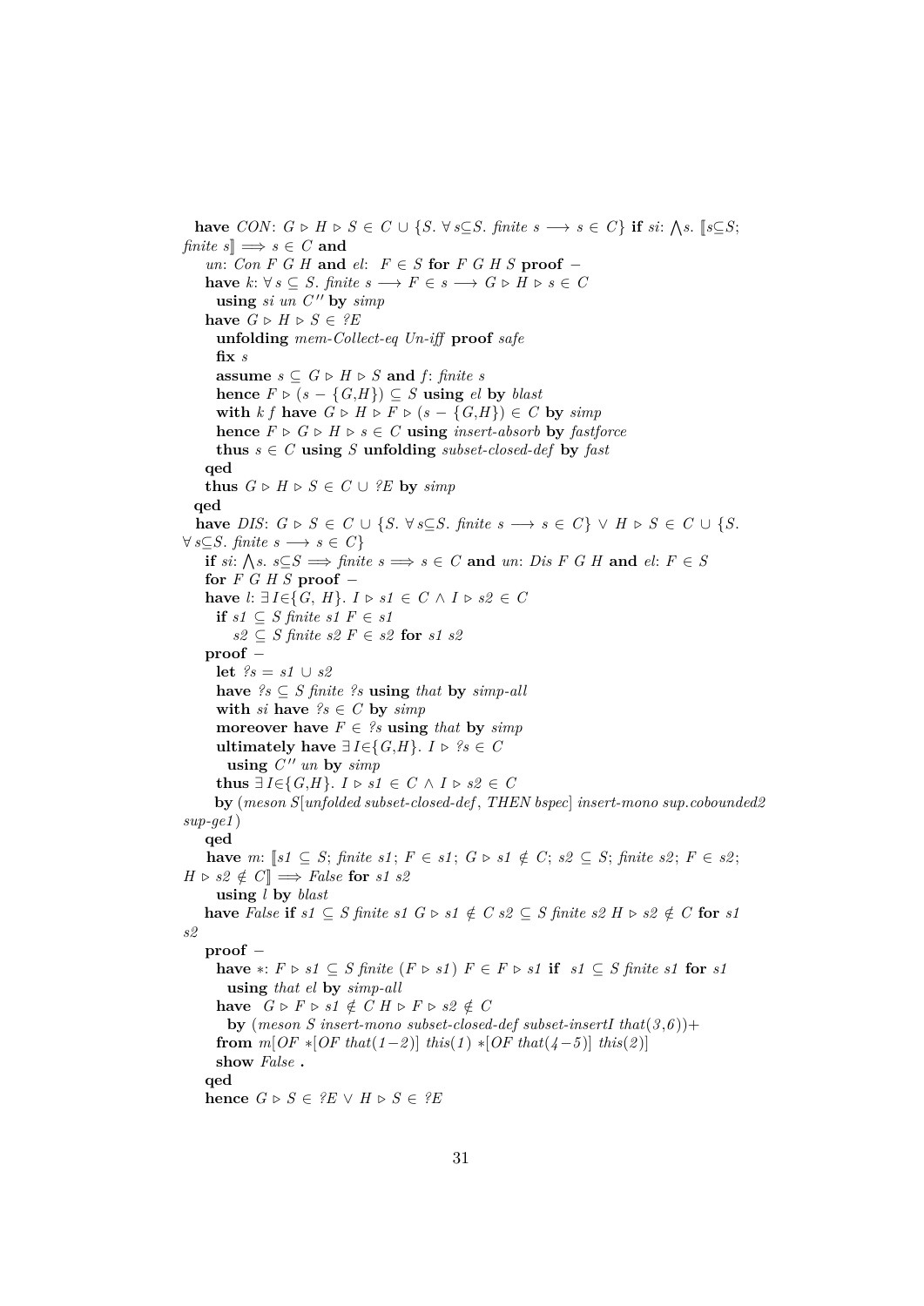**have** *CON*: $G \triangleright H \triangleright S \in C \cup \{S.\ \forall s \subseteq S.\ \textit{finite}\ s \longrightarrow s \in C\}$ **if** *si*: $\bigwedge s.\ [\![s \subseteq S;\ \textit{finite}\ s]\!] \Longrightarrow s \in C$ **and**
*un*: *Con F G H* **and** *el*: $F \in S$ **for** *F G H S* **proof** −
**have** *k*: $\forall s \subseteq S.\ \textit{finite}\ s \longrightarrow F \in s \longrightarrow G \triangleright H \triangleright s \in C$
**using** *si un C''* **by** *simp*
**have** $G \triangleright H \triangleright S \in ?E$
**unfolding** *mem-Collect-eq Un-iff* **proof** *safe*
**fix** *s*
**assume** $s \subseteq G \triangleright H \triangleright S$ **and** *f*: *finite s*
**hence** $F \triangleright (s - \{G,H\}) \subseteq S$ **using** *el* **by** *blast*
**with** *k f* **have** $G \triangleright H \triangleright F \triangleright (s - \{G,H\}) \in C$ **by** *simp*
**hence** $F \triangleright G \triangleright H \triangleright s \in C$ **using** *insert-absorb* **by** *fastforce*
**thus** $s \in C$ **using** *S* **unfolding** *subset-closed-def* **by** *fast*
**qed**
**thus** $G \triangleright H \triangleright S \in C \cup ?E$ **by** *simp*
**qed**
**have** *DIS*: $G \triangleright S \in C \cup \{S.\ \forall s \subseteq S.\ \textit{finite}\ s \longrightarrow s \in C\} \vee H \triangleright S \in C \cup \{S.\ \forall s \subseteq S.\ \textit{finite}\ s \longrightarrow s \in C\}$
**if** *si*: $\bigwedge s.\ s \subseteq S \Longrightarrow \textit{finite}\ s \Longrightarrow s \in C$ **and** *un*: *Dis F G H* **and** *el*: $F \in S$
**for** *F G H S* **proof** −
**have** *l*: $\exists I \in \{G,\ H\}.\ I \triangleright s1 \in C \wedge I \triangleright s2 \in C$
**if** $s1 \subseteq S$ *finite s1* $F \in s1$
$s2 \subseteq S$ *finite s2* $F \in s2$ **for** *s1 s2*
**proof** −
**let** $?s = s1 \cup s2$
**have** $?s \subseteq S$ *finite ?s* **using** *that* **by** *simp-all*
**with** *si* **have** $?s \in C$ **by** *simp*
**moreover have** $F \in ?s$ **using** *that* **by** *simp*
**ultimately have** $\exists I \in \{G,H\}.\ I \triangleright ?s \in C$
**using** *C'' un* **by** *simp*
**thus** $\exists I \in \{G,H\}.\ I \triangleright s1 \in C \wedge I \triangleright s2 \in C$
**by** (*meson S*[*unfolded subset-closed-def*, *THEN bspec*] *insert-mono sup.cobounded2 sup-ge1*)
**qed**
**have** *m*: $[\![s1 \subseteq S;\ \textit{finite}\ s1;\ F \in s1;\ G \triangleright s1 \notin C;\ s2 \subseteq S;\ \textit{finite}\ s2;\ F \in s2;\ H \triangleright s2 \notin C]\!] \Longrightarrow \textit{False}$ **for** *s1 s2*
**using** *l* **by** *blast*
**have** *False* **if** $s1 \subseteq S$ *finite s1* $G \triangleright s1 \notin C$ $s2 \subseteq S$ *finite s2* $H \triangleright s2 \notin C$ **for** *s1 s2*
**proof** −
**have** $*$: $F \triangleright s1 \subseteq S$ *finite* $(F \triangleright s1)$ $F \in F \triangleright s1$ **if** $s1 \subseteq S$ *finite s1* **for** *s1*
**using** *that el* **by** *simp-all*
**have** $G \triangleright F \triangleright s1 \notin C$ $H \triangleright F \triangleright s2 \notin C$
**by** (*meson S insert-mono subset-closed-def subset-insertI that*(*3*,*6*))+
**from** *m*[*OF* $*$[*OF that*(*1*−*2*)] *this*(*1*) $*$[*OF that*(*4*−*5*)] *this*(*2*)]
**show** *False* **.**
**qed**
**hence** $G \triangleright S \in ?E \vee H \triangleright S \in ?E$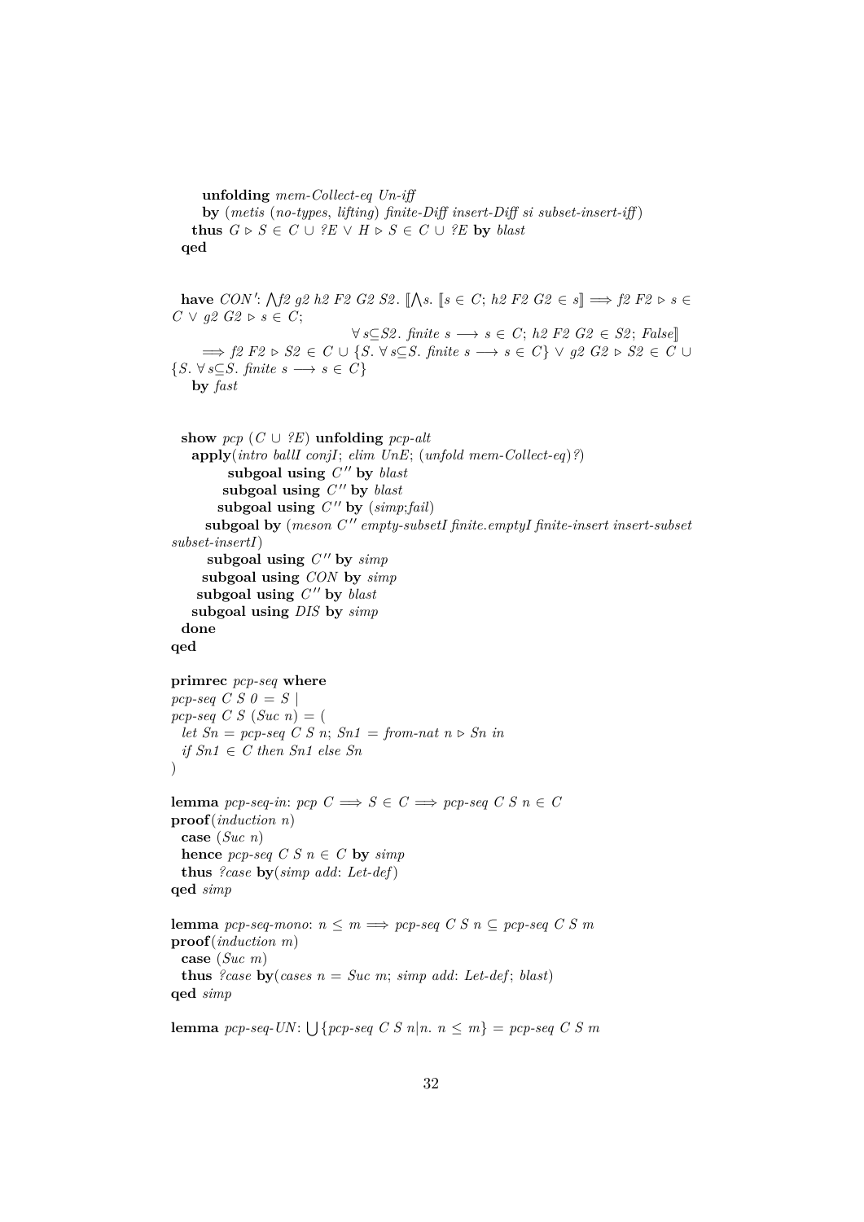```
    unfolding mem-Collect-eq Un-iff
    by (metis (no-types, lifting) finite-Diff insert-Diff si subset-insert-iff)
  thus G ▷ S ∈ C ∪ ?E ∨ H ▷ S ∈ C ∪ ?E by blast
qed


have CON': ⋀f2 g2 h2 F2 G2 S2. ⟦⋀s. ⟦s ∈ C; h2 F2 G2 ∈ s⟧ ⟹ f2 F2 ▷ s ∈
C ∨ g2 G2 ▷ s ∈ C;
                          ∀ s⊆S2. finite s ⟶ s ∈ C; h2 F2 G2 ∈ S2; False⟧
    ⟹ f2 F2 ▷ S2 ∈ C ∪ {S. ∀ s⊆S. finite s ⟶ s ∈ C} ∨ g2 G2 ▷ S2 ∈ C ∪
{S. ∀ s⊆S. finite s ⟶ s ∈ C}
  by fast


show pcp (C ∪ ?E) unfolding pcp-alt
  apply(intro ballI conjI; elim UnE; (unfold mem-Collect-eq)?)
         subgoal using C'' by blast
        subgoal using C'' by blast
       subgoal using C'' by (simp;fail)
     subgoal by (meson C'' empty-subsetI finite.emptyI finite-insert insert-subset
subset-insertI)
     subgoal using C'' by simp
    subgoal using CON by simp
   subgoal using C'' by blast
  subgoal using DIS by simp
 done
qed

primrec pcp-seq where
pcp-seq C S 0 = S |
pcp-seq C S (Suc n) = (
  let Sn = pcp-seq C S n; Sn1 = from-nat n ▷ Sn in
  if Sn1 ∈ C then Sn1 else Sn
)

lemma pcp-seq-in: pcp C ⟹ S ∈ C ⟹ pcp-seq C S n ∈ C
proof(induction n)
  case (Suc n)
  hence pcp-seq C S n ∈ C by simp
  thus ?case by(simp add: Let-def)
qed simp

lemma pcp-seq-mono: n ≤ m ⟹ pcp-seq C S n ⊆ pcp-seq C S m
proof(induction m)
  case (Suc m)
  thus ?case by(cases n = Suc m; simp add: Let-def; blast)
qed simp

lemma pcp-seq-UN: ⋃{pcp-seq C S n|n. n ≤ m} = pcp-seq C S m
```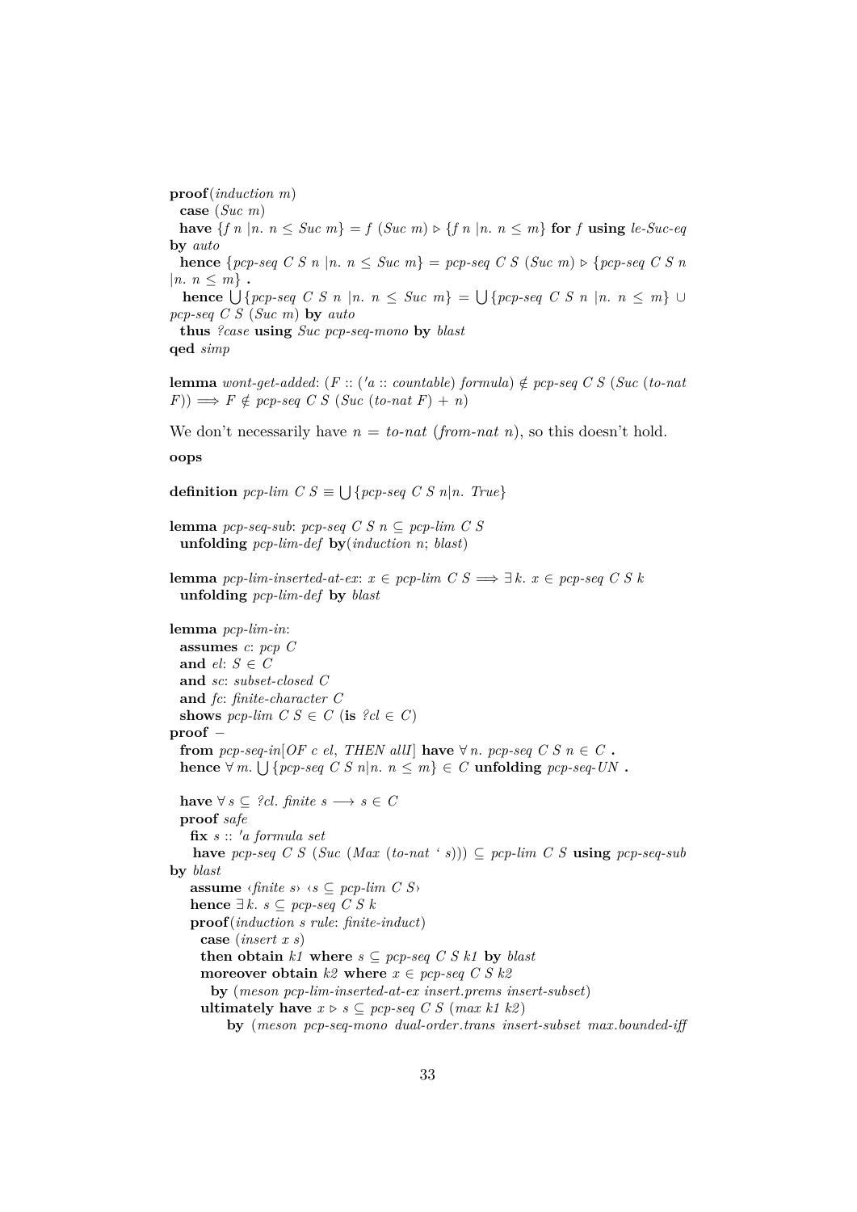```
proof(induction m)
  case (Suc m)
  have {f n |n. n ≤ Suc m} = f (Suc m) ▹ {f n |n. n ≤ m} for f using le-Suc-eq by auto
  hence {pcp-seq C S n |n. n ≤ Suc m} = pcp-seq C S (Suc m) ▹ {pcp-seq C S n |n. n ≤ m} .
  hence ⋃{pcp-seq C S n |n. n ≤ Suc m} = ⋃{pcp-seq C S n |n. n ≤ m} ∪ pcp-seq C S (Suc m) by auto
  thus ?case using Suc pcp-seq-mono by blast
qed simp

lemma wont-get-added: (F :: ('a :: countable) formula) ∉ pcp-seq C S (Suc (to-nat F)) ⟹ F ∉ pcp-seq C S (Suc (to-nat F) + n)
```

We don't necessarily have $n = to\text{-}nat\ (from\text{-}nat\ n)$, so this doesn't hold.

```
oops

definition pcp-lim C S ≡ ⋃{pcp-seq C S n|n. True}

lemma pcp-seq-sub: pcp-seq C S n ⊆ pcp-lim C S
  unfolding pcp-lim-def by(induction n; blast)

lemma pcp-lim-inserted-at-ex: x ∈ pcp-lim C S ⟹ ∃ k. x ∈ pcp-seq C S k
  unfolding pcp-lim-def by blast

lemma pcp-lim-in:
  assumes c: pcp C
  and el: S ∈ C
  and sc: subset-closed C
  and fc: finite-character C
  shows pcp-lim C S ∈ C (is ?cl ∈ C)
proof -
  from pcp-seq-in[OF c el, THEN allI] have ∀ n. pcp-seq C S n ∈ C .
  hence ∀ m. ⋃{pcp-seq C S n|n. n ≤ m} ∈ C unfolding pcp-seq-UN .

  have ∀ s ⊆ ?cl. finite s ⟶ s ∈ C
  proof safe
    fix s :: 'a formula set
    have pcp-seq C S (Suc (Max (to-nat ` s))) ⊆ pcp-lim C S using pcp-seq-sub by blast
    assume ‹finite s› ‹s ⊆ pcp-lim C S›
    hence ∃ k. s ⊆ pcp-seq C S k
    proof(induction s rule: finite-induct)
      case (insert x s)
      then obtain k1 where s ⊆ pcp-seq C S k1 by blast
      moreover obtain k2 where x ∈ pcp-seq C S k2
        by (meson pcp-lim-inserted-at-ex insert.prems insert-subset)
      ultimately have x ▹ s ⊆ pcp-seq C S (max k1 k2)
          by (meson pcp-seq-mono dual-order.trans insert-subset max.bounded-iff
```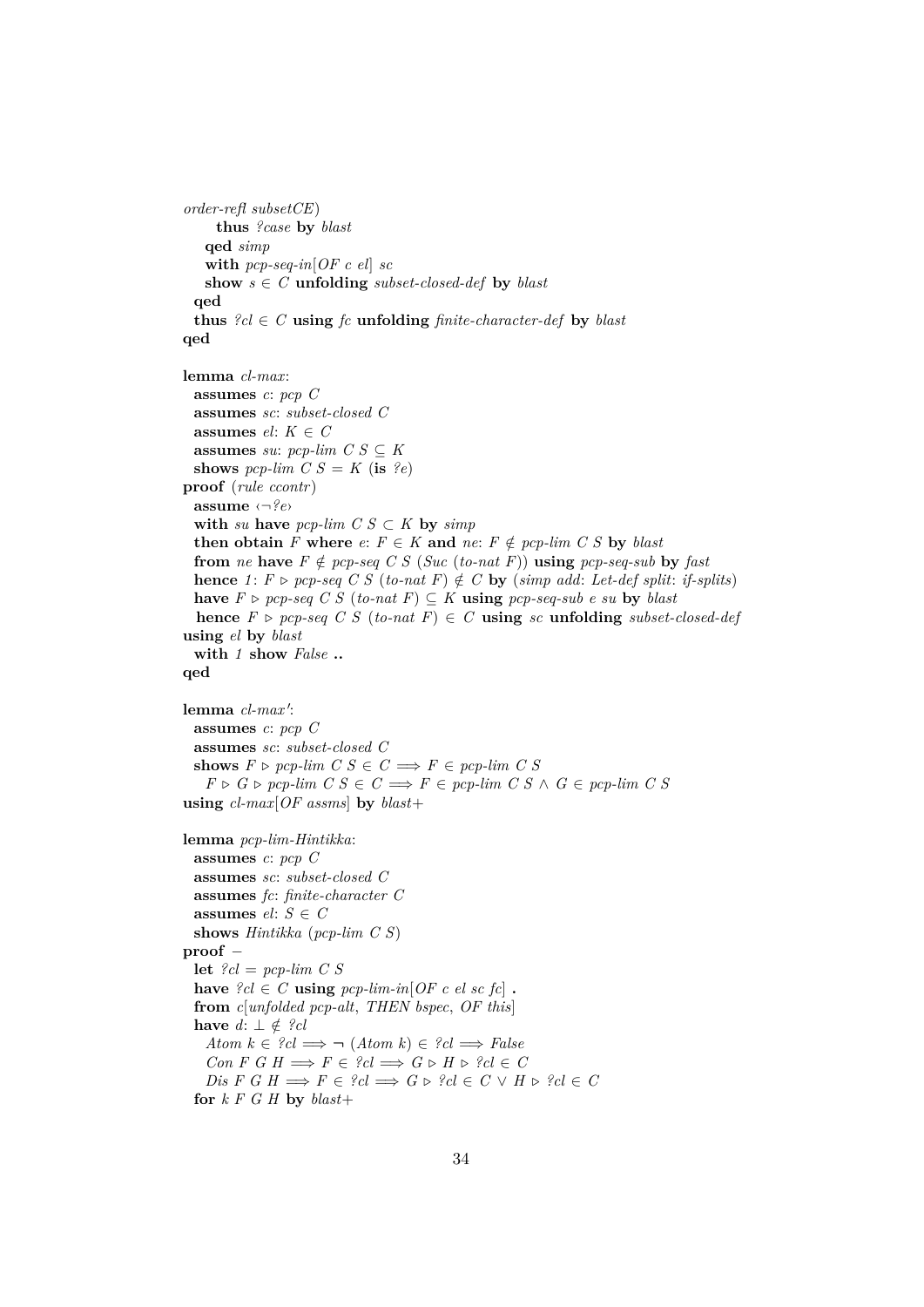```
order-refl subsetCE)
      thus ?case by blast
    qed simp
    with pcp-seq-in[OF c el] sc
    show s ∈ C unfolding subset-closed-def by blast
  qed
  thus ?cl ∈ C using fc unfolding finite-character-def by blast
qed

lemma cl-max:
  assumes c: pcp C
  assumes sc: subset-closed C
  assumes el: K ∈ C
  assumes su: pcp-lim C S ⊆ K
  shows pcp-lim C S = K (is ?e)
proof (rule ccontr)
  assume ‹¬?e›
  with su have pcp-lim C S ⊂ K by simp
  then obtain F where e: F ∈ K and ne: F ∉ pcp-lim C S by blast
  from ne have F ∉ pcp-seq C S (Suc (to-nat F)) using pcp-seq-sub by fast
  hence 1: F ▷ pcp-seq C S (to-nat F) ∉ C by (simp add: Let-def split: if-splits)
  have F ▷ pcp-seq C S (to-nat F) ⊆ K using pcp-seq-sub e su by blast
  hence F ▷ pcp-seq C S (to-nat F) ∈ C using sc unfolding subset-closed-def
using el by blast
  with 1 show False ..
qed

lemma cl-max':
  assumes c: pcp C
  assumes sc: subset-closed C
  shows F ▷ pcp-lim C S ∈ C ⟹ F ∈ pcp-lim C S
    F ▷ G ▷ pcp-lim C S ∈ C ⟹ F ∈ pcp-lim C S ∧ G ∈ pcp-lim C S
using cl-max[OF assms] by blast+

lemma pcp-lim-Hintikka:
  assumes c: pcp C
  assumes sc: subset-closed C
  assumes fc: finite-character C
  assumes el: S ∈ C
  shows Hintikka (pcp-lim C S)
proof -
  let ?cl = pcp-lim C S
  have ?cl ∈ C using pcp-lim-in[OF c el sc fc] .
  from c[unfolded pcp-alt, THEN bspec, OF this]
  have d: ⊥ ∉ ?cl
    Atom k ∈ ?cl ⟹ ¬ (Atom k) ∈ ?cl ⟹ False
    Con F G H ⟹ F ∈ ?cl ⟹ G ▷ H ▷ ?cl ∈ C
    Dis F G H ⟹ F ∈ ?cl ⟹ G ▷ ?cl ∈ C ∨ H ▷ ?cl ∈ C
  for k F G H by blast+
```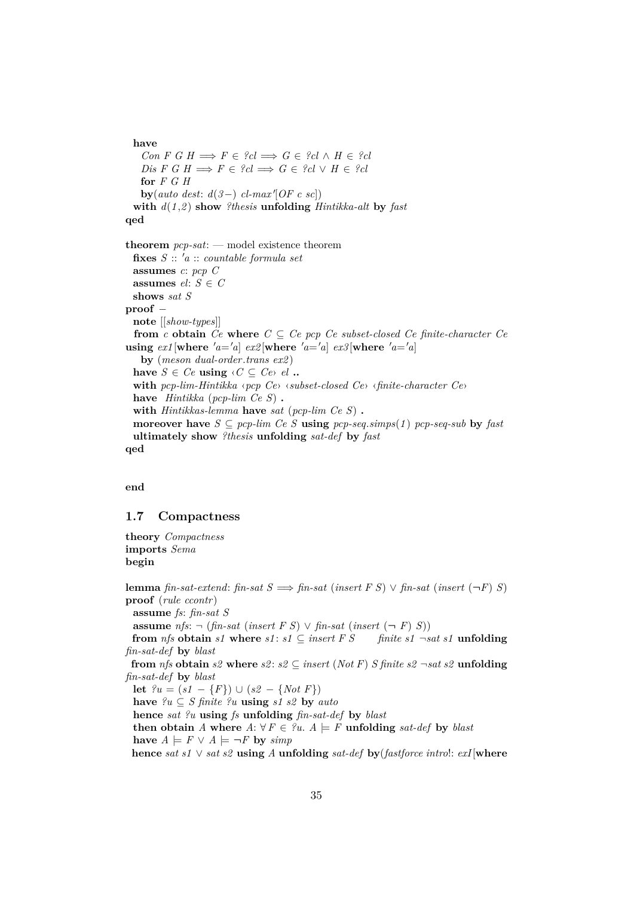```
  have
    Con F G H ⟹ F ∈ ?cl ⟹ G ∈ ?cl ∧ H ∈ ?cl
    Dis F G H ⟹ F ∈ ?cl ⟹ G ∈ ?cl ∨ H ∈ ?cl
    for F G H
    by(auto dest: d(3−) cl-max'[OF c sc])
  with d(1,2) show ?thesis unfolding Hintikka-alt by fast
qed

theorem pcp-sat: — model existence theorem
  fixes S :: 'a :: countable formula set
  assumes c: pcp C
  assumes el: S ∈ C
  shows sat S
proof −
  note [[show-types]]
  from c obtain Ce where C ⊆ Ce pcp Ce subset-closed Ce finite-character Ce
using ex1[where 'a='a] ex2[where 'a='a] ex3[where 'a='a]
    by (meson dual-order.trans ex2)
  have S ∈ Ce using ‹C ⊆ Ce› el ..
  with pcp-lim-Hintikka ‹pcp Ce› ‹subset-closed Ce› ‹finite-character Ce›
  have Hintikka (pcp-lim Ce S) .
  with Hintikkas-lemma have sat (pcp-lim Ce S) .
  moreover have S ⊆ pcp-lim Ce S using pcp-seq.simps(1) pcp-seq-sub by fast
  ultimately show ?thesis unfolding sat-def by fast
qed


end
```

## 1.7 Compactness

```
theory Compactness
imports Sema
begin

lemma fin-sat-extend: fin-sat S ⟹ fin-sat (insert F S) ∨ fin-sat (insert (¬F) S)
proof (rule ccontr)
  assume fs: fin-sat S
  assume nfs: ¬ (fin-sat (insert F S) ∨ fin-sat (insert (¬ F) S))
  from nfs obtain s1 where s1: s1 ⊆ insert F S    finite s1 ¬sat s1 unfolding
fin-sat-def by blast
  from nfs obtain s2 where s2: s2 ⊆ insert (Not F) S finite s2 ¬sat s2 unfolding
fin-sat-def by blast
  let ?u = (s1 − {F}) ∪ (s2 − {Not F})
  have ?u ⊆ S finite ?u using s1 s2 by auto
  hence sat ?u using fs unfolding fin-sat-def by blast
  then obtain A where A: ∀ F ∈ ?u. A ⊨ F unfolding sat-def by blast
  have A ⊨ F ∨ A ⊨ ¬F by simp
  hence sat s1 ∨ sat s2 using A unfolding sat-def by(fastforce intro!: exI[where
```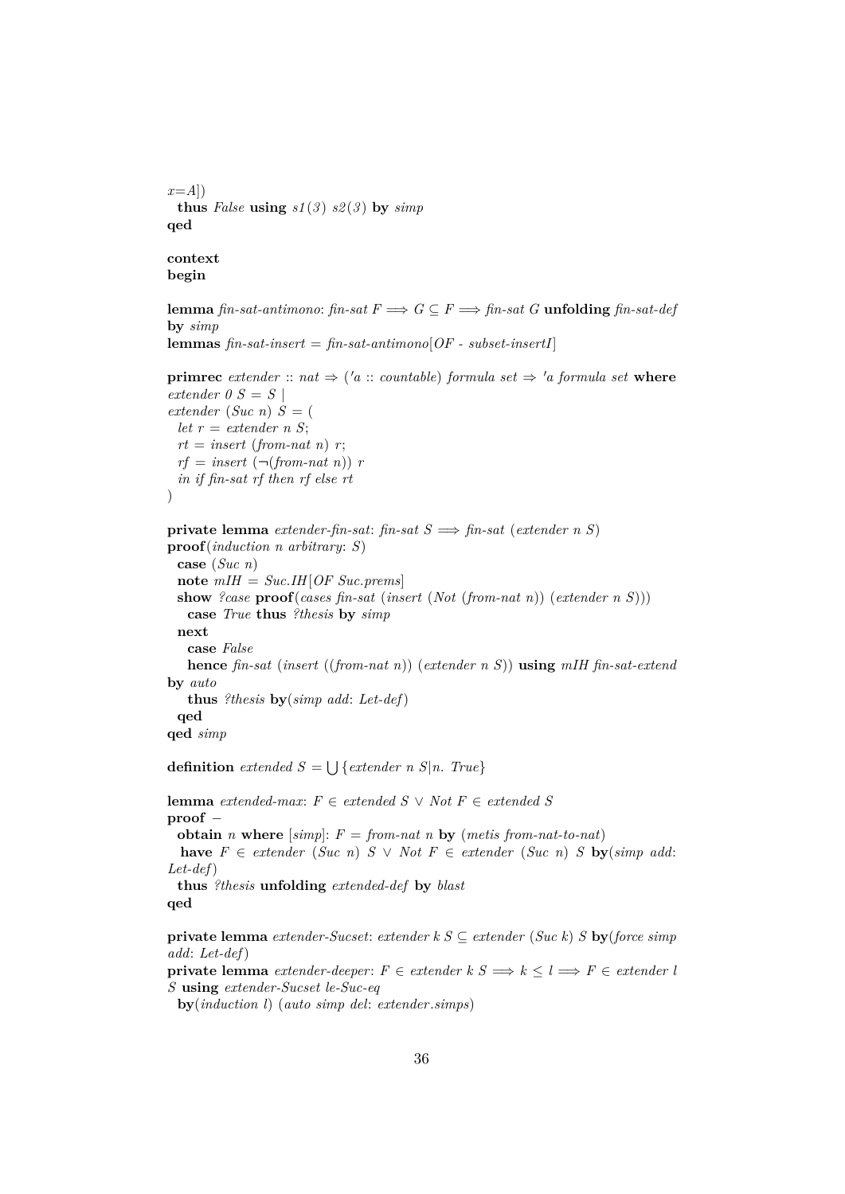```
x=A])
  thus False using s1(3) s2(3) by simp
qed

context
begin

lemma fin-sat-antimono: fin-sat F ⟹ G ⊆ F ⟹ fin-sat G unfolding fin-sat-def
by simp
lemmas fin-sat-insert = fin-sat-antimono[OF - subset-insertI]

primrec extender :: nat ⇒ ('a :: countable) formula set ⇒ 'a formula set where
extender 0 S = S |
extender (Suc n) S = (
  let r = extender n S;
  rt = insert (from-nat n) r;
  rf = insert (¬(from-nat n)) r
  in if fin-sat rf then rf else rt
)

private lemma extender-fin-sat: fin-sat S ⟹ fin-sat (extender n S)
proof(induction n arbitrary: S)
  case (Suc n)
  note mIH = Suc.IH[OF Suc.prems]
  show ?case proof(cases fin-sat (insert (Not (from-nat n)) (extender n S)))
    case True thus ?thesis by simp
  next
    case False
    hence fin-sat (insert ((from-nat n)) (extender n S)) using mIH fin-sat-extend
by auto
    thus ?thesis by(simp add: Let-def)
  qed
qed simp

definition extended S = ⋃{extender n S|n. True}

lemma extended-max: F ∈ extended S ∨ Not F ∈ extended S
proof -
  obtain n where [simp]: F = from-nat n by (metis from-nat-to-nat)
  have F ∈ extender (Suc n) S ∨ Not F ∈ extender (Suc n) S by(simp add:
Let-def)
  thus ?thesis unfolding extended-def by blast
qed

private lemma extender-Sucset: extender k S ⊆ extender (Suc k) S by(force simp
add: Let-def)
private lemma extender-deeper: F ∈ extender k S ⟹ k ≤ l ⟹ F ∈ extender l
S using extender-Sucset le-Suc-eq
  by(induction l) (auto simp del: extender.simps)
```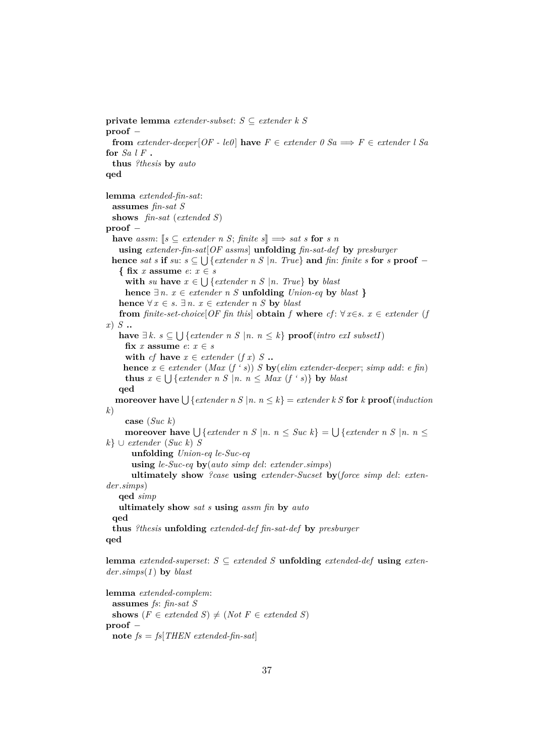```
private lemma extender-subset: S ⊆ extender k S
proof -
  from extender-deeper[OF - le0] have F ∈ extender 0 Sa ⟹ F ∈ extender l Sa
for Sa l F .
  thus ?thesis by auto
qed

lemma extended-fin-sat:
  assumes fin-sat S
  shows fin-sat (extended S)
proof -
  have assm: ⟦s ⊆ extender n S; finite s⟧ ⟹ sat s for s n
    using extender-fin-sat[OF assms] unfolding fin-sat-def by presburger
  hence sat s if su: s ⊆ ⋃{extender n S |n. True} and fin: finite s for s proof -
    { fix x assume e: x ∈ s
      with su have x ∈ ⋃{extender n S |n. True} by blast
      hence ∃n. x ∈ extender n S unfolding Union-eq by blast }
    hence ∀x ∈ s. ∃n. x ∈ extender n S by blast
    from finite-set-choice[OF fin this] obtain f where cf: ∀x∈s. x ∈ extender (f
x) S ..
    have ∃k. s ⊆ ⋃{extender n S |n. n ≤ k} proof(intro exI subsetI)
      fix x assume e: x ∈ s
      with cf have x ∈ extender (f x) S ..
     hence x ∈ extender (Max (f ` s)) S by(elim extender-deeper; simp add: e fin)
      thus x ∈ ⋃{extender n S |n. n ≤ Max (f ` s)} by blast
    qed
   moreover have ⋃{extender n S |n. n ≤ k} = extender k S for k proof(induction
k)
      case (Suc k)
      moreover have ⋃{extender n S |n. n ≤ Suc k} = ⋃{extender n S |n. n ≤
k} ∪ extender (Suc k) S
        unfolding Union-eq le-Suc-eq
        using le-Suc-eq by(auto simp del: extender.simps)
        ultimately show ?case using extender-Sucset by(force simp del: exten-
der.simps)
    qed simp
    ultimately show sat s using assm fin by auto
  qed
  thus ?thesis unfolding extended-def fin-sat-def by presburger
qed

lemma extended-superset: S ⊆ extended S unfolding extended-def using exten-
der.simps(1) by blast

lemma extended-complem:
  assumes fs: fin-sat S
  shows (F ∈ extended S) ≠ (Not F ∈ extended S)
proof -
  note fs = fs[THEN extended-fin-sat]
```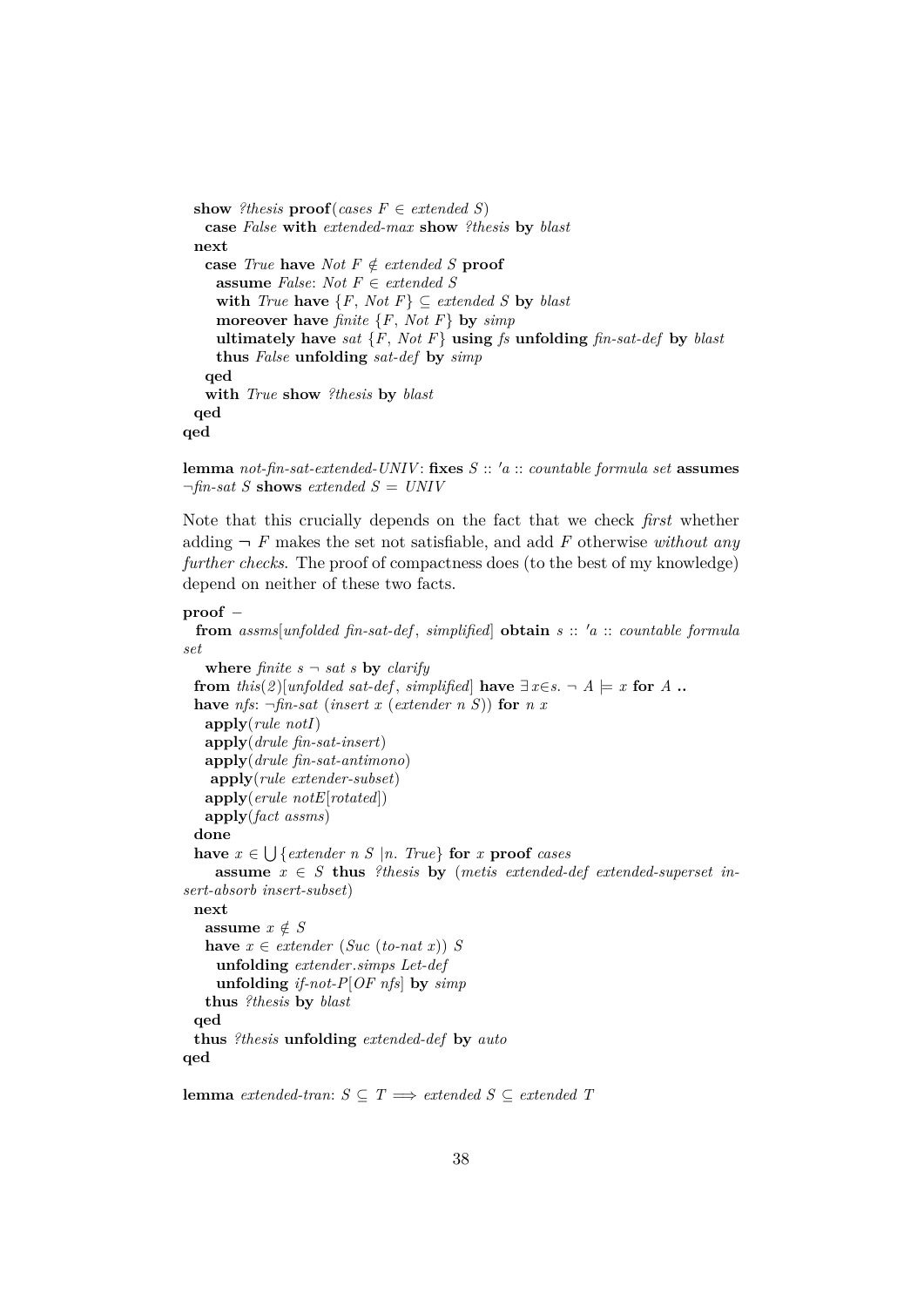```
  show ?thesis proof(cases F ∈ extended S)
    case False with extended-max show ?thesis by blast
  next
    case True have Not F ∉ extended S proof
      assume False: Not F ∈ extended S
      with True have {F, Not F} ⊆ extended S by blast
      moreover have finite {F, Not F} by simp
      ultimately have sat {F, Not F} using fs unfolding fin-sat-def by blast
      thus False unfolding sat-def by simp
    qed
    with True show ?thesis by blast
  qed
qed
```

**lemma** *not-fin-sat-extended-UNIV*: **fixes** *S* :: *′a* :: *countable formula set* **assumes** *¬fin-sat S* **shows** *extended S = UNIV*

Note that this crucially depends on the fact that we check *first* whether adding ¬ *F* makes the set not satisfiable, and add *F* otherwise *without any further checks*. The proof of compactness does (to the best of my knowledge) depend on neither of these two facts.

```
proof −
  from assms[unfolded fin-sat-def, simplified] obtain s :: 'a :: countable formula set
    where finite s ¬ sat s by clarify
  from this(2)[unfolded sat-def, simplified] have ∃ x∈s. ¬ A ⊨ x for A ..
  have nfs: ¬fin-sat (insert x (extender n S)) for n x
    apply(rule notI)
    apply(drule fin-sat-insert)
    apply(drule fin-sat-antimono)
     apply(rule extender-subset)
    apply(erule notE[rotated])
    apply(fact assms)
  done
  have x ∈ ⋃{extender n S |n. True} for x proof cases
     assume x ∈ S thus ?thesis by (metis extended-def extended-superset insert-absorb insert-subset)
  next
    assume x ∉ S
    have x ∈ extender (Suc (to-nat x)) S
      unfolding extender.simps Let-def
      unfolding if-not-P[OF nfs] by simp
    thus ?thesis by blast
  qed
  thus ?thesis unfolding extended-def by auto
qed
```

**lemma** *extended-tran*: *S ⊆ T ⟹ extended S ⊆ extended T*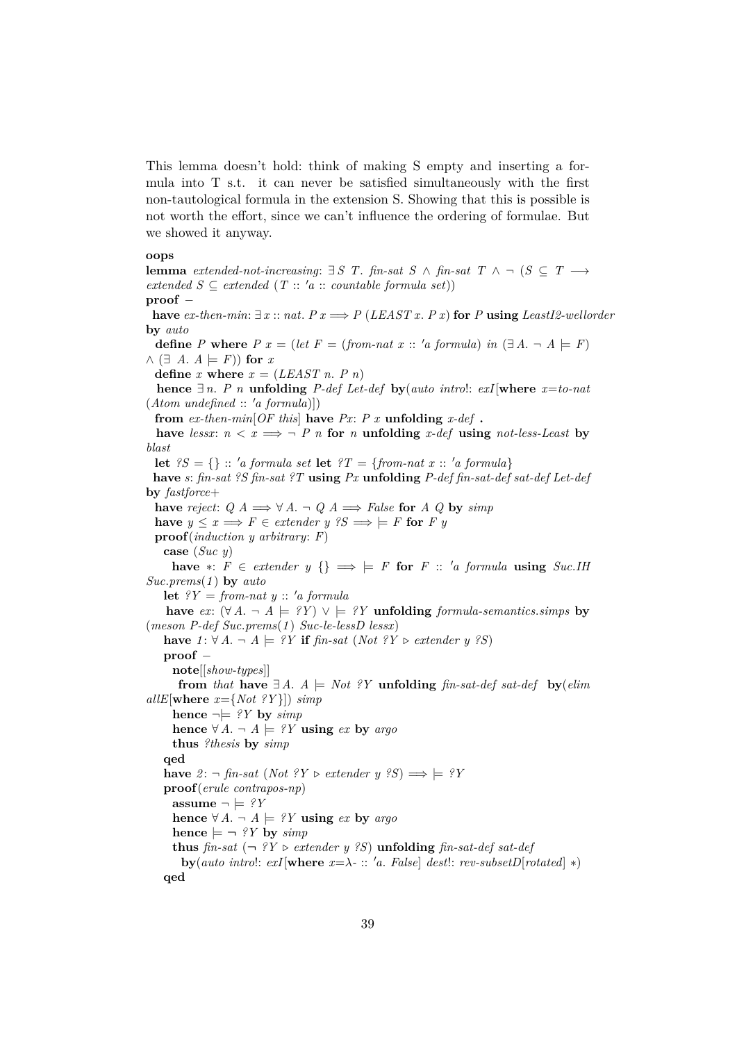This lemma doesn't hold: think of making S empty and inserting a formula into T s.t. it can never be satisfied simultaneously with the first non-tautological formula in the extension S. Showing that this is possible is not worth the effort, since we can't influence the ordering of formulae. But we showed it anyway.

```
oops
lemma extended-not-increasing: ∃ S T. fin-sat S ∧ fin-sat T ∧ ¬ (S ⊆ T ⟶
extended S ⊆ extended (T :: 'a :: countable formula set))
proof −
  have ex-then-min: ∃ x :: nat. P x ⟹ P (LEAST x. P x) for P using LeastI2-wellorder
by auto
  define P where P x = (let F = (from-nat x :: 'a formula) in (∃ A. ¬ A ⊨ F)
∧ (∃ A. A ⊨ F)) for x
  define x where x = (LEAST n. P n)
  hence ∃ n. P n unfolding P-def Let-def by(auto intro!: exI[where x=to-nat
(Atom undefined :: 'a formula)])
  from ex-then-min[OF this] have Px: P x unfolding x-def .
  have lessx: n < x ⟹ ¬ P n for n unfolding x-def using not-less-Least by
blast
  let ?S = {} :: 'a formula set let ?T = {from-nat x :: 'a formula}
  have s: fin-sat ?S fin-sat ?T using Px unfolding P-def fin-sat-def sat-def Let-def
by fastforce+
  have reject: Q A ⟹ ∀ A. ¬ Q A ⟹ False for A Q by simp
  have y ≤ x ⟹ F ∈ extender y ?S ⟹ ⊨ F for F y
  proof(induction y arbitrary: F)
    case (Suc y)
     have *: F ∈ extender y {} ⟹ ⊨ F for F :: 'a formula using Suc.IH
Suc.prems(1) by auto
    let ?Y = from-nat y :: 'a formula
     have ex: (∀ A. ¬ A ⊨ ?Y) ∨ ⊨ ?Y unfolding formula-semantics.simps by
(meson P-def Suc.prems(1) Suc-le-lessD lessx)
    have 1: ∀ A. ¬ A ⊨ ?Y if fin-sat (Not ?Y ▷ extender y ?S)
    proof −
      note[[show-types]]
       from that have ∃ A. A ⊨ Not ?Y unfolding fin-sat-def sat-def  by(elim
allE[where x={Not ?Y}]) simp
      hence ¬⊨ ?Y by simp
      hence ∀ A. ¬ A ⊨ ?Y using ex by argo
      thus ?thesis by simp
    qed
    have 2: ¬ fin-sat (Not ?Y ▷ extender y ?S) ⟹ ⊨ ?Y
    proof(erule contrapos-np)
      assume ¬ ⊨ ?Y
      hence ∀ A. ¬ A ⊨ ?Y using ex by argo
      hence ⊨ ¬ ?Y by simp
      thus fin-sat (¬ ?Y ▷ extender y ?S) unfolding fin-sat-def sat-def
        by(auto intro!: exI[where x=λ- :: 'a. False] dest!: rev-subsetD[rotated] *)
    qed
```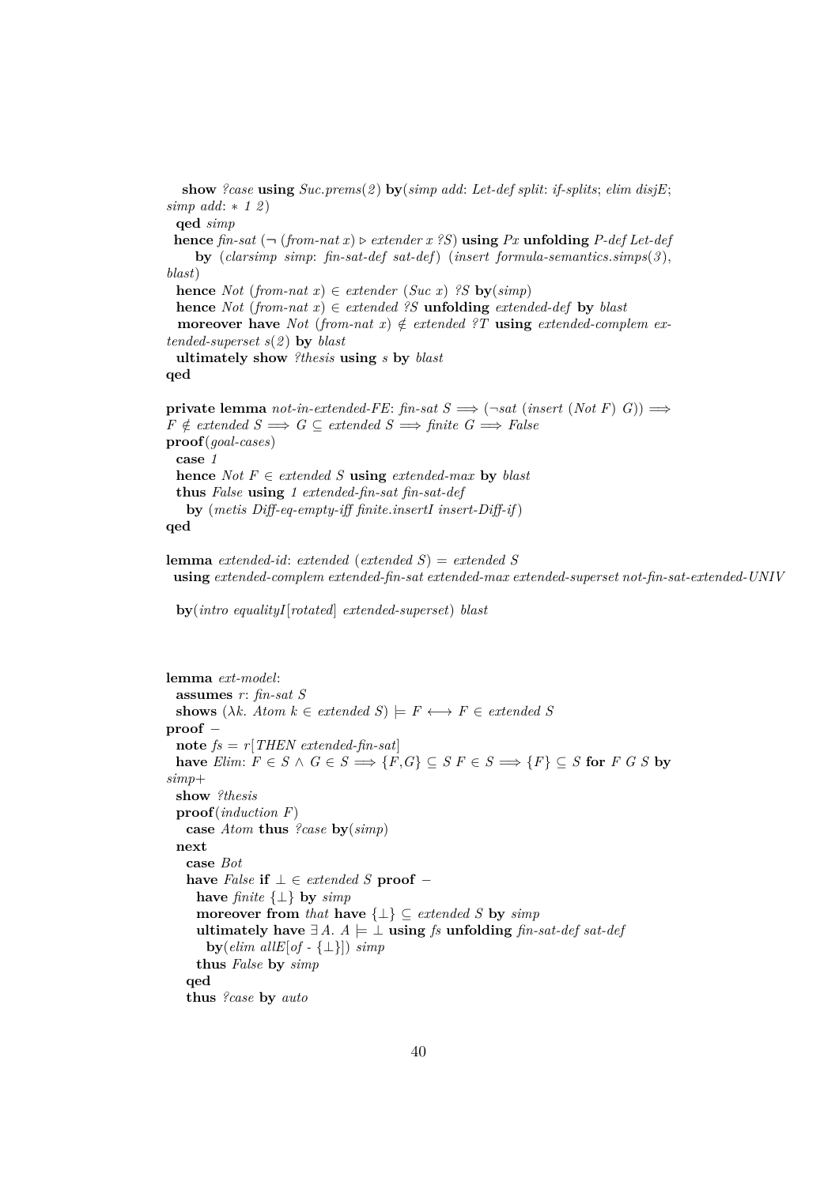```
    show ?case using Suc.prems(2) by(simp add: Let-def split: if-splits; elim disjE;
simp add: ∗ 1 2)
  qed simp
  hence fin-sat (¬ (from-nat x) ▷ extender x ?S) using Px unfolding P-def Let-def
      by (clarsimp simp: fin-sat-def sat-def) (insert formula-semantics.simps(3),
blast)
  hence Not (from-nat x) ∈ extender (Suc x) ?S by(simp)
  hence Not (from-nat x) ∈ extended ?S unfolding extended-def by blast
  moreover have Not (from-nat x) ∉ extended ?T using extended-complem ex-
tended-superset s(2) by blast
  ultimately show ?thesis using s by blast
qed

private lemma not-in-extended-FE: fin-sat S ⟹ (¬sat (insert (Not F) G)) ⟹
F ∉ extended S ⟹ G ⊆ extended S ⟹ finite G ⟹ False
proof(goal-cases)
  case 1
  hence Not F ∈ extended S using extended-max by blast
  thus False using 1 extended-fin-sat fin-sat-def
    by (metis Diff-eq-empty-iff finite.insertI insert-Diff-if)
qed

lemma extended-id: extended (extended S) = extended S
  using extended-complem extended-fin-sat extended-max extended-superset not-fin-sat-extended-UNIV

  by(intro equalityI[rotated] extended-superset) blast



lemma ext-model:
  assumes r: fin-sat S
  shows (λk. Atom k ∈ extended S) ⊨ F ⟷ F ∈ extended S
proof −
  note fs = r[THEN extended-fin-sat]
  have Elim: F ∈ S ∧ G ∈ S ⟹ {F,G} ⊆ S F ∈ S ⟹ {F} ⊆ S for F G S by
simp+
  show ?thesis
  proof(induction F)
    case Atom thus ?case by(simp)
  next
    case Bot
    have False if ⊥ ∈ extended S proof −
      have finite {⊥} by simp
      moreover from that have {⊥} ⊆ extended S by simp
      ultimately have ∃ A. A ⊨ ⊥ using fs unfolding fin-sat-def sat-def
        by(elim allE[of - {⊥}]) simp
      thus False by simp
    qed
    thus ?case by auto
```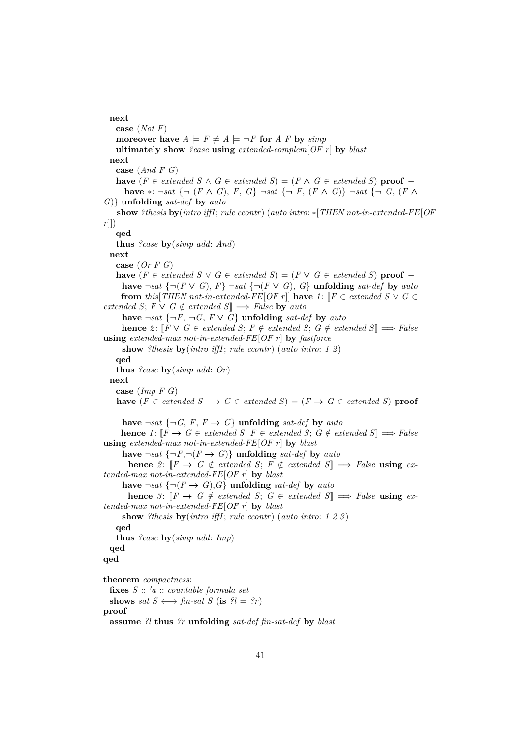```
  next
    case (Not F)
    moreover have A ⊨ F ≠ A ⊨ ¬F for A F by simp
    ultimately show ?case using extended-complem[OF r] by blast
  next
    case (And F G)
    have (F ∈ extended S ∧ G ∈ extended S) = (F ∧ G ∈ extended S) proof −
      have ∗: ¬sat {¬ (F ∧ G), F, G} ¬sat {¬ F, (F ∧ G)} ¬sat {¬ G, (F ∧ G)} unfolding sat-def by auto
      show ?thesis by(intro iffI; rule ccontr) (auto intro: ∗[THEN not-in-extended-FE[OF r]])
    qed
    thus ?case by(simp add: And)
  next
    case (Or F G)
    have (F ∈ extended S ∨ G ∈ extended S) = (F ∨ G ∈ extended S) proof −
      have ¬sat {¬(F ∨ G), F} ¬sat {¬(F ∨ G), G} unfolding sat-def by auto
      from this[THEN not-in-extended-FE[OF r]] have 1: ⟦F ∈ extended S ∨ G ∈ extended S; F ∨ G ∉ extended S⟧ ⟹ False by auto
      have ¬sat {¬F, ¬G, F ∨ G} unfolding sat-def by auto
      hence 2: ⟦F ∨ G ∈ extended S; F ∉ extended S; G ∉ extended S⟧ ⟹ False using extended-max not-in-extended-FE[OF r] by fastforce
      show ?thesis by(intro iffI; rule ccontr) (auto intro: 1 2)
    qed
    thus ?case by(simp add: Or)
  next
    case (Imp F G)
    have (F ∈ extended S ⟶ G ∈ extended S) = (F → G ∈ extended S) proof −
      have ¬sat {¬G, F, F → G} unfolding sat-def by auto
      hence 1: ⟦F → G ∈ extended S; F ∈ extended S; G ∉ extended S⟧ ⟹ False using extended-max not-in-extended-FE[OF r] by blast
      have ¬sat {¬F,¬(F → G)} unfolding sat-def by auto
      hence 2: ⟦F → G ∉ extended S; F ∉ extended S⟧ ⟹ False using extended-max not-in-extended-FE[OF r] by blast
      have ¬sat {¬(F → G),G} unfolding sat-def by auto
      hence 3: ⟦F → G ∉ extended S; G ∈ extended S⟧ ⟹ False using extended-max not-in-extended-FE[OF r] by blast
      show ?thesis by(intro iffI; rule ccontr) (auto intro: 1 2 3)
    qed
    thus ?case by(simp add: Imp)
  qed
qed

theorem compactness:
  fixes S :: 'a :: countable formula set
  shows sat S ⟷ fin-sat S (is ?l = ?r)
proof
  assume ?l thus ?r unfolding sat-def fin-sat-def by blast
```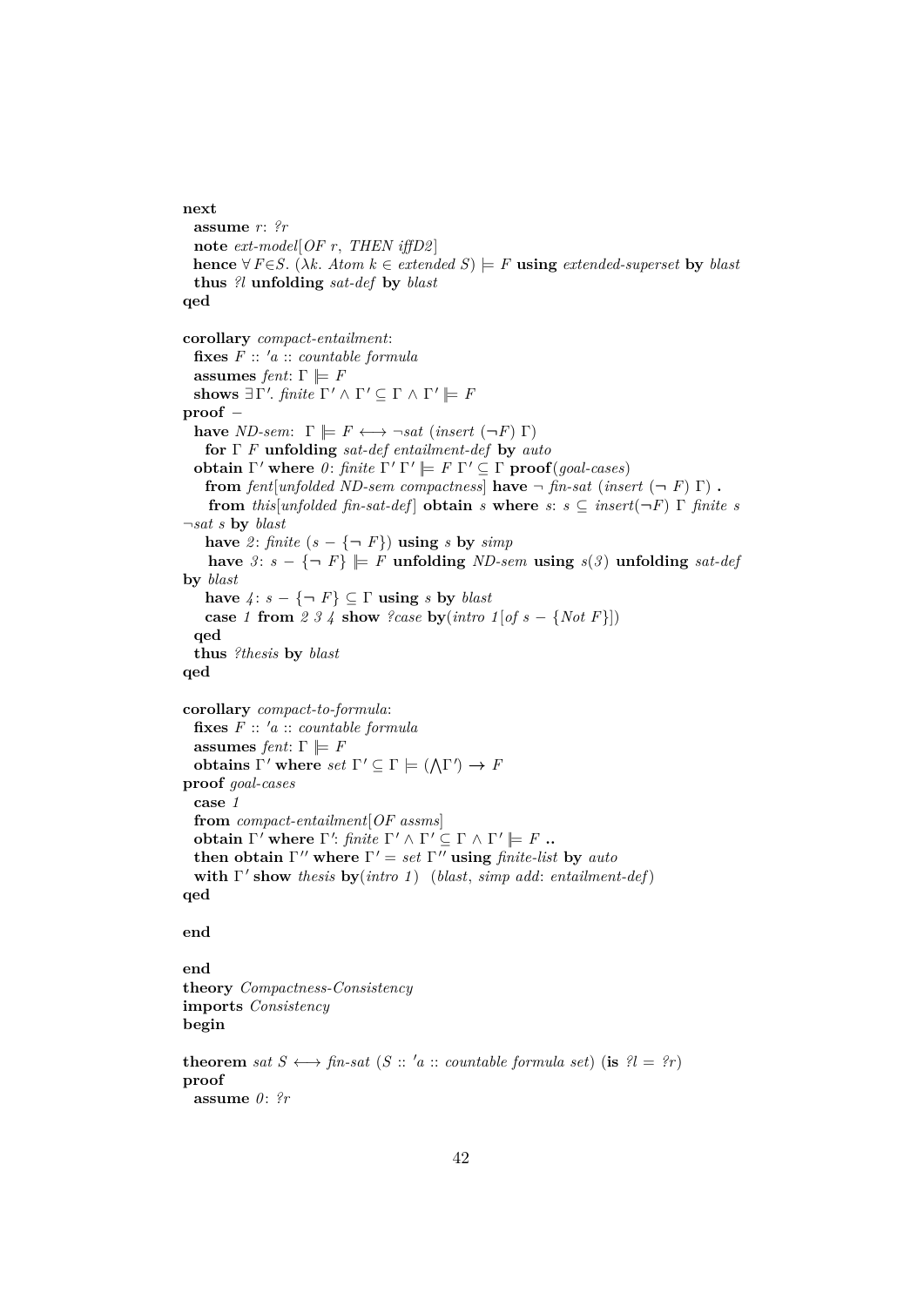```
next
  assume r: ?r
  note ext-model[OF r, THEN iffD2]
  hence ∀F∈S. (λk. Atom k ∈ extended S) ⊨ F using extended-superset by blast
  thus ?l unfolding sat-def by blast
qed

corollary compact-entailment:
  fixes F :: 'a :: countable formula
  assumes fent: Γ ⊫ F
  shows ∃Γ'. finite Γ' ∧ Γ' ⊆ Γ ∧ Γ' ⊫ F
proof −
  have ND-sem: Γ ⊫ F ⟷ ¬sat (insert (¬F) Γ)
    for Γ F unfolding sat-def entailment-def by auto
  obtain Γ' where 0: finite Γ' Γ' ⊫ F Γ' ⊆ Γ proof(goal-cases)
    from fent[unfolded ND-sem compactness] have ¬ fin-sat (insert (¬ F) Γ) .
    from this[unfolded fin-sat-def] obtain s where s: s ⊆ insert(¬F) Γ finite s
¬sat s by blast
    have 2: finite (s − {¬ F}) using s by simp
    have 3: s − {¬ F} ⊫ F unfolding ND-sem using s(3) unfolding sat-def
by blast
    have 4: s − {¬ F} ⊆ Γ using s by blast
    case 1 from 2 3 4 show ?case by(intro 1[of s − {Not F}])
  qed
  thus ?thesis by blast
qed

corollary compact-to-formula:
  fixes F :: 'a :: countable formula
  assumes fent: Γ ⊫ F
  obtains Γ' where set Γ' ⊆ Γ ⊨ (⋀Γ') → F
proof goal-cases
  case 1
  from compact-entailment[OF assms]
  obtain Γ' where Γ': finite Γ' ∧ Γ' ⊆ Γ ∧ Γ' ⊫ F ..
  then obtain Γ'' where Γ' = set Γ'' using finite-list by auto
  with Γ' show thesis by(intro 1) (blast, simp add: entailment-def)
qed

end

end
theory Compactness-Consistency
imports Consistency
begin

theorem sat S ⟷ fin-sat (S :: 'a :: countable formula set) (is ?l = ?r)
proof
  assume 0: ?r
```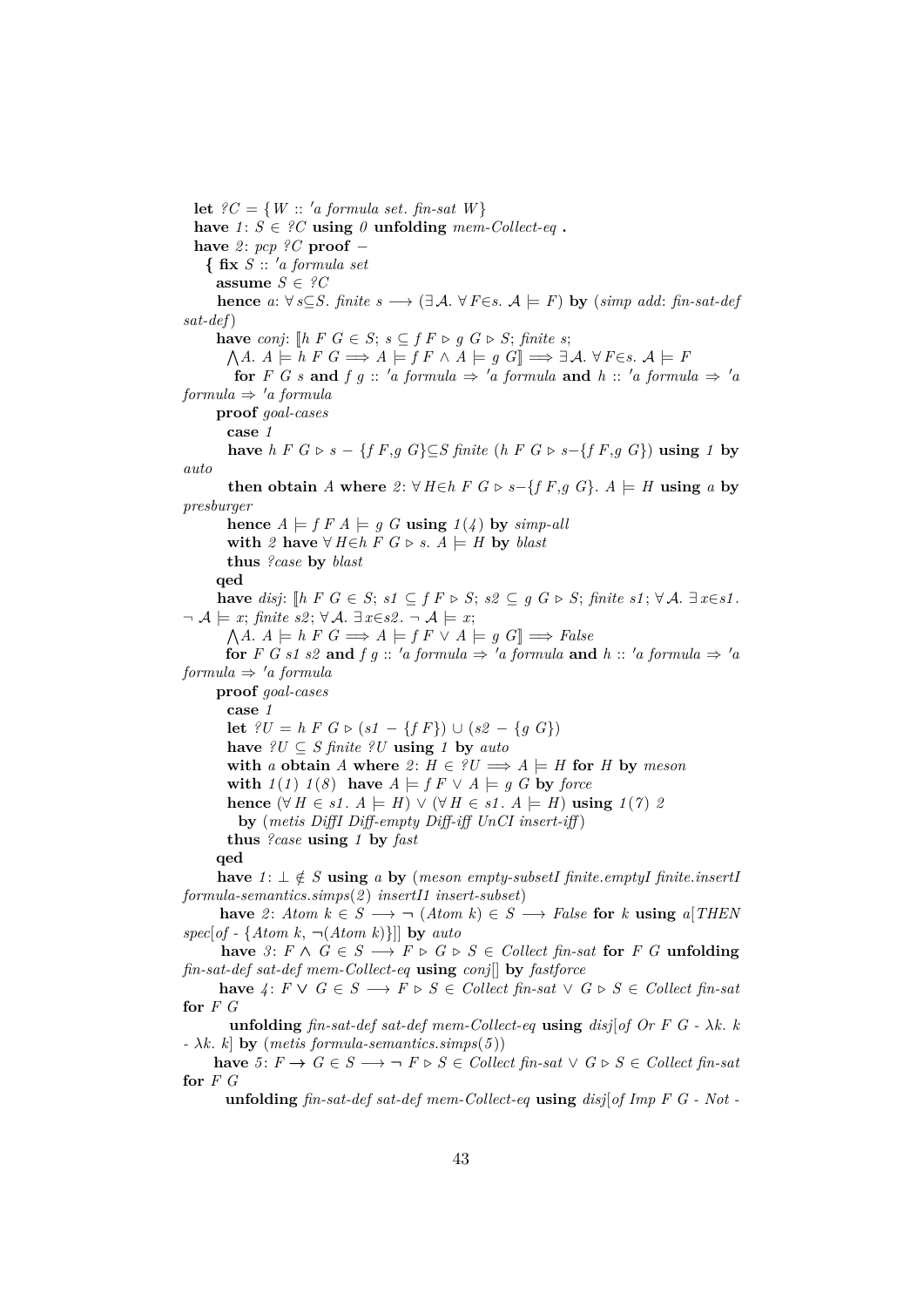```
  let ?C = {W :: 'a formula set. fin-sat W}
  have 1: S ∈ ?C using 0 unfolding mem-Collect-eq .
  have 2: pcp ?C proof −
    { fix S :: 'a formula set
      assume S ∈ ?C
      hence a: ∀ s⊆S. finite s ⟶ (∃𝒜. ∀ F∈s. 𝒜 ⊨ F) by (simp add: fin-sat-def sat-def)
      have conj: ⟦h F G ∈ S; s ⊆ f F ▷ g G ▷ S; finite s;
        ⋀A. A ⊨ h F G ⟹ A ⊨ f F ∧ A ⊨ g G⟧ ⟹ ∃𝒜. ∀ F∈s. 𝒜 ⊨ F
         for F G s and f g :: 'a formula ⇒ 'a formula and h :: 'a formula ⇒ 'a formula ⇒ 'a formula
      proof goal-cases
        case 1
        have h F G ▷ s − {f F,g G}⊆S finite (h F G ▷ s−{f F,g G}) using 1 by auto
        then obtain A where 2: ∀ H∈h F G ▷ s−{f F,g G}. A ⊨ H using a by presburger
        hence A ⊨ f F A ⊨ g G using 1(4) by simp-all
        with 2 have ∀ H∈h F G ▷ s. A ⊨ H by blast
        thus ?case by blast
      qed
      have disj: ⟦h F G ∈ S; s1 ⊆ f F ▷ S; s2 ⊆ g G ▷ S; finite s1; ∀𝒜. ∃ x∈s1. ¬ 𝒜 ⊨ x; finite s2; ∀𝒜. ∃ x∈s2. ¬ 𝒜 ⊨ x;
        ⋀A. A ⊨ h F G ⟹ A ⊨ f F ∨ A ⊨ g G⟧ ⟹ False
        for F G s1 s2 and f g :: 'a formula ⇒ 'a formula and h :: 'a formula ⇒ 'a formula ⇒ 'a formula
      proof goal-cases
        case 1
        let ?U = h F G ▷ (s1 − {f F}) ∪ (s2 − {g G})
        have ?U ⊆ S finite ?U using 1 by auto
        with a obtain A where 2: H ∈ ?U ⟹ A ⊨ H for H by meson
        with 1(1) 1(8) have A ⊨ f F ∨ A ⊨ g G by force
        hence (∀ H ∈ s1. A ⊨ H) ∨ (∀ H ∈ s1. A ⊨ H) using 1(7) 2
          by (metis DiffI Diff-empty Diff-iff UnCI insert-iff)
        thus ?case using 1 by fast
      qed
      have 1: ⊥ ∉ S using a by (meson empty-subsetI finite.emptyI finite.insertI formula-semantics.simps(2) insertI1 insert-subset)
      have 2: Atom k ∈ S ⟶ ¬ (Atom k) ∈ S ⟶ False for k using a[THEN spec[of - {Atom k, ¬(Atom k)}]] by auto
      have 3: F ∧ G ∈ S ⟶ F ▷ G ▷ S ∈ Collect fin-sat for F G unfolding fin-sat-def sat-def mem-Collect-eq using conj[] by fastforce
      have 4: F ∨ G ∈ S ⟶ F ▷ S ∈ Collect fin-sat ∨ G ▷ S ∈ Collect fin-sat for F G
        unfolding fin-sat-def sat-def mem-Collect-eq using disj[of Or F G - λk. k - λk. k] by (metis formula-semantics.simps(5))
      have 5: F → G ∈ S ⟶ ¬ F ▷ S ∈ Collect fin-sat ∨ G ▷ S ∈ Collect fin-sat for F G
        unfolding fin-sat-def sat-def mem-Collect-eq using disj[of Imp F G - Not -
```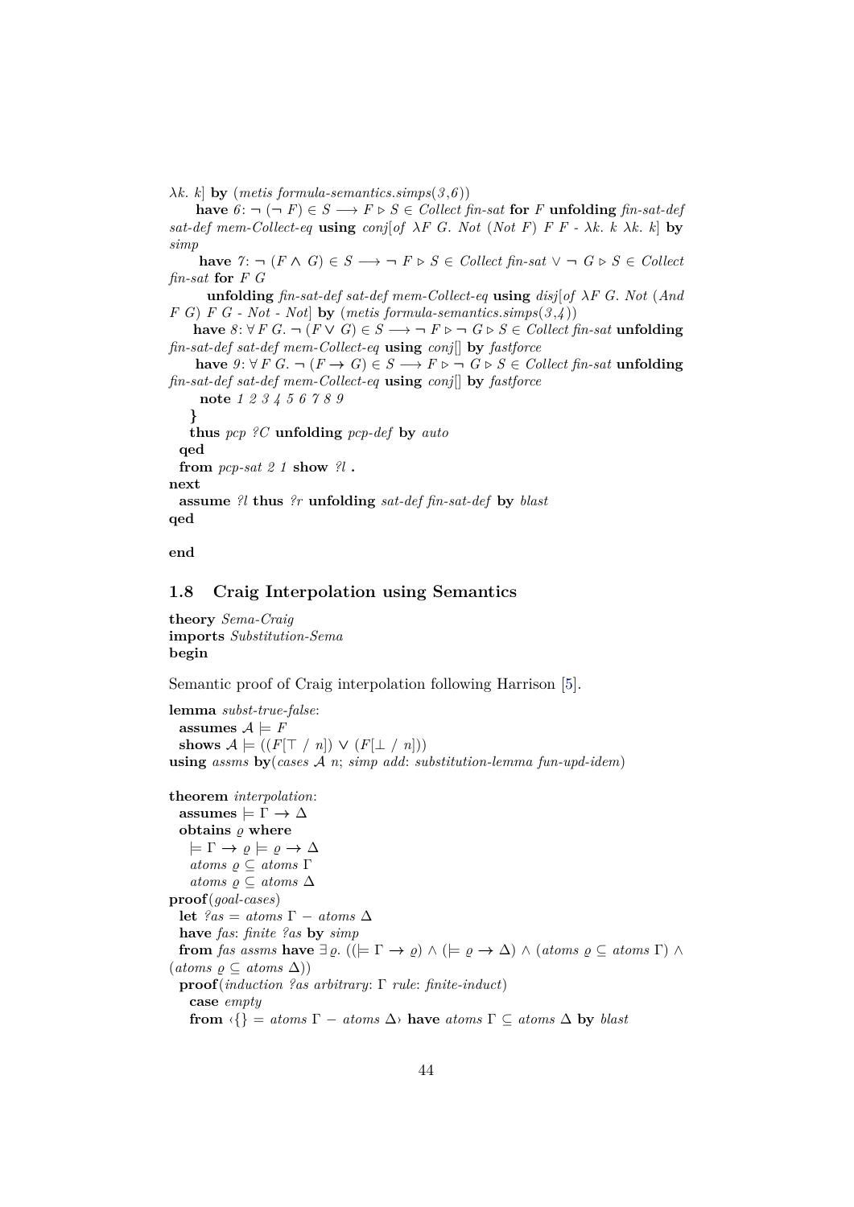λk. k] **by** (*metis formula-semantics.simps(3,6)*)
    **have** *6*: ¬ (¬ F) ∈ S ⟶ F ▹ S ∈ *Collect fin-sat* **for** F **unfolding** *fin-sat-def sat-def mem-Collect-eq* **using** *conj[of λF G. Not (Not F) F F - λk. k λk. k]* **by** *simp*
    **have** *7*: ¬ (F ∧ G) ∈ S ⟶ ¬ F ▹ S ∈ *Collect fin-sat* ∨ ¬ G ▹ S ∈ *Collect fin-sat* **for** F G
      **unfolding** *fin-sat-def sat-def mem-Collect-eq* **using** *disj[of λF G. Not (And F G) F G - Not - Not]* **by** (*metis formula-semantics.simps(3,4)*)
    **have** *8*: ∀ F G. ¬ (F ∨ G) ∈ S ⟶ ¬ F ▹ ¬ G ▹ S ∈ *Collect fin-sat* **unfolding** *fin-sat-def sat-def mem-Collect-eq* **using** *conj[]* **by** *fastforce*
    **have** *9*: ∀ F G. ¬ (F → G) ∈ S ⟶ F ▹ ¬ G ▹ S ∈ *Collect fin-sat* **unfolding** *fin-sat-def sat-def mem-Collect-eq* **using** *conj[]* **by** *fastforce*
    **note** *1 2 3 4 5 6 7 8 9*
  **}**
  **thus** *pcp ?C* **unfolding** *pcp-def* **by** *auto*
 **qed**
 **from** *pcp-sat 2 1* **show** *?l* **.**
**next**
 **assume** *?l* **thus** *?r* **unfolding** *sat-def fin-sat-def* **by** *blast*
**qed**

**end**

## 1.8 Craig Interpolation using Semantics

**theory** *Sema-Craig*
**imports** *Substitution-Sema*
**begin**

Semantic proof of Craig interpolation following Harrison [5].

**lemma** *subst-true-false*:
 **assumes** 𝒜 ⊨ F
 **shows** 𝒜 ⊨ ((F[⊤ / n]) ∨ (F[⊥ / n]))
**using** *assms* **by**(*cases 𝒜 n*; *simp add*: *substitution-lemma fun-upd-idem*)

**theorem** *interpolation*:
 **assumes** ⊨ Γ → Δ
 **obtains** ϱ **where**
  ⊨ Γ → ϱ ⊨ ϱ → Δ
  *atoms* ϱ ⊆ *atoms* Γ
  *atoms* ϱ ⊆ *atoms* Δ
**proof**(*goal-cases*)
 **let** *?as* = *atoms* Γ − *atoms* Δ
 **have** *fas*: *finite ?as* **by** *simp*
 **from** *fas assms* **have** ∃ϱ. ((⊨ Γ → ϱ) ∧ (⊨ ϱ → Δ) ∧ (*atoms* ϱ ⊆ *atoms* Γ) ∧ (*atoms* ϱ ⊆ *atoms* Δ))
 **proof**(*induction ?as arbitrary*: Γ *rule*: *finite-induct*)
  **case** *empty*
  **from** ‹{} = *atoms* Γ − *atoms* Δ› **have** *atoms* Γ ⊆ *atoms* Δ **by** *blast*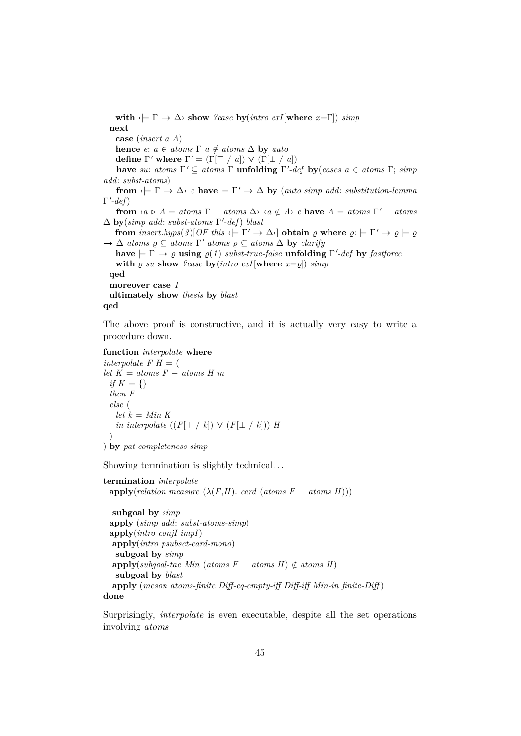```
    with ‹⊨ Γ → Δ› show ?case by(intro exI[where x=Γ]) simp
  next
    case (insert a A)
    hence e: a ∈ atoms Γ a ∉ atoms Δ by auto
    define Γ' where Γ' = (Γ[⊤ / a]) ∨ (Γ[⊥ / a])
    have su: atoms Γ' ⊆ atoms Γ unfolding Γ'-def by(cases a ∈ atoms Γ; simp
add: subst-atoms)
    from ‹⊨ Γ → Δ› e have ⊨ Γ' → Δ by (auto simp add: substitution-lemma
Γ'-def)
    from ‹a ▷ A = atoms Γ − atoms Δ› ‹a ∉ A› e have A = atoms Γ' − atoms
Δ by(simp add: subst-atoms Γ'-def) blast
    from insert.hyps(3)[OF this ‹⊨ Γ' → Δ›] obtain ϱ where ϱ: ⊨ Γ' → ϱ ⊨ ϱ
→ Δ atoms ϱ ⊆ atoms Γ' atoms ϱ ⊆ atoms Δ by clarify
    have ⊨ Γ → ϱ using ϱ(1) subst-true-false unfolding Γ'-def by fastforce
    with ϱ su show ?case by(intro exI[where x=ϱ]) simp
  qed
  moreover case 1
  ultimately show thesis by blast
qed
```

The above proof is constructive, and it is actually very easy to write a procedure down.

```
function interpolate where
interpolate F H = (
let K = atoms F − atoms H in
  if K = {}
  then F
  else (
    let k = Min K
    in interpolate ((F[⊤ / k]) ∨ (F[⊥ / k])) H
  )
) by pat-completeness simp
```

Showing termination is slightly technical...

```
termination interpolate
  apply(relation measure (λ(F,H). card (atoms F − atoms H)))

   subgoal by simp
  apply (simp add: subst-atoms-simp)
  apply(intro conjI impI)
   apply(intro psubset-card-mono)
    subgoal by simp
   apply(subgoal-tac Min (atoms F − atoms H) ∉ atoms H)
    subgoal by blast
   apply (meson atoms-finite Diff-eq-empty-iff Diff-iff Min-in finite-Diff)+
done
```

Surprisingly, *interpolate* is even executable, despite all the set operations involving *atoms*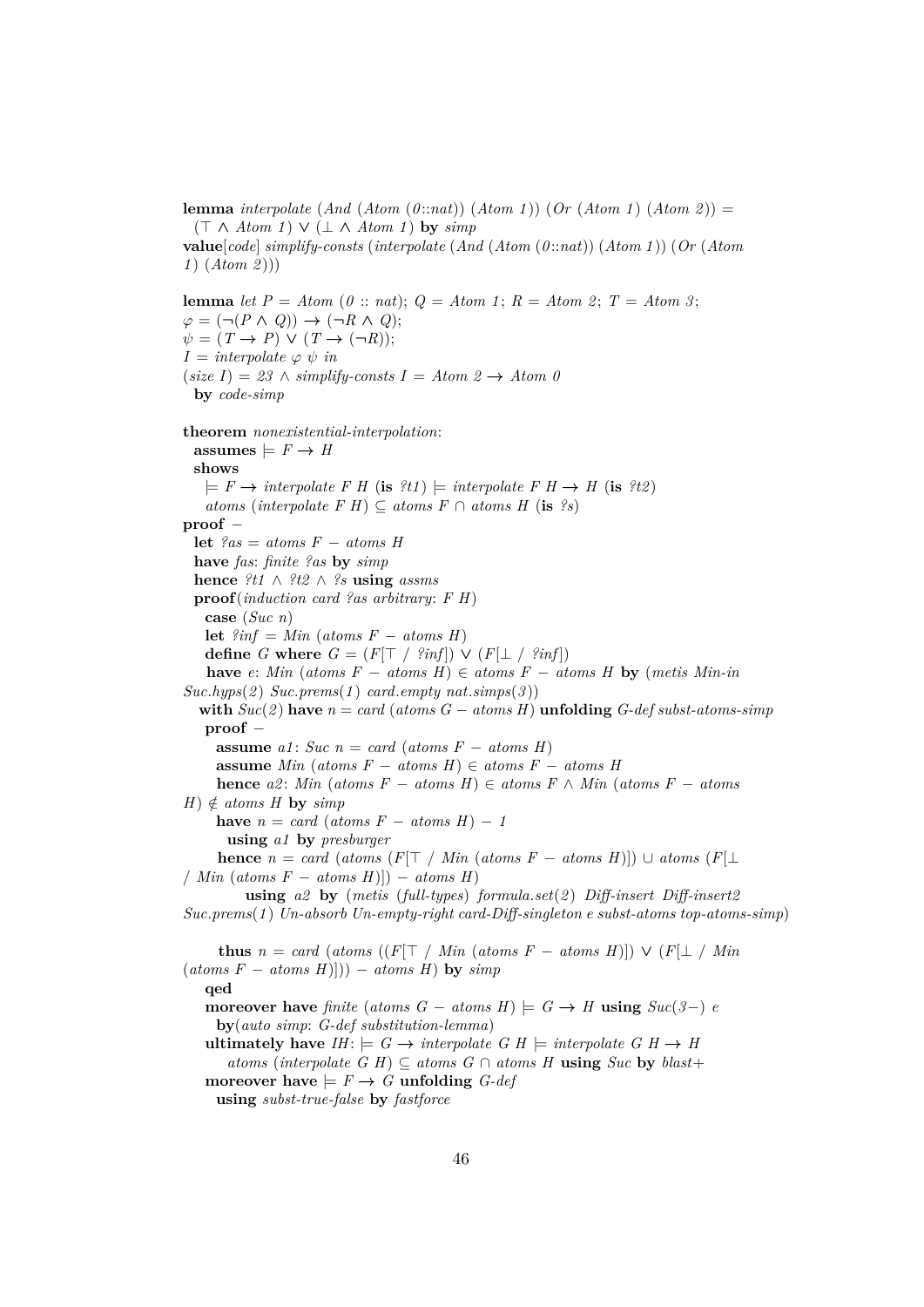```
lemma interpolate (And (Atom (0::nat)) (Atom 1)) (Or (Atom 1) (Atom 2)) =
  (⊤ ∧ Atom 1) ∨ (⊥ ∧ Atom 1) by simp
value[code] simplify-consts (interpolate (And (Atom (0::nat)) (Atom 1)) (Or (Atom
1) (Atom 2)))

lemma let P = Atom (0 :: nat); Q = Atom 1; R = Atom 2; T = Atom 3;
φ = (¬(P ∧ Q)) → (¬R ∧ Q);
ψ = (T → P) ∨ (T → (¬R));
I = interpolate φ ψ in
(size I) = 23 ∧ simplify-consts I = Atom 2 → Atom 0
  by code-simp

theorem nonexistential-interpolation:
  assumes ⊨ F → H
  shows
    ⊨ F → interpolate F H (is ?t1) ⊨ interpolate F H → H (is ?t2)
    atoms (interpolate F H) ⊆ atoms F ∩ atoms H (is ?s)
proof −
  let ?as = atoms F − atoms H
  have fas: finite ?as by simp
  hence ?t1 ∧ ?t2 ∧ ?s using assms
  proof(induction card ?as arbitrary: F H)
    case (Suc n)
    let ?inf = Min (atoms F − atoms H)
    define G where G = (F[⊤ / ?inf]) ∨ (F[⊥ / ?inf])
    have e: Min (atoms F − atoms H) ∈ atoms F − atoms H by (metis Min-in
Suc.hyps(2) Suc.prems(1) card.empty nat.simps(3))
    with Suc(2) have n = card (atoms G − atoms H) unfolding G-def subst-atoms-simp
    proof −
      assume a1: Suc n = card (atoms F − atoms H)
      assume Min (atoms F − atoms H) ∈ atoms F − atoms H
      hence a2: Min (atoms F − atoms H) ∈ atoms F ∧ Min (atoms F − atoms
H) ∉ atoms H by simp
      have n = card (atoms F − atoms H) − 1
        using a1 by presburger
      hence n = card (atoms (F[⊤ / Min (atoms F − atoms H)]) ∪ atoms (F[⊥
/ Min (atoms F − atoms H)]) − atoms H)
          using a2 by (metis (full-types) formula.set(2) Diff-insert Diff-insert2
Suc.prems(1) Un-absorb Un-empty-right card-Diff-singleton e subst-atoms top-atoms-simp)

      thus n = card (atoms ((F[⊤ / Min (atoms F − atoms H)]) ∨ (F[⊥ / Min
(atoms F − atoms H)])) − atoms H) by simp
    qed
    moreover have finite (atoms G − atoms H) ⊨ G → H using Suc(3−) e
      by(auto simp: G-def substitution-lemma)
    ultimately have IH: ⊨ G → interpolate G H ⊨ interpolate G H → H
        atoms (interpolate G H) ⊆ atoms G ∩ atoms H using Suc by blast+
    moreover have ⊨ F → G unfolding G-def
      using subst-true-false by fastforce
```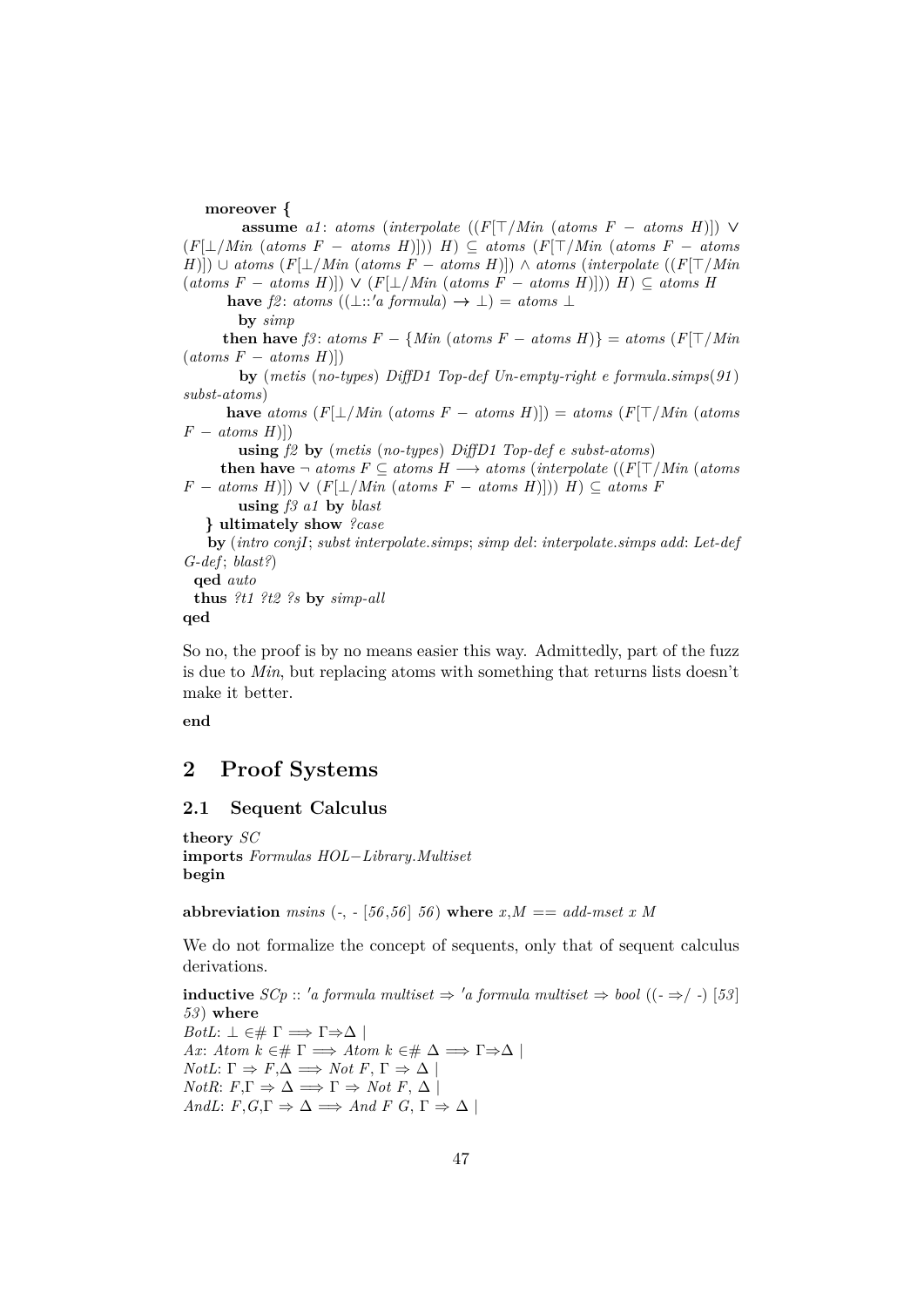```
    moreover {
        assume a1: atoms (interpolate ((F[⊤/Min (atoms F − atoms H)]) ∨
(F[⊥/Min (atoms F − atoms H)])) H) ⊆ atoms (F[⊤/Min (atoms F − atoms
H)]) ∪ atoms (F[⊥/Min (atoms F − atoms H)]) ∧ atoms (interpolate ((F[⊤/Min
(atoms F − atoms H)]) ∨ (F[⊥/Min (atoms F − atoms H)])) H) ⊆ atoms H
        have f2: atoms ((⊥::'a formula) → ⊥) = atoms ⊥
          by simp
        then have f3: atoms F − {Min (atoms F − atoms H)} = atoms (F[⊤/Min
(atoms F − atoms H)])
          by (metis (no-types) DiffD1 Top-def Un-empty-right e formula.simps(91)
subst-atoms)
        have atoms (F[⊥/Min (atoms F − atoms H)]) = atoms (F[⊤/Min (atoms
F − atoms H)])
          using f2 by (metis (no-types) DiffD1 Top-def e subst-atoms)
        then have ¬ atoms F ⊆ atoms H ⟶ atoms (interpolate ((F[⊤/Min (atoms
F − atoms H)]) ∨ (F[⊥/Min (atoms F − atoms H)])) H) ⊆ atoms F
          using f3 a1 by blast
    } ultimately show ?case
    by (intro conjI; subst interpolate.simps; simp del: interpolate.simps add: Let-def
G-def; blast?)
  qed auto
  thus ?t1 ?t2 ?s by simp-all
qed
```

So no, the proof is by no means easier this way. Admittedly, part of the fuzz is due to *Min*, but replacing atoms with something that returns lists doesn't make it better.

**end**

# 2 Proof Systems

## 2.1 Sequent Calculus

```
theory SC
imports Formulas HOL−Library.Multiset
begin
```

**abbreviation** *msins* (-, - [56,56] 56) **where** *x*,*M* == *add-mset x M*

We do not formalize the concept of sequents, only that of sequent calculus derivations.

```
inductive SCp :: 'a formula multiset ⇒ 'a formula multiset ⇒ bool ((- ⇒/ -) [53]
53) where
BotL: ⊥ ∈# Γ ⟹ Γ⇒Δ |
Ax: Atom k ∈# Γ ⟹ Atom k ∈# Δ ⟹ Γ⇒Δ |
NotL: Γ ⇒ F,Δ ⟹ Not F, Γ ⇒ Δ |
NotR: F,Γ ⇒ Δ ⟹ Γ ⇒ Not F, Δ |
AndL: F,G,Γ ⇒ Δ ⟹ And F G, Γ ⇒ Δ |
```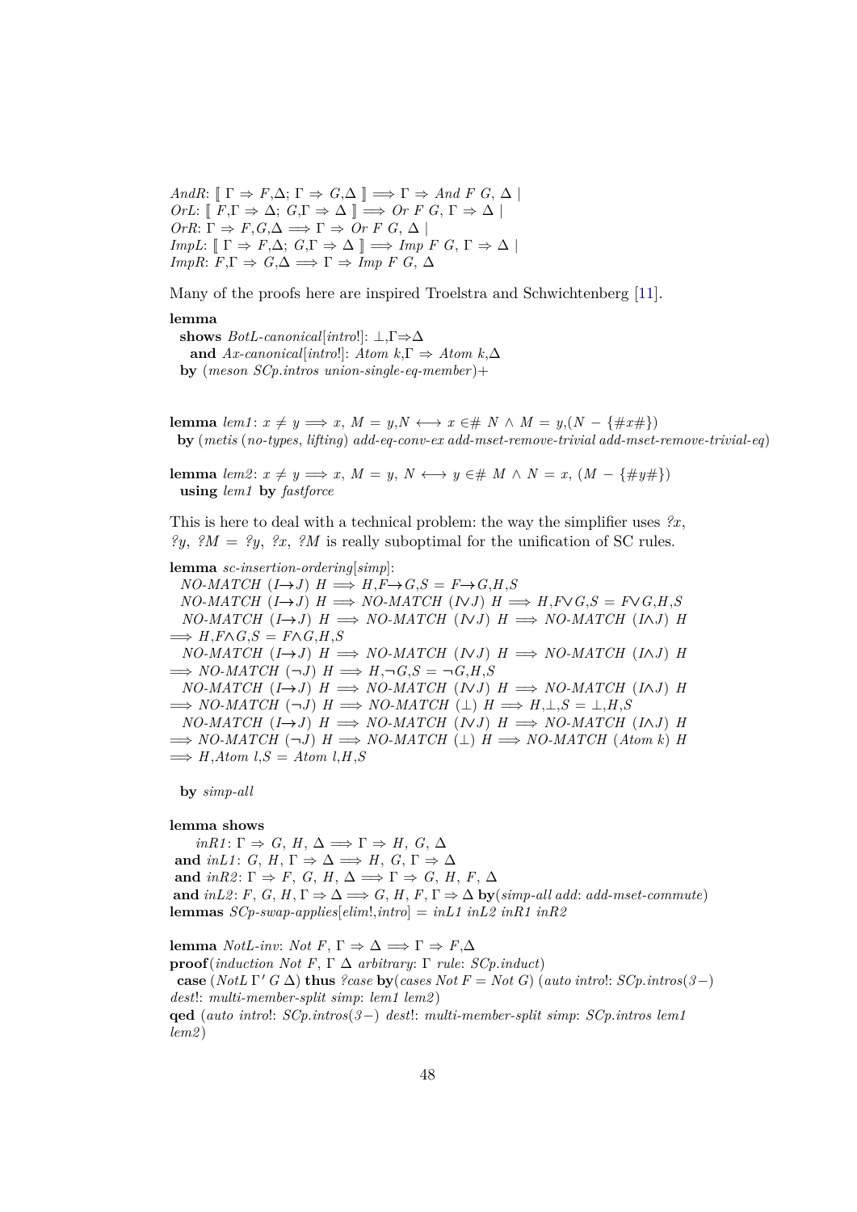*AndR*: ⟦ Γ ⇒ F,Δ; Γ ⇒ G,Δ ⟧ ⟹ Γ ⇒ *And F G*, Δ |
*OrL*: ⟦ F,Γ ⇒ Δ; G,Γ ⇒ Δ ⟧ ⟹ *Or F G*, Γ ⇒ Δ |
*OrR*: Γ ⇒ F,G,Δ ⟹ Γ ⇒ *Or F G*, Δ |
*ImpL*: ⟦ Γ ⇒ F,Δ; G,Γ ⇒ Δ ⟧ ⟹ *Imp F G*, Γ ⇒ Δ |
*ImpR*: F,Γ ⇒ G,Δ ⟹ Γ ⇒ *Imp F G*, Δ

Many of the proofs here are inspired Troelstra and Schwichtenberg [11].

```
lemma
  shows BotL-canonical[intro!]: ⊥,Γ⇒Δ
    and Ax-canonical[intro!]: Atom k,Γ ⇒ Atom k,Δ
  by (meson SCp.intros union-single-eq-member)+


lemma lem1: x ≠ y ⟹ x, M = y,N ⟷ x ∈# N ∧ M = y,(N − {#x#})
  by (metis (no-types, lifting) add-eq-conv-ex add-mset-remove-trivial add-mset-remove-trivial-eq)

lemma lem2: x ≠ y ⟹ x, M = y, N ⟷ y ∈# M ∧ N = x, (M − {#y#})
  using lem1 by fastforce
```

This is here to deal with a technical problem: the way the simplifier uses *?x, ?y, ?M = ?y, ?x, ?M* is really suboptimal for the unification of SC rules.

```
lemma sc-insertion-ordering[simp]:
  NO-MATCH (I→J) H ⟹ H,F→G,S = F→G,H,S
  NO-MATCH (I→J) H ⟹ NO-MATCH (I∨J) H ⟹ H,F∨G,S = F∨G,H,S
  NO-MATCH (I→J) H ⟹ NO-MATCH (I∨J) H ⟹ NO-MATCH (I∧J) H
⟹ H,F∧G,S = F∧G,H,S
  NO-MATCH (I→J) H ⟹ NO-MATCH (I∨J) H ⟹ NO-MATCH (I∧J) H
⟹ NO-MATCH (¬J) H ⟹ H,¬G,S = ¬G,H,S
  NO-MATCH (I→J) H ⟹ NO-MATCH (I∨J) H ⟹ NO-MATCH (I∧J) H
⟹ NO-MATCH (¬J) H ⟹ NO-MATCH (⊥) H ⟹ H,⊥,S = ⊥,H,S
  NO-MATCH (I→J) H ⟹ NO-MATCH (I∨J) H ⟹ NO-MATCH (I∧J) H
⟹ NO-MATCH (¬J) H ⟹ NO-MATCH (⊥) H ⟹ NO-MATCH (Atom k) H
⟹ H,Atom l,S = Atom l,H,S

  by simp-all


lemma shows
    inR1: Γ ⇒ G, H, Δ ⟹ Γ ⇒ H, G, Δ
 and inL1: G, H, Γ ⇒ Δ ⟹ H, G, Γ ⇒ Δ
 and inR2: Γ ⇒ F, G, H, Δ ⟹ Γ ⇒ G, H, F, Δ
 and inL2: F, G, H, Γ ⇒ Δ ⟹ G, H, F, Γ ⇒ Δ by(simp-all add: add-mset-commute)
lemmas SCp-swap-applies[elim!,intro] = inL1 inL2 inR1 inR2

lemma NotL-inv: Not F, Γ ⇒ Δ ⟹ Γ ⇒ F,Δ
proof(induction Not F, Γ Δ arbitrary: Γ rule: SCp.induct)
  case (NotL Γ' G Δ) thus ?case by(cases Not F = Not G) (auto intro!: SCp.intros(3−)
dest!: multi-member-split simp: lem1 lem2)
qed (auto intro!: SCp.intros(3−) dest!: multi-member-split simp: SCp.intros lem1
lem2)
```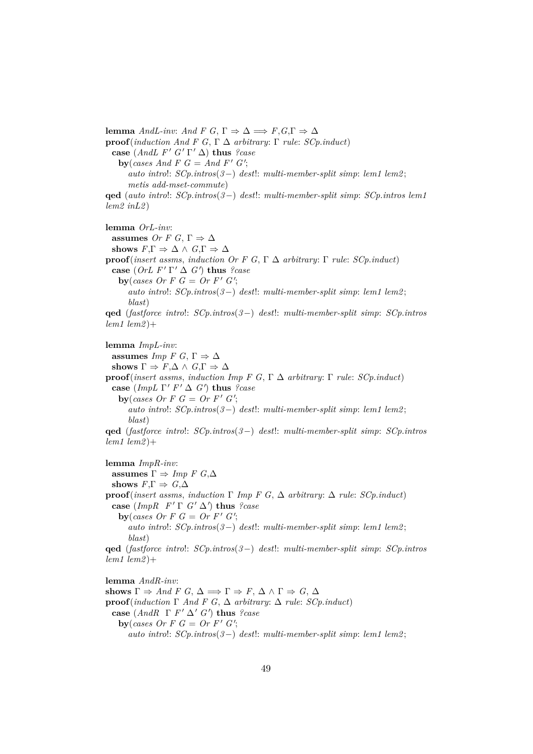```
lemma AndL-inv: And F G, Γ ⇒ Δ ⟹ F,G,Γ ⇒ Δ
proof(induction And F G, Γ Δ arbitrary: Γ rule: SCp.induct)
  case (AndL F' G' Γ' Δ) thus ?case
    by(cases And F G = And F' G';
       auto intro!: SCp.intros(3−) dest!: multi-member-split simp: lem1 lem2;
       metis add-mset-commute)
qed (auto intro!: SCp.intros(3−) dest!: multi-member-split simp: SCp.intros lem1
lem2 inL2)

lemma OrL-inv:
  assumes Or F G, Γ ⇒ Δ
  shows F,Γ ⇒ Δ ∧ G,Γ ⇒ Δ
proof(insert assms, induction Or F G, Γ Δ arbitrary: Γ rule: SCp.induct)
  case (OrL F' Γ' Δ G') thus ?case
    by(cases Or F G = Or F' G';
       auto intro!: SCp.intros(3−) dest!: multi-member-split simp: lem1 lem2;
       blast)
qed (fastforce intro!: SCp.intros(3−) dest!: multi-member-split simp: SCp.intros
lem1 lem2)+

lemma ImpL-inv:
  assumes Imp F G, Γ ⇒ Δ
  shows Γ ⇒ F,Δ ∧ G,Γ ⇒ Δ
proof(insert assms, induction Imp F G, Γ Δ arbitrary: Γ rule: SCp.induct)
  case (ImpL Γ' F' Δ G') thus ?case
    by(cases Or F G = Or F' G';
       auto intro!: SCp.intros(3−) dest!: multi-member-split simp: lem1 lem2;
       blast)
qed (fastforce intro!: SCp.intros(3−) dest!: multi-member-split simp: SCp.intros
lem1 lem2)+

lemma ImpR-inv:
  assumes Γ ⇒ Imp F G,Δ
  shows F,Γ ⇒ G,Δ
proof(insert assms, induction Γ Imp F G, Δ arbitrary: Δ rule: SCp.induct)
  case (ImpR F' Γ G' Δ') thus ?case
    by(cases Or F G = Or F' G';
       auto intro!: SCp.intros(3−) dest!: multi-member-split simp: lem1 lem2;
       blast)
qed (fastforce intro!: SCp.intros(3−) dest!: multi-member-split simp: SCp.intros
lem1 lem2)+

lemma AndR-inv:
shows Γ ⇒ And F G, Δ ⟹ Γ ⇒ F, Δ ∧ Γ ⇒ G, Δ
proof(induction Γ And F G, Δ arbitrary: Δ rule: SCp.induct)
  case (AndR Γ F' Δ' G') thus ?case
    by(cases Or F G = Or F' G';
       auto intro!: SCp.intros(3−) dest!: multi-member-split simp: lem1 lem2;
```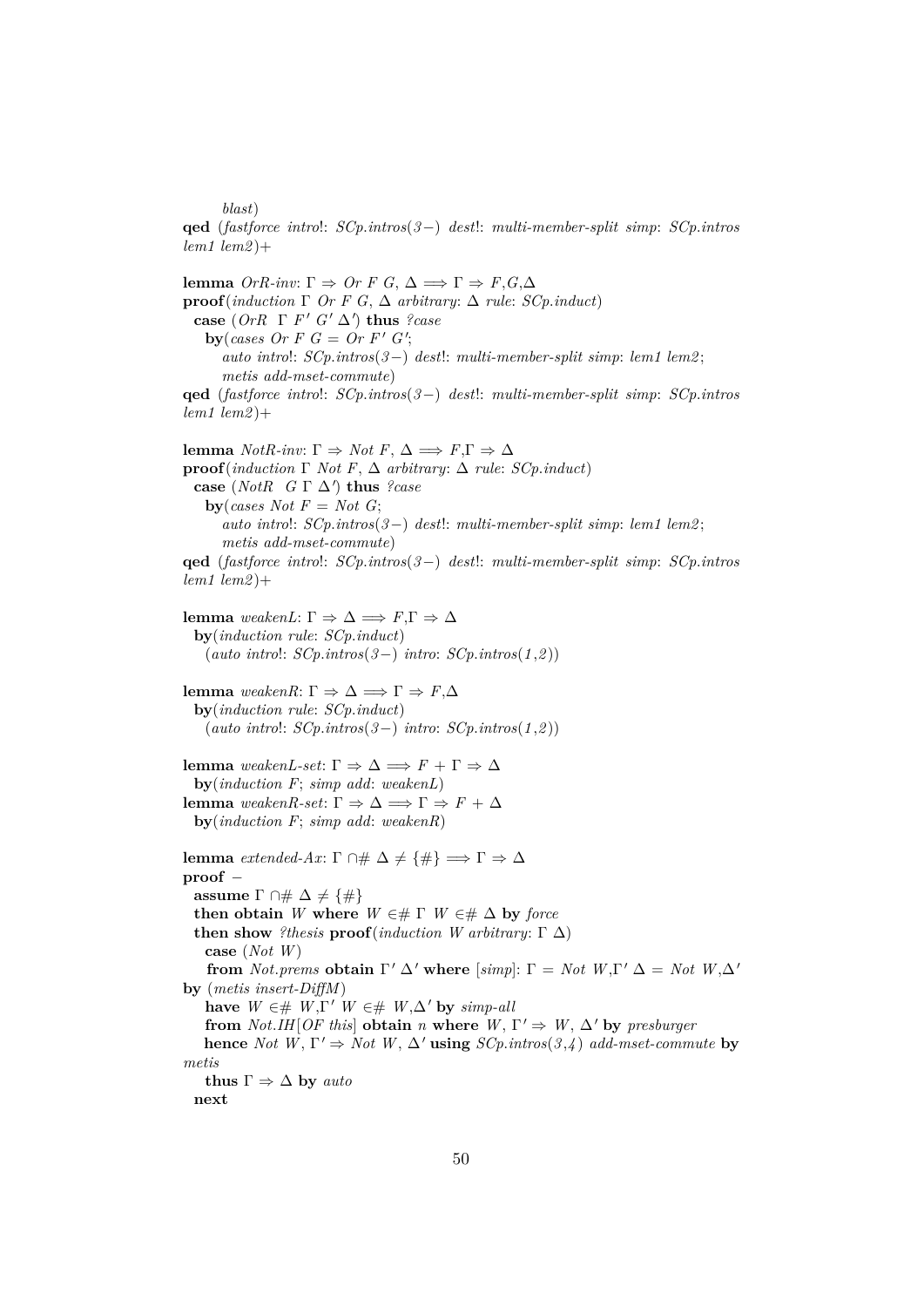```
    blast)
qed (fastforce intro!: SCp.intros(3−) dest!: multi-member-split simp: SCp.intros
lem1 lem2)+

lemma OrR-inv: Γ ⇒ Or F G, Δ ⟹ Γ ⇒ F,G,Δ
proof(induction Γ Or F G, Δ arbitrary: Δ rule: SCp.induct)
  case (OrR Γ F' G' Δ') thus ?case
    by(cases Or F G = Or F' G';
       auto intro!: SCp.intros(3−) dest!: multi-member-split simp: lem1 lem2;
       metis add-mset-commute)
qed (fastforce intro!: SCp.intros(3−) dest!: multi-member-split simp: SCp.intros
lem1 lem2)+

lemma NotR-inv: Γ ⇒ Not F, Δ ⟹ F,Γ ⇒ Δ
proof(induction Γ Not F, Δ arbitrary: Δ rule: SCp.induct)
  case (NotR G Γ Δ') thus ?case
    by(cases Not F = Not G;
       auto intro!: SCp.intros(3−) dest!: multi-member-split simp: lem1 lem2;
       metis add-mset-commute)
qed (fastforce intro!: SCp.intros(3−) dest!: multi-member-split simp: SCp.intros
lem1 lem2)+

lemma weakenL: Γ ⇒ Δ ⟹ F,Γ ⇒ Δ
  by(induction rule: SCp.induct)
    (auto intro!: SCp.intros(3−) intro: SCp.intros(1,2))

lemma weakenR: Γ ⇒ Δ ⟹ Γ ⇒ F,Δ
  by(induction rule: SCp.induct)
    (auto intro!: SCp.intros(3−) intro: SCp.intros(1,2))

lemma weakenL-set: Γ ⇒ Δ ⟹ F + Γ ⇒ Δ
  by(induction F; simp add: weakenL)
lemma weakenR-set: Γ ⇒ Δ ⟹ Γ ⇒ F + Δ
  by(induction F; simp add: weakenR)

lemma extended-Ax: Γ ∩# Δ ≠ {#} ⟹ Γ ⇒ Δ
proof −
  assume Γ ∩# Δ ≠ {#}
  then obtain W where W ∈# Γ W ∈# Δ by force
  then show ?thesis proof(induction W arbitrary: Γ Δ)
    case (Not W)
    from Not.prems obtain Γ' Δ' where [simp]: Γ = Not W,Γ' Δ = Not W,Δ'
by (metis insert-DiffM)
    have W ∈# W,Γ' W ∈# W,Δ' by simp-all
    from Not.IH[OF this] obtain n where W, Γ' ⇒ W, Δ' by presburger
    hence Not W, Γ' ⇒ Not W, Δ' using SCp.intros(3,4) add-mset-commute by
metis
    thus Γ ⇒ Δ by auto
  next
```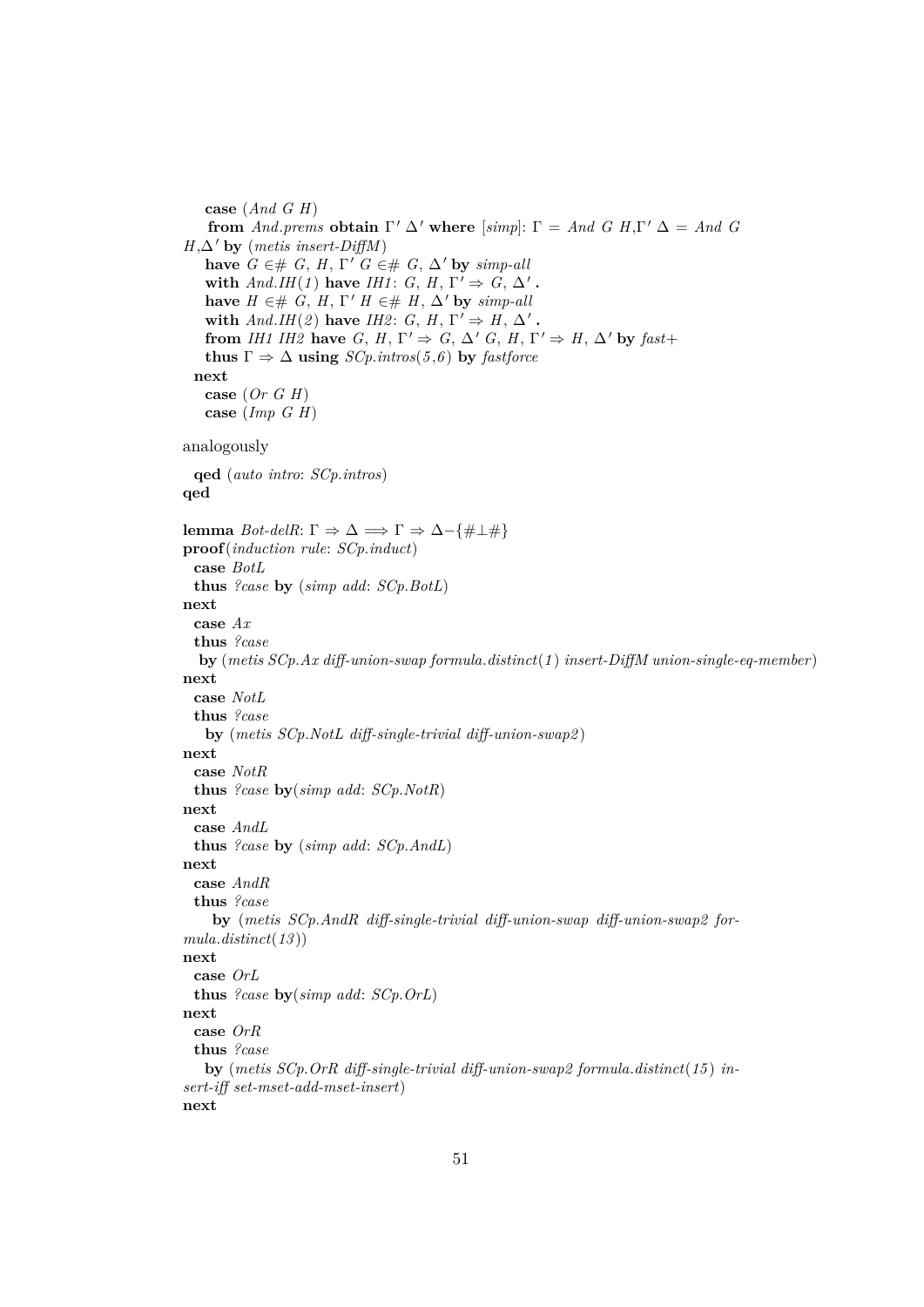```
    case (And G H)
     from And.prems obtain Γ' Δ' where [simp]: Γ = And G H,Γ' Δ = And G
  H,Δ' by (metis insert-DiffM)
    have G ∈# G, H, Γ' G ∈# G, Δ' by simp-all
    with And.IH(1) have IH1: G, H, Γ' ⇒ G, Δ' .
    have H ∈# G, H, Γ' H ∈# H, Δ' by simp-all
    with And.IH(2) have IH2: G, H, Γ' ⇒ H, Δ' .
    from IH1 IH2 have G, H, Γ' ⇒ G, Δ' G, H, Γ' ⇒ H, Δ' by fast+
    thus Γ ⇒ Δ using SCp.intros(5,6) by fastforce
  next
    case (Or G H)
    case (Imp G H)
```

analogously

```
  qed (auto intro: SCp.intros)
qed

lemma Bot-delR: Γ ⇒ Δ ⟹ Γ ⇒ Δ−{#⊥#}
proof(induction rule: SCp.induct)
  case BotL
  thus ?case by (simp add: SCp.BotL)
next
  case Ax
  thus ?case
   by (metis SCp.Ax diff-union-swap formula.distinct(1) insert-DiffM union-single-eq-member)
next
  case NotL
  thus ?case
   by (metis SCp.NotL diff-single-trivial diff-union-swap2)
next
  case NotR
  thus ?case by(simp add: SCp.NotR)
next
  case AndL
  thus ?case by (simp add: SCp.AndL)
next
  case AndR
  thus ?case
     by (metis SCp.AndR diff-single-trivial diff-union-swap diff-union-swap2 for-
mula.distinct(13))
next
  case OrL
  thus ?case by(simp add: SCp.OrL)
next
  case OrR
  thus ?case
   by (metis SCp.OrR diff-single-trivial diff-union-swap2 formula.distinct(15) in-
sert-iff set-mset-add-mset-insert)
next
```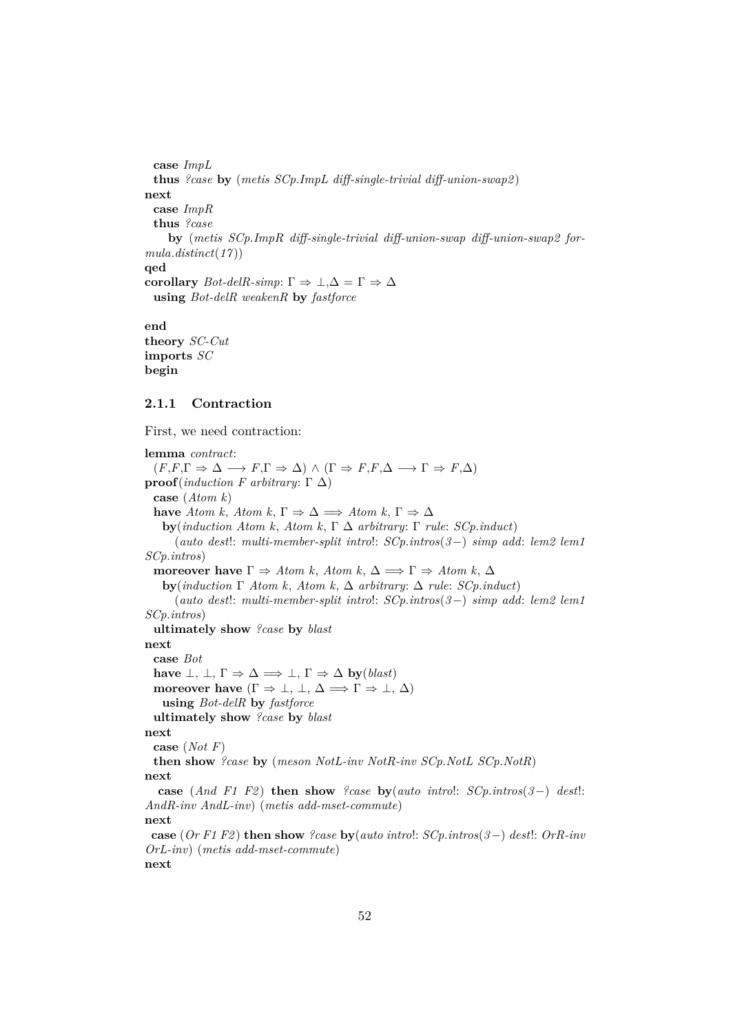```
  case ImpL
  thus ?case by (metis SCp.ImpL diff-single-trivial diff-union-swap2)
next
  case ImpR
  thus ?case
    by (metis SCp.ImpR diff-single-trivial diff-union-swap diff-union-swap2 formula.distinct(17))
qed
corollary Bot-delR-simp: Γ ⇒ ⊥,Δ = Γ ⇒ Δ
  using Bot-delR weakenR by fastforce

end
theory SC-Cut
imports SC
begin
```

### 2.1.1 Contraction

First, we need contraction:

```
lemma contract:
  (F,F,Γ ⇒ Δ ⟶ F,Γ ⇒ Δ) ∧ (Γ ⇒ F,F,Δ ⟶ Γ ⇒ F,Δ)
proof(induction F arbitrary: Γ Δ)
  case (Atom k)
  have Atom k, Atom k, Γ ⇒ Δ ⟹ Atom k, Γ ⇒ Δ
    by(induction Atom k, Atom k, Γ Δ arbitrary: Γ rule: SCp.induct)
      (auto dest!: multi-member-split intro!: SCp.intros(3−) simp add: lem2 lem1 SCp.intros)
  moreover have Γ ⇒ Atom k, Atom k, Δ ⟹ Γ ⇒ Atom k, Δ
    by(induction Γ Atom k, Atom k, Δ arbitrary: Δ rule: SCp.induct)
      (auto dest!: multi-member-split intro!: SCp.intros(3−) simp add: lem2 lem1 SCp.intros)
  ultimately show ?case by blast
next
  case Bot
  have ⊥, ⊥, Γ ⇒ Δ ⟹ ⊥, Γ ⇒ Δ by(blast)
  moreover have (Γ ⇒ ⊥, ⊥, Δ ⟹ Γ ⇒ ⊥, Δ)
    using Bot-delR by fastforce
  ultimately show ?case by blast
next
  case (Not F)
  then show ?case by (meson NotL-inv NotR-inv SCp.NotL SCp.NotR)
next
  case (And F1 F2) then show ?case by(auto intro!: SCp.intros(3−) dest!: AndR-inv AndL-inv) (metis add-mset-commute)
next
  case (Or F1 F2) then show ?case by(auto intro!: SCp.intros(3−) dest!: OrR-inv OrL-inv) (metis add-mset-commute)
next
```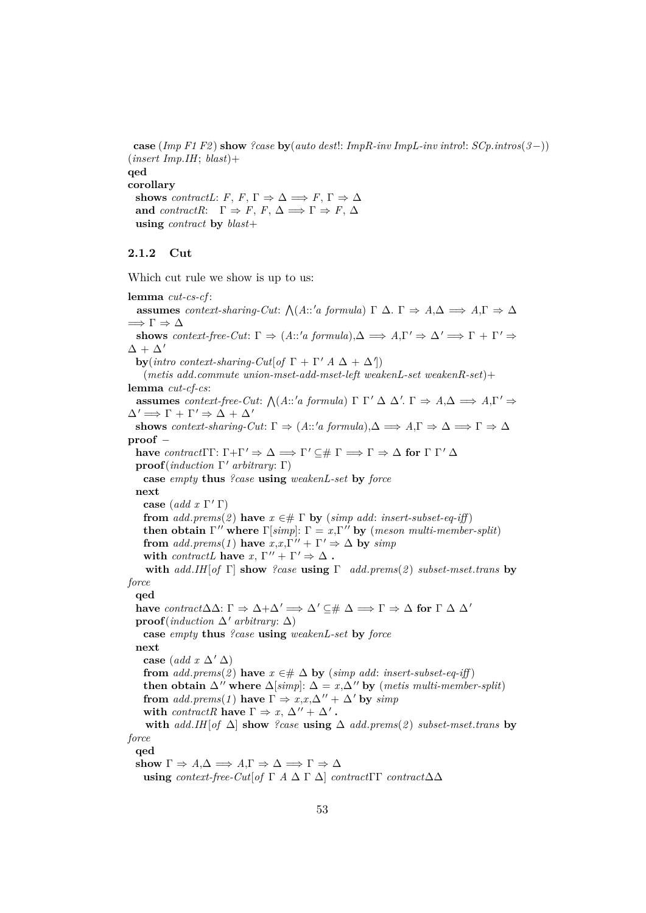**case** (*Imp F1 F2*) **show** *?case* **by**(*auto dest*!: *ImpR-inv ImpL-inv intro*!: *SCp.intros*(*3*−))
(*insert Imp.IH*; *blast*)+
**qed**
**corollary**
  **shows** *contractL*: $F,\ F,\ \Gamma \Rightarrow \Delta \Longrightarrow F,\ \Gamma \Rightarrow \Delta$
  **and** *contractR*: $\Gamma \Rightarrow F,\ F,\ \Delta \Longrightarrow \Gamma \Rightarrow F,\ \Delta$
  **using** *contract* **by** *blast*+

### 2.1.2 Cut

Which cut rule we show is up to us:

**lemma** *cut-cs-cf*:
  **assumes** *context-sharing-Cut*: $\bigwedge(A::'a\ formula)\ \Gamma\ \Delta.\ \Gamma \Rightarrow A,\Delta \Longrightarrow A,\Gamma \Rightarrow \Delta \Longrightarrow \Gamma \Rightarrow \Delta$
  **shows** *context-free-Cut*: $\Gamma \Rightarrow (A::'a\ formula),\Delta \Longrightarrow A,\Gamma' \Rightarrow \Delta' \Longrightarrow \Gamma + \Gamma' \Rightarrow \Delta + \Delta'$
  **by**(*intro context-sharing-Cut*[*of* $\Gamma + \Gamma'\ A\ \Delta + \Delta'$])
    (*metis add.commute union-mset-add-mset-left weakenL-set weakenR-set*)+
**lemma** *cut-cf-cs*:
  **assumes** *context-free-Cut*: $\bigwedge(A::'a\ formula)\ \Gamma\ \Gamma'\ \Delta\ \Delta'.\ \Gamma \Rightarrow A,\Delta \Longrightarrow A,\Gamma' \Rightarrow \Delta' \Longrightarrow \Gamma + \Gamma' \Rightarrow \Delta + \Delta'$
  **shows** *context-sharing-Cut*: $\Gamma \Rightarrow (A::'a\ formula),\Delta \Longrightarrow A,\Gamma \Rightarrow \Delta \Longrightarrow \Gamma \Rightarrow \Delta$
**proof** −
  **have** *contract*ΓΓ: $\Gamma+\Gamma' \Rightarrow \Delta \Longrightarrow \Gamma' \subseteq\#\ \Gamma \Longrightarrow \Gamma \Rightarrow \Delta$ **for** $\Gamma\ \Gamma'\ \Delta$
  **proof**(*induction* $\Gamma'$ *arbitrary*: $\Gamma$)
    **case** *empty* **thus** *?case* **using** *weakenL-set* **by** *force*
  **next**
    **case** (*add x* $\Gamma'\ \Gamma$)
    **from** *add.prems*(*2*) **have** $x \in\#\ \Gamma$ **by** (*simp add*: *insert-subset-eq-iff*)
    **then obtain** $\Gamma''$ **where** $\Gamma$[*simp*]: $\Gamma = x,\Gamma''$ **by** (*meson multi-member-split*)
    **from** *add.prems*(*1*) **have** $x,x,\Gamma'' + \Gamma' \Rightarrow \Delta$ **by** *simp*
    **with** *contractL* **have** $x,\ \Gamma'' + \Gamma' \Rightarrow \Delta$ **.**
    **with** *add.IH*[*of* $\Gamma$] **show** *?case* **using** $\Gamma$ *add.prems*(*2*) *subset-mset.trans* **by** *force*
  **qed**
  **have** *contract*ΔΔ: $\Gamma \Rightarrow \Delta+\Delta' \Longrightarrow \Delta' \subseteq\#\ \Delta \Longrightarrow \Gamma \Rightarrow \Delta$ **for** $\Gamma\ \Delta\ \Delta'$
  **proof**(*induction* $\Delta'$ *arbitrary*: $\Delta$)
    **case** *empty* **thus** *?case* **using** *weakenL-set* **by** *force*
  **next**
    **case** (*add x* $\Delta'\ \Delta$)
    **from** *add.prems*(*2*) **have** $x \in\#\ \Delta$ **by** (*simp add*: *insert-subset-eq-iff*)
    **then obtain** $\Delta''$ **where** $\Delta$[*simp*]: $\Delta = x,\Delta''$ **by** (*metis multi-member-split*)
    **from** *add.prems*(*1*) **have** $\Gamma \Rightarrow x,x,\Delta'' + \Delta'$ **by** *simp*
    **with** *contractR* **have** $\Gamma \Rightarrow x,\ \Delta'' + \Delta'$ **.**
    **with** *add.IH*[*of* $\Delta$] **show** *?case* **using** $\Delta$ *add.prems*(*2*) *subset-mset.trans* **by** *force*
  **qed**
  **show** $\Gamma \Rightarrow A,\Delta \Longrightarrow A,\Gamma \Rightarrow \Delta \Longrightarrow \Gamma \Rightarrow \Delta$
    **using** *context-free-Cut*[*of* $\Gamma\ A\ \Delta\ \Gamma\ \Delta$] *contract*ΓΓ *contract*ΔΔ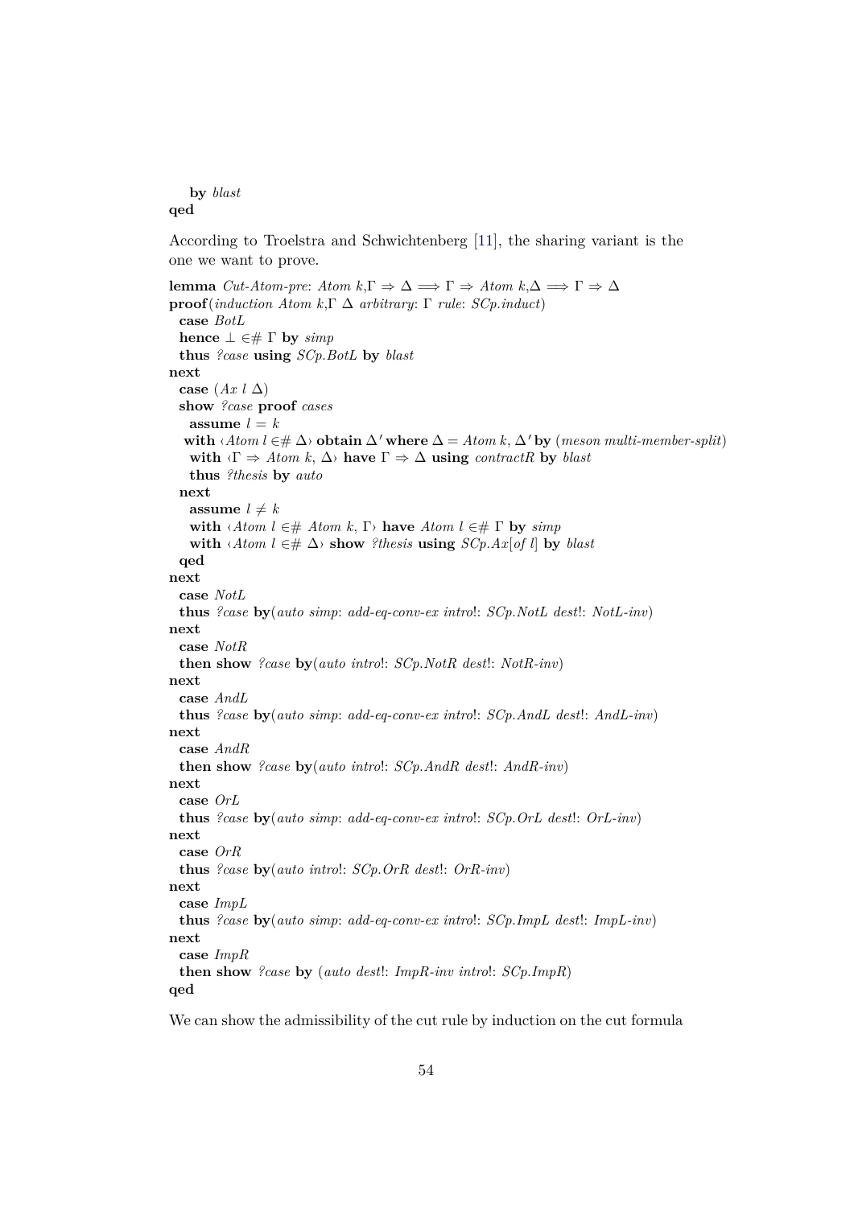```
  by blast
qed
```

According to Troelstra and Schwichtenberg [11], the sharing variant is the one we want to prove.

```
lemma Cut-Atom-pre: Atom k,Γ ⇒ Δ ⟹ Γ ⇒ Atom k,Δ ⟹ Γ ⇒ Δ
proof(induction Atom k,Γ Δ arbitrary: Γ rule: SCp.induct)
  case BotL
  hence ⊥ ∈# Γ by simp
  thus ?case using SCp.BotL by blast
next
  case (Ax l Δ)
  show ?case proof cases
    assume l = k
   with ‹Atom l ∈# Δ› obtain Δ' where Δ = Atom k, Δ' by (meson multi-member-split)
    with ‹Γ ⇒ Atom k, Δ› have Γ ⇒ Δ using contractR by blast
    thus ?thesis by auto
  next
    assume l ≠ k
    with ‹Atom l ∈# Atom k, Γ› have Atom l ∈# Γ by simp
    with ‹Atom l ∈# Δ› show ?thesis using SCp.Ax[of l] by blast
  qed
next
  case NotL
  thus ?case by(auto simp: add-eq-conv-ex intro!: SCp.NotL dest!: NotL-inv)
next
  case NotR
  then show ?case by(auto intro!: SCp.NotR dest!: NotR-inv)
next
  case AndL
  thus ?case by(auto simp: add-eq-conv-ex intro!: SCp.AndL dest!: AndL-inv)
next
  case AndR
  then show ?case by(auto intro!: SCp.AndR dest!: AndR-inv)
next
  case OrL
  thus ?case by(auto simp: add-eq-conv-ex intro!: SCp.OrL dest!: OrL-inv)
next
  case OrR
  thus ?case by(auto intro!: SCp.OrR dest!: OrR-inv)
next
  case ImpL
  thus ?case by(auto simp: add-eq-conv-ex intro!: SCp.ImpL dest!: ImpL-inv)
next
  case ImpR
  then show ?case by (auto dest!: ImpR-inv intro!: SCp.ImpR)
qed
```

We can show the admissibility of the cut rule by induction on the cut formula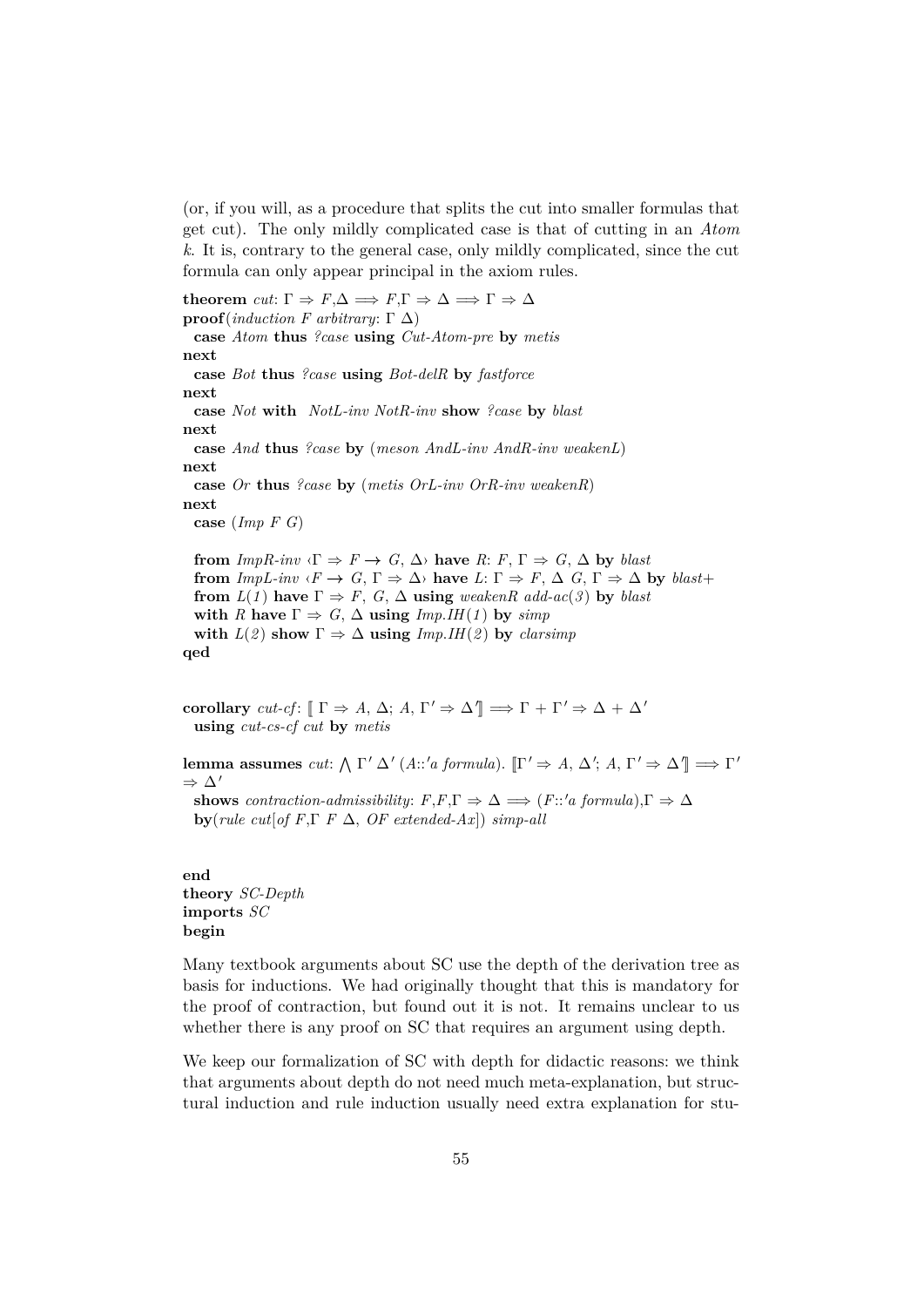(or, if you will, as a procedure that splits the cut into smaller formulas that get cut). The only mildly complicated case is that of cutting in an *Atom k*. It is, contrary to the general case, only mildly complicated, since the cut formula can only appear principal in the axiom rules.

```
theorem cut: Γ ⇒ F,Δ ⟹ F,Γ ⇒ Δ ⟹ Γ ⇒ Δ
proof(induction F arbitrary: Γ Δ)
  case Atom thus ?case using Cut-Atom-pre by metis
next
  case Bot thus ?case using Bot-delR by fastforce
next
  case Not with  NotL-inv NotR-inv show ?case by blast
next
  case And thus ?case by (meson AndL-inv AndR-inv weakenL)
next
  case Or thus ?case by (metis OrL-inv OrR-inv weakenR)
next
  case (Imp F G)

  from ImpR-inv ‹Γ ⇒ F → G, Δ› have R: F, Γ ⇒ G, Δ by blast
  from ImpL-inv ‹F → G, Γ ⇒ Δ› have L: Γ ⇒ F, Δ  G, Γ ⇒ Δ by blast+
  from L(1) have Γ ⇒ F, G, Δ using weakenR add-ac(3) by blast
  with R have Γ ⇒ G, Δ using Imp.IH(1) by simp
  with L(2) show Γ ⇒ Δ using Imp.IH(2) by clarsimp
qed
```

```
corollary cut-cf: ⟦ Γ ⇒ A, Δ; A, Γ' ⇒ Δ'⟧ ⟹ Γ + Γ' ⇒ Δ + Δ'
  using cut-cs-cf cut by metis
```

```
lemma assumes cut: ⋀ Γ' Δ' (A::'a formula). ⟦Γ' ⇒ A, Δ'; A, Γ' ⇒ Δ'⟧ ⟹ Γ'
⇒ Δ'
  shows contraction-admissibility: F,F,Γ ⇒ Δ ⟹ (F::'a formula),Γ ⇒ Δ
  by(rule cut[of F,Γ F Δ, OF extended-Ax]) simp-all
```

```
end
theory SC-Depth
imports SC
begin
```

Many textbook arguments about SC use the depth of the derivation tree as basis for inductions. We had originally thought that this is mandatory for the proof of contraction, but found out it is not. It remains unclear to us whether there is any proof on SC that requires an argument using depth.

We keep our formalization of SC with depth for didactic reasons: we think that arguments about depth do not need much meta-explanation, but structural induction and rule induction usually need extra explanation for stu-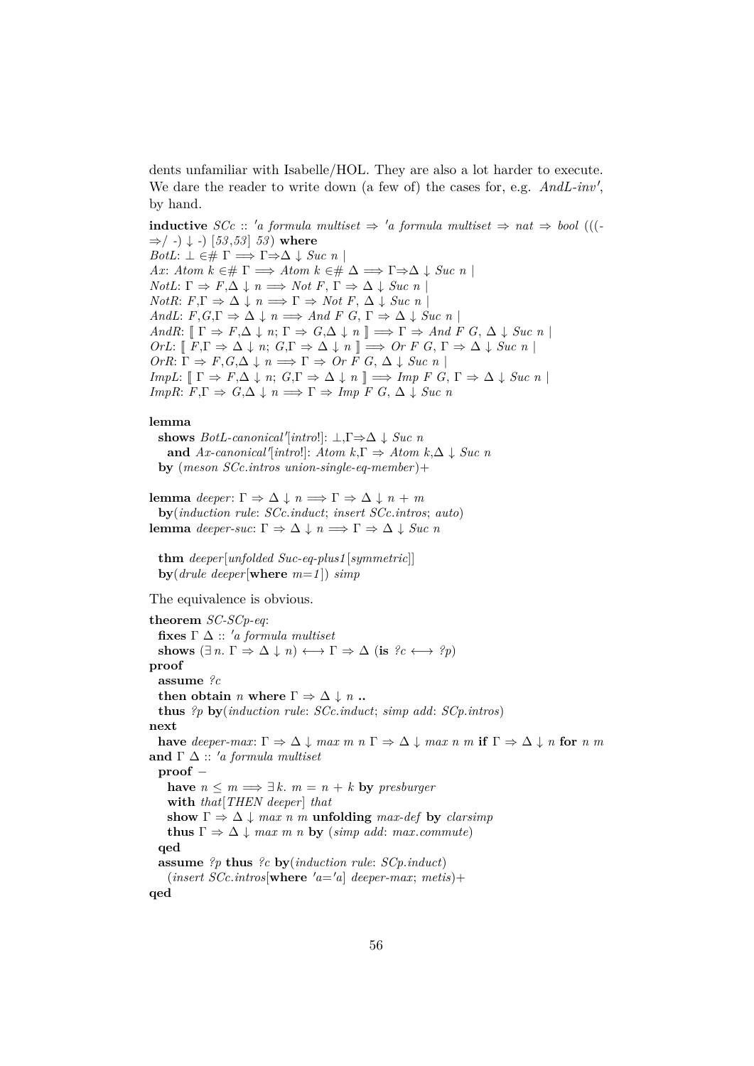dents unfamiliar with Isabelle/HOL. They are also a lot harder to execute. We dare the reader to write down (a few of) the cases for, e.g. *AndL-inv′*, by hand.

```
inductive SCc :: 'a formula multiset ⇒ 'a formula multiset ⇒ nat ⇒ bool (((-
⇒/ -) ↓ -) [53,53] 53) where
BotL: ⊥ ∈# Γ ⟹ Γ⇒Δ ↓ Suc n |
Ax: Atom k ∈# Γ ⟹ Atom k ∈# Δ ⟹ Γ⇒Δ ↓ Suc n |
NotL: Γ ⇒ F,Δ ↓ n ⟹ Not F, Γ ⇒ Δ ↓ Suc n |
NotR: F,Γ ⇒ Δ ↓ n ⟹ Γ ⇒ Not F, Δ ↓ Suc n |
AndL: F,G,Γ ⇒ Δ ↓ n ⟹ And F G, Γ ⇒ Δ ↓ Suc n |
AndR: ⟦ Γ ⇒ F,Δ ↓ n; Γ ⇒ G,Δ ↓ n ⟧ ⟹ Γ ⇒ And F G, Δ ↓ Suc n |
OrL: ⟦ F,Γ ⇒ Δ ↓ n; G,Γ ⇒ Δ ↓ n ⟧ ⟹ Or F G, Γ ⇒ Δ ↓ Suc n |
OrR: Γ ⇒ F,G,Δ ↓ n ⟹ Γ ⇒ Or F G, Δ ↓ Suc n |
ImpL: ⟦ Γ ⇒ F,Δ ↓ n; G,Γ ⇒ Δ ↓ n ⟧ ⟹ Imp F G, Γ ⇒ Δ ↓ Suc n |
ImpR: F,Γ ⇒ G,Δ ↓ n ⟹ Γ ⇒ Imp F G, Δ ↓ Suc n

lemma
  shows BotL-canonical'[intro!]: ⊥,Γ⇒Δ ↓ Suc n
    and Ax-canonical'[intro!]: Atom k,Γ ⇒ Atom k,Δ ↓ Suc n
  by (meson SCc.intros union-single-eq-member)+

lemma deeper: Γ ⇒ Δ ↓ n ⟹ Γ ⇒ Δ ↓ n + m
  by(induction rule: SCc.induct; insert SCc.intros; auto)
lemma deeper-suc: Γ ⇒ Δ ↓ n ⟹ Γ ⇒ Δ ↓ Suc n

  thm deeper[unfolded Suc-eq-plus1[symmetric]]
  by(drule deeper[where m=1]) simp
```

The equivalence is obvious.

```
theorem SC-SCp-eq:
  fixes Γ Δ :: 'a formula multiset
  shows (∃ n. Γ ⇒ Δ ↓ n) ⟷ Γ ⇒ Δ (is ?c ⟷ ?p)
proof
  assume ?c
  then obtain n where Γ ⇒ Δ ↓ n ..
  thus ?p by(induction rule: SCc.induct; simp add: SCp.intros)
next
  have deeper-max: Γ ⇒ Δ ↓ max m n Γ ⇒ Δ ↓ max n m if Γ ⇒ Δ ↓ n for n m
and Γ Δ :: 'a formula multiset
  proof –
    have n ≤ m ⟹ ∃ k. m = n + k by presburger
    with that[THEN deeper] that
    show Γ ⇒ Δ ↓ max n m unfolding max-def by clarsimp
    thus Γ ⇒ Δ ↓ max m n by (simp add: max.commute)
  qed
  assume ?p thus ?c by(induction rule: SCp.induct)
    (insert SCc.intros[where 'a='a] deeper-max; metis)+
qed
```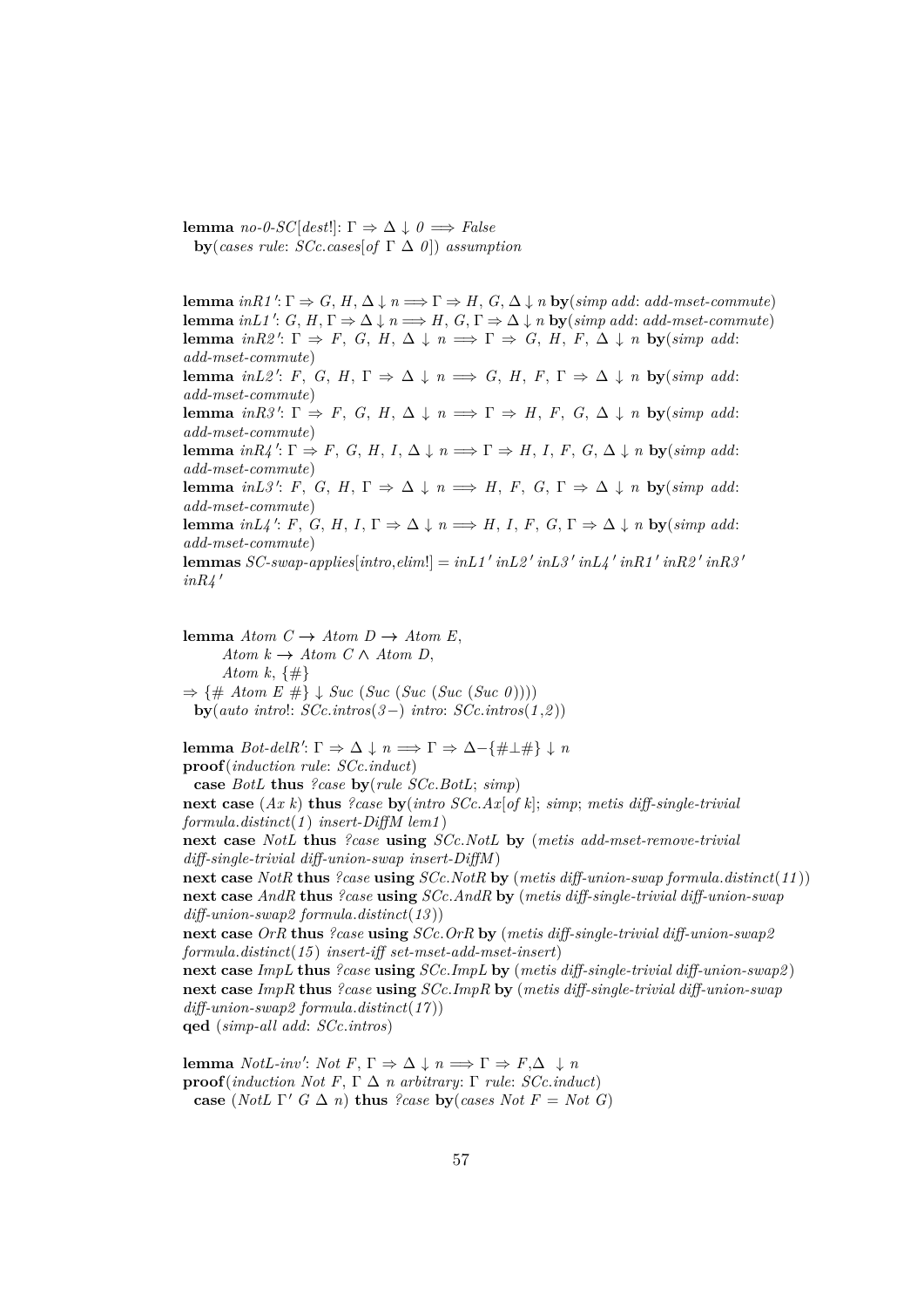**lemma** *no-0-SC*[*dest*!]: Γ ⇒ Δ ↓ *0* ⟹ *False*
  **by**(*cases rule*: *SCc.cases*[*of* Γ Δ *0*]) *assumption*

**lemma** *inR1′*: Γ ⇒ *G*, *H*, Δ ↓ *n* ⟹ Γ ⇒ *H*, *G*, Δ ↓ *n* **by**(*simp add*: *add-mset-commute*)
**lemma** *inL1′*: *G*, *H*, Γ ⇒ Δ ↓ *n* ⟹ *H*, *G*, Γ ⇒ Δ ↓ *n* **by**(*simp add*: *add-mset-commute*)
**lemma** *inR2′*: Γ ⇒ *F*, *G*, *H*, Δ ↓ *n* ⟹ Γ ⇒ *G*, *H*, *F*, Δ ↓ *n* **by**(*simp add*: *add-mset-commute*)
**lemma** *inL2′*: *F*, *G*, *H*, Γ ⇒ Δ ↓ *n* ⟹ *G*, *H*, *F*, Γ ⇒ Δ ↓ *n* **by**(*simp add*: *add-mset-commute*)
**lemma** *inR3′*: Γ ⇒ *F*, *G*, *H*, Δ ↓ *n* ⟹ Γ ⇒ *H*, *F*, *G*, Δ ↓ *n* **by**(*simp add*: *add-mset-commute*)
**lemma** *inR4′*: Γ ⇒ *F*, *G*, *H*, *I*, Δ ↓ *n* ⟹ Γ ⇒ *H*, *I*, *F*, *G*, Δ ↓ *n* **by**(*simp add*: *add-mset-commute*)
**lemma** *inL3′*: *F*, *G*, *H*, Γ ⇒ Δ ↓ *n* ⟹ *H*, *F*, *G*, Γ ⇒ Δ ↓ *n* **by**(*simp add*: *add-mset-commute*)
**lemma** *inL4′*: *F*, *G*, *H*, *I*, Γ ⇒ Δ ↓ *n* ⟹ *H*, *I*, *F*, *G*, Γ ⇒ Δ ↓ *n* **by**(*simp add*: *add-mset-commute*)
**lemmas** *SC-swap-applies*[*intro*,*elim*!] = *inL1′ inL2′ inL3′ inL4′ inR1′ inR2′ inR3′ inR4′*

**lemma** *Atom C* → *Atom D* → *Atom E*,
    *Atom k* → *Atom C* ∧ *Atom D*,
    *Atom k*, {#}
⇒ {# *Atom E* #} ↓ *Suc* (*Suc* (*Suc* (*Suc* *0*)))
  **by**(*auto intro*!: *SCc.intros*(*3*−) *intro*: *SCc.intros*(*1*,*2*))

**lemma** *Bot-delR′*: Γ ⇒ Δ ↓ *n* ⟹ Γ ⇒ Δ−{#⊥#} ↓ *n*
**proof**(*induction rule*: *SCc.induct*)
  **case** *BotL* **thus** *?case* **by**(*rule SCc.BotL*; *simp*)
**next case** (*Ax k*) **thus** *?case* **by**(*intro SCc.Ax*[*of k*]; *simp*; *metis diff-single-trivial formula.distinct*(*1*) *insert-DiffM lem1*)
**next case** *NotL* **thus** *?case* **using** *SCc.NotL* **by** (*metis add-mset-remove-trivial diff-single-trivial diff-union-swap insert-DiffM*)
**next case** *NotR* **thus** *?case* **using** *SCc.NotR* **by** (*metis diff-union-swap formula.distinct*(*11*))
**next case** *AndR* **thus** *?case* **using** *SCc.AndR* **by** (*metis diff-single-trivial diff-union-swap diff-union-swap2 formula.distinct*(*13*))
**next case** *OrR* **thus** *?case* **using** *SCc.OrR* **by** (*metis diff-single-trivial diff-union-swap2 formula.distinct*(*15*) *insert-iff set-mset-add-mset-insert*)
**next case** *ImpL* **thus** *?case* **using** *SCc.ImpL* **by** (*metis diff-single-trivial diff-union-swap2*)
**next case** *ImpR* **thus** *?case* **using** *SCc.ImpR* **by** (*metis diff-single-trivial diff-union-swap diff-union-swap2 formula.distinct*(*17*))
**qed** (*simp-all add*: *SCc.intros*)

**lemma** *NotL-inv′*: *Not F*, Γ ⇒ Δ ↓ *n* ⟹ Γ ⇒ *F*,Δ  ↓ *n*
**proof**(*induction Not F*, Γ Δ *n arbitrary*: Γ *rule*: *SCc.induct*)
  **case** (*NotL* Γ′ *G* Δ *n*) **thus** *?case* **by**(*cases Not F* = *Not G*)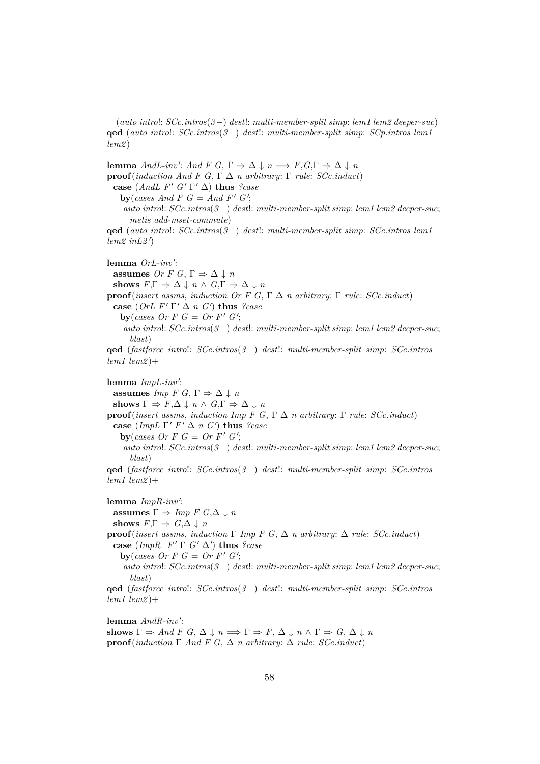```
  (auto intro!: SCc.intros(3−) dest!: multi-member-split simp: lem1 lem2 deeper-suc)
qed (auto intro!: SCc.intros(3−) dest!: multi-member-split simp: SCp.intros lem1
lem2)

lemma AndL-inv': And F G, Γ ⇒ Δ ↓ n ⟹ F,G,Γ ⇒ Δ ↓ n
proof(induction And F G, Γ Δ n arbitrary: Γ rule: SCc.induct)
  case (AndL F' G' Γ' Δ) thus ?case
   by(cases And F G = And F' G';
    auto intro!: SCc.intros(3−) dest!: multi-member-split simp: lem1 lem2 deeper-suc;
      metis add-mset-commute)
qed (auto intro!: SCc.intros(3−) dest!: multi-member-split simp: SCc.intros lem1
lem2 inL2')

lemma OrL-inv':
  assumes Or F G, Γ ⇒ Δ ↓ n
  shows F,Γ ⇒ Δ ↓ n ∧ G,Γ ⇒ Δ ↓ n
proof(insert assms, induction Or F G, Γ Δ n arbitrary: Γ rule: SCc.induct)
  case (OrL F' Γ' Δ n G') thus ?case
   by(cases Or F G = Or F' G';
    auto intro!: SCc.intros(3−) dest!: multi-member-split simp: lem1 lem2 deeper-suc;
      blast)
qed (fastforce intro!: SCc.intros(3−) dest!: multi-member-split simp: SCc.intros
lem1 lem2)+

lemma ImpL-inv':
  assumes Imp F G, Γ ⇒ Δ ↓ n
  shows Γ ⇒ F,Δ ↓ n ∧ G,Γ ⇒ Δ ↓ n
proof(insert assms, induction Imp F G, Γ Δ n arbitrary: Γ rule: SCc.induct)
  case (ImpL Γ' F' Δ n G') thus ?case
   by(cases Or F G = Or F' G';
    auto intro!: SCc.intros(3−) dest!: multi-member-split simp: lem1 lem2 deeper-suc;
      blast)
qed (fastforce intro!: SCc.intros(3−) dest!: multi-member-split simp: SCc.intros
lem1 lem2)+

lemma ImpR-inv':
  assumes Γ ⇒ Imp F G,Δ ↓ n
  shows F,Γ ⇒ G,Δ ↓ n
proof(insert assms, induction Γ Imp F G, Δ n arbitrary: Δ rule: SCc.induct)
  case (ImpR  F' Γ G' Δ') thus ?case
   by(cases Or F G = Or F' G';
    auto intro!: SCc.intros(3−) dest!: multi-member-split simp: lem1 lem2 deeper-suc;
      blast)
qed (fastforce intro!: SCc.intros(3−) dest!: multi-member-split simp: SCc.intros
lem1 lem2)+

lemma AndR-inv':
shows Γ ⇒ And F G, Δ ↓ n ⟹ Γ ⇒ F, Δ ↓ n ∧ Γ ⇒ G, Δ ↓ n
proof(induction Γ And F G, Δ n arbitrary: Δ rule: SCc.induct)
```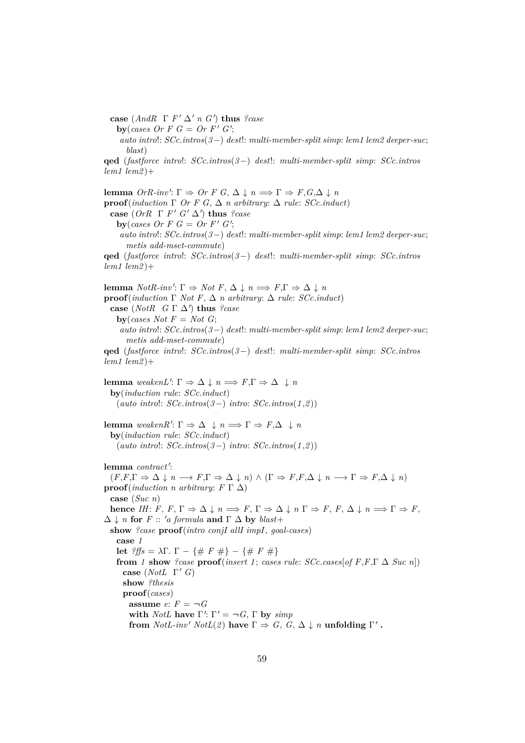```
  case (AndR Γ F' Δ' n G') thus ?case
    by(cases Or F G = Or F' G';
      auto intro!: SCc.intros(3−) dest!: multi-member-split simp: lem1 lem2 deeper-suc;
        blast)
qed (fastforce intro!: SCc.intros(3−) dest!: multi-member-split simp: SCc.intros
lem1 lem2)+

lemma OrR-inv': Γ ⇒ Or F G, Δ ↓ n ⟹ Γ ⇒ F,G,Δ ↓ n
proof(induction Γ Or F G, Δ n arbitrary: Δ rule: SCc.induct)
  case (OrR Γ F' G' Δ') thus ?case
    by(cases Or F G = Or F' G';
      auto intro!: SCc.intros(3−) dest!: multi-member-split simp: lem1 lem2 deeper-suc;
        metis add-mset-commute)
qed (fastforce intro!: SCc.intros(3−) dest!: multi-member-split simp: SCc.intros
lem1 lem2)+

lemma NotR-inv': Γ ⇒ Not F, Δ ↓ n ⟹ F,Γ ⇒ Δ ↓ n
proof(induction Γ Not F, Δ n arbitrary: Δ rule: SCc.induct)
  case (NotR G Γ Δ') thus ?case
    by(cases Not F = Not G;
      auto intro!: SCc.intros(3−) dest!: multi-member-split simp: lem1 lem2 deeper-suc;
        metis add-mset-commute)
qed (fastforce intro!: SCc.intros(3−) dest!: multi-member-split simp: SCc.intros
lem1 lem2)+

lemma weakenL': Γ ⇒ Δ ↓ n ⟹ F,Γ ⇒ Δ  ↓ n
  by(induction rule: SCc.induct)
    (auto intro!: SCc.intros(3−) intro: SCc.intros(1,2))

lemma weakenR': Γ ⇒ Δ  ↓ n ⟹ Γ ⇒ F,Δ  ↓ n
  by(induction rule: SCc.induct)
    (auto intro!: SCc.intros(3−) intro: SCc.intros(1,2))

lemma contract':
  (F,F,Γ ⇒ Δ ↓ n ⟶ F,Γ ⇒ Δ ↓ n) ∧ (Γ ⇒ F,F,Δ ↓ n ⟶ Γ ⇒ F,Δ ↓ n)
proof(induction n arbitrary: F Γ Δ)
  case (Suc n)
  hence IH: F, F, Γ ⇒ Δ ↓ n ⟹ F, Γ ⇒ Δ ↓ n Γ ⇒ F, F, Δ ↓ n ⟹ Γ ⇒ F,
Δ ↓ n for F :: 'a formula and Γ Δ by blast+
  show ?case proof(intro conjI allI impI, goal-cases)
    case 1
    let ?ffs = λΓ. Γ − {# F #} − {# F #}
    from 1 show ?case proof(insert 1; cases rule: SCc.cases[of F,F,Γ Δ Suc n])
      case (NotL Γ' G)
      show ?thesis
      proof(cases)
        assume e: F = ¬G
        with NotL have Γ': Γ' = ¬G, Γ by simp
        from NotL-inv' NotL(2) have Γ ⇒ G, G, Δ ↓ n unfolding Γ' .
```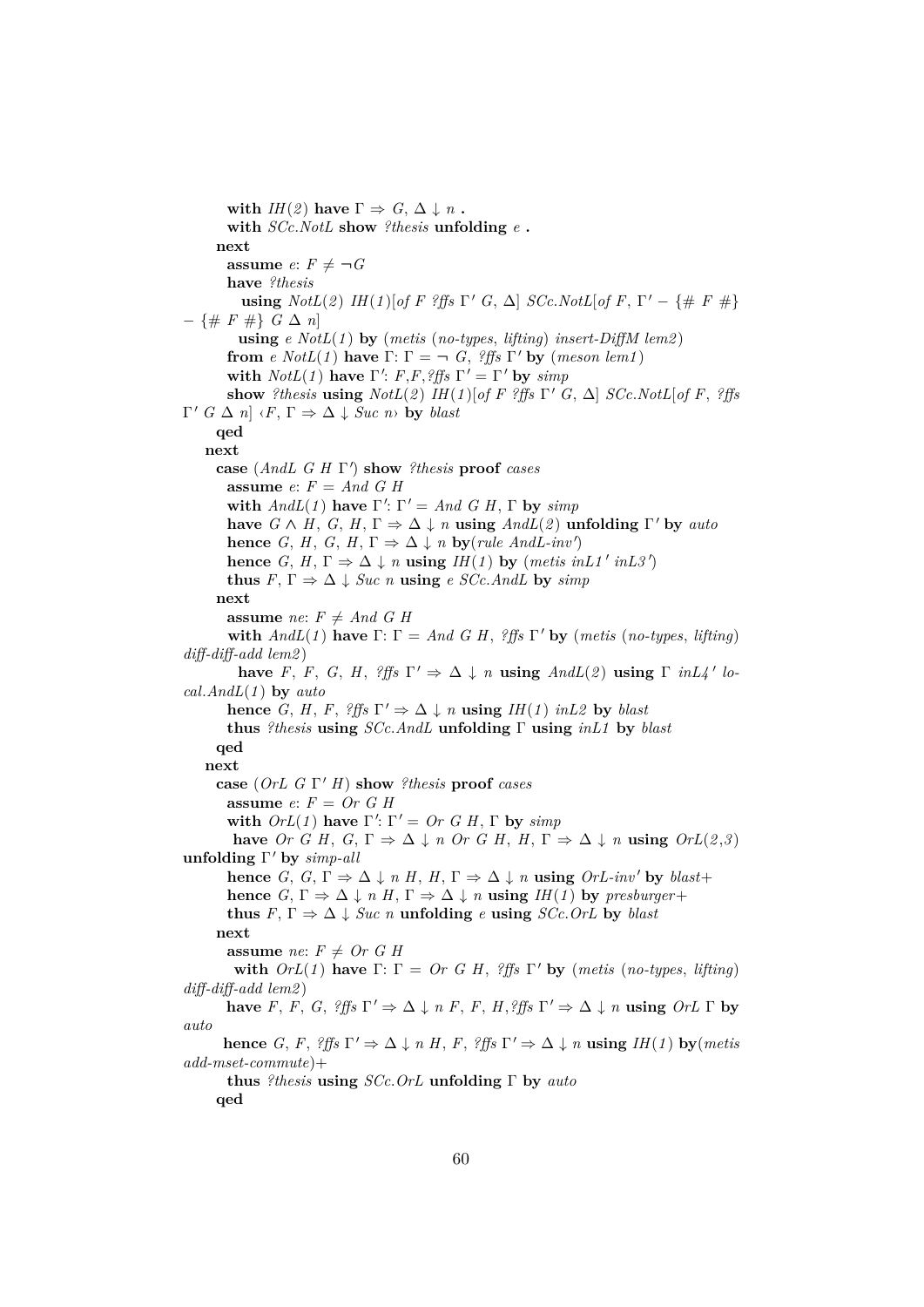```
        with IH(2) have Γ ⇒ G, Δ ↓ n .
        with SCc.NotL show ?thesis unfolding e .
      next
        assume e: F ≠ ¬G
        have ?thesis
          using NotL(2) IH(1)[of F ?ffs Γ' G, Δ] SCc.NotL[of F, Γ' − {# F #}
− {# F #} G Δ n]
          using e NotL(1) by (metis (no-types, lifting) insert-DiffM lem2)
        from e NotL(1) have Γ: Γ = ¬ G, ?ffs Γ' by (meson lem1)
        with NotL(1) have Γ': F,F,?ffs Γ' = Γ' by simp
        show ?thesis using NotL(2) IH(1)[of F ?ffs Γ' G, Δ] SCc.NotL[of F, ?ffs
Γ' G Δ n] ‹F, Γ ⇒ Δ ↓ Suc n› by blast
      qed
    next
      case (AndL G H Γ') show ?thesis proof cases
        assume e: F = And G H
        with AndL(1) have Γ': Γ' = And G H, Γ by simp
        have G ∧ H, G, H, Γ ⇒ Δ ↓ n using AndL(2) unfolding Γ' by auto
        hence G, H, G, H, Γ ⇒ Δ ↓ n by(rule AndL-inv')
        hence G, H, Γ ⇒ Δ ↓ n using IH(1) by (metis inL1' inL3')
        thus F, Γ ⇒ Δ ↓ Suc n using e SCc.AndL by simp
      next
        assume ne: F ≠ And G H
        with AndL(1) have Γ: Γ = And G H, ?ffs Γ' by (metis (no-types, lifting)
diff-diff-add lem2)
          have F, F, G, H, ?ffs Γ' ⇒ Δ ↓ n using AndL(2) using Γ inL4' lo-
cal.AndL(1) by auto
        hence G, H, F, ?ffs Γ' ⇒ Δ ↓ n using IH(1) inL2 by blast
        thus ?thesis using SCc.AndL unfolding Γ using inL1 by blast
      qed
    next
      case (OrL G Γ' H) show ?thesis proof cases
        assume e: F = Or G H
        with OrL(1) have Γ': Γ' = Or G H, Γ by simp
         have Or G H, G, Γ ⇒ Δ ↓ n Or G H, H, Γ ⇒ Δ ↓ n using OrL(2,3)
unfolding Γ' by simp-all
        hence G, G, Γ ⇒ Δ ↓ n H, H, Γ ⇒ Δ ↓ n using OrL-inv' by blast+
        hence G, Γ ⇒ Δ ↓ n H, Γ ⇒ Δ ↓ n using IH(1) by presburger+
        thus F, Γ ⇒ Δ ↓ Suc n unfolding e using SCc.OrL by blast
      next
        assume ne: F ≠ Or G H
         with OrL(1) have Γ: Γ = Or G H, ?ffs Γ' by (metis (no-types, lifting)
diff-diff-add lem2)
        have F, F, G, ?ffs Γ' ⇒ Δ ↓ n F, F, H,?ffs Γ' ⇒ Δ ↓ n using OrL Γ by
auto
       hence G, F, ?ffs Γ' ⇒ Δ ↓ n H, F, ?ffs Γ' ⇒ Δ ↓ n using IH(1) by(metis
add-mset-commute)+
        thus ?thesis using SCc.OrL unfolding Γ by auto
      qed
```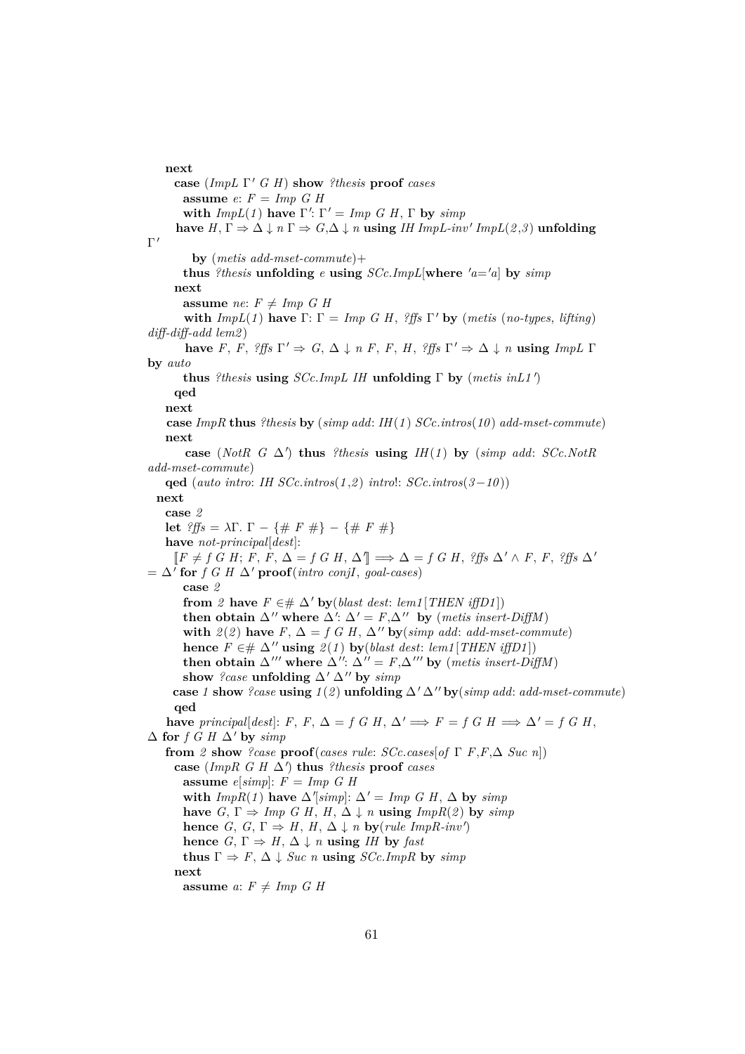```
    next
      case (ImpL Γ' G H) show ?thesis proof cases
        assume e: F = Imp G H
        with ImpL(1) have Γ': Γ' = Imp G H, Γ by simp
       have H, Γ ⇒ Δ ↓ n Γ ⇒ G,Δ ↓ n using IH ImpL-inv' ImpL(2,3) unfolding
Γ'
          by (metis add-mset-commute)+
        thus ?thesis unfolding e using SCc.ImpL[where 'a='a] by simp
      next
        assume ne: F ≠ Imp G H
        with ImpL(1) have Γ: Γ = Imp G H, ?ffs Γ' by (metis (no-types, lifting)
diff-diff-add lem2)
         have F, F, ?ffs Γ' ⇒ G, Δ ↓ n F, F, H, ?ffs Γ' ⇒ Δ ↓ n using ImpL Γ
by auto
        thus ?thesis using SCc.ImpL IH unfolding Γ by (metis inL1')
      qed
    next
     case ImpR thus ?thesis by (simp add: IH(1) SCc.intros(10) add-mset-commute)
    next
        case (NotR G Δ') thus ?thesis using IH(1) by (simp add: SCc.NotR
add-mset-commute)
    qed (auto intro: IH SCc.intros(1,2) intro!: SCc.intros(3−10))
  next
    case 2
    let ?ffs = λΓ. Γ − {# F #} − {# F #}
    have not-principal[dest]:
      ⟦F ≠ f G H; F, F, Δ = f G H, Δ'⟧ ⟹ Δ = f G H, ?ffs Δ' ∧ F, F, ?ffs Δ'
= Δ' for f G H Δ' proof(intro conjI, goal-cases)
        case 2
        from 2 have F ∈# Δ' by(blast dest: lem1[THEN iffD1])
        then obtain Δ'' where Δ': Δ' = F,Δ''  by (metis insert-DiffM)
        with 2(2) have F, Δ = f G H, Δ'' by(simp add: add-mset-commute)
        hence F ∈# Δ'' using 2(1) by(blast dest: lem1[THEN iffD1])
        then obtain Δ''' where Δ'': Δ'' = F,Δ''' by (metis insert-DiffM)
        show ?case unfolding Δ' Δ'' by simp
      case 1 show ?case using 1(2) unfolding Δ' Δ'' by(simp add: add-mset-commute)
      qed
    have principal[dest]: F, F, Δ = f G H, Δ' ⟹ F = f G H ⟹ Δ' = f G H,
Δ for f G H Δ' by simp
    from 2 show ?case proof(cases rule: SCc.cases[of Γ F,F,Δ Suc n])
      case (ImpR G H Δ') thus ?thesis proof cases
        assume e[simp]: F = Imp G H
        with ImpR(1) have Δ'[simp]: Δ' = Imp G H, Δ by simp
        have G, Γ ⇒ Imp G H, H, Δ ↓ n using ImpR(2) by simp
        hence G, G, Γ ⇒ H, H, Δ ↓ n by(rule ImpR-inv')
        hence G, Γ ⇒ H, Δ ↓ n using IH by fast
        thus Γ ⇒ F, Δ ↓ Suc n using SCc.ImpR by simp
      next
        assume a: F ≠ Imp G H
```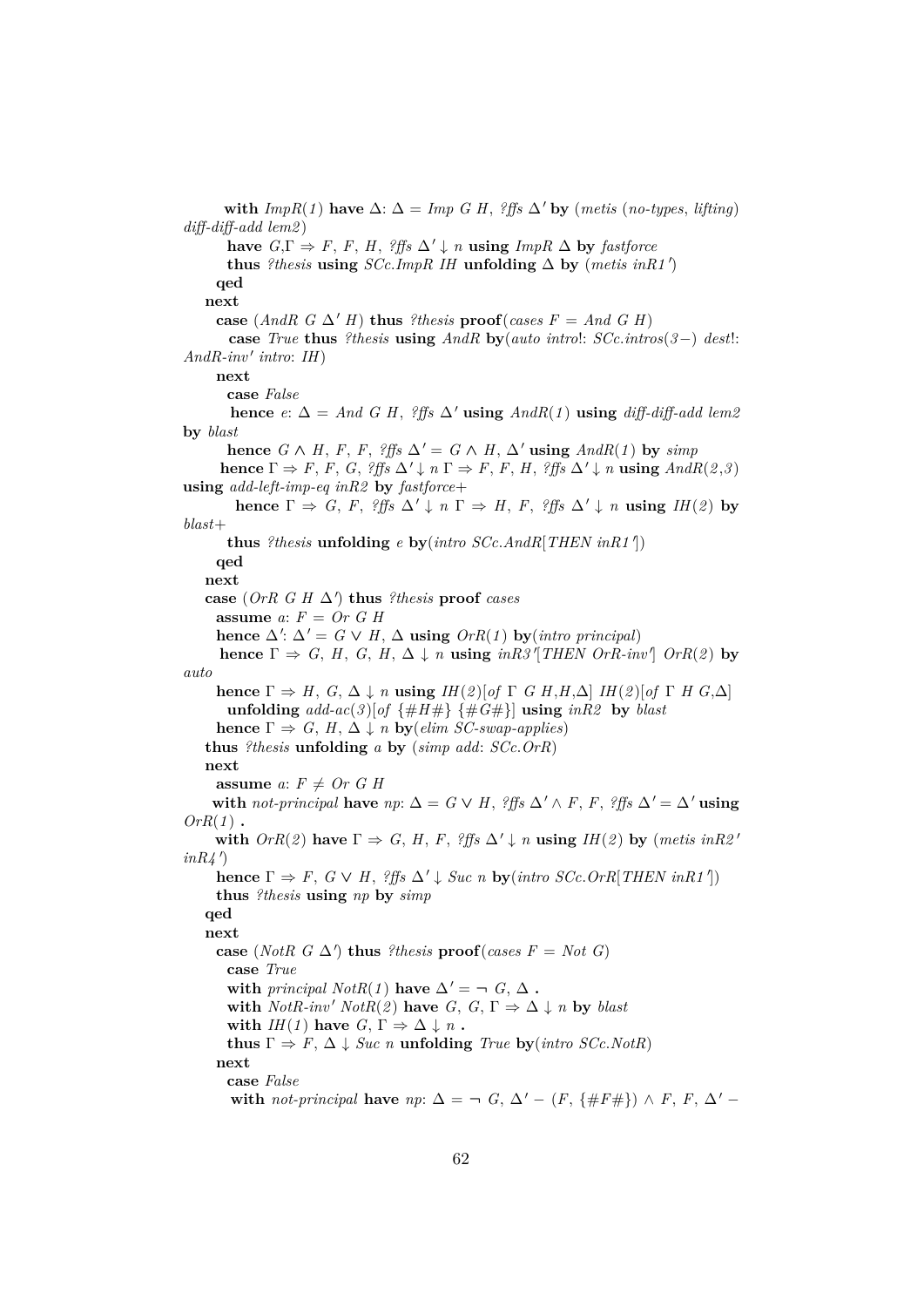```
    with ImpR(1) have Δ: Δ = Imp G H, ?ffs Δ' by (metis (no-types, lifting)
diff-diff-add lem2)
      have G,Γ ⇒ F, F, H, ?ffs Δ' ↓ n using ImpR Δ by fastforce
      thus ?thesis using SCc.ImpR IH unfolding Δ by (metis inR1')
    qed
  next
    case (AndR G Δ' H) thus ?thesis proof(cases F = And G H)
      case True thus ?thesis using AndR by(auto intro!: SCc.intros(3−) dest!:
AndR-inv' intro: IH)
    next
      case False
      hence e: Δ = And G H, ?ffs Δ' using AndR(1) using diff-diff-add lem2
by blast
      hence G ∧ H, F, F, ?ffs Δ' = G ∧ H, Δ' using AndR(1) by simp
      hence Γ ⇒ F, F, G, ?ffs Δ' ↓ n Γ ⇒ F, F, H, ?ffs Δ' ↓ n using AndR(2,3)
using add-left-imp-eq inR2 by fastforce+
      hence Γ ⇒ G, F, ?ffs Δ' ↓ n Γ ⇒ H, F, ?ffs Δ' ↓ n using IH(2) by
blast+
      thus ?thesis unfolding e by(intro SCc.AndR[THEN inR1'])
    qed
  next
  case (OrR G H Δ') thus ?thesis proof cases
    assume a: F = Or G H
    hence Δ': Δ' = G ∨ H, Δ using OrR(1) by(intro principal)
    hence Γ ⇒ G, H, G, H, Δ ↓ n using inR3'[THEN OrR-inv'] OrR(2) by
auto
    hence Γ ⇒ H, G, Δ ↓ n using IH(2)[of Γ G H,H,Δ] IH(2)[of Γ H G,Δ]
      unfolding add-ac(3)[of {#H#} {#G#}] using inR2 by blast
    hence Γ ⇒ G, H, Δ ↓ n by(elim SC-swap-applies)
  thus ?thesis unfolding a by (simp add: SCc.OrR)
  next
    assume a: F ≠ Or G H
    with not-principal have np: Δ = G ∨ H, ?ffs Δ' ∧ F, F, ?ffs Δ' = Δ' using
OrR(1) .
    with OrR(2) have Γ ⇒ G, H, F, ?ffs Δ' ↓ n using IH(2) by (metis inR2'
inR4')
    hence Γ ⇒ F, G ∨ H, ?ffs Δ' ↓ Suc n by(intro SCc.OrR[THEN inR1'])
    thus ?thesis using np by simp
  qed
  next
    case (NotR G Δ') thus ?thesis proof(cases F = Not G)
      case True
      with principal NotR(1) have Δ' = ¬ G, Δ .
      with NotR-inv' NotR(2) have G, G, Γ ⇒ Δ ↓ n by blast
      with IH(1) have G, Γ ⇒ Δ ↓ n .
      thus Γ ⇒ F, Δ ↓ Suc n unfolding True by(intro SCc.NotR)
    next
      case False
      with not-principal have np: Δ = ¬ G, Δ' − (F, {#F#}) ∧ F, F, Δ' −
```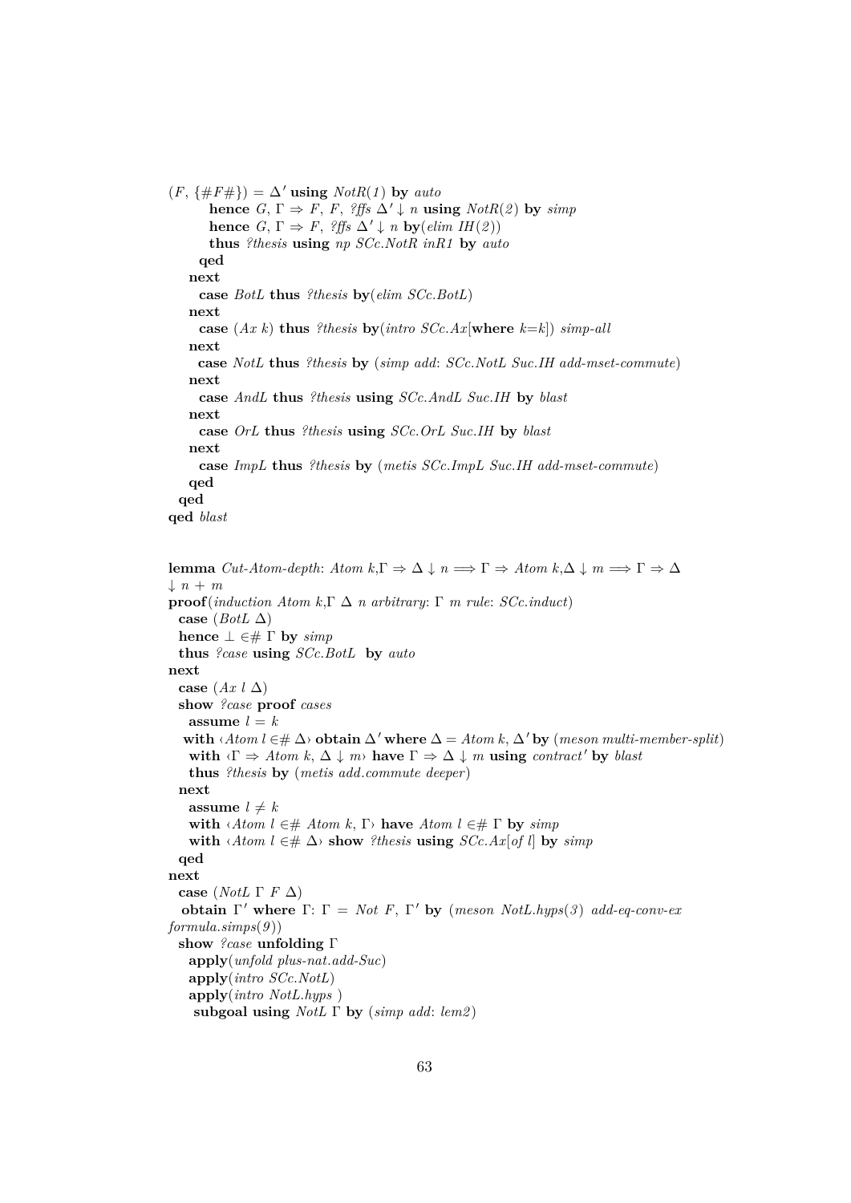```
(F, {#F#}) = Δ' using NotR(1) by auto
        hence G, Γ ⇒ F, F, ?ffs Δ' ↓ n using NotR(2) by simp
        hence G, Γ ⇒ F, ?ffs Δ' ↓ n by(elim IH(2))
        thus ?thesis using np SCc.NotR inR1 by auto
      qed
    next
      case BotL thus ?thesis by(elim SCc.BotL)
    next
      case (Ax k) thus ?thesis by(intro SCc.Ax[where k=k]) simp-all
    next
      case NotL thus ?thesis by (simp add: SCc.NotL Suc.IH add-mset-commute)
    next
      case AndL thus ?thesis using SCc.AndL Suc.IH by blast
    next
      case OrL thus ?thesis using SCc.OrL Suc.IH by blast
    next
      case ImpL thus ?thesis by (metis SCc.ImpL Suc.IH add-mset-commute)
    qed
  qed
qed blast


lemma Cut-Atom-depth: Atom k,Γ ⇒ Δ ↓ n ⟹ Γ ⇒ Atom k,Δ ↓ m ⟹ Γ ⇒ Δ
↓ n + m
proof(induction Atom k,Γ Δ n arbitrary: Γ m rule: SCc.induct)
  case (BotL Δ)
  hence ⊥ ∈# Γ by simp
  thus ?case using SCc.BotL by auto
next
  case (Ax l Δ)
  show ?case proof cases
    assume l = k
   with ‹Atom l ∈# Δ› obtain Δ' where Δ = Atom k, Δ' by (meson multi-member-split)
    with ‹Γ ⇒ Atom k, Δ ↓ m› have Γ ⇒ Δ ↓ m using contract' by blast
    thus ?thesis by (metis add.commute deeper)
  next
    assume l ≠ k
    with ‹Atom l ∈# Atom k, Γ› have Atom l ∈# Γ by simp
    with ‹Atom l ∈# Δ› show ?thesis using SCc.Ax[of l] by simp
  qed
next
  case (NotL Γ F Δ)
   obtain Γ' where Γ: Γ = Not F, Γ' by (meson NotL.hyps(3) add-eq-conv-ex
formula.simps(9))
  show ?case unfolding Γ
    apply(unfold plus-nat.add-Suc)
    apply(intro SCc.NotL)
    apply(intro NotL.hyps )
     subgoal using NotL Γ by (simp add: lem2)
```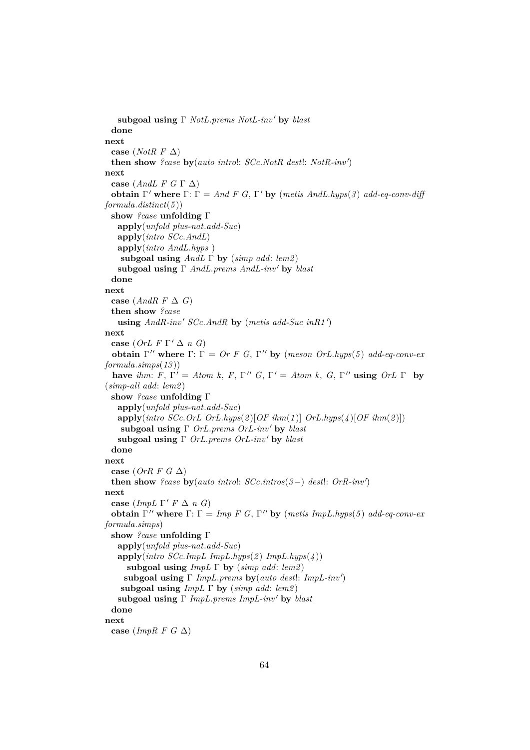```
    subgoal using Γ NotL.prems NotL-inv' by blast
  done
next
  case (NotR F Δ)
  then show ?case by(auto intro!: SCc.NotR dest!: NotR-inv')
next
  case (AndL F G Γ Δ)
  obtain Γ' where Γ: Γ = And F G, Γ' by (metis AndL.hyps(3) add-eq-conv-diff
formula.distinct(5))
  show ?case unfolding Γ
    apply(unfold plus-nat.add-Suc)
    apply(intro SCc.AndL)
    apply(intro AndL.hyps )
     subgoal using AndL Γ by (simp add: lem2)
    subgoal using Γ AndL.prems AndL-inv' by blast
  done
next
  case (AndR F Δ G)
  then show ?case
    using AndR-inv' SCc.AndR by (metis add-Suc inR1')
next
  case (OrL F Γ' Δ n G)
  obtain Γ'' where Γ: Γ = Or F G, Γ'' by (meson OrL.hyps(5) add-eq-conv-ex
formula.simps(13))
  have ihm: F, Γ' = Atom k, F, Γ'' G, Γ' = Atom k, G, Γ'' using OrL Γ  by
(simp-all add: lem2)
  show ?case unfolding Γ
    apply(unfold plus-nat.add-Suc)
    apply(intro SCc.OrL OrL.hyps(2)[OF ihm(1)] OrL.hyps(4)[OF ihm(2)])
     subgoal using Γ OrL.prems OrL-inv' by blast
    subgoal using Γ OrL.prems OrL-inv' by blast
  done
next
  case (OrR F G Δ)
  then show ?case by(auto intro!: SCc.intros(3−) dest!: OrR-inv')
next
  case (ImpL Γ' F Δ n G)
  obtain Γ'' where Γ: Γ = Imp F G, Γ'' by (metis ImpL.hyps(5) add-eq-conv-ex
formula.simps)
  show ?case unfolding Γ
    apply(unfold plus-nat.add-Suc)
    apply(intro SCc.ImpL ImpL.hyps(2) ImpL.hyps(4))
       subgoal using ImpL Γ by (simp add: lem2)
      subgoal using Γ ImpL.prems by(auto dest!: ImpL-inv')
     subgoal using ImpL Γ by (simp add: lem2)
    subgoal using Γ ImpL.prems ImpL-inv' by blast
  done
next
  case (ImpR F G Δ)
```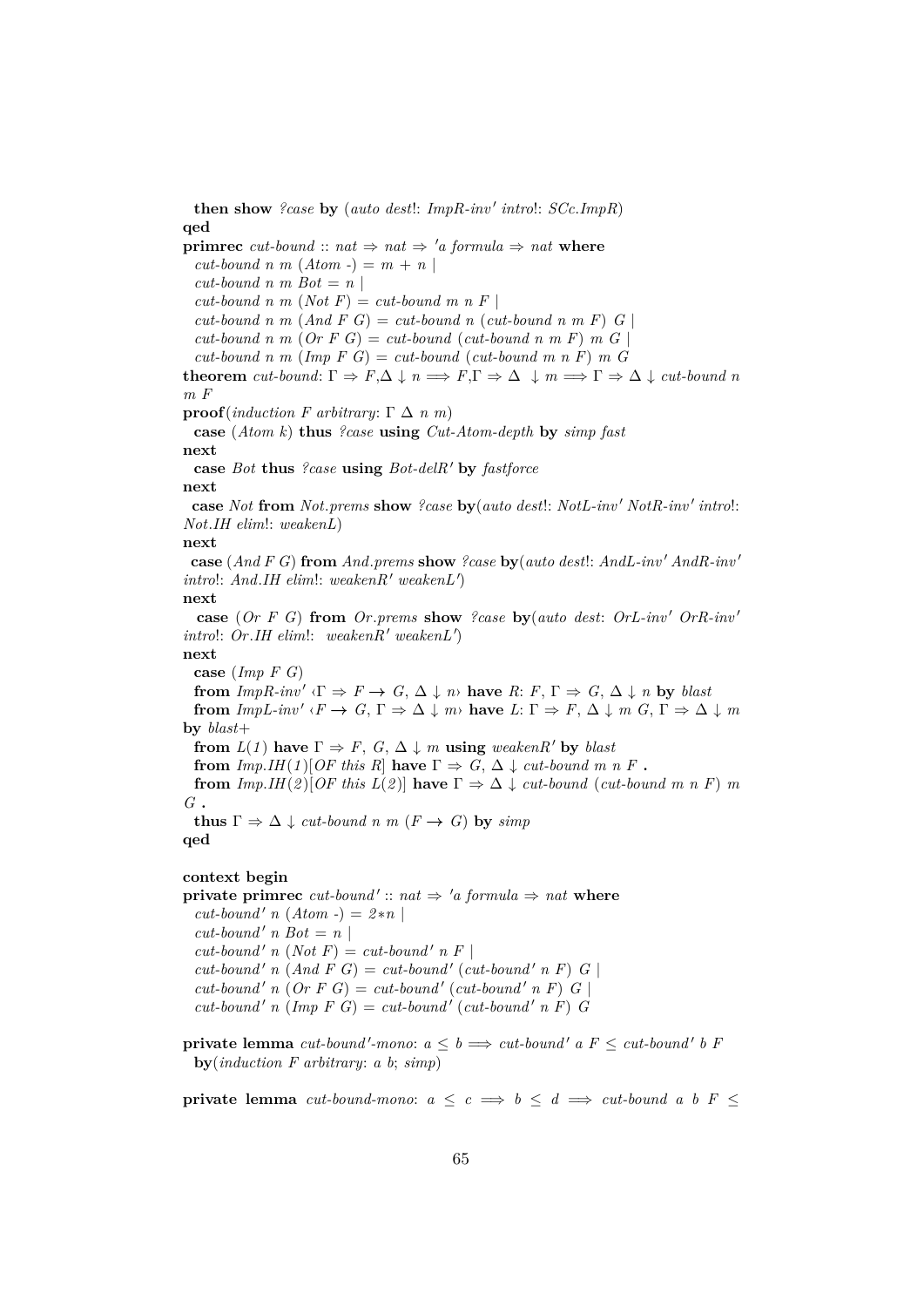```
  then show ?case by (auto dest!: ImpR-inv' intro!: SCc.ImpR)
qed
primrec cut-bound :: nat ⇒ nat ⇒ 'a formula ⇒ nat where
  cut-bound n m (Atom -) = m + n |
  cut-bound n m Bot = n |
  cut-bound n m (Not F) = cut-bound m n F |
  cut-bound n m (And F G) = cut-bound n (cut-bound n m F) G |
  cut-bound n m (Or F G) = cut-bound (cut-bound n m F) m G |
  cut-bound n m (Imp F G) = cut-bound (cut-bound m n F) m G
theorem cut-bound: Γ ⇒ F,Δ ↓ n ⟹ F,Γ ⇒ Δ  ↓ m ⟹ Γ ⇒ Δ ↓ cut-bound n
m F
proof(induction F arbitrary: Γ Δ n m)
  case (Atom k) thus ?case using Cut-Atom-depth by simp fast
next
  case Bot thus ?case using Bot-delR' by fastforce
next
  case Not from Not.prems show ?case by(auto dest!: NotL-inv' NotR-inv' intro!:
Not.IH elim!: weakenL)
next
  case (And F G) from And.prems show ?case by(auto dest!: AndL-inv' AndR-inv'
intro!: And.IH elim!: weakenR' weakenL')
next
  case (Or F G) from Or.prems show ?case by(auto dest: OrL-inv' OrR-inv'
intro!: Or.IH elim!:  weakenR' weakenL')
next
  case (Imp F G)
  from ImpR-inv' ‹Γ ⇒ F → G, Δ ↓ n› have R: F, Γ ⇒ G, Δ ↓ n by blast
  from ImpL-inv' ‹F → G, Γ ⇒ Δ ↓ m› have L: Γ ⇒ F, Δ ↓ m G, Γ ⇒ Δ ↓ m
by blast+
  from L(1) have Γ ⇒ F, G, Δ ↓ m using weakenR' by blast
  from Imp.IH(1)[OF this R] have Γ ⇒ G, Δ ↓ cut-bound m n F .
  from Imp.IH(2)[OF this L(2)] have Γ ⇒ Δ ↓ cut-bound (cut-bound m n F) m
G .
  thus Γ ⇒ Δ ↓ cut-bound n m (F → G) by simp
qed

context begin
private primrec cut-bound' :: nat ⇒ 'a formula ⇒ nat where
  cut-bound' n (Atom -) = 2*n |
  cut-bound' n Bot = n |
  cut-bound' n (Not F) = cut-bound' n F |
  cut-bound' n (And F G) = cut-bound' (cut-bound' n F) G |
  cut-bound' n (Or F G) = cut-bound' (cut-bound' n F) G |
  cut-bound' n (Imp F G) = cut-bound' (cut-bound' n F) G

private lemma cut-bound'-mono: a ≤ b ⟹ cut-bound' a F ≤ cut-bound' b F
  by(induction F arbitrary: a b; simp)

private lemma cut-bound-mono: a ≤ c ⟹ b ≤ d ⟹ cut-bound a b F ≤
```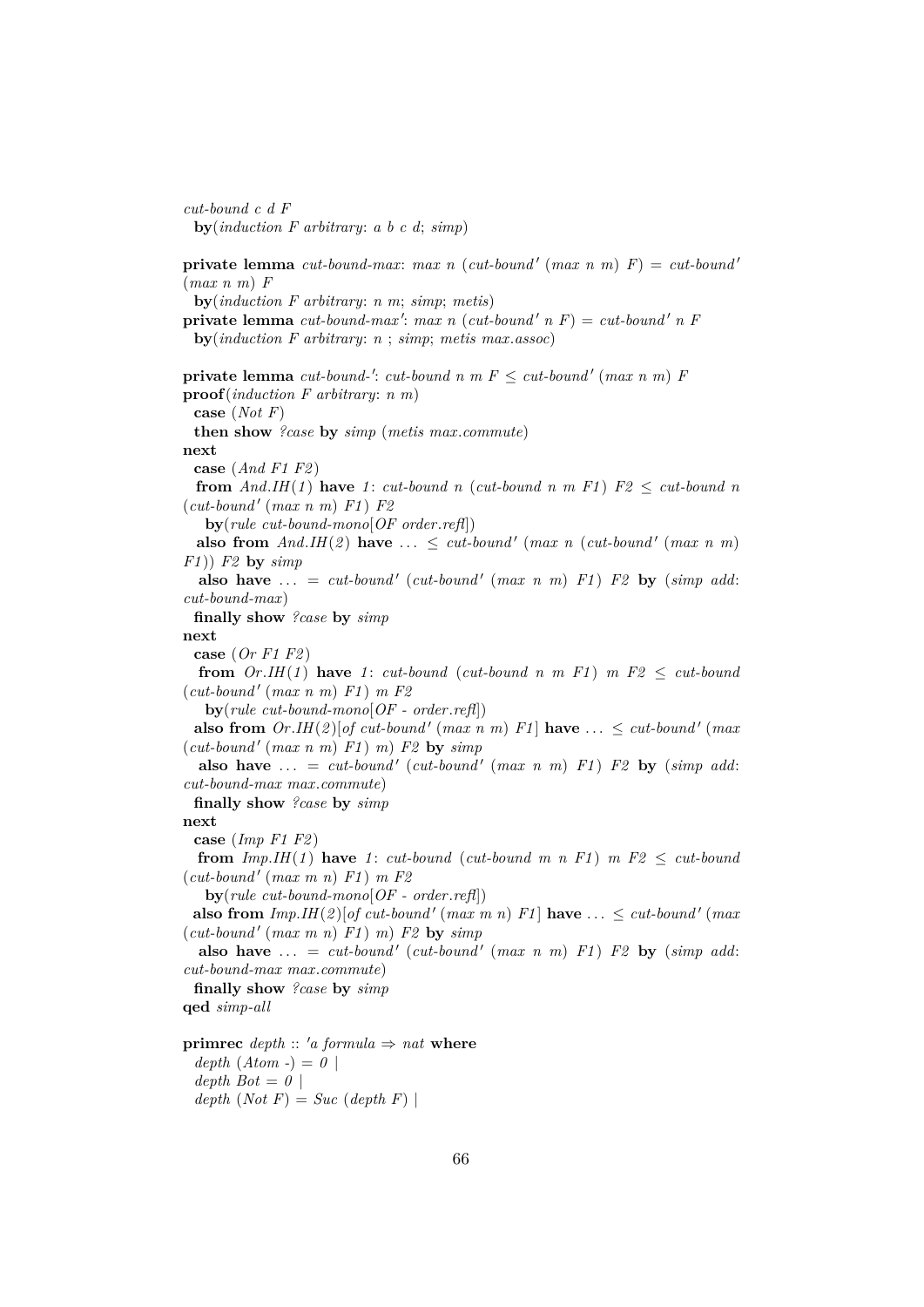```
cut-bound c d F
  by(induction F arbitrary: a b c d; simp)

private lemma cut-bound-max: max n (cut-bound' (max n m) F) = cut-bound'
(max n m) F
  by(induction F arbitrary: n m; simp; metis)
private lemma cut-bound-max': max n (cut-bound' n F) = cut-bound' n F
  by(induction F arbitrary: n ; simp; metis max.assoc)

private lemma cut-bound-': cut-bound n m F ≤ cut-bound' (max n m) F
proof(induction F arbitrary: n m)
  case (Not F)
  then show ?case by simp (metis max.commute)
next
  case (And F1 F2)
  from And.IH(1) have 1: cut-bound n (cut-bound n m F1) F2 ≤ cut-bound n
(cut-bound' (max n m) F1) F2
    by(rule cut-bound-mono[OF order.refl])
  also from And.IH(2) have ... ≤ cut-bound' (max n (cut-bound' (max n m)
F1)) F2 by simp
  also have ... = cut-bound' (cut-bound' (max n m) F1) F2 by (simp add:
cut-bound-max)
  finally show ?case by simp
next
  case (Or F1 F2)
  from Or.IH(1) have 1: cut-bound (cut-bound n m F1) m F2 ≤ cut-bound
(cut-bound' (max n m) F1) m F2
    by(rule cut-bound-mono[OF - order.refl])
  also from Or.IH(2)[of cut-bound' (max n m) F1] have ... ≤ cut-bound' (max
(cut-bound' (max n m) F1) m) F2 by simp
  also have ... = cut-bound' (cut-bound' (max n m) F1) F2 by (simp add:
cut-bound-max max.commute)
  finally show ?case by simp
next
  case (Imp F1 F2)
  from Imp.IH(1) have 1: cut-bound (cut-bound m n F1) m F2 ≤ cut-bound
(cut-bound' (max m n) F1) m F2
    by(rule cut-bound-mono[OF - order.refl])
  also from Imp.IH(2)[of cut-bound' (max m n) F1] have ... ≤ cut-bound' (max
(cut-bound' (max m n) F1) m) F2 by simp
  also have ... = cut-bound' (cut-bound' (max n m) F1) F2 by (simp add:
cut-bound-max max.commute)
  finally show ?case by simp
qed simp-all

primrec depth :: 'a formula ⇒ nat where
  depth (Atom -) = 0 |
  depth Bot = 0 |
  depth (Not F) = Suc (depth F) |
```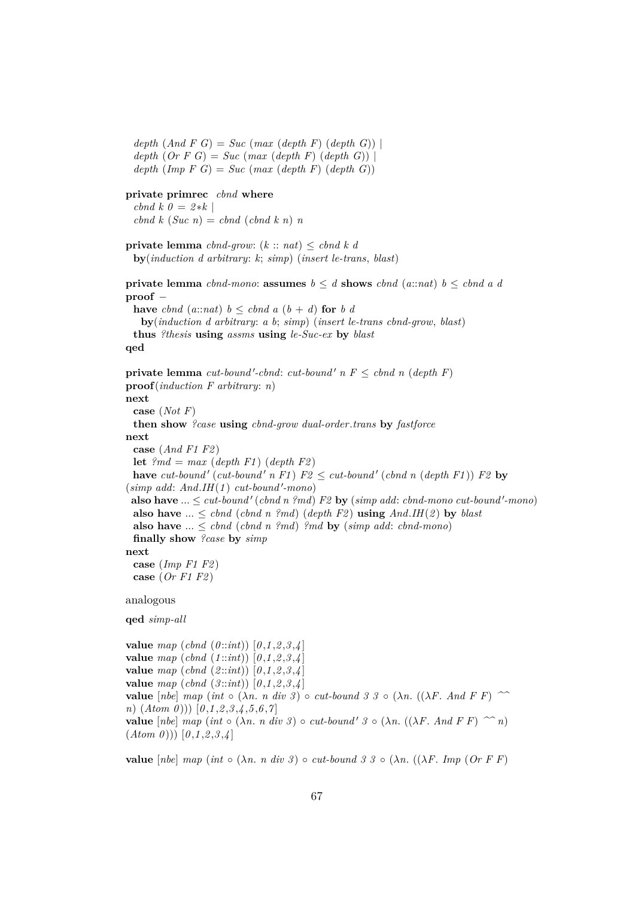```
  depth (And F G) = Suc (max (depth F) (depth G)) |
  depth (Or F G) = Suc (max (depth F) (depth G)) |
  depth (Imp F G) = Suc (max (depth F) (depth G))

private primrec cbnd where
  cbnd k 0 = 2*k |
  cbnd k (Suc n) = cbnd (cbnd k n) n

private lemma cbnd-grow: (k :: nat) ≤ cbnd k d
  by(induction d arbitrary: k; simp) (insert le-trans, blast)

private lemma cbnd-mono: assumes b ≤ d shows cbnd (a::nat) b ≤ cbnd a d
proof −
  have cbnd (a::nat) b ≤ cbnd a (b + d) for b d
    by(induction d arbitrary: a b; simp) (insert le-trans cbnd-grow, blast)
  thus ?thesis using assms using le-Suc-ex by blast
qed

private lemma cut-bound'-cbnd: cut-bound' n F ≤ cbnd n (depth F)
proof(induction F arbitrary: n)
next
  case (Not F)
  then show ?case using cbnd-grow dual-order.trans by fastforce
next
  case (And F1 F2)
  let ?md = max (depth F1) (depth F2)
  have cut-bound' (cut-bound' n F1) F2 ≤ cut-bound' (cbnd n (depth F1)) F2 by
(simp add: And.IH(1) cut-bound'-mono)
  also have ... ≤ cut-bound' (cbnd n ?md) F2 by (simp add: cbnd-mono cut-bound'-mono)
  also have ... ≤ cbnd (cbnd n ?md) (depth F2) using And.IH(2) by blast
  also have ... ≤ cbnd (cbnd n ?md) ?md by (simp add: cbnd-mono)
  finally show ?case by simp
next
  case (Imp F1 F2)
  case (Or F1 F2)
```

analogous

```
qed simp-all

value map (cbnd (0::int)) [0,1,2,3,4]
value map (cbnd (1::int)) [0,1,2,3,4]
value map (cbnd (2::int)) [0,1,2,3,4]
value map (cbnd (3::int)) [0,1,2,3,4]
value [nbe] map (int ∘ (λn. n div 3) ∘ cut-bound 3 3 ∘ (λn. ((λF. And F F) ^^
n) (Atom 0))) [0,1,2,3,4,5,6,7]
value [nbe] map (int ∘ (λn. n div 3) ∘ cut-bound' 3 ∘ (λn. ((λF. And F F) ^^ n)
(Atom 0))) [0,1,2,3,4]

value [nbe] map (int ∘ (λn. n div 3) ∘ cut-bound 3 3 ∘ (λn. ((λF. Imp (Or F F)
```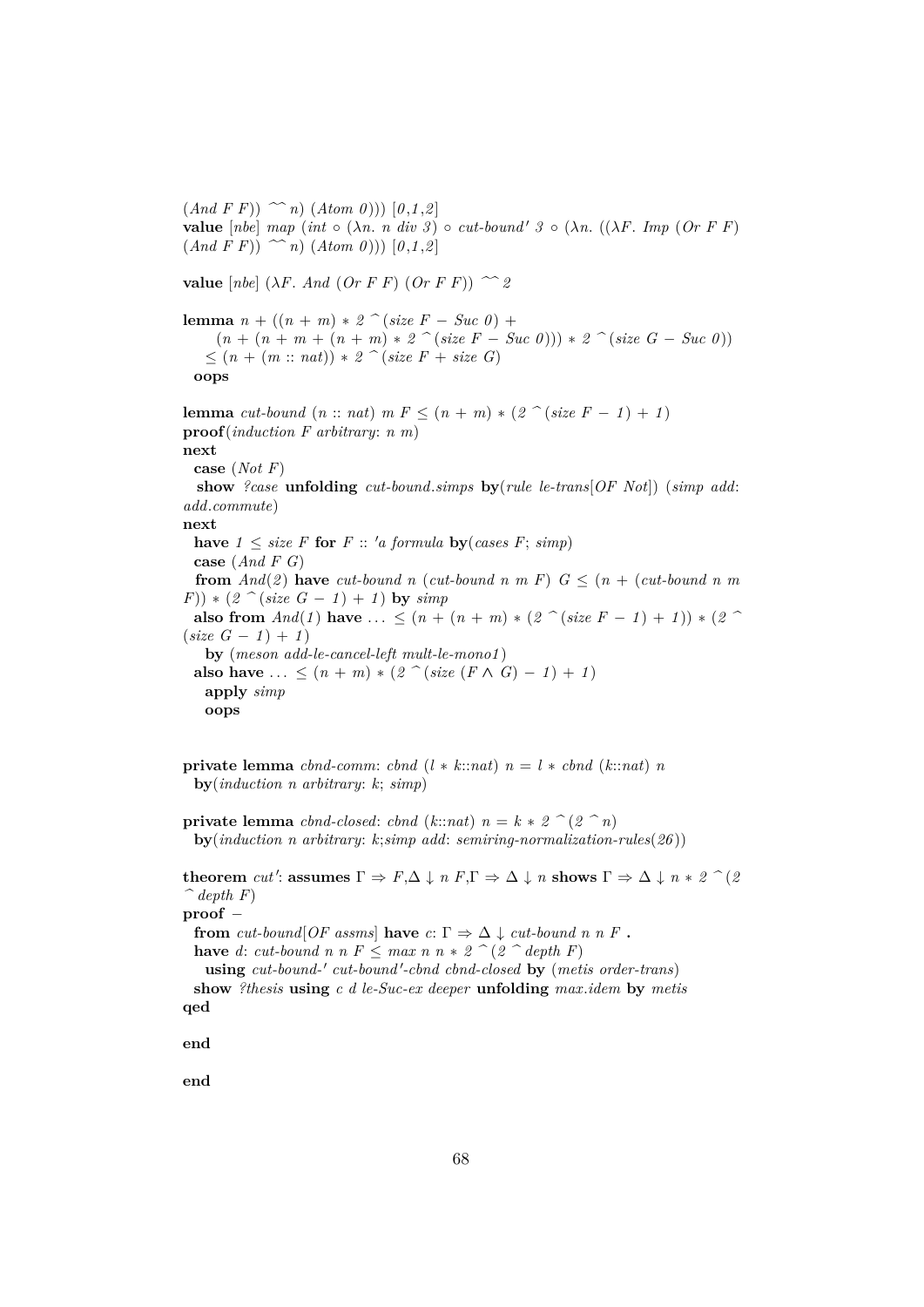```
(And F F)) ^^ n) (Atom 0))) [0,1,2]
value [nbe] map (int ∘ (λn. n div 3) ∘ cut-bound′ 3 ∘ (λn. ((λF. Imp (Or F F)
(And F F)) ^^ n) (Atom 0))) [0,1,2]

value [nbe] (λF. And (Or F F) (Or F F)) ^^ 2

lemma n + ((n + m) * 2 ^(size F − Suc 0) +
      (n + (n + m + (n + m) * 2 ^(size F − Suc 0))) * 2 ^(size G − Suc 0))
    ≤ (n + (m :: nat)) * 2 ^(size F + size G)
  oops

lemma cut-bound (n :: nat) m F ≤ (n + m) * (2 ^(size F − 1) + 1)
proof(induction F arbitrary: n m)
next
  case (Not F)
  show ?case unfolding cut-bound.simps by(rule le-trans[OF Not]) (simp add:
add.commute)
next
  have 1 ≤ size F for F :: ′a formula by(cases F; simp)
  case (And F G)
  from And(2) have cut-bound n (cut-bound n m F) G ≤ (n + (cut-bound n m
F)) * (2 ^(size G − 1) + 1) by simp
  also from And(1) have . . . ≤ (n + (n + m) * (2 ^(size F − 1) + 1)) * (2 ^
(size G − 1) + 1)
    by (meson add-le-cancel-left mult-le-mono1)
  also have . . . ≤ (n + m) * (2 ^(size (F ∧ G) − 1) + 1)
    apply simp
    oops


private lemma cbnd-comm: cbnd (l * k::nat) n = l * cbnd (k::nat) n
  by(induction n arbitrary: k; simp)

private lemma cbnd-closed: cbnd (k::nat) n = k * 2 ^(2 ^ n)
  by(induction n arbitrary: k;simp add: semiring-normalization-rules(26))

theorem cut′: assumes Γ ⇒ F,Δ ↓ n F,Γ ⇒ Δ ↓ n shows Γ ⇒ Δ ↓ n * 2 ^(2
^ depth F)
proof −
  from cut-bound[OF assms] have c: Γ ⇒ Δ ↓ cut-bound n n F .
  have d: cut-bound n n F ≤ max n n * 2 ^(2 ^ depth F)
    using cut-bound-′ cut-bound′-cbnd cbnd-closed by (metis order-trans)
  show ?thesis using c d le-Suc-ex deeper unfolding max.idem by metis
qed

end

end
```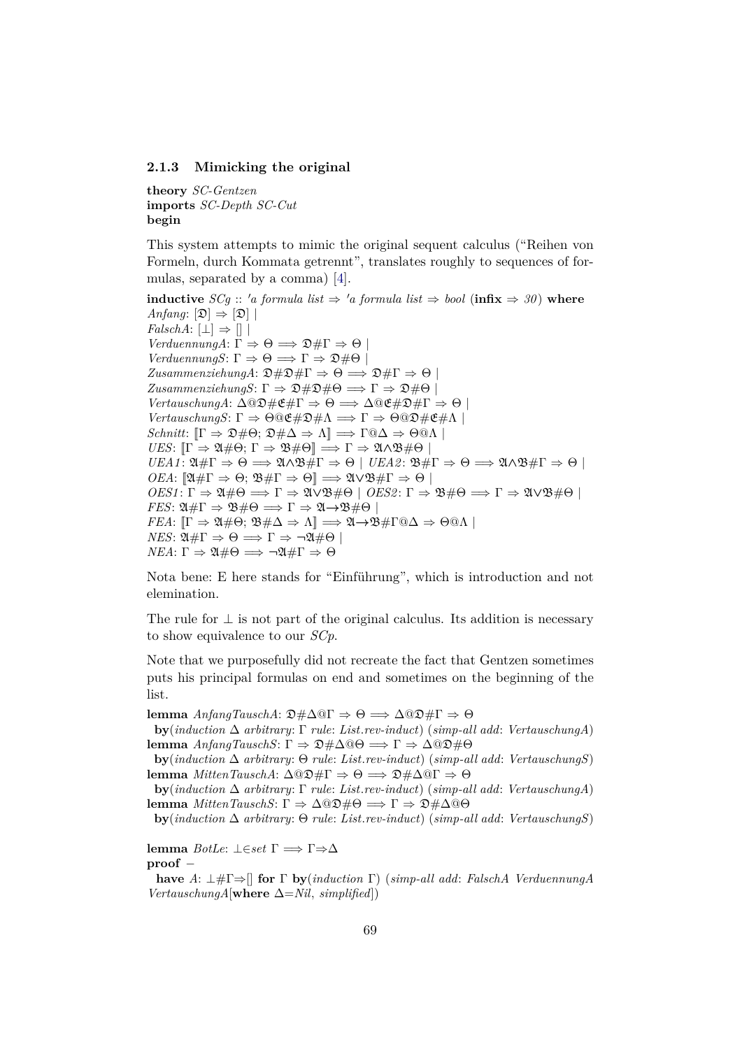### 2.1.3 Mimicking the original

**theory** *SC-Gentzen*
**imports** *SC-Depth SC-Cut*
**begin**

This system attempts to mimic the original sequent calculus ("Reihen von Formeln, durch Kommata getrennt", translates roughly to sequences of formulas, separated by a comma) [4].

**inductive** *SCg* :: *'a formula list* ⇒ *'a formula list* ⇒ *bool* (**infix** ⇒ *30*) **where**
*Anfang*: $[\mathfrak{D}] \Rightarrow [\mathfrak{D}]$ |
*FalschA*: $[\bot] \Rightarrow []$ |
*VerduennungA*: $\Gamma \Rightarrow \Theta \Longrightarrow \mathfrak{D}\#\Gamma \Rightarrow \Theta$ |
*VerduennungS*: $\Gamma \Rightarrow \Theta \Longrightarrow \Gamma \Rightarrow \mathfrak{D}\#\Theta$ |
*ZusammenziehungA*: $\mathfrak{D}\#\mathfrak{D}\#\Gamma \Rightarrow \Theta \Longrightarrow \mathfrak{D}\#\Gamma \Rightarrow \Theta$ |
*ZusammenziehungS*: $\Gamma \Rightarrow \mathfrak{D}\#\mathfrak{D}\#\Theta \Longrightarrow \Gamma \Rightarrow \mathfrak{D}\#\Theta$ |
*VertauschungA*: $\Delta @ \mathfrak{D}\#\mathfrak{E}\#\Gamma \Rightarrow \Theta \Longrightarrow \Delta @ \mathfrak{E}\#\mathfrak{D}\#\Gamma \Rightarrow \Theta$ |
*VertauschungS*: $\Gamma \Rightarrow \Theta @ \mathfrak{E}\#\mathfrak{D}\#\Lambda \Longrightarrow \Gamma \Rightarrow \Theta @ \mathfrak{D}\#\mathfrak{E}\#\Lambda$ |
*Schnitt*: $[\![\Gamma \Rightarrow \mathfrak{D}\#\Theta;\ \mathfrak{D}\#\Delta \Rightarrow \Lambda]\!] \Longrightarrow \Gamma @ \Delta \Rightarrow \Theta @ \Lambda$ |
*UES*: $[\![\Gamma \Rightarrow \mathfrak{A}\#\Theta;\ \Gamma \Rightarrow \mathfrak{B}\#\Theta]\!] \Longrightarrow \Gamma \Rightarrow \mathfrak{A}\wedge\mathfrak{B}\#\Theta$ |
*UEA1*: $\mathfrak{A}\#\Gamma \Rightarrow \Theta \Longrightarrow \mathfrak{A}\wedge\mathfrak{B}\#\Gamma \Rightarrow \Theta$ | *UEA2*: $\mathfrak{B}\#\Gamma \Rightarrow \Theta \Longrightarrow \mathfrak{A}\wedge\mathfrak{B}\#\Gamma \Rightarrow \Theta$ |
*OEA*: $[\![\mathfrak{A}\#\Gamma \Rightarrow \Theta;\ \mathfrak{B}\#\Gamma \Rightarrow \Theta]\!] \Longrightarrow \mathfrak{A}\vee\mathfrak{B}\#\Gamma \Rightarrow \Theta$ |
*OES1*: $\Gamma \Rightarrow \mathfrak{A}\#\Theta \Longrightarrow \Gamma \Rightarrow \mathfrak{A}\vee\mathfrak{B}\#\Theta$ | *OES2*: $\Gamma \Rightarrow \mathfrak{B}\#\Theta \Longrightarrow \Gamma \Rightarrow \mathfrak{A}\vee\mathfrak{B}\#\Theta$ |
*FES*: $\mathfrak{A}\#\Gamma \Rightarrow \mathfrak{B}\#\Theta \Longrightarrow \Gamma \Rightarrow \mathfrak{A}\rightarrow\mathfrak{B}\#\Theta$ |
*FEA*: $[\![\Gamma \Rightarrow \mathfrak{A}\#\Theta;\ \mathfrak{B}\#\Delta \Rightarrow \Lambda]\!] \Longrightarrow \mathfrak{A}\rightarrow\mathfrak{B}\#\Gamma @ \Delta \Rightarrow \Theta @ \Lambda$ |
*NES*: $\mathfrak{A}\#\Gamma \Rightarrow \Theta \Longrightarrow \Gamma \Rightarrow \neg\mathfrak{A}\#\Theta$ |
*NEA*: $\Gamma \Rightarrow \mathfrak{A}\#\Theta \Longrightarrow \neg\mathfrak{A}\#\Gamma \Rightarrow \Theta$

Nota bene: E here stands for "Einführung", which is introduction and not elemination.

The rule for ⊥ is not part of the original calculus. Its addition is necessary to show equivalence to our *SCp*.

Note that we purposefully did not recreate the fact that Gentzen sometimes puts his principal formulas on end and sometimes on the beginning of the list.

**lemma** *AnfangTauschA*: $\mathfrak{D}\#\Delta @ \Gamma \Rightarrow \Theta \Longrightarrow \Delta @ \mathfrak{D}\#\Gamma \Rightarrow \Theta$
 **by**(*induction* Δ *arbitrary*: Γ *rule*: *List.rev-induct*) (*simp-all add*: *VertauschungA*)
**lemma** *AnfangTauschS*: $\Gamma \Rightarrow \mathfrak{D}\#\Delta @ \Theta \Longrightarrow \Gamma \Rightarrow \Delta @ \mathfrak{D}\#\Theta$
 **by**(*induction* Δ *arbitrary*: Θ *rule*: *List.rev-induct*) (*simp-all add*: *VertauschungS*)
**lemma** *MittenTauschA*: $\Delta @ \mathfrak{D}\#\Gamma \Rightarrow \Theta \Longrightarrow \mathfrak{D}\#\Delta @ \Gamma \Rightarrow \Theta$
 **by**(*induction* Δ *arbitrary*: Γ *rule*: *List.rev-induct*) (*simp-all add*: *VertauschungA*)
**lemma** *MittenTauschS*: $\Gamma \Rightarrow \Delta @ \mathfrak{D}\#\Theta \Longrightarrow \Gamma \Rightarrow \mathfrak{D}\#\Delta @ \Theta$
 **by**(*induction* Δ *arbitrary*: Θ *rule*: *List.rev-induct*) (*simp-all add*: *VertauschungS*)

**lemma** *BotLe*: $\bot \in set\ \Gamma \Longrightarrow \Gamma \Rightarrow \Delta$
**proof** −
 **have** *A*: $\bot\#\Gamma \Rightarrow []$ **for** Γ **by**(*induction* Γ) (*simp-all add*: *FalschA VerduennungA VertauschungA*[**where** Δ=*Nil*, *simplified*])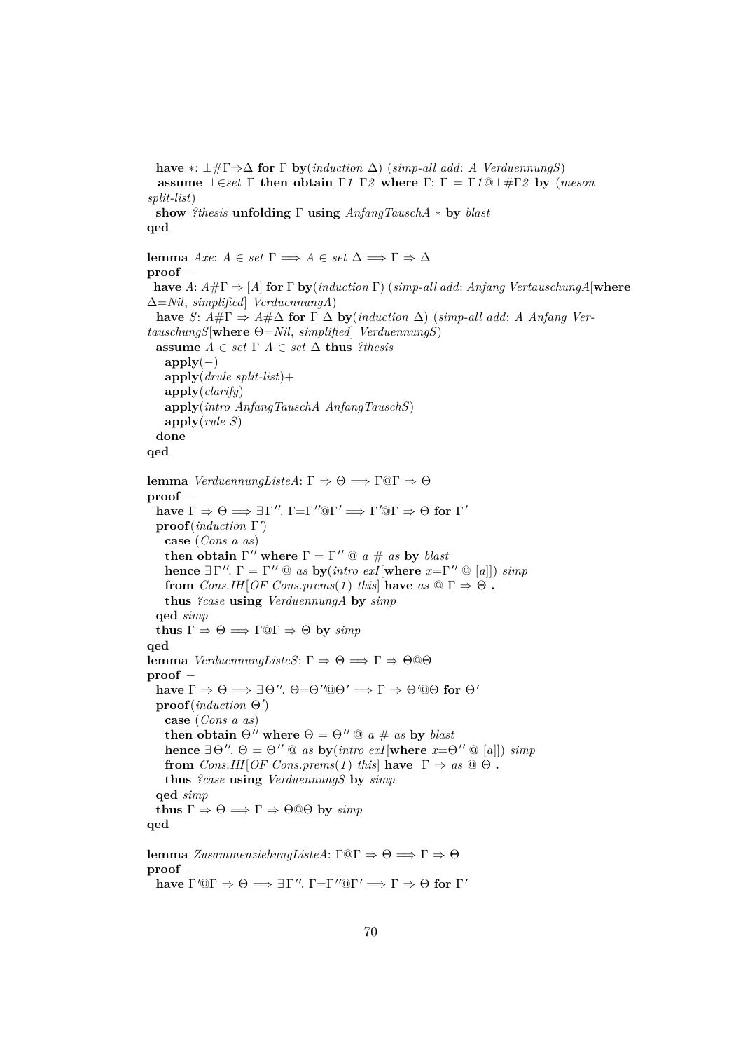**have** ∗: ⊥#Γ⇒Δ **for** Γ **by**(*induction* Δ) (*simp-all add*: *A VerduennungS*)
 **assume** ⊥∈*set* Γ **then obtain** Γ*1* Γ*2* **where** Γ: Γ = Γ*1*@⊥#Γ*2* **by** (*meson split-list*)
 **show** *?thesis* **unfolding** Γ **using** *AnfangTauschA* ∗ **by** *blast*
**qed**

**lemma** *Axe*: *A* ∈ *set* Γ ⟹ *A* ∈ *set* Δ ⟹ Γ ⇒ Δ
**proof** −
 **have** *A*: *A*#Γ ⇒ [*A*] **for** Γ **by**(*induction* Γ) (*simp-all add*: *Anfang VertauschungA*[**where** Δ=*Nil*, *simplified*] *VerduennungA*)
 **have** *S*: *A*#Γ ⇒ *A*#Δ **for** Γ Δ **by**(*induction* Δ) (*simp-all add*: *A Anfang VertauschungS*[**where** Θ=*Nil*, *simplified*] *VerduennungS*)
 **assume** *A* ∈ *set* Γ *A* ∈ *set* Δ **thus** *?thesis*
  **apply**(−)
  **apply**(*drule split-list*)+
  **apply**(*clarify*)
  **apply**(*intro AnfangTauschA AnfangTauschS*)
  **apply**(*rule S*)
 **done**
**qed**

**lemma** *VerduennungListeA*: Γ ⇒ Θ ⟹ Γ@Γ ⇒ Θ
**proof** −
 **have** Γ ⇒ Θ ⟹ ∃Γ′′. Γ=Γ′′@Γ′ ⟹ Γ′@Γ ⇒ Θ **for** Γ′
 **proof**(*induction* Γ′)
  **case** (*Cons a as*)
  **then obtain** Γ′′ **where** Γ = Γ′′ @ *a* # *as* **by** *blast*
  **hence** ∃Γ′′. Γ = Γ′′ @ *as* **by**(*intro exI*[**where** *x*=Γ′′ @ [*a*]]) *simp*
  **from** *Cons.IH*[*OF Cons.prems*(*1*) *this*] **have** *as* @ Γ ⇒ Θ **.**
  **thus** *?case* **using** *VerduennungA* **by** *simp*
 **qed** *simp*
 **thus** Γ ⇒ Θ ⟹ Γ@Γ ⇒ Θ **by** *simp*
**qed**
**lemma** *VerduennungListeS*: Γ ⇒ Θ ⟹ Γ ⇒ Θ@Θ
**proof** −
 **have** Γ ⇒ Θ ⟹ ∃Θ′′. Θ=Θ′′@Θ′ ⟹ Γ ⇒ Θ′@Θ **for** Θ′
 **proof**(*induction* Θ′)
  **case** (*Cons a as*)
  **then obtain** Θ′′ **where** Θ = Θ′′ @ *a* # *as* **by** *blast*
  **hence** ∃Θ′′. Θ = Θ′′ @ *as* **by**(*intro exI*[**where** *x*=Θ′′ @ [*a*]]) *simp*
  **from** *Cons.IH*[*OF Cons.prems*(*1*) *this*] **have** Γ ⇒ *as* @ Θ **.**
  **thus** *?case* **using** *VerduennungS* **by** *simp*
 **qed** *simp*
 **thus** Γ ⇒ Θ ⟹ Γ ⇒ Θ@Θ **by** *simp*
**qed**

**lemma** *ZusammenziehungListeA*: Γ@Γ ⇒ Θ ⟹ Γ ⇒ Θ
**proof** −
 **have** Γ′@Γ ⇒ Θ ⟹ ∃Γ′′. Γ=Γ′′@Γ′ ⟹ Γ ⇒ Θ **for** Γ′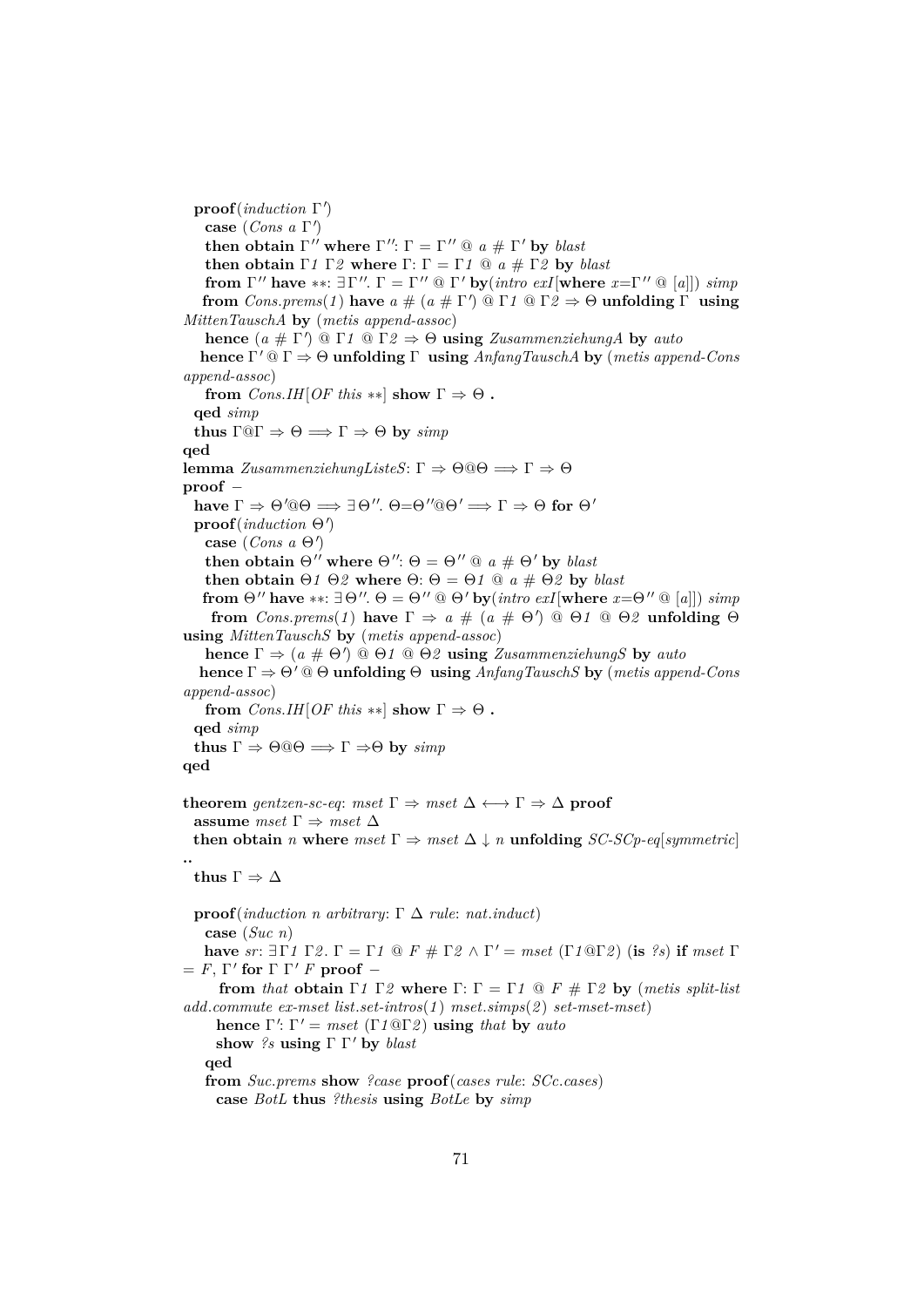```
  proof(induction Γ')
    case (Cons a Γ')
    then obtain Γ'' where Γ'': Γ = Γ'' @ a # Γ' by blast
    then obtain Γ1 Γ2 where Γ: Γ = Γ1 @ a # Γ2 by blast
    from Γ'' have **: ∃Γ''. Γ = Γ'' @ Γ' by(intro exI[where x=Γ'' @ [a]]) simp
    from Cons.prems(1) have a # (a # Γ') @ Γ1 @ Γ2 ⇒ Θ unfolding Γ using
MittenTauschA by (metis append-assoc)
    hence (a # Γ') @ Γ1 @ Γ2 ⇒ Θ using ZusammenziehungA by auto
    hence Γ' @ Γ ⇒ Θ unfolding Γ using AnfangTauschA by (metis append-Cons
append-assoc)
    from Cons.IH[OF this **] show Γ ⇒ Θ .
  qed simp
  thus Γ@Γ ⇒ Θ ⟹ Γ ⇒ Θ by simp
qed
lemma ZusammenziehungListeS: Γ ⇒ Θ@Θ ⟹ Γ ⇒ Θ
proof −
  have Γ ⇒ Θ'@Θ ⟹ ∃Θ''. Θ=Θ''@Θ' ⟹ Γ ⇒ Θ for Θ'
  proof(induction Θ')
    case (Cons a Θ')
    then obtain Θ'' where Θ'': Θ = Θ'' @ a # Θ' by blast
    then obtain Θ1 Θ2 where Θ: Θ = Θ1 @ a # Θ2 by blast
    from Θ'' have **: ∃Θ''. Θ = Θ'' @ Θ' by(intro exI[where x=Θ'' @ [a]]) simp
    from Cons.prems(1) have Γ ⇒ a # (a # Θ') @ Θ1 @ Θ2 unfolding Θ
using MittenTauschS by (metis append-assoc)
    hence Γ ⇒ (a # Θ') @ Θ1 @ Θ2 using ZusammenziehungS by auto
    hence Γ ⇒ Θ' @ Θ unfolding Θ using AnfangTauschS by (metis append-Cons
append-assoc)
    from Cons.IH[OF this **] show Γ ⇒ Θ .
  qed simp
  thus Γ ⇒ Θ@Θ ⟹ Γ ⇒Θ by simp
qed

theorem gentzen-sc-eq: mset Γ ⇒ mset Δ ⟷ Γ ⇒ Δ proof
  assume mset Γ ⇒ mset Δ
  then obtain n where mset Γ ⇒ mset Δ ↓ n unfolding SC-SCp-eq[symmetric]
..
  thus Γ ⇒ Δ

  proof(induction n arbitrary: Γ Δ rule: nat.induct)
    case (Suc n)
    have sr: ∃Γ1 Γ2. Γ = Γ1 @ F # Γ2 ∧ Γ' = mset (Γ1@Γ2) (is ?s) if mset Γ
= F, Γ' for Γ Γ' F proof −
      from that obtain Γ1 Γ2 where Γ: Γ = Γ1 @ F # Γ2 by (metis split-list
add.commute ex-mset list.set-intros(1) mset.simps(2) set-mset-mset)
      hence Γ': Γ' = mset (Γ1@Γ2) using that by auto
      show ?s using Γ Γ' by blast
    qed
    from Suc.prems show ?case proof(cases rule: SCc.cases)
      case BotL thus ?thesis using BotLe by simp
```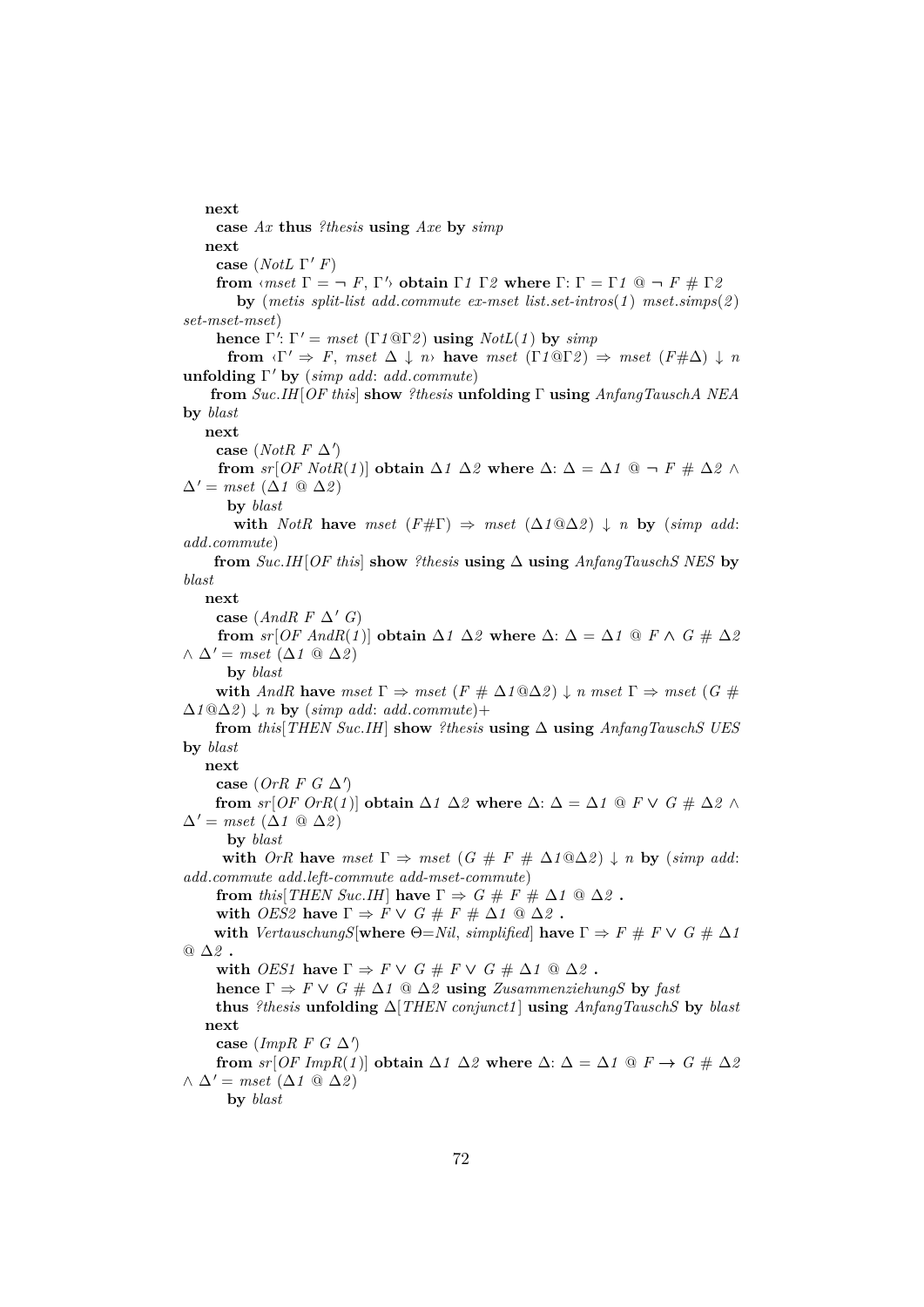```
next
  case Ax thus ?thesis using Axe by simp
next
  case (NotL Γ' F)
  from ‹mset Γ = ¬ F, Γ'› obtain Γ1 Γ2 where Γ: Γ = Γ1 @ ¬ F # Γ2
    by (metis split-list add.commute ex-mset list.set-intros(1) mset.simps(2) set-mset-mset)
  hence Γ': Γ' = mset (Γ1@Γ2) using NotL(1) by simp
  from ‹Γ' ⇒ F, mset Δ ↓ n› have mset (Γ1@Γ2) ⇒ mset (F#Δ) ↓ n unfolding Γ' by (simp add: add.commute)
  from Suc.IH[OF this] show ?thesis unfolding Γ using AnfangTauschA NEA by blast
next
  case (NotR F Δ')
  from sr[OF NotR(1)] obtain Δ1 Δ2 where Δ: Δ = Δ1 @ ¬ F # Δ2 ∧ Δ' = mset (Δ1 @ Δ2)
    by blast
  with NotR have mset (F#Γ) ⇒ mset (Δ1@Δ2) ↓ n by (simp add: add.commute)
  from Suc.IH[OF this] show ?thesis using Δ using AnfangTauschS NES by blast
next
  case (AndR F Δ' G)
  from sr[OF AndR(1)] obtain Δ1 Δ2 where Δ: Δ = Δ1 @ F ∧ G # Δ2 ∧ Δ' = mset (Δ1 @ Δ2)
    by blast
  with AndR have mset Γ ⇒ mset (F # Δ1@Δ2) ↓ n mset Γ ⇒ mset (G # Δ1@Δ2) ↓ n by (simp add: add.commute)+
  from this[THEN Suc.IH] show ?thesis using Δ using AnfangTauschS UES by blast
next
  case (OrR F G Δ')
  from sr[OF OrR(1)] obtain Δ1 Δ2 where Δ: Δ = Δ1 @ F ∨ G # Δ2 ∧ Δ' = mset (Δ1 @ Δ2)
    by blast
  with OrR have mset Γ ⇒ mset (G # F # Δ1@Δ2) ↓ n by (simp add: add.commute add.left-commute add-mset-commute)
  from this[THEN Suc.IH] have Γ ⇒ G # F # Δ1 @ Δ2 .
  with OES2 have Γ ⇒ F ∨ G # F # Δ1 @ Δ2 .
  with VertauschungS[where Θ=Nil, simplified] have Γ ⇒ F # F ∨ G # Δ1 @ Δ2 .
  with OES1 have Γ ⇒ F ∨ G # F ∨ G # Δ1 @ Δ2 .
  hence Γ ⇒ F ∨ G # Δ1 @ Δ2 using ZusammenziehungS by fast
  thus ?thesis unfolding Δ[THEN conjunct1] using AnfangTauschS by blast
next
  case (ImpR F G Δ')
  from sr[OF ImpR(1)] obtain Δ1 Δ2 where Δ: Δ = Δ1 @ F → G # Δ2 ∧ Δ' = mset (Δ1 @ Δ2)
    by blast
```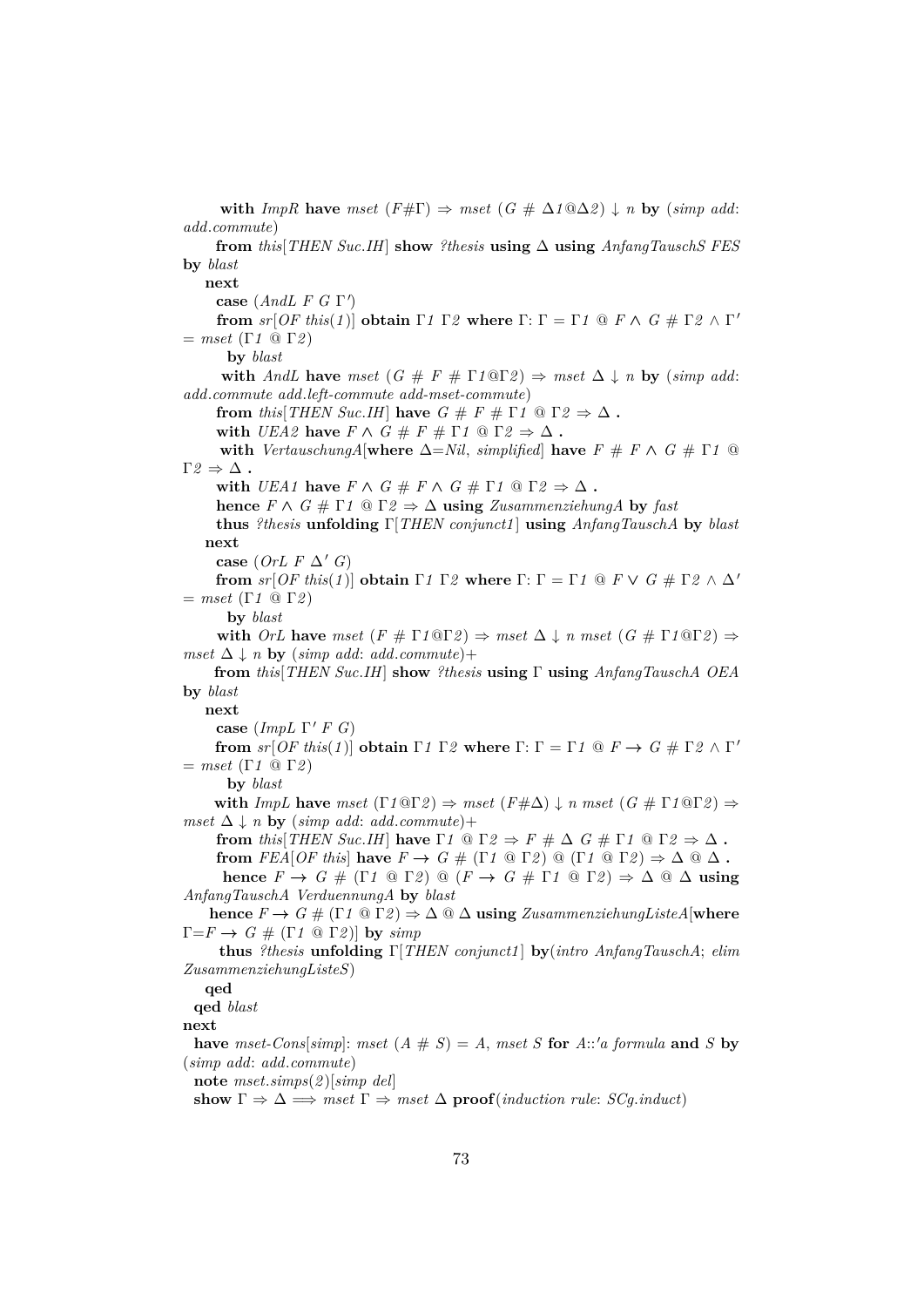**with** *ImpR* **have** *mset* $(F\#\Gamma) \Rightarrow$ *mset* $(G \# \Delta 1 @ \Delta 2) \downarrow n$ **by** (*simp add*: *add.commute*)

**from** *this*[*THEN Suc.IH*] **show** *?thesis* **using** $\Delta$ **using** *AnfangTauschS FES* **by** *blast*

**next**

**case** (*AndL F G* $\Gamma'$)

**from** *sr*[*OF this*(*1*)] **obtain** $\Gamma 1$ $\Gamma 2$ **where** $\Gamma$: $\Gamma = \Gamma 1 @ F \wedge G \# \Gamma 2 \wedge \Gamma' =$ *mset* $(\Gamma 1 @ \Gamma 2)$

**by** *blast*

**with** *AndL* **have** *mset* $(G \# F \# \Gamma 1 @ \Gamma 2) \Rightarrow$ *mset* $\Delta \downarrow n$ **by** (*simp add*: *add.commute add.left-commute add-mset-commute*)

**from** *this*[*THEN Suc.IH*] **have** $G \# F \# \Gamma 1 @ \Gamma 2 \Rightarrow \Delta$ **.**

**with** *UEA2* **have** $F \wedge G \# F \# \Gamma 1 @ \Gamma 2 \Rightarrow \Delta$ **.**

**with** *VertauschungA*[**where** $\Delta$=*Nil*, *simplified*] **have** $F \# F \wedge G \# \Gamma 1 @ \Gamma 2 \Rightarrow \Delta$ **.**

**with** *UEA1* **have** $F \wedge G \# F \wedge G \# \Gamma 1 @ \Gamma 2 \Rightarrow \Delta$ **.**

**hence** $F \wedge G \# \Gamma 1 @ \Gamma 2 \Rightarrow \Delta$ **using** *ZusammenziehungA* **by** *fast*

**thus** *?thesis* **unfolding** $\Gamma$[*THEN conjunct1*] **using** *AnfangTauschA* **by** *blast*

**next**

**case** (*OrL F* $\Delta'$ *G*)

**from** *sr*[*OF this*(*1*)] **obtain** $\Gamma 1$ $\Gamma 2$ **where** $\Gamma$: $\Gamma = \Gamma 1 @ F \vee G \# \Gamma 2 \wedge \Delta' =$ *mset* $(\Gamma 1 @ \Gamma 2)$

**by** *blast*

**with** *OrL* **have** *mset* $(F \# \Gamma 1 @ \Gamma 2) \Rightarrow$ *mset* $\Delta \downarrow n$ *mset* $(G \# \Gamma 1 @ \Gamma 2) \Rightarrow$ *mset* $\Delta \downarrow n$ **by** (*simp add*: *add.commute*)+

**from** *this*[*THEN Suc.IH*] **show** *?thesis* **using** $\Gamma$ **using** *AnfangTauschA OEA* **by** *blast*

**next**

**case** (*ImpL* $\Gamma'$ *F G*)

**from** *sr*[*OF this*(*1*)] **obtain** $\Gamma 1$ $\Gamma 2$ **where** $\Gamma$: $\Gamma = \Gamma 1 @ F \rightarrow G \# \Gamma 2 \wedge \Gamma' =$ *mset* $(\Gamma 1 @ \Gamma 2)$

**by** *blast*

**with** *ImpL* **have** *mset* $(\Gamma 1 @ \Gamma 2) \Rightarrow$ *mset* $(F\#\Delta) \downarrow n$ *mset* $(G \# \Gamma 1 @ \Gamma 2) \Rightarrow$ *mset* $\Delta \downarrow n$ **by** (*simp add*: *add.commute*)+

**from** *this*[*THEN Suc.IH*] **have** $\Gamma 1 @ \Gamma 2 \Rightarrow F \# \Delta$ $G \# \Gamma 1 @ \Gamma 2 \Rightarrow \Delta$ **.**

**from** *FEA*[*OF this*] **have** $F \rightarrow G \# (\Gamma 1 @ \Gamma 2) @ (\Gamma 1 @ \Gamma 2) \Rightarrow \Delta @ \Delta$ **.**

**hence** $F \rightarrow G \# (\Gamma 1 @ \Gamma 2) @ (F \rightarrow G \# \Gamma 1 @ \Gamma 2) \Rightarrow \Delta @ \Delta$ **using** *AnfangTauschA VerduennungA* **by** *blast*

**hence** $F \rightarrow G \# (\Gamma 1 @ \Gamma 2) \Rightarrow \Delta @ \Delta$ **using** *ZusammenziehungListeA*[**where** $\Gamma$=$F \rightarrow G \# (\Gamma 1 @ \Gamma 2)$] **by** *simp*

**thus** *?thesis* **unfolding** $\Gamma$[*THEN conjunct1*] **by**(*intro AnfangTauschA*; *elim ZusammenziehungListeS*)

**qed**

**qed** *blast*

**next**

**have** *mset-Cons*[*simp*]: *mset* $(A \# S) = A$, *mset* $S$ **for** $A$::$'a$ *formula* **and** $S$ **by** (*simp add*: *add.commute*)

**note** *mset.simps*(*2*)[*simp del*]

**show** $\Gamma \Rightarrow \Delta \Longrightarrow$ *mset* $\Gamma \Rightarrow$ *mset* $\Delta$ **proof**(*induction rule*: *SCg.induct*)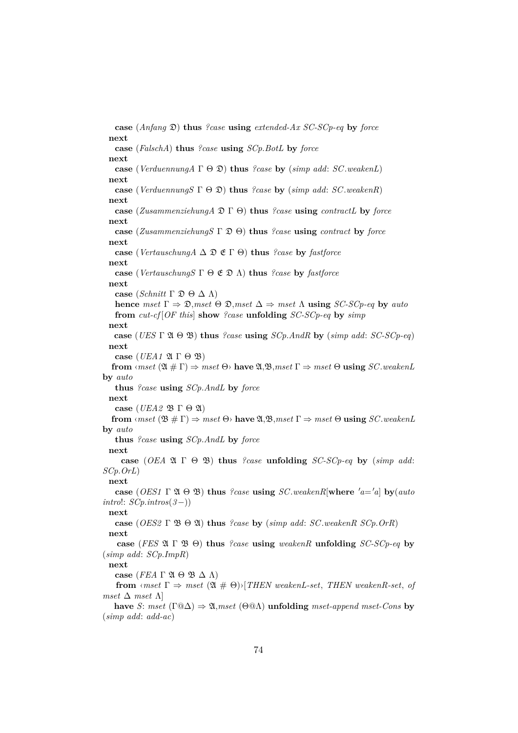```
  case (Anfang 𝔇) thus ?case using extended-Ax SC-SCp-eq by force
 next
  case (FalschA) thus ?case using SCp.BotL by force
 next
  case (VerduennungA Γ Θ 𝔇) thus ?case by (simp add: SC.weakenL)
 next
  case (VerduennungS Γ Θ 𝔇) thus ?case by (simp add: SC.weakenR)
 next
  case (ZusammenziehungA 𝔇 Γ Θ) thus ?case using contractL by force
 next
  case (ZusammenziehungS Γ 𝔇 Θ) thus ?case using contract by force
 next
  case (VertauschungA Δ 𝔇 𝔈 Γ Θ) thus ?case by fastforce
 next
  case (VertauschungS Γ Θ 𝔈 𝔇 Λ) thus ?case by fastforce
 next
  case (Schnitt Γ 𝔇 Θ Δ Λ)
  hence mset Γ ⇒ 𝔇,mset Θ 𝔇,mset Δ ⇒ mset Λ using SC-SCp-eq by auto
  from cut-cf[OF this] show ?case unfolding SC-SCp-eq by simp
 next
  case (UES Γ 𝔄 Θ 𝔅) thus ?case using SCp.AndR by (simp add: SC-SCp-eq)
 next
  case (UEA1 𝔄 Γ Θ 𝔅)
  from ‹mset (𝔄 # Γ) ⇒ mset Θ› have 𝔄,𝔅,mset Γ ⇒ mset Θ using SC.weakenL
by auto
  thus ?case using SCp.AndL by force
 next
  case (UEA2 𝔅 Γ Θ 𝔄)
  from ‹mset (𝔅 # Γ) ⇒ mset Θ› have 𝔄,𝔅,mset Γ ⇒ mset Θ using SC.weakenL
by auto
  thus ?case using SCp.AndL by force
 next
   case (OEA 𝔄 Γ Θ 𝔅) thus ?case unfolding SC-SCp-eq by (simp add:
SCp.OrL)
 next
  case (OES1 Γ 𝔄 Θ 𝔅) thus ?case using SC.weakenR[where 'a='a] by(auto
intro!: SCp.intros(3−))
 next
  case (OES2 Γ 𝔅 Θ 𝔄) thus ?case by (simp add: SC.weakenR SCp.OrR)
 next
   case (FES 𝔄 Γ 𝔅 Θ) thus ?case using weakenR unfolding SC-SCp-eq by
(simp add: SCp.ImpR)
 next
  case (FEA Γ 𝔄 Θ 𝔅 Δ Λ)
   from ‹mset Γ ⇒ mset (𝔄 # Θ)›[THEN weakenL-set, THEN weakenR-set, of
mset Δ mset Λ]
  have S: mset (Γ@Δ) ⇒ 𝔄,mset (Θ@Λ) unfolding mset-append mset-Cons by
(simp add: add-ac)
```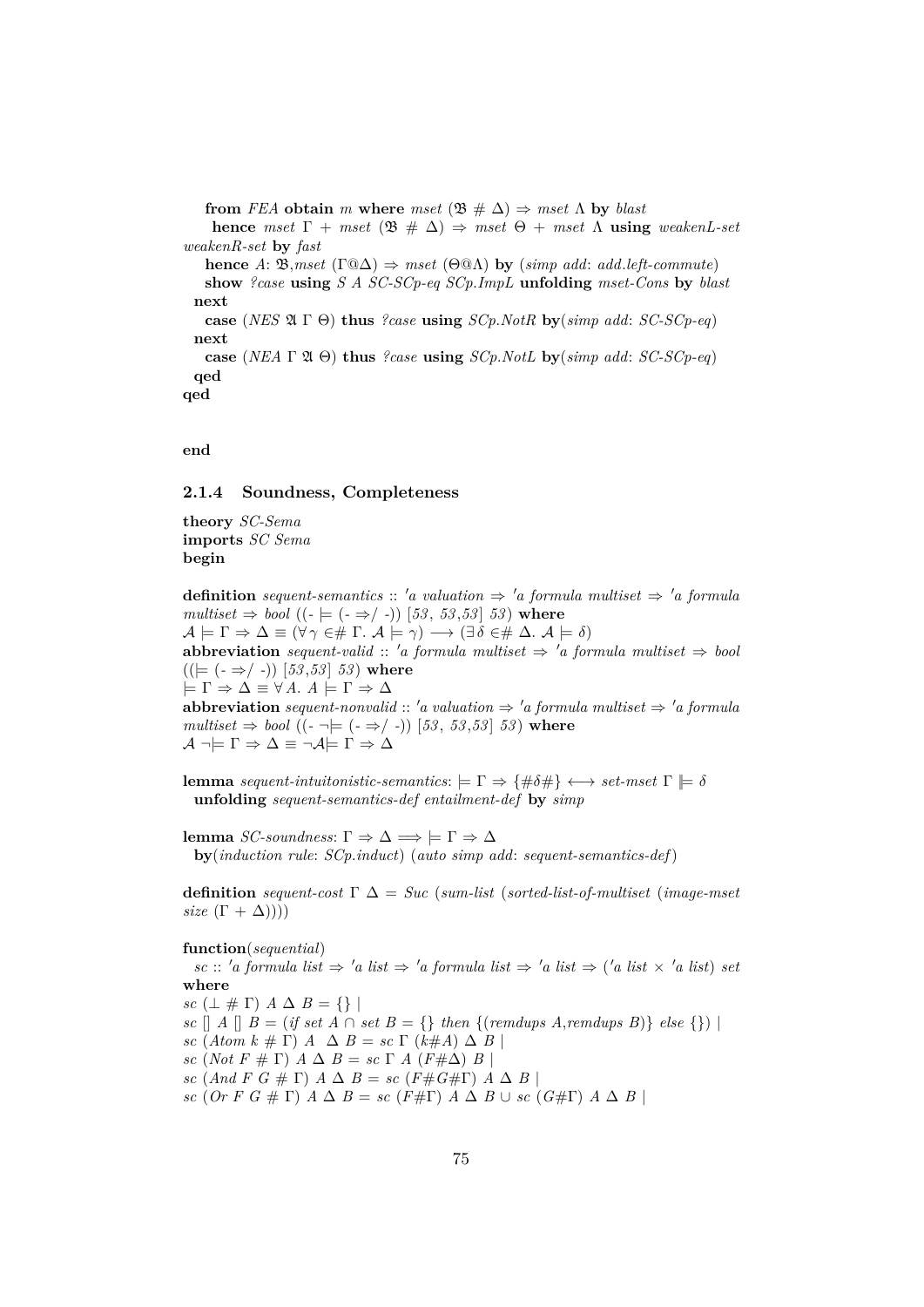**from** *FEA* **obtain** *m* **where** *mset* (𝔅 # Δ) ⇒ *mset* Λ **by** *blast*
**hence** *mset* Γ + *mset* (𝔅 # Δ) ⇒ *mset* Θ + *mset* Λ **using** *weakenL-set weakenR-set* **by** *fast*
**hence** *A*: 𝔅,*mset* (Γ@Δ) ⇒ *mset* (Θ@Λ) **by** (*simp add*: *add.left-commute*)
**show** *?case* **using** *S A SC-SCp-eq SCp.ImpL* **unfolding** *mset-Cons* **by** *blast*
**next**
**case** (*NES* 𝔄 Γ Θ) **thus** *?case* **using** *SCp.NotR* **by**(*simp add*: *SC-SCp-eq*)
**next**
**case** (*NEA* Γ 𝔄 Θ) **thus** *?case* **using** *SCp.NotL* **by**(*simp add*: *SC-SCp-eq*)
**qed**
**qed**

**end**

### 2.1.4 Soundness, Completeness

**theory** *SC-Sema*
**imports** *SC Sema*
**begin**

**definition** *sequent-semantics* :: *'a valuation* ⇒ *'a formula multiset* ⇒ *'a formula multiset* ⇒ *bool* ((- ⊨ (- ⇒/ -)) [53, 53,53] 53) **where**
𝒜 ⊨ Γ ⇒ Δ ≡ (∀γ ∈# Γ. 𝒜 ⊨ γ) ⟶ (∃δ ∈# Δ. 𝒜 ⊨ δ)
**abbreviation** *sequent-valid* :: *'a formula multiset* ⇒ *'a formula multiset* ⇒ *bool* ((⊨ (- ⇒/ -)) [53,53] 53) **where**
⊨ Γ ⇒ Δ ≡ ∀A. A ⊨ Γ ⇒ Δ
**abbreviation** *sequent-nonvalid* :: *'a valuation* ⇒ *'a formula multiset* ⇒ *'a formula multiset* ⇒ *bool* ((- ¬⊨ (- ⇒/ -)) [53, 53,53] 53) **where**
𝒜 ¬⊨ Γ ⇒ Δ ≡ ¬𝒜⊨ Γ ⇒ Δ

**lemma** *sequent-intuitonistic-semantics*: ⊨ Γ ⇒ {#δ#} ⟷ *set-mset* Γ ⊫ δ
**unfolding** *sequent-semantics-def entailment-def* **by** *simp*

**lemma** *SC-soundness*: Γ ⇒ Δ ⟹ ⊨ Γ ⇒ Δ
**by**(*induction rule*: *SCp.induct*) (*auto simp add*: *sequent-semantics-def*)

**definition** *sequent-cost* Γ Δ = *Suc* (*sum-list* (*sorted-list-of-multiset* (*image-mset size* (Γ + Δ))))

**function**(*sequential*)
*sc* :: *'a formula list* ⇒ *'a list* ⇒ *'a formula list* ⇒ *'a list* ⇒ (*'a list* × *'a list*) *set*
**where**
*sc* (⊥ # Γ) *A* Δ *B* = {} |
*sc* [] *A* [] *B* = (*if set A* ∩ *set B* = {} *then* {(*remdups A*,*remdups B*)} *else* {}) |
*sc* (*Atom k* # Γ) *A* Δ *B* = *sc* Γ (*k*#*A*) Δ *B* |
*sc* (*Not F* # Γ) *A* Δ *B* = *sc* Γ *A* (*F*#Δ) *B* |
*sc* (*And F G* # Γ) *A* Δ *B* = *sc* (*F*#*G*#Γ) *A* Δ *B* |
*sc* (*Or F G* # Γ) *A* Δ *B* = *sc* (*F*#Γ) *A* Δ *B* ∪ *sc* (*G*#Γ) *A* Δ *B* |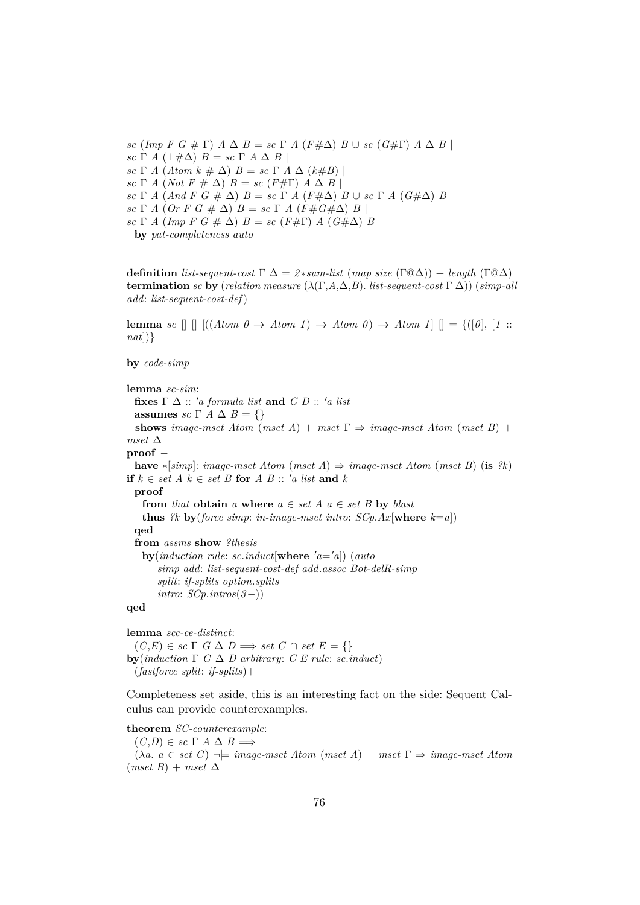```
sc (Imp F G # Γ) A Δ B = sc Γ A (F#Δ) B ∪ sc (G#Γ) A Δ B |
sc Γ A (⊥#Δ) B = sc Γ A Δ B |
sc Γ A (Atom k # Δ) B = sc Γ A Δ (k#B) |
sc Γ A (Not F # Δ) B = sc (F#Γ) A Δ B |
sc Γ A (And F G # Δ) B = sc Γ A (F#Δ) B ∪ sc Γ A (G#Δ) B |
sc Γ A (Or F G # Δ) B = sc Γ A (F#G#Δ) B |
sc Γ A (Imp F G # Δ) B = sc (F#Γ) A (G#Δ) B
  by pat-completeness auto


definition list-sequent-cost Γ Δ = 2*sum-list (map size (Γ@Δ)) + length (Γ@Δ)
termination sc by (relation measure (λ(Γ,A,Δ,B). list-sequent-cost Γ Δ)) (simp-all
add: list-sequent-cost-def)

lemma sc [] [] [((Atom 0 → Atom 1) → Atom 0) → Atom 1] [] = {([0], [1 ::
nat])}

by code-simp

lemma sc-sim:
  fixes Γ Δ :: 'a formula list and G D :: 'a list
  assumes sc Γ A Δ B = {}
  shows image-mset Atom (mset A) + mset Γ ⇒ image-mset Atom (mset B) +
mset Δ
proof –
  have *[simp]: image-mset Atom (mset A) ⇒ image-mset Atom (mset B) (is ?k)
if k ∈ set A k ∈ set B for A B :: 'a list and k
  proof –
    from that obtain a where a ∈ set A a ∈ set B by blast
    thus ?k by(force simp: in-image-mset intro: SCp.Ax[where k=a])
  qed
  from assms show ?thesis
    by(induction rule: sc.induct[where 'a='a]) (auto
        simp add: list-sequent-cost-def add.assoc Bot-delR-simp
        split: if-splits option.splits
        intro: SCp.intros(3–))
qed

lemma scc-ce-distinct:
  (C,E) ∈ sc Γ G Δ D ⟹ set C ∩ set E = {}
by(induction Γ G Δ D arbitrary: C E rule: sc.induct)
  (fastforce split: if-splits)+
```

Completeness set aside, this is an interesting fact on the side: Sequent Calculus can provide counterexamples.

```
theorem SC-counterexample:
  (C,D) ∈ sc Γ A Δ B ⟹
  (λa. a ∈ set C) ¬⊨ image-mset Atom (mset A) + mset Γ ⇒ image-mset Atom
(mset B) + mset Δ
```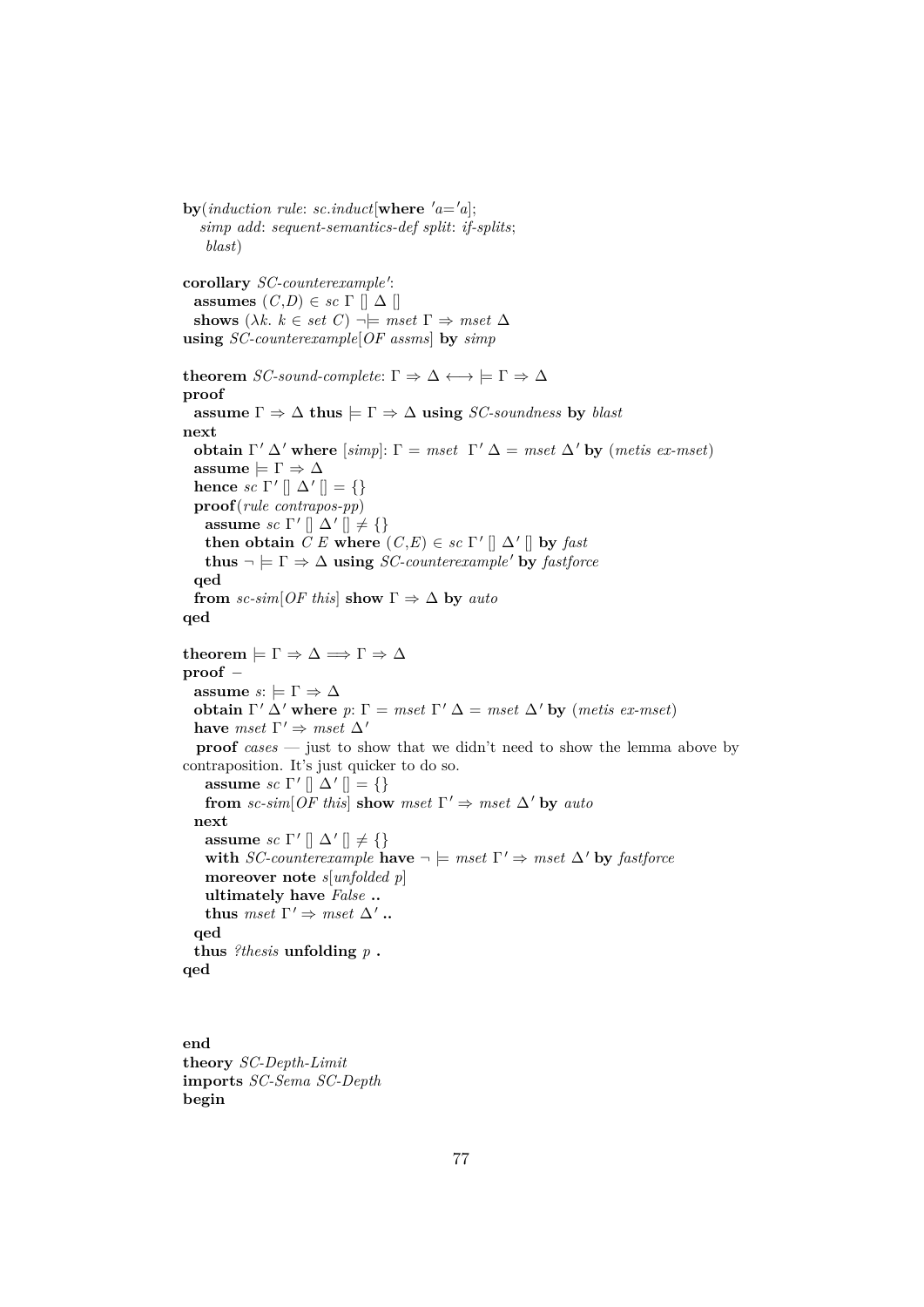```
by(induction rule: sc.induct[where 'a='a];
   simp add: sequent-semantics-def split: if-splits;
    blast)

corollary SC-counterexample':
  assumes (C,D) ∈ sc Γ [] Δ []
  shows (λk. k ∈ set C) ¬⊨ mset Γ ⇒ mset Δ
using SC-counterexample[OF assms] by simp

theorem SC-sound-complete: Γ ⇒ Δ ⟷ ⊨ Γ ⇒ Δ
proof
  assume Γ ⇒ Δ thus ⊨ Γ ⇒ Δ using SC-soundness by blast
next
  obtain Γ' Δ' where [simp]: Γ = mset Γ' Δ = mset Δ' by (metis ex-mset)
  assume ⊨ Γ ⇒ Δ
  hence sc Γ' [] Δ' [] = {}
  proof(rule contrapos-pp)
    assume sc Γ' [] Δ' [] ≠ {}
    then obtain C E where (C,E) ∈ sc Γ' [] Δ' [] by fast
    thus ¬ ⊨ Γ ⇒ Δ using SC-counterexample' by fastforce
  qed
  from sc-sim[OF this] show Γ ⇒ Δ by auto
qed

theorem ⊨ Γ ⇒ Δ ⟹ Γ ⇒ Δ
proof −
  assume s: ⊨ Γ ⇒ Δ
  obtain Γ' Δ' where p: Γ = mset Γ' Δ = mset Δ' by (metis ex-mset)
  have mset Γ' ⇒ mset Δ'
  proof cases — just to show that we didn't need to show the lemma above by
contraposition. It's just quicker to do so.
    assume sc Γ' [] Δ' [] = {}
    from sc-sim[OF this] show mset Γ' ⇒ mset Δ' by auto
  next
    assume sc Γ' [] Δ' [] ≠ {}
    with SC-counterexample have ¬ ⊨ mset Γ' ⇒ mset Δ' by fastforce
    moreover note s[unfolded p]
    ultimately have False ..
    thus mset Γ' ⇒ mset Δ' ..
  qed
  thus ?thesis unfolding p .
qed



end
theory SC-Depth-Limit
imports SC-Sema SC-Depth
begin
```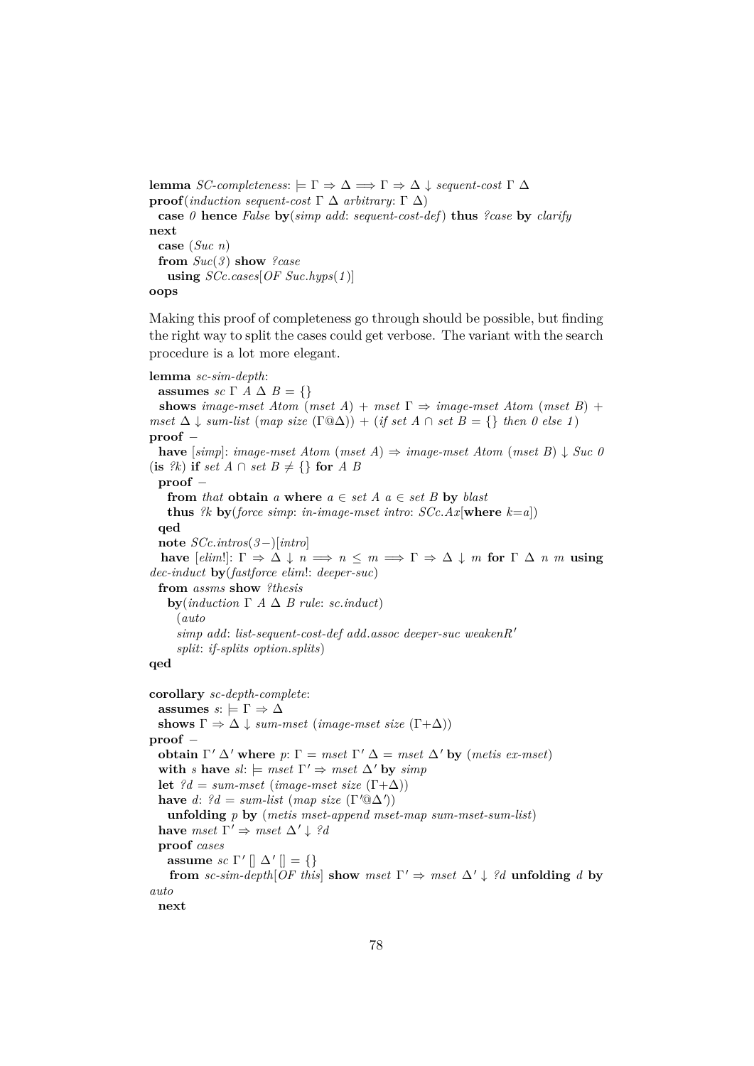```
lemma SC-completeness: ⊨ Γ ⇒ Δ ⟹ Γ ⇒ Δ ↓ sequent-cost Γ Δ
proof(induction sequent-cost Γ Δ arbitrary: Γ Δ)
  case 0 hence False by(simp add: sequent-cost-def) thus ?case by clarify
next
  case (Suc n)
  from Suc(3) show ?case
    using SCc.cases[OF Suc.hyps(1)]
oops
```

Making this proof of completeness go through should be possible, but finding the right way to split the cases could get verbose. The variant with the search procedure is a lot more elegant.

```
lemma sc-sim-depth:
  assumes sc Γ A Δ B = {}
  shows image-mset Atom (mset A) + mset Γ ⇒ image-mset Atom (mset B) +
mset Δ ↓ sum-list (map size (Γ@Δ)) + (if set A ∩ set B = {} then 0 else 1)
proof –
  have [simp]: image-mset Atom (mset A) ⇒ image-mset Atom (mset B) ↓ Suc 0
(is ?k) if set A ∩ set B ≠ {} for A B
  proof –
    from that obtain a where a ∈ set A a ∈ set B by blast
    thus ?k by(force simp: in-image-mset intro: SCc.Ax[where k=a])
  qed
  note SCc.intros(3−)[intro]
  have [elim!]: Γ ⇒ Δ ↓ n ⟹ n ≤ m ⟹ Γ ⇒ Δ ↓ m for Γ Δ n m using
dec-induct by(fastforce elim!: deeper-suc)
  from assms show ?thesis
    by(induction Γ A Δ B rule: sc.induct)
      (auto
      simp add: list-sequent-cost-def add.assoc deeper-suc weakenR′
      split: if-splits option.splits)
qed

corollary sc-depth-complete:
  assumes s: ⊨ Γ ⇒ Δ
  shows Γ ⇒ Δ ↓ sum-mset (image-mset size (Γ+Δ))
proof –
  obtain Γ′ Δ′ where p: Γ = mset Γ′ Δ = mset Δ′ by (metis ex-mset)
  with s have sl: ⊨ mset Γ′ ⇒ mset Δ′ by simp
  let ?d = sum-mset (image-mset size (Γ+Δ))
  have d: ?d = sum-list (map size (Γ′@Δ′))
    unfolding p by (metis mset-append mset-map sum-mset-sum-list)
  have mset Γ′ ⇒ mset Δ′ ↓ ?d
  proof cases
    assume sc Γ′ [] Δ′ [] = {}
    from sc-sim-depth[OF this] show mset Γ′ ⇒ mset Δ′ ↓ ?d unfolding d by
auto
  next
```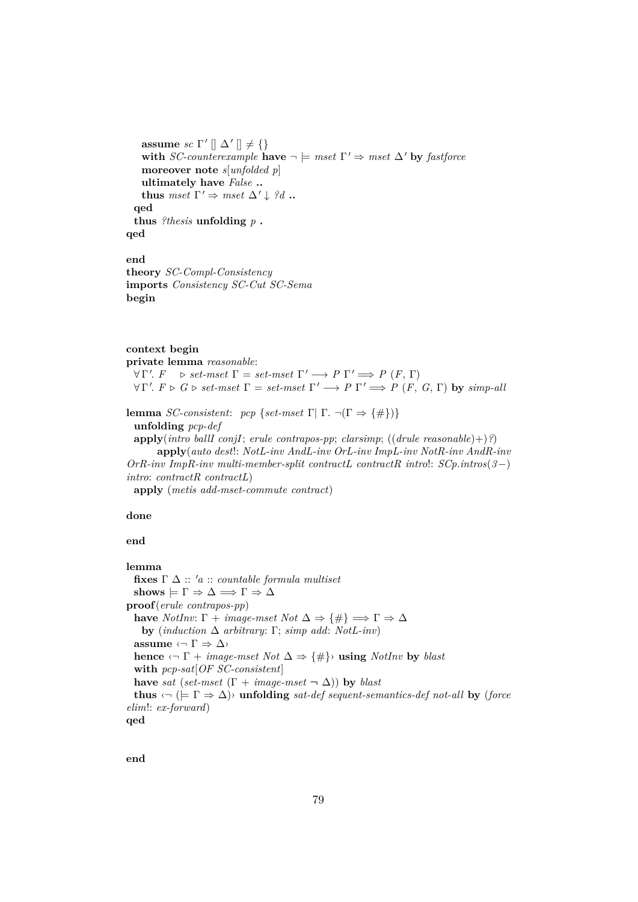```
    assume sc Γ' [] Δ' [] ≠ {}
    with SC-counterexample have ¬ ⊨ mset Γ' ⇒ mset Δ' by fastforce
    moreover note s[unfolded p]
    ultimately have False ..
    thus mset Γ' ⇒ mset Δ' ↓ ?d ..
  qed
  thus ?thesis unfolding p .
qed

end
theory SC-Compl-Consistency
imports Consistency SC-Cut SC-Sema
begin



context begin
private lemma reasonable:
  ∀Γ'. F    ▷ set-mset Γ = set-mset Γ' ⟶ P Γ' ⟹ P (F, Γ)
  ∀Γ'. F ▷ G ▷ set-mset Γ = set-mset Γ' ⟶ P Γ' ⟹ P (F, G, Γ) by simp-all

lemma SC-consistent:  pcp {set-mset Γ| Γ. ¬(Γ ⇒ {#})}
  unfolding pcp-def
  apply(intro ballI conjI; erule contrapos-pp; clarsimp; ((drule reasonable)+)?)
        apply(auto dest!: NotL-inv AndL-inv OrL-inv ImpL-inv NotR-inv AndR-inv
OrR-inv ImpR-inv multi-member-split contractL contractR intro!: SCp.intros(3−)
intro: contractR contractL)
  apply (metis add-mset-commute contract)

done

end

lemma
  fixes Γ Δ :: 'a :: countable formula multiset
  shows ⊨ Γ ⇒ Δ ⟹ Γ ⇒ Δ
proof(erule contrapos-pp)
  have NotInv: Γ + image-mset Not Δ ⇒ {#} ⟹ Γ ⇒ Δ
    by (induction Δ arbitrary: Γ; simp add: NotL-inv)
  assume ‹¬ Γ ⇒ Δ›
  hence ‹¬ Γ + image-mset Not Δ ⇒ {#}› using NotInv by blast
  with pcp-sat[OF SC-consistent]
  have sat (set-mset (Γ + image-mset ¬ Δ)) by blast
  thus ‹¬ (⊨ Γ ⇒ Δ)› unfolding sat-def sequent-semantics-def not-all by (force
elim!: ex-forward)
qed


end
```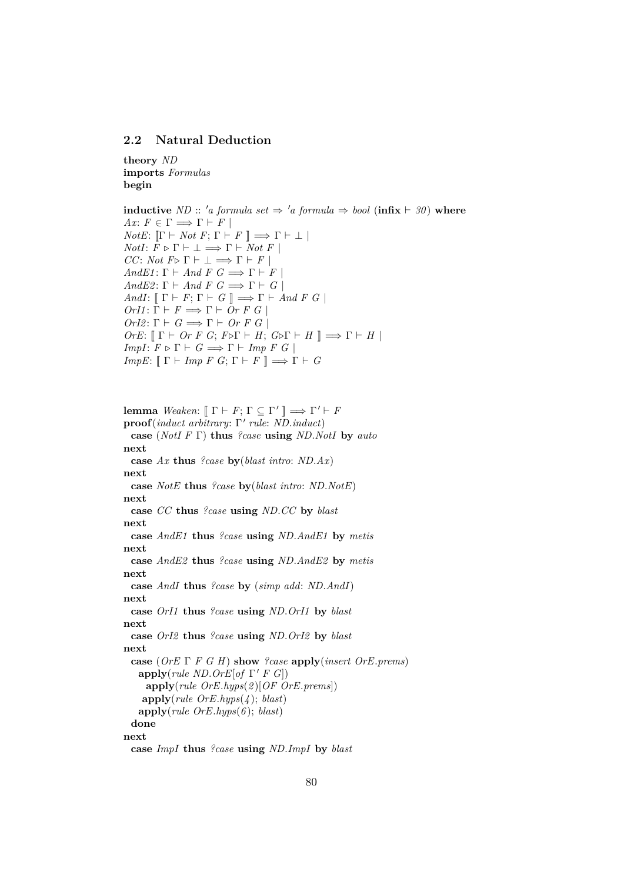## 2.2 Natural Deduction

```
theory ND
imports Formulas
begin

inductive ND :: 'a formula set ⇒ 'a formula ⇒ bool (infix ⊢ 30) where
Ax: F ∈ Γ ⟹ Γ ⊢ F |
NotE: ⟦Γ ⊢ Not F; Γ ⊢ F ⟧ ⟹ Γ ⊢ ⊥ |
NotI: F ▹ Γ ⊢ ⊥ ⟹ Γ ⊢ Not F |
CC: Not F▹ Γ ⊢ ⊥ ⟹ Γ ⊢ F |
AndE1: Γ ⊢ And F G ⟹ Γ ⊢ F |
AndE2: Γ ⊢ And F G ⟹ Γ ⊢ G |
AndI: ⟦ Γ ⊢ F; Γ ⊢ G ⟧ ⟹ Γ ⊢ And F G |
OrI1: Γ ⊢ F ⟹ Γ ⊢ Or F G |
OrI2: Γ ⊢ G ⟹ Γ ⊢ Or F G |
OrE: ⟦ Γ ⊢ Or F G; F▹Γ ⊢ H; G▹Γ ⊢ H ⟧ ⟹ Γ ⊢ H |
ImpI: F ▹ Γ ⊢ G ⟹ Γ ⊢ Imp F G |
ImpE: ⟦ Γ ⊢ Imp F G; Γ ⊢ F ⟧ ⟹ Γ ⊢ G


lemma Weaken: ⟦ Γ ⊢ F; Γ ⊆ Γ' ⟧ ⟹ Γ' ⊢ F
proof(induct arbitrary: Γ' rule: ND.induct)
  case (NotI F Γ) thus ?case using ND.NotI by auto
next
  case Ax thus ?case by(blast intro: ND.Ax)
next
  case NotE thus ?case by(blast intro: ND.NotE)
next
  case CC thus ?case using ND.CC by blast
next
  case AndE1 thus ?case using ND.AndE1 by metis
next
  case AndE2 thus ?case using ND.AndE2 by metis
next
  case AndI thus ?case by (simp add: ND.AndI)
next
  case OrI1 thus ?case using ND.OrI1 by blast
next
  case OrI2 thus ?case using ND.OrI2 by blast
next
  case (OrE Γ F G H) show ?case apply(insert OrE.prems)
    apply(rule ND.OrE[of Γ' F G])
      apply(rule OrE.hyps(2)[OF OrE.prems])
     apply(rule OrE.hyps(4); blast)
    apply(rule OrE.hyps(6); blast)
  done
next
  case ImpI thus ?case using ND.ImpI by blast
```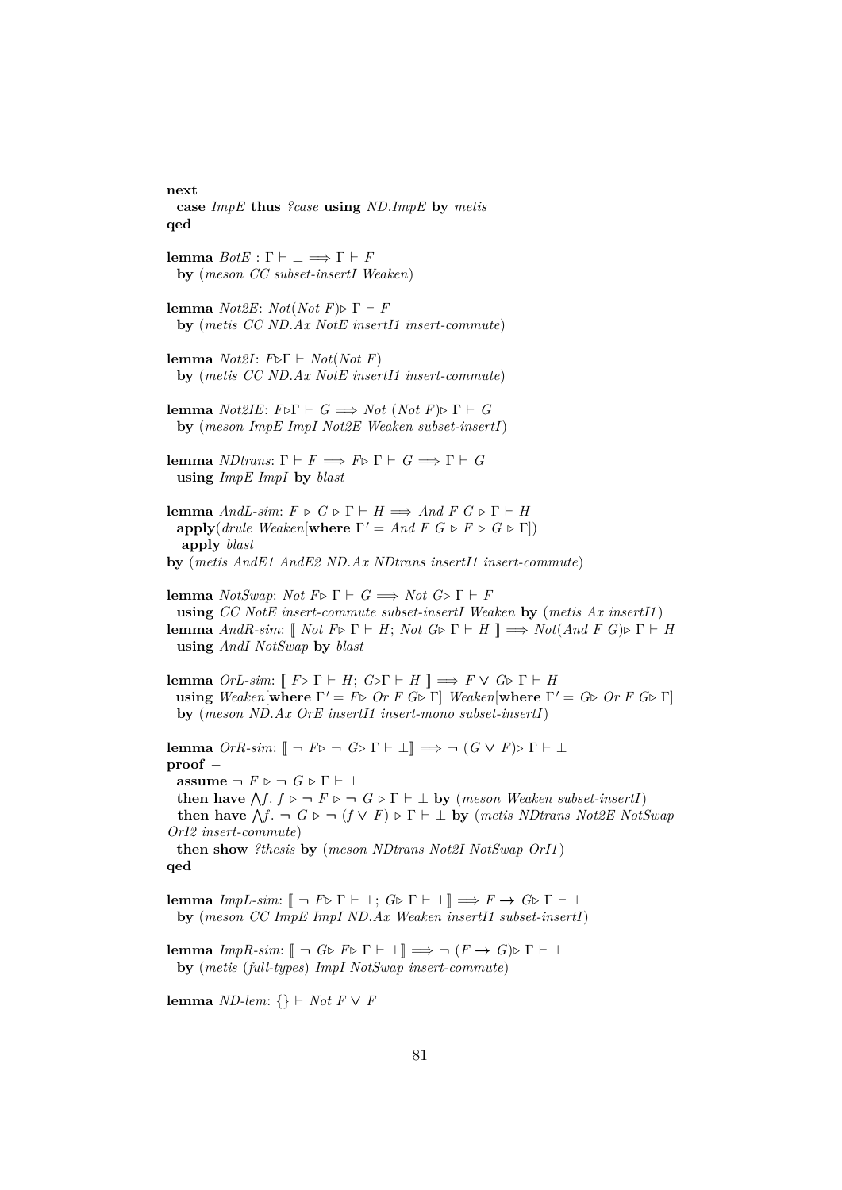```
next
  case ImpE thus ?case using ND.ImpE by metis
qed

lemma BotE : Γ ⊢ ⊥ ⟹ Γ ⊢ F
  by (meson CC subset-insertI Weaken)

lemma Not2E: Not(Not F)▷ Γ ⊢ F
  by (metis CC ND.Ax NotE insertI1 insert-commute)

lemma Not2I: F▷Γ ⊢ Not(Not F)
  by (metis CC ND.Ax NotE insertI1 insert-commute)

lemma Not2IE: F▷Γ ⊢ G ⟹ Not (Not F)▷ Γ ⊢ G
  by (meson ImpE ImpI Not2E Weaken subset-insertI)

lemma NDtrans: Γ ⊢ F ⟹ F▷ Γ ⊢ G ⟹ Γ ⊢ G
  using ImpE ImpI by blast

lemma AndL-sim: F ▷ G ▷ Γ ⊢ H ⟹ And F G ▷ Γ ⊢ H
  apply(drule Weaken[where Γ' = And F G ▷ F ▷ G ▷ Γ])
   apply blast
by (metis AndE1 AndE2 ND.Ax NDtrans insertI1 insert-commute)

lemma NotSwap: Not F▷ Γ ⊢ G ⟹ Not G▷ Γ ⊢ F
  using CC NotE insert-commute subset-insertI Weaken by (metis Ax insertI1)
lemma AndR-sim: ⟦ Not F▷ Γ ⊢ H; Not G▷ Γ ⊢ H ⟧ ⟹ Not(And F G)▷ Γ ⊢ H
  using AndI NotSwap by blast

lemma OrL-sim: ⟦ F▷ Γ ⊢ H; G▷Γ ⊢ H ⟧ ⟹ F ∨ G▷ Γ ⊢ H
  using Weaken[where Γ' = F▷ Or F G▷ Γ] Weaken[where Γ' = G▷ Or F G▷ Γ]
  by (meson ND.Ax OrE insertI1 insert-mono subset-insertI)

lemma OrR-sim: ⟦ ¬ F▷ ¬ G▷ Γ ⊢ ⊥⟧ ⟹ ¬ (G ∨ F)▷ Γ ⊢ ⊥
proof –
  assume ¬ F ▷ ¬ G ▷ Γ ⊢ ⊥
  then have ⋀f. f ▷ ¬ F ▷ ¬ G ▷ Γ ⊢ ⊥ by (meson Weaken subset-insertI)
  then have ⋀f. ¬ G ▷ ¬ (f ∨ F) ▷ Γ ⊢ ⊥ by (metis NDtrans Not2E NotSwap
OrI2 insert-commute)
  then show ?thesis by (meson NDtrans Not2I NotSwap OrI1)
qed

lemma ImpL-sim: ⟦ ¬ F▷ Γ ⊢ ⊥; G▷ Γ ⊢ ⊥⟧ ⟹ F → G▷ Γ ⊢ ⊥
  by (meson CC ImpE ImpI ND.Ax Weaken insertI1 subset-insertI)

lemma ImpR-sim: ⟦ ¬ G▷ F▷ Γ ⊢ ⊥⟧ ⟹ ¬ (F → G)▷ Γ ⊢ ⊥
  by (metis (full-types) ImpI NotSwap insert-commute)

lemma ND-lem: {} ⊢ Not F ∨ F
```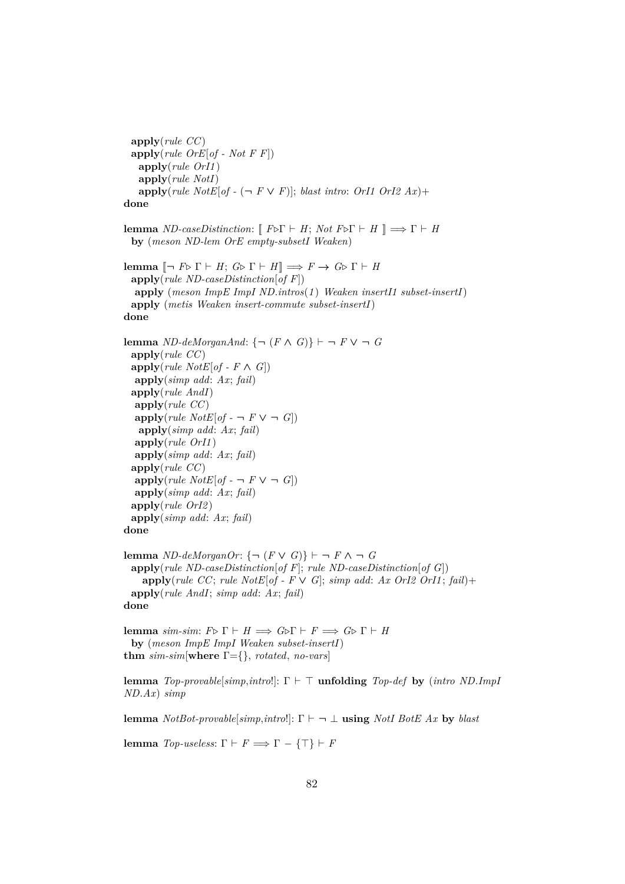```
  apply(rule CC)
  apply(rule OrE[of - Not F F])
    apply(rule OrI1)
    apply(rule NotI)
    apply(rule NotE[of - (¬ F ∨ F)]; blast intro: OrI1 OrI2 Ax)+
done

lemma ND-caseDistinction: ⟦ F▷Γ ⊢ H; Not F▷Γ ⊢ H ⟧ ⟹ Γ ⊢ H
  by (meson ND-lem OrE empty-subsetI Weaken)

lemma ⟦¬ F▷ Γ ⊢ H; G▷ Γ ⊢ H⟧ ⟹ F → G▷ Γ ⊢ H
  apply(rule ND-caseDistinction[of F])
   apply (meson ImpE ImpI ND.intros(1) Weaken insertI1 subset-insertI)
  apply (metis Weaken insert-commute subset-insertI)
done

lemma ND-deMorganAnd: {¬ (F ∧ G)} ⊢ ¬ F ∨ ¬ G
  apply(rule CC)
  apply(rule NotE[of - F ∧ G])
   apply(simp add: Ax; fail)
  apply(rule AndI)
   apply(rule CC)
   apply(rule NotE[of - ¬ F ∨ ¬ G])
    apply(simp add: Ax; fail)
   apply(rule OrI1)
   apply(simp add: Ax; fail)
  apply(rule CC)
   apply(rule NotE[of - ¬ F ∨ ¬ G])
   apply(simp add: Ax; fail)
  apply(rule OrI2)
  apply(simp add: Ax; fail)
done

lemma ND-deMorganOr: {¬ (F ∨ G)} ⊢ ¬ F ∧ ¬ G
  apply(rule ND-caseDistinction[of F]; rule ND-caseDistinction[of G])
     apply(rule CC; rule NotE[of - F ∨ G]; simp add: Ax OrI2 OrI1; fail)+
  apply(rule AndI; simp add: Ax; fail)
done

lemma sim-sim: F▷ Γ ⊢ H ⟹ G▷Γ ⊢ F ⟹ G▷ Γ ⊢ H
  by (meson ImpE ImpI Weaken subset-insertI)
thm sim-sim[where Γ={}, rotated, no-vars]

lemma Top-provable[simp,intro!]: Γ ⊢ ⊤ unfolding Top-def by (intro ND.ImpI
ND.Ax) simp

lemma NotBot-provable[simp,intro!]: Γ ⊢ ¬ ⊥ using NotI BotE Ax by blast

lemma Top-useless: Γ ⊢ F ⟹ Γ − {⊤} ⊢ F
```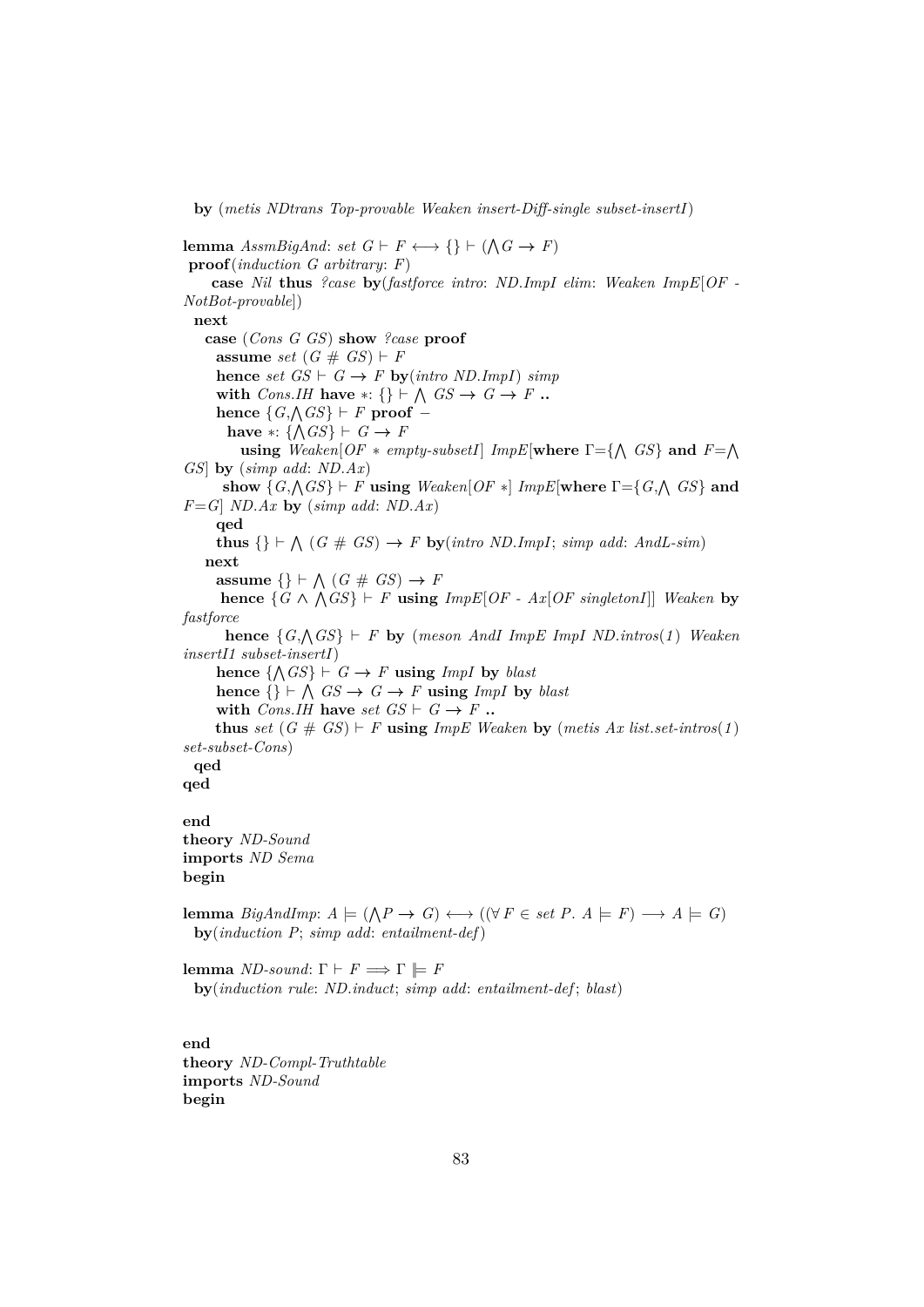```
  by (metis NDtrans Top-provable Weaken insert-Diff-single subset-insertI)

lemma AssmBigAnd: set G ⊢ F ⟷ {} ⊢ (⋀G → F)
 proof(induction G arbitrary: F)
     case Nil thus ?case by(fastforce intro: ND.ImpI elim: Weaken ImpE[OF -
NotBot-provable])
  next
    case (Cons G GS) show ?case proof
      assume set (G # GS) ⊢ F
      hence set GS ⊢ G → F by(intro ND.ImpI) simp
      with Cons.IH have *: {} ⊢ ⋀ GS → G → F ..
      hence {G,⋀GS} ⊢ F proof –
        have *: {⋀GS} ⊢ G → F
          using Weaken[OF * empty-subsetI] ImpE[where Γ={⋀ GS} and F=⋀
GS] by (simp add: ND.Ax)
        show {G,⋀GS} ⊢ F using Weaken[OF *] ImpE[where Γ={G,⋀ GS} and
F=G] ND.Ax by (simp add: ND.Ax)
      qed
      thus {} ⊢ ⋀ (G # GS) → F by(intro ND.ImpI; simp add: AndL-sim)
    next
      assume {} ⊢ ⋀ (G # GS) → F
       hence {G ∧ ⋀GS} ⊢ F using ImpE[OF - Ax[OF singletonI]] Weaken by
fastforce
       hence {G,⋀GS} ⊢ F by (meson AndI ImpE ImpI ND.intros(1) Weaken
insertI1 subset-insertI)
      hence {⋀GS} ⊢ G → F using ImpI by blast
      hence {} ⊢ ⋀ GS → G → F using ImpI by blast
      with Cons.IH have set GS ⊢ G → F ..
      thus set (G # GS) ⊢ F using ImpE Weaken by (metis Ax list.set-intros(1)
set-subset-Cons)
  qed
qed

end
theory ND-Sound
imports ND Sema
begin

lemma BigAndImp: A ⊨ (⋀P → G) ⟷ ((∀ F ∈ set P. A ⊨ F) ⟶ A ⊨ G)
  by(induction P; simp add: entailment-def)

lemma ND-sound: Γ ⊢ F ⟹ Γ ⊫ F
  by(induction rule: ND.induct; simp add: entailment-def; blast)


end
theory ND-Compl-Truthtable
imports ND-Sound
begin
```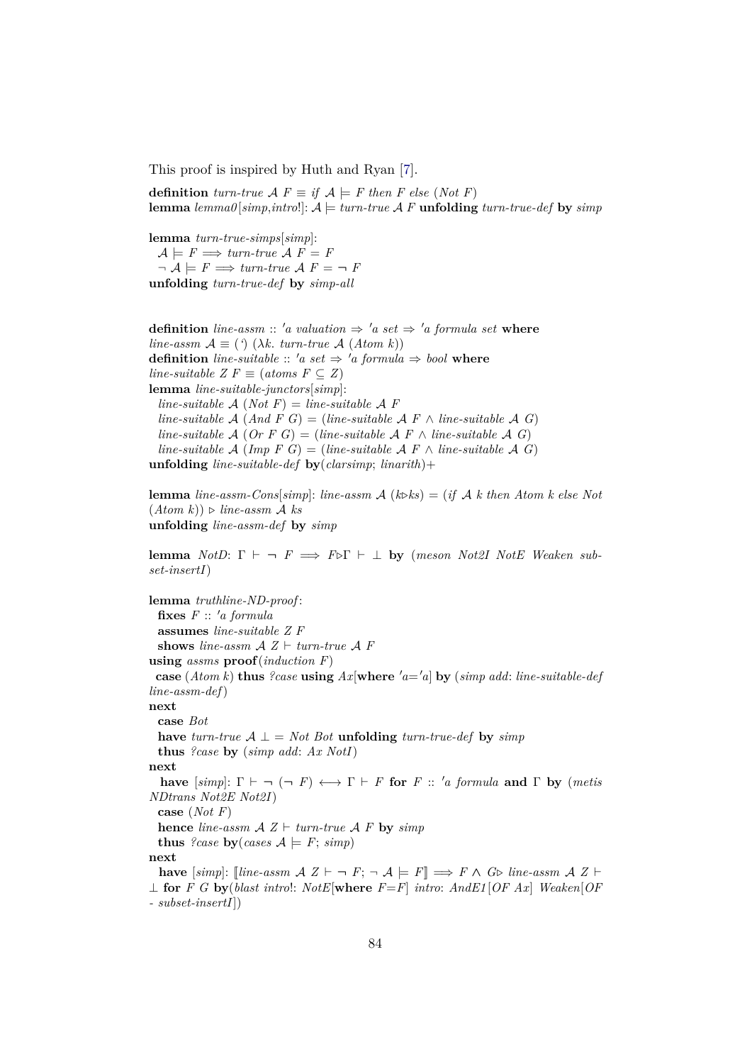This proof is inspired by Huth and Ryan [7].

```
definition turn-true 𝒜 F ≡ if 𝒜 ⊨ F then F else (Not F)
lemma lemma0[simp,intro!]: 𝒜 ⊨ turn-true 𝒜 F unfolding turn-true-def by simp

lemma turn-true-simps[simp]:
  𝒜 ⊨ F ⟹ turn-true 𝒜 F = F
  ¬ 𝒜 ⊨ F ⟹ turn-true 𝒜 F = ¬ F
unfolding turn-true-def by simp-all


definition line-assm :: 'a valuation ⇒ 'a set ⇒ 'a formula set where
line-assm 𝒜 ≡ (`) (λk. turn-true 𝒜 (Atom k))
definition line-suitable :: 'a set ⇒ 'a formula ⇒ bool where
line-suitable Z F ≡ (atoms F ⊆ Z)
lemma line-suitable-junctors[simp]:
  line-suitable 𝒜 (Not F) = line-suitable 𝒜 F
  line-suitable 𝒜 (And F G) = (line-suitable 𝒜 F ∧ line-suitable 𝒜 G)
  line-suitable 𝒜 (Or F G) = (line-suitable 𝒜 F ∧ line-suitable 𝒜 G)
  line-suitable 𝒜 (Imp F G) = (line-suitable 𝒜 F ∧ line-suitable 𝒜 G)
unfolding line-suitable-def by(clarsimp; linarith)+

lemma line-assm-Cons[simp]: line-assm 𝒜 (k▷ks) = (if 𝒜 k then Atom k else Not
(Atom k)) ▷ line-assm 𝒜 ks
unfolding line-assm-def by simp

lemma NotD: Γ ⊢ ¬ F ⟹ F▷Γ ⊢ ⊥ by (meson Not2I NotE Weaken sub-
set-insertI)

lemma truthline-ND-proof:
  fixes F :: 'a formula
  assumes line-suitable Z F
  shows line-assm 𝒜 Z ⊢ turn-true 𝒜 F
using assms proof(induction F)
  case (Atom k) thus ?case using Ax[where 'a='a] by (simp add: line-suitable-def
line-assm-def)
next
  case Bot
  have turn-true 𝒜 ⊥ = Not Bot unfolding turn-true-def by simp
  thus ?case by (simp add: Ax NotI)
next
  have [simp]: Γ ⊢ ¬ (¬ F) ⟷ Γ ⊢ F for F :: 'a formula and Γ by (metis
NDtrans Not2E Not2I)
  case (Not F)
  hence line-assm 𝒜 Z ⊢ turn-true 𝒜 F by simp
  thus ?case by(cases 𝒜 ⊨ F; simp)
next
  have [simp]: ⟦line-assm 𝒜 Z ⊢ ¬ F; ¬ 𝒜 ⊨ F⟧ ⟹ F ∧ G▷ line-assm 𝒜 Z ⊢
⊥ for F G by(blast intro!: NotE[where F=F] intro: AndE1[OF Ax] Weaken[OF
- subset-insertI])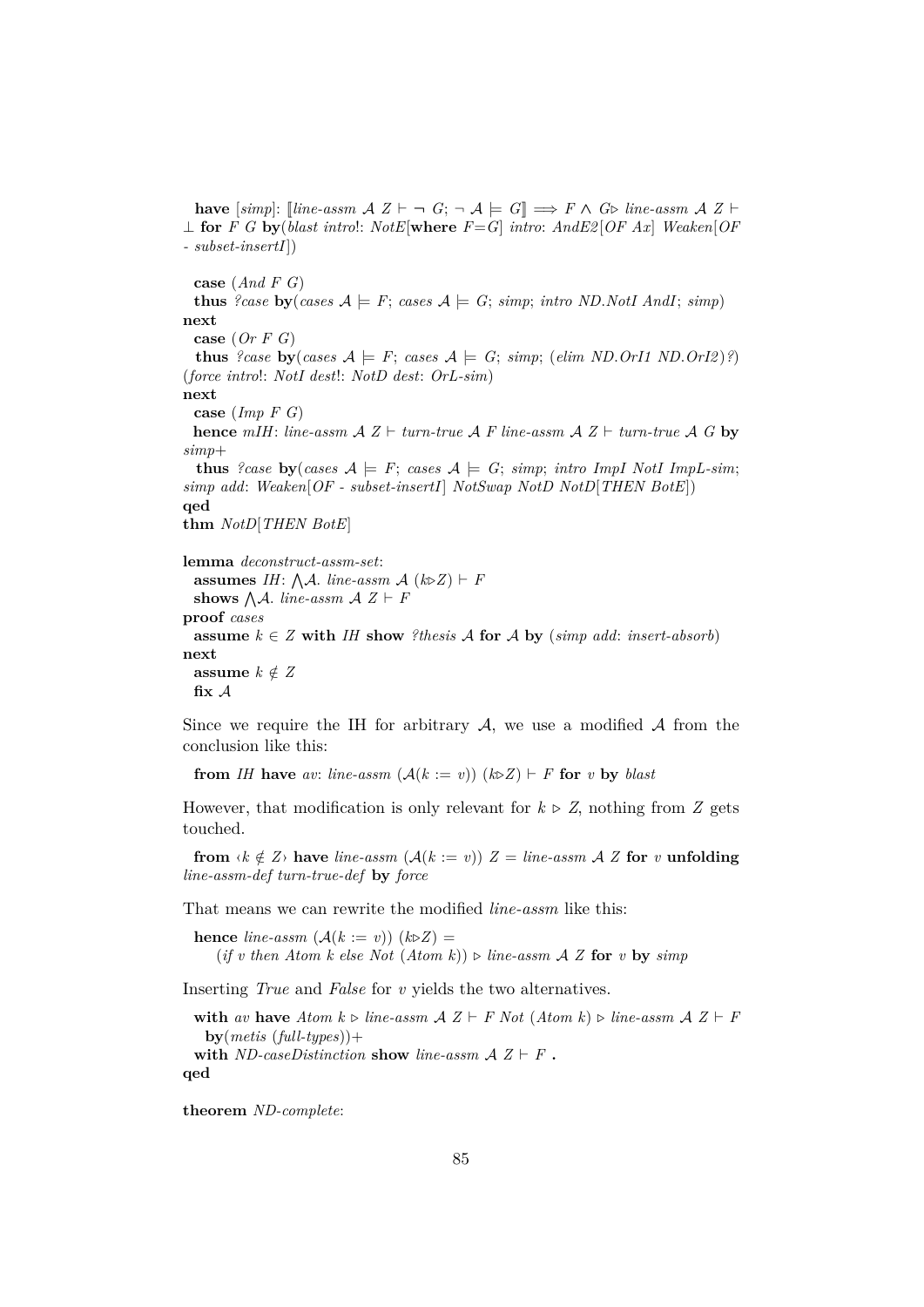```
  have [simp]: ⟦line-assm 𝒜 Z ⊢ ¬ G; ¬ 𝒜 ⊨ G⟧ ⟹ F ∧ G▷ line-assm 𝒜 Z ⊢
⊥ for F G by(blast intro!: NotE[where F=G] intro: AndE2[OF Ax] Weaken[OF
- subset-insertI])

  case (And F G)
  thus ?case by(cases 𝒜 ⊨ F; cases 𝒜 ⊨ G; simp; intro ND.NotI AndI; simp)
next
  case (Or F G)
  thus ?case by(cases 𝒜 ⊨ F; cases 𝒜 ⊨ G; simp; (elim ND.OrI1 ND.OrI2)?)
(force intro!: NotI dest!: NotD dest: OrL-sim)
next
  case (Imp F G)
  hence mIH: line-assm 𝒜 Z ⊢ turn-true 𝒜 F line-assm 𝒜 Z ⊢ turn-true 𝒜 G by
simp+
  thus ?case by(cases 𝒜 ⊨ F; cases 𝒜 ⊨ G; simp; intro ImpI NotI ImpL-sim;
simp add: Weaken[OF - subset-insertI] NotSwap NotD NotD[THEN BotE])
qed
thm NotD[THEN BotE]

lemma deconstruct-assm-set:
  assumes IH: ⋀𝒜. line-assm 𝒜 (k▷Z) ⊢ F
  shows ⋀𝒜. line-assm 𝒜 Z ⊢ F
proof cases
  assume k ∈ Z with IH show ?thesis 𝒜 for 𝒜 by (simp add: insert-absorb)
next
  assume k ∉ Z
  fix 𝒜
```

Since we require the IH for arbitrary $\mathcal{A}$, we use a modified $\mathcal{A}$ from the conclusion like this:

```
  from IH have av: line-assm (𝒜(k := v)) (k▷Z) ⊢ F for v by blast
```

However, that modification is only relevant for $k \triangleright Z$, nothing from $Z$ gets touched.

```
  from ‹k ∉ Z› have line-assm (𝒜(k := v)) Z = line-assm 𝒜 Z for v unfolding
line-assm-def turn-true-def by force
```

That means we can rewrite the modified *line-assm* like this:

```
  hence line-assm (𝒜(k := v)) (k▷Z) =
     (if v then Atom k else Not (Atom k)) ▷ line-assm 𝒜 Z for v by simp
```

Inserting *True* and *False* for $v$ yields the two alternatives.

```
  with av have Atom k ▷ line-assm 𝒜 Z ⊢ F Not (Atom k) ▷ line-assm 𝒜 Z ⊢ F
    by(metis (full-types))+
  with ND-caseDistinction show line-assm 𝒜 Z ⊢ F .
qed

theorem ND-complete:
```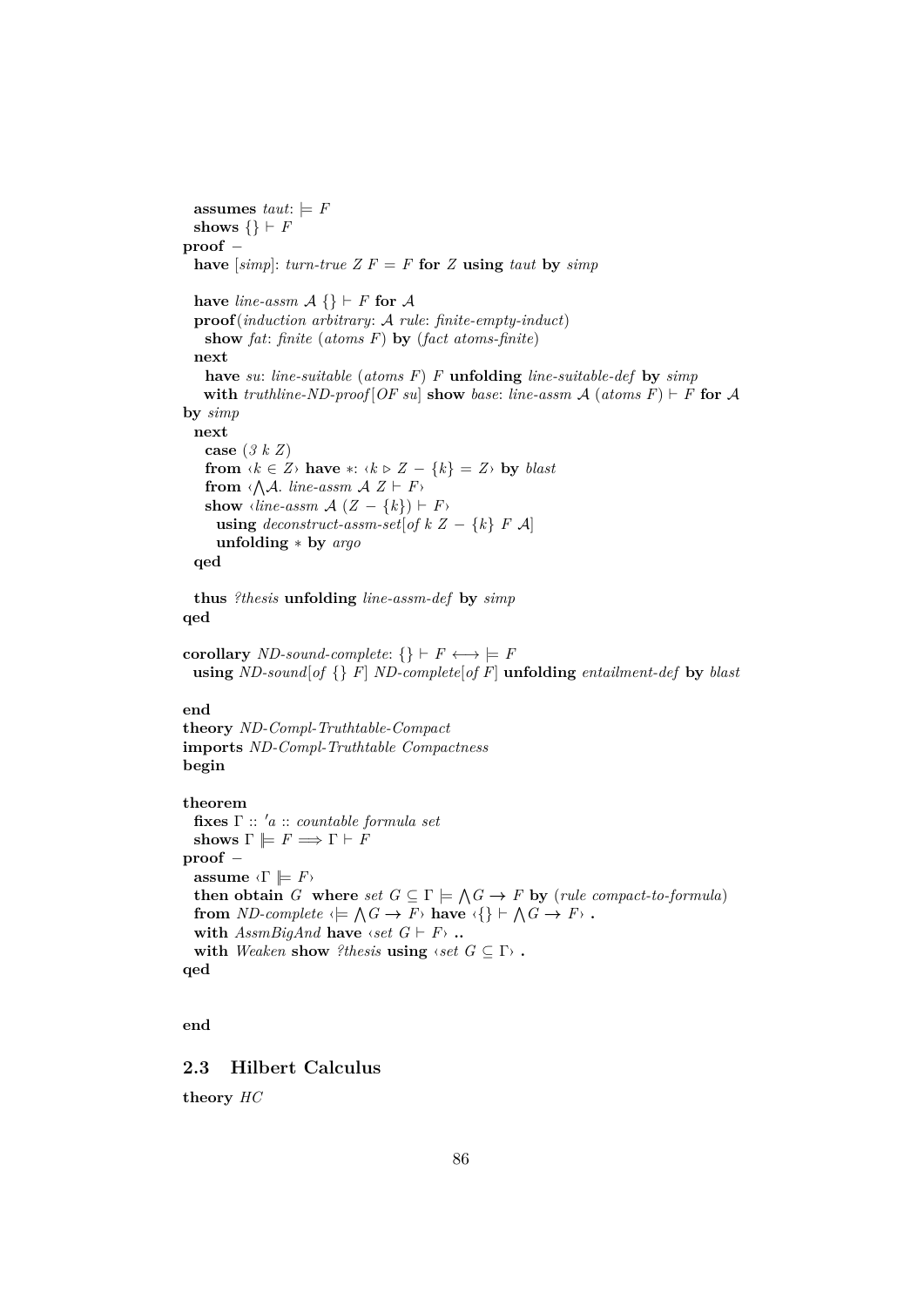```
  assumes taut: ⊨ F
  shows {} ⊢ F
proof -
  have [simp]: turn-true Z F = F for Z using taut by simp

  have line-assm 𝒜 {} ⊢ F for 𝒜
  proof(induction arbitrary: 𝒜 rule: finite-empty-induct)
    show fat: finite (atoms F) by (fact atoms-finite)
  next
    have su: line-suitable (atoms F) F unfolding line-suitable-def by simp
    with truthline-ND-proof[OF su] show base: line-assm 𝒜 (atoms F) ⊢ F for 𝒜
by simp
  next
    case (3 k Z)
    from ‹k ∈ Z› have *: ‹k ▹ Z − {k} = Z› by blast
    from ‹⋀𝒜. line-assm 𝒜 Z ⊢ F›
    show ‹line-assm 𝒜 (Z − {k}) ⊢ F›
      using deconstruct-assm-set[of k Z − {k} F 𝒜]
      unfolding * by argo
  qed

  thus ?thesis unfolding line-assm-def by simp
qed

corollary ND-sound-complete: {} ⊢ F ⟷ ⊨ F
  using ND-sound[of {} F] ND-complete[of F] unfolding entailment-def by blast

end
theory ND-Compl-Truthtable-Compact
imports ND-Compl-Truthtable Compactness
begin

theorem
  fixes Γ :: 'a :: countable formula set
  shows Γ ⊫ F ⟹ Γ ⊢ F
proof -
  assume ‹Γ ⊫ F›
  then obtain G where set G ⊆ Γ ⊫ ⋀G → F by (rule compact-to-formula)
  from ND-complete ‹⊨ ⋀G → F› have ‹{} ⊢ ⋀G → F› .
  with AssmBigAnd have ‹set G ⊢ F› ..
  with Weaken show ?thesis using ‹set G ⊆ Γ› .
qed


end
```

## 2.3 Hilbert Calculus

```
theory HC
```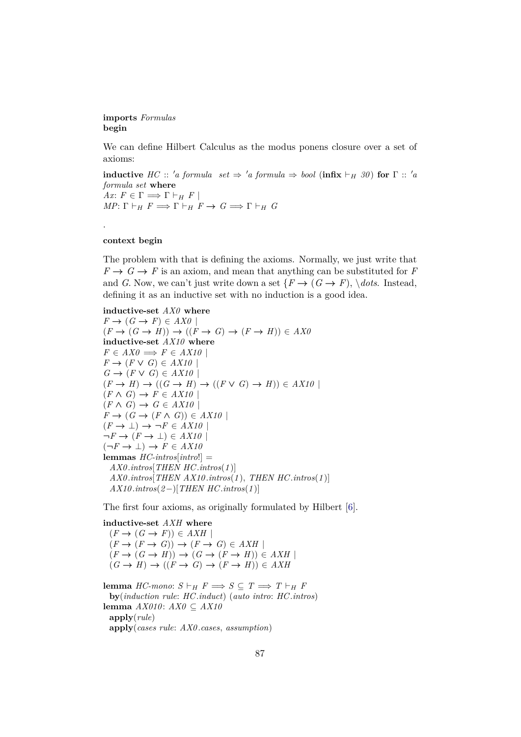**imports** *Formulas*
**begin**

We can define Hilbert Calculus as the modus ponens closure over a set of axioms:

```
inductive HC :: 'a formula set ⇒ 'a formula ⇒ bool (infix ⊢H 30) for Γ :: 'a
formula set where
Ax: F ∈ Γ ⟹ Γ ⊢H F |
MP: Γ ⊢H F ⟹ Γ ⊢H F → G ⟹ Γ ⊢H G
```

.

**context begin**

The problem with that is defining the axioms. Normally, we just write that $F \to G \to F$ is an axiom, and mean that anything can be substituted for $F$ and $G$. Now, we can't just write down a set $\{F \to (G \to F), \backslash dots$. Instead, defining it as an inductive set with no induction is a good idea.

```
inductive-set AX0 where
F → (G → F) ∈ AX0 |
(F → (G → H)) → ((F → G) → (F → H)) ∈ AX0
inductive-set AX10 where
F ∈ AX0 ⟹ F ∈ AX10 |
F → (F ∨ G) ∈ AX10 |
G → (F ∨ G) ∈ AX10 |
(F → H) → ((G → H) → ((F ∨ G) → H)) ∈ AX10 |
(F ∧ G) → F ∈ AX10 |
(F ∧ G) → G ∈ AX10 |
F → (G → (F ∧ G)) ∈ AX10 |
(F → ⊥) → ¬F ∈ AX10 |
¬F → (F → ⊥) ∈ AX10 |
(¬F → ⊥) → F ∈ AX10
lemmas HC-intros[intro!] =
  AX0.intros[THEN HC.intros(1)]
  AX0.intros[THEN AX10.intros(1), THEN HC.intros(1)]
  AX10.intros(2−)[THEN HC.intros(1)]
```

The first four axioms, as originally formulated by Hilbert [6].

```
inductive-set AXH where
  (F → (G → F)) ∈ AXH |
  (F → (F → G)) → (F → G) ∈ AXH |
  (F → (G → H)) → (G → (F → H)) ∈ AXH |
  (G → H) → ((F → G) → (F → H)) ∈ AXH

lemma HC-mono: S ⊢H F ⟹ S ⊆ T ⟹ T ⊢H F
  by(induction rule: HC.induct) (auto intro: HC.intros)
lemma AX010: AX0 ⊆ AX10
  apply(rule)
  apply(cases rule: AX0.cases, assumption)
```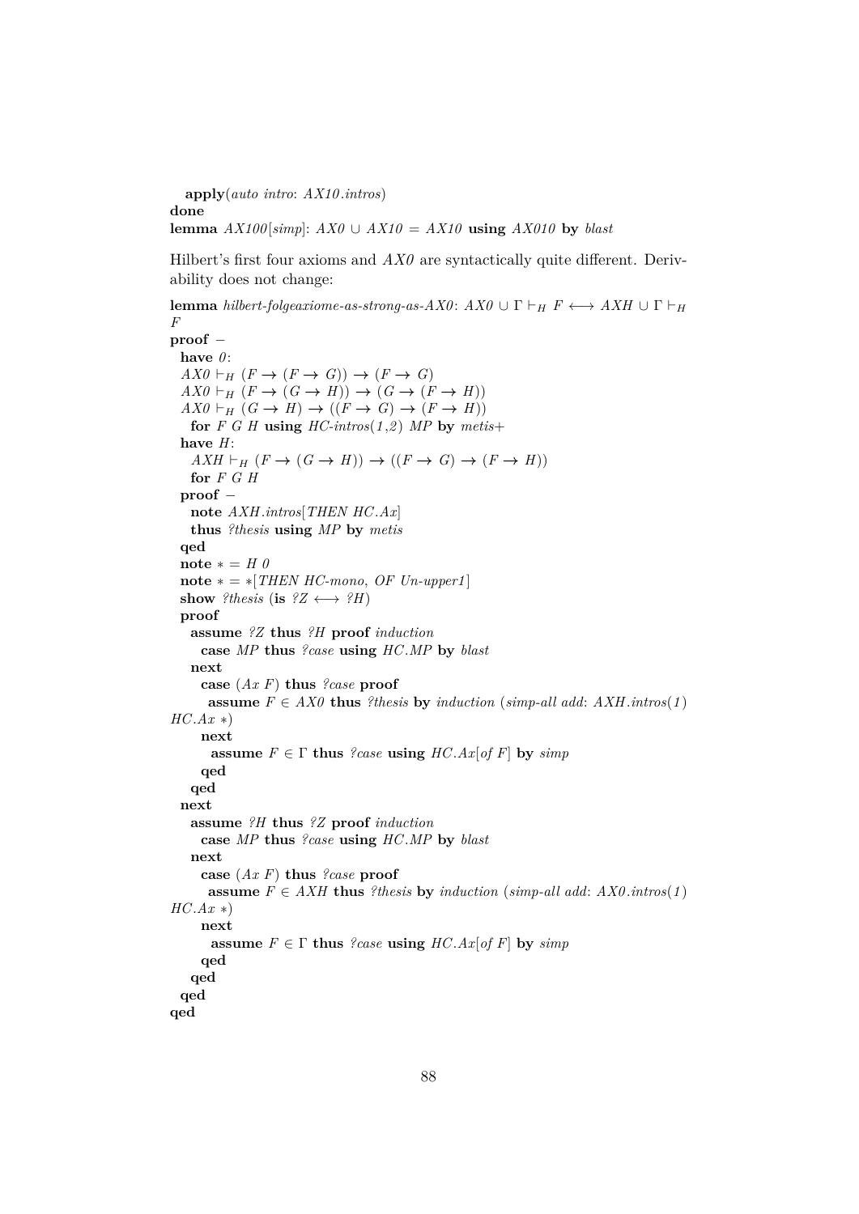```
  apply(auto intro: AX10.intros)
done
lemma AX100[simp]: AX0 ∪ AX10 = AX10 using AX010 by blast
```

Hilbert's first four axioms and *AX0* are syntactically quite different. Derivability does not change:

```
lemma hilbert-folgeaxiome-as-strong-as-AX0: AX0 ∪ Γ ⊢H F ⟷ AXH ∪ Γ ⊢H
F
proof –
  have 0:
  AX0 ⊢H (F → (F → G)) → (F → G)
  AX0 ⊢H (F → (G → H)) → (G → (F → H))
  AX0 ⊢H (G → H) → ((F → G) → (F → H))
    for F G H using HC-intros(1,2) MP by metis+
  have H:
    AXH ⊢H (F → (G → H)) → ((F → G) → (F → H))
    for F G H
  proof –
    note AXH.intros[THEN HC.Ax]
    thus ?thesis using MP by metis
  qed
  note * = H 0
  note * = *[THEN HC-mono, OF Un-upper1]
  show ?thesis (is ?Z ⟷ ?H)
  proof
    assume ?Z thus ?H proof induction
      case MP thus ?case using HC.MP by blast
    next
      case (Ax F) thus ?case proof
       assume F ∈ AX0 thus ?thesis by induction (simp-all add: AXH.intros(1)
HC.Ax *)
      next
        assume F ∈ Γ thus ?case using HC.Ax[of F] by simp
      qed
    qed
  next
    assume ?H thus ?Z proof induction
      case MP thus ?case using HC.MP by blast
    next
      case (Ax F) thus ?case proof
       assume F ∈ AXH thus ?thesis by induction (simp-all add: AX0.intros(1)
HC.Ax *)
      next
        assume F ∈ Γ thus ?case using HC.Ax[of F] by simp
      qed
    qed
  qed
qed
```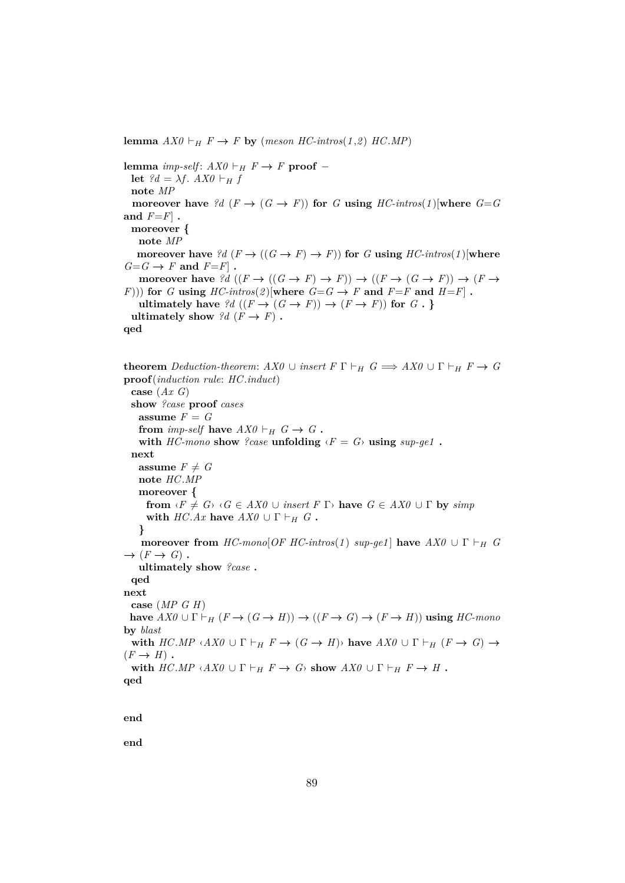```
lemma AX0 ⊢H F → F by (meson HC-intros(1,2) HC.MP)

lemma imp-self: AX0 ⊢H F → F proof −
  let ?d = λf. AX0 ⊢H f
  note MP
  moreover have ?d (F → (G → F)) for G using HC-intros(1)[where G=G
and F=F] .
  moreover {
    note MP
    moreover have ?d (F → ((G → F) → F)) for G using HC-intros(1)[where
G=G → F and F=F] .
    moreover have ?d ((F → ((G → F) → F)) → ((F → (G → F)) → (F →
F))) for G using HC-intros(2)[where G=G → F and F=F and H=F] .
    ultimately have ?d ((F → (G → F)) → (F → F)) for G . }
  ultimately show ?d (F → F) .
qed


theorem Deduction-theorem: AX0 ∪ insert F Γ ⊢H G =⇒ AX0 ∪ Γ ⊢H F → G
proof(induction rule: HC.induct)
  case (Ax G)
  show ?case proof cases
    assume F = G
    from imp-self have AX0 ⊢H G → G .
    with HC-mono show ?case unfolding ‹F = G› using sup-ge1 .
  next
    assume F ≠ G
    note HC.MP
    moreover {
      from ‹F ≠ G› ‹G ∈ AX0 ∪ insert F Γ› have G ∈ AX0 ∪ Γ by simp
      with HC.Ax have AX0 ∪ Γ ⊢H G .
    }
    moreover from HC-mono[OF HC-intros(1) sup-ge1] have AX0 ∪ Γ ⊢H G
→ (F → G) .
    ultimately show ?case .
  qed
next
  case (MP G H)
  have AX0 ∪ Γ ⊢H (F → (G → H)) → ((F → G) → (F → H)) using HC-mono
by blast
  with HC.MP ‹AX0 ∪ Γ ⊢H F → (G → H)› have AX0 ∪ Γ ⊢H (F → G) →
(F → H) .
  with HC.MP ‹AX0 ∪ Γ ⊢H F → G› show AX0 ∪ Γ ⊢H F → H .
qed


end

end
```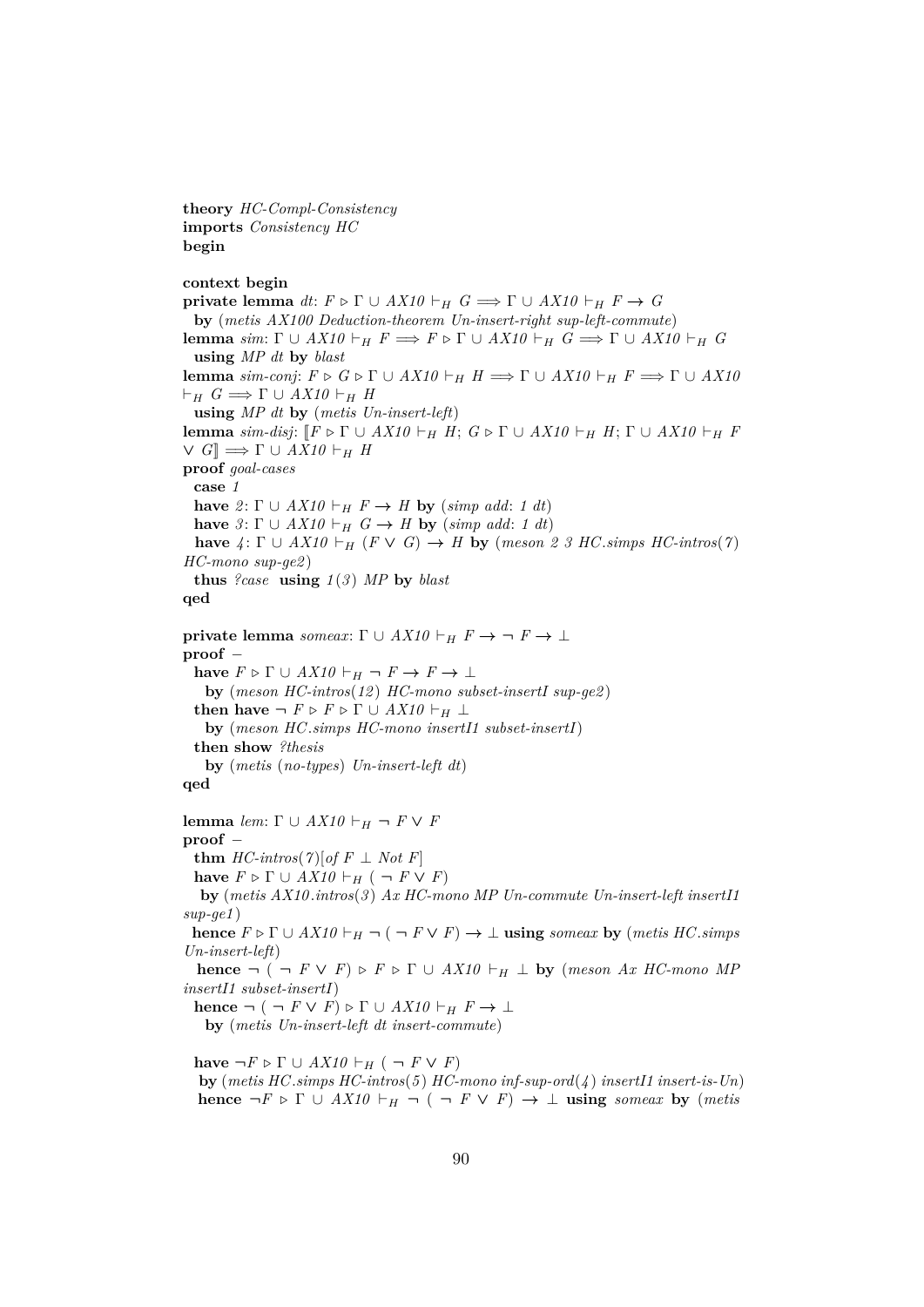```
theory HC-Compl-Consistency
imports Consistency HC
begin

context begin
private lemma dt: F ▹ Γ ∪ AX10 ⊢H G ⟹ Γ ∪ AX10 ⊢H F → G
  by (metis AX100 Deduction-theorem Un-insert-right sup-left-commute)
lemma sim: Γ ∪ AX10 ⊢H F ⟹ F ▹ Γ ∪ AX10 ⊢H G ⟹ Γ ∪ AX10 ⊢H G
  using MP dt by blast
lemma sim-conj: F ▹ G ▹ Γ ∪ AX10 ⊢H H ⟹ Γ ∪ AX10 ⊢H F ⟹ Γ ∪ AX10
⊢H G ⟹ Γ ∪ AX10 ⊢H H
  using MP dt by (metis Un-insert-left)
lemma sim-disj: ⟦F ▹ Γ ∪ AX10 ⊢H H; G ▹ Γ ∪ AX10 ⊢H H; Γ ∪ AX10 ⊢H F
∨ G⟧ ⟹ Γ ∪ AX10 ⊢H H
proof goal-cases
  case 1
  have 2: Γ ∪ AX10 ⊢H F → H by (simp add: 1 dt)
  have 3: Γ ∪ AX10 ⊢H G → H by (simp add: 1 dt)
  have 4: Γ ∪ AX10 ⊢H (F ∨ G) → H by (meson 2 3 HC.simps HC-intros(7)
HC-mono sup-ge2)
  thus ?case using 1(3) MP by blast
qed

private lemma someax: Γ ∪ AX10 ⊢H F → ¬ F → ⊥
proof –
  have F ▹ Γ ∪ AX10 ⊢H ¬ F → F → ⊥
    by (meson HC-intros(12) HC-mono subset-insertI sup-ge2)
  then have ¬ F ▹ F ▹ Γ ∪ AX10 ⊢H ⊥
    by (meson HC.simps HC-mono insertI1 subset-insertI)
  then show ?thesis
    by (metis (no-types) Un-insert-left dt)
qed

lemma lem: Γ ∪ AX10 ⊢H ¬ F ∨ F
proof –
  thm HC-intros(7)[of F ⊥ Not F]
  have F ▹ Γ ∪ AX10 ⊢H ( ¬ F ∨ F)
   by (metis AX10.intros(3) Ax HC-mono MP Un-commute Un-insert-left insertI1
sup-ge1)
  hence F ▹ Γ ∪ AX10 ⊢H ¬ ( ¬ F ∨ F) → ⊥ using someax by (metis HC.simps
Un-insert-left)
   hence ¬ ( ¬ F ∨ F) ▹ F ▹ Γ ∪ AX10 ⊢H ⊥ by (meson Ax HC-mono MP
insertI1 subset-insertI)
  hence ¬ ( ¬ F ∨ F) ▹ Γ ∪ AX10 ⊢H F → ⊥
    by (metis Un-insert-left dt insert-commute)

  have ¬F ▹ Γ ∪ AX10 ⊢H ( ¬ F ∨ F)
   by (metis HC.simps HC-intros(5) HC-mono inf-sup-ord(4) insertI1 insert-is-Un)
  hence ¬F ▹ Γ ∪ AX10 ⊢H ¬ ( ¬ F ∨ F) → ⊥ using someax by (metis
```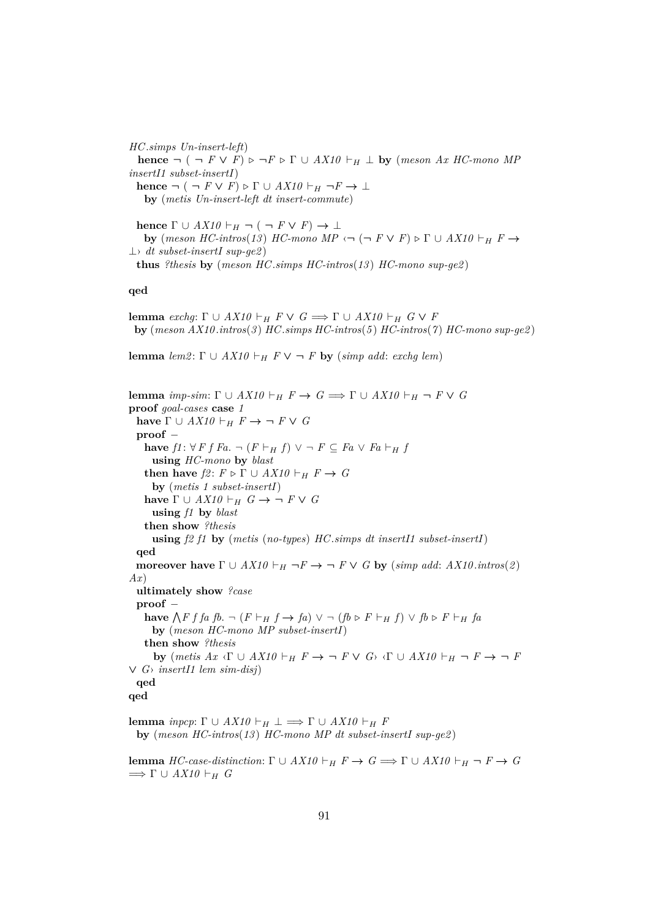```
HC.simps Un-insert-left)
  hence ¬ ( ¬ F ∨ F) ▷ ¬F ▷ Γ ∪ AX10 ⊢H ⊥ by (meson Ax HC-mono MP
insertI1 subset-insertI)
  hence ¬ ( ¬ F ∨ F) ▷ Γ ∪ AX10 ⊢H ¬F → ⊥
    by (metis Un-insert-left dt insert-commute)

  hence Γ ∪ AX10 ⊢H ¬ ( ¬ F ∨ F) → ⊥
    by (meson HC-intros(13) HC-mono MP ‹¬ (¬ F ∨ F) ▷ Γ ∪ AX10 ⊢H F →
⊥› dt subset-insertI sup-ge2)
  thus ?thesis by (meson HC.simps HC-intros(13) HC-mono sup-ge2)

qed

lemma exchg: Γ ∪ AX10 ⊢H F ∨ G ⟹ Γ ∪ AX10 ⊢H G ∨ F
  by (meson AX10.intros(3) HC.simps HC-intros(5) HC-intros(7) HC-mono sup-ge2)

lemma lem2: Γ ∪ AX10 ⊢H F ∨ ¬ F by (simp add: exchg lem)


lemma imp-sim: Γ ∪ AX10 ⊢H F → G ⟹ Γ ∪ AX10 ⊢H ¬ F ∨ G
proof goal-cases case 1
  have Γ ∪ AX10 ⊢H F → ¬ F ∨ G
  proof −
    have f1: ∀ F f Fa. ¬ (F ⊢H f) ∨ ¬ F ⊆ Fa ∨ Fa ⊢H f
      using HC-mono by blast
    then have f2: F ▷ Γ ∪ AX10 ⊢H F → G
      by (metis 1 subset-insertI)
    have Γ ∪ AX10 ⊢H G → ¬ F ∨ G
      using f1 by blast
    then show ?thesis
      using f2 f1 by (metis (no-types) HC.simps dt insertI1 subset-insertI)
  qed
  moreover have Γ ∪ AX10 ⊢H ¬F → ¬ F ∨ G by (simp add: AX10.intros(2)
Ax)
  ultimately show ?case
  proof −
    have ⋀F f fa fb. ¬ (F ⊢H f → fa) ∨ ¬ (fb ▷ F ⊢H f) ∨ fb ▷ F ⊢H fa
      by (meson HC-mono MP subset-insertI)
    then show ?thesis
      by (metis Ax ‹Γ ∪ AX10 ⊢H F → ¬ F ∨ G› ‹Γ ∪ AX10 ⊢H ¬ F → ¬ F
∨ G› insertI1 lem sim-disj)
  qed
qed

lemma inpcp: Γ ∪ AX10 ⊢H ⊥ ⟹ Γ ∪ AX10 ⊢H F
  by (meson HC-intros(13) HC-mono MP dt subset-insertI sup-ge2)

lemma HC-case-distinction: Γ ∪ AX10 ⊢H F → G ⟹ Γ ∪ AX10 ⊢H ¬ F → G
⟹ Γ ∪ AX10 ⊢H G
```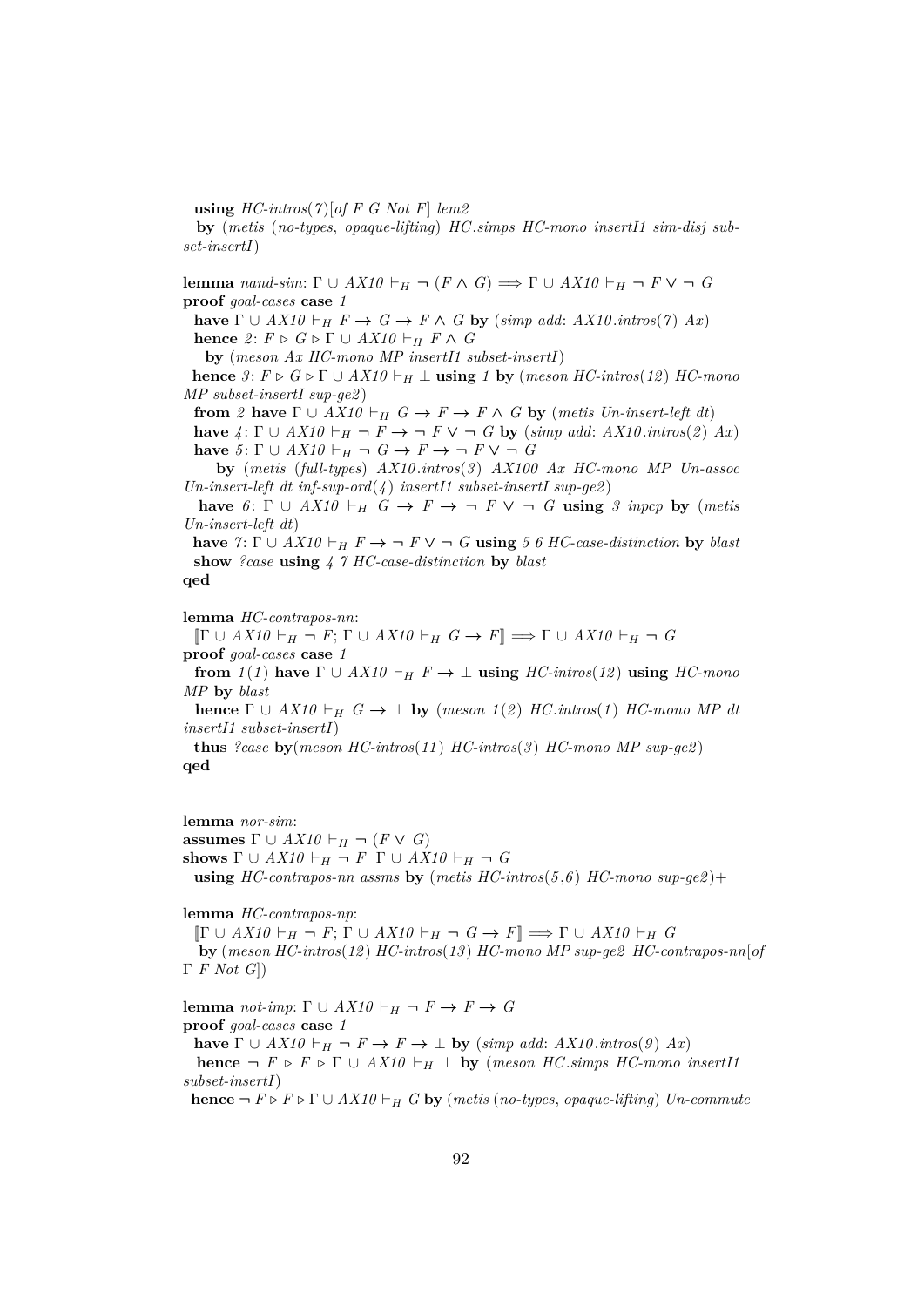**using** *HC-intros*(*7*)[*of F G Not F*] *lem2*
**by** (*metis* (*no-types*, *opaque-lifting*) *HC.simps HC-mono insertI1 sim-disj subset-insertI*)

**lemma** *nand-sim*: $\Gamma \cup AX10 \vdash_H \neg (F \wedge G) \Longrightarrow \Gamma \cup AX10 \vdash_H \neg F \vee \neg G$
**proof** *goal-cases* **case** *1*
**have** $\Gamma \cup AX10 \vdash_H F \to G \to F \wedge G$ **by** (*simp add*: *AX10.intros*(*7*) *Ax*)
**hence** *2*: $F \triangleright G \triangleright \Gamma \cup AX10 \vdash_H F \wedge G$
**by** (*meson Ax HC-mono MP insertI1 subset-insertI*)
**hence** *3*: $F \triangleright G \triangleright \Gamma \cup AX10 \vdash_H \bot$ **using** *1* **by** (*meson HC-intros*(*12*) *HC-mono MP subset-insertI sup-ge2*)
**from** *2* **have** $\Gamma \cup AX10 \vdash_H G \to F \to F \wedge G$ **by** (*metis Un-insert-left dt*)
**have** *4*: $\Gamma \cup AX10 \vdash_H \neg F \to \neg F \vee \neg G$ **by** (*simp add*: *AX10.intros*(*2*) *Ax*)
**have** *5*: $\Gamma \cup AX10 \vdash_H \neg G \to F \to \neg F \vee \neg G$
**by** (*metis* (*full-types*) *AX10.intros*(*3*) *AX100 Ax HC-mono MP Un-assoc Un-insert-left dt inf-sup-ord*(*4*) *insertI1 subset-insertI sup-ge2*)
**have** *6*: $\Gamma \cup AX10 \vdash_H G \to F \to \neg F \vee \neg G$ **using** *3 inpcp* **by** (*metis Un-insert-left dt*)
**have** *7*: $\Gamma \cup AX10 \vdash_H F \to \neg F \vee \neg G$ **using** *5 6 HC-case-distinction* **by** *blast*
**show** *?case* **using** *4 7 HC-case-distinction* **by** *blast*
**qed**

**lemma** *HC-contrapos-nn*:
$[\![\Gamma \cup AX10 \vdash_H \neg F; \Gamma \cup AX10 \vdash_H G \to F]\!] \Longrightarrow \Gamma \cup AX10 \vdash_H \neg G$
**proof** *goal-cases* **case** *1*
**from** *1*(*1*) **have** $\Gamma \cup AX10 \vdash_H F \to \bot$ **using** *HC-intros*(*12*) **using** *HC-mono MP* **by** *blast*
**hence** $\Gamma \cup AX10 \vdash_H G \to \bot$ **by** (*meson 1*(*2*) *HC.intros*(*1*) *HC-mono MP dt insertI1 subset-insertI*)
**thus** *?case* **by**(*meson HC-intros*(*11*) *HC-intros*(*3*) *HC-mono MP sup-ge2*)
**qed**

**lemma** *nor-sim*:
**assumes** $\Gamma \cup AX10 \vdash_H \neg (F \vee G)$
**shows** $\Gamma \cup AX10 \vdash_H \neg F$ $\;\Gamma \cup AX10 \vdash_H \neg G$
**using** *HC-contrapos-nn assms* **by** (*metis HC-intros*(*5*,*6*) *HC-mono sup-ge2*)+

**lemma** *HC-contrapos-np*:
$[\![\Gamma \cup AX10 \vdash_H \neg F; \Gamma \cup AX10 \vdash_H \neg G \to F]\!] \Longrightarrow \Gamma \cup AX10 \vdash_H G$
**by** (*meson HC-intros*(*12*) *HC-intros*(*13*) *HC-mono MP sup-ge2 HC-contrapos-nn*[*of* $\Gamma$ *F Not G*])

**lemma** *not-imp*: $\Gamma \cup AX10 \vdash_H \neg F \to F \to G$
**proof** *goal-cases* **case** *1*
**have** $\Gamma \cup AX10 \vdash_H \neg F \to F \to \bot$ **by** (*simp add*: *AX10.intros*(*9*) *Ax*)
**hence** $\neg F \triangleright F \triangleright \Gamma \cup AX10 \vdash_H \bot$ **by** (*meson HC.simps HC-mono insertI1 subset-insertI*)
**hence** $\neg F \triangleright F \triangleright \Gamma \cup AX10 \vdash_H G$ **by** (*metis* (*no-types*, *opaque-lifting*) *Un-commute*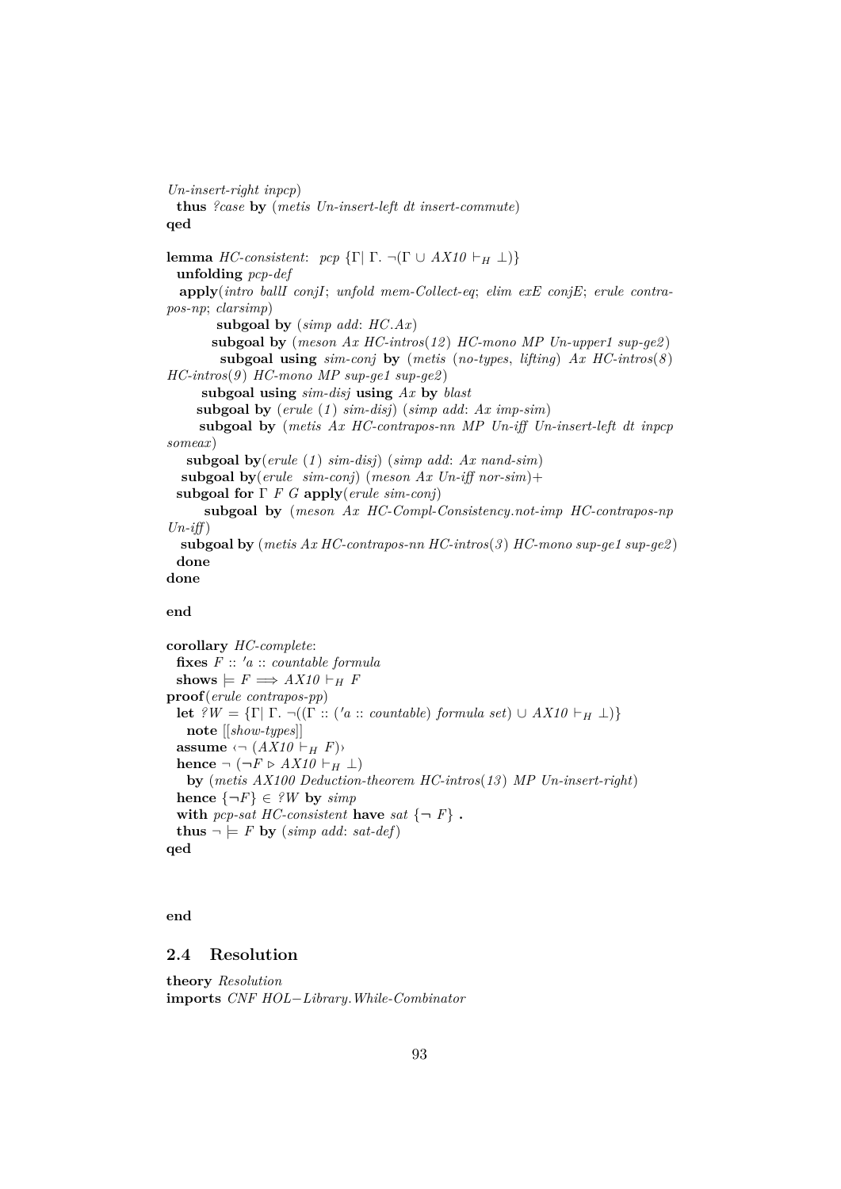```
Un-insert-right inpcp)
  thus ?case by (metis Un-insert-left dt insert-commute)
qed

lemma HC-consistent:  pcp {Γ| Γ. ¬(Γ ∪ AX10 ⊢H ⊥)}
  unfolding pcp-def
  apply(intro ballI conjI; unfold mem-Collect-eq; elim exE conjE; erule contra-
pos-np; clarsimp)
          subgoal by (simp add: HC.Ax)
         subgoal by (meson Ax HC-intros(12) HC-mono MP Un-upper1 sup-ge2)
          subgoal using sim-conj by (metis (no-types, lifting) Ax HC-intros(8)
HC-intros(9) HC-mono MP sup-ge1 sup-ge2)
       subgoal using sim-disj using Ax by blast
      subgoal by (erule (1) sim-disj) (simp add: Ax imp-sim)
      subgoal by (metis Ax HC-contrapos-nn MP Un-iff Un-insert-left dt inpcp
someax)
    subgoal by(erule (1) sim-disj) (simp add: Ax nand-sim)
   subgoal by(erule  sim-conj) (meson Ax Un-iff nor-sim)+
  subgoal for Γ F G apply(erule sim-conj)
      subgoal by (meson Ax HC-Compl-Consistency.not-imp HC-contrapos-np
Un-iff)
   subgoal by (metis Ax HC-contrapos-nn HC-intros(3) HC-mono sup-ge1 sup-ge2)
  done
done

end

corollary HC-complete:
  fixes F :: 'a :: countable formula
  shows ⊨ F ⟹ AX10 ⊢H F
proof(erule contrapos-pp)
  let ?W = {Γ| Γ. ¬((Γ :: ('a :: countable) formula set) ∪ AX10 ⊢H ⊥)}
    note [[show-types]]
  assume ‹¬ (AX10 ⊢H F)›
  hence ¬ (¬F ▷ AX10 ⊢H ⊥)
    by (metis AX100 Deduction-theorem HC-intros(13) MP Un-insert-right)
  hence {¬F} ∈ ?W by simp
  with pcp-sat HC-consistent have sat {¬ F} .
  thus ¬ ⊨ F by (simp add: sat-def)
qed



end
```

## 2.4 Resolution

```
theory Resolution
imports CNF HOL−Library.While-Combinator
```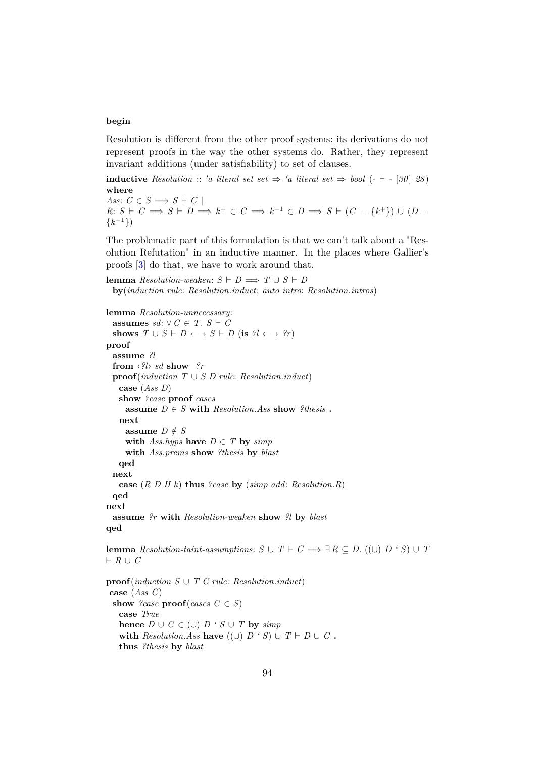**begin**

Resolution is different from the other proof systems: its derivations do not represent proofs in the way the other systems do. Rather, they represent invariant additions (under satisfiability) to set of clauses.

```
inductive Resolution :: 'a literal set set ⇒ 'a literal set ⇒ bool (- ⊢ - [30] 28)
where
Ass: C ∈ S ⟹ S ⊢ C |
R: S ⊢ C ⟹ S ⊢ D ⟹ k⁺ ∈ C ⟹ k⁻¹ ∈ D ⟹ S ⊢ (C − {k⁺}) ∪ (D −
{k⁻¹})
```

The problematic part of this formulation is that we can't talk about a "Resolution Refutation" in an inductive manner. In the places where Gallier's proofs [3] do that, we have to work around that.

```
lemma Resolution-weaken: S ⊢ D ⟹ T ∪ S ⊢ D
  by(induction rule: Resolution.induct; auto intro: Resolution.intros)

lemma Resolution-unnecessary:
  assumes sd: ∀ C ∈ T. S ⊢ C
  shows T ∪ S ⊢ D ⟷ S ⊢ D (is ?l ⟷ ?r)
proof
  assume ?l
  from ‹?l› sd show  ?r
  proof(induction T ∪ S D rule: Resolution.induct)
    case (Ass D)
    show ?case proof cases
      assume D ∈ S with Resolution.Ass show ?thesis .
    next
      assume D ∉ S
      with Ass.hyps have D ∈ T by simp
      with Ass.prems show ?thesis by blast
    qed
  next
    case (R D H k) thus ?case by (simp add: Resolution.R)
  qed
next
  assume ?r with Resolution-weaken show ?l by blast
qed

lemma Resolution-taint-assumptions: S ∪ T ⊢ C ⟹ ∃ R ⊆ D. ((∪) D ‘ S) ∪ T
⊢ R ∪ C

proof(induction S ∪ T C rule: Resolution.induct)
 case (Ass C)
  show ?case proof(cases C ∈ S)
    case True
    hence D ∪ C ∈ (∪) D ‘ S ∪ T by simp
    with Resolution.Ass have ((∪) D ‘ S) ∪ T ⊢ D ∪ C .
    thus ?thesis by blast
```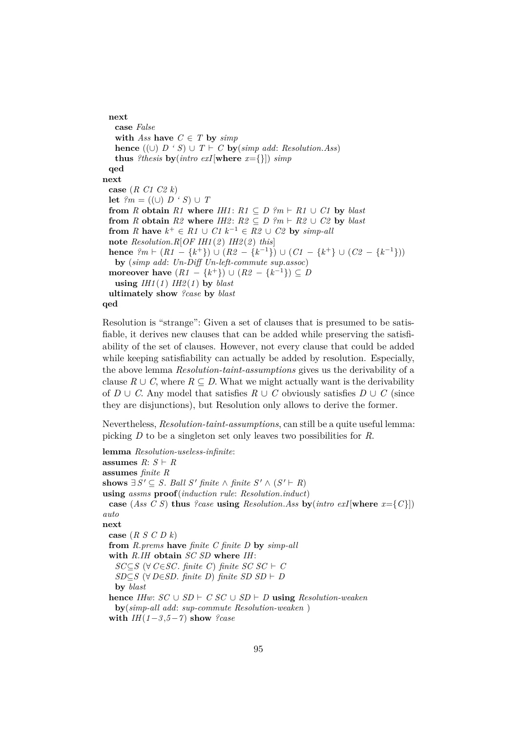```
  next
    case False
    with Ass have C ∈ T by simp
    hence ((∪) D ` S) ∪ T ⊢ C by(simp add: Resolution.Ass)
    thus ?thesis by(intro exI[where x={}]) simp
  qed
next
  case (R C1 C2 k)
  let ?m = ((∪) D ` S) ∪ T
  from R obtain R1 where IH1: R1 ⊆ D ?m ⊢ R1 ∪ C1 by blast
  from R obtain R2 where IH2: R2 ⊆ D ?m ⊢ R2 ∪ C2 by blast
  from R have k⁺ ∈ R1 ∪ C1 k⁻¹ ∈ R2 ∪ C2 by simp-all
  note Resolution.R[OF IH1(2) IH2(2) this]
  hence ?m ⊢ (R1 − {k⁺}) ∪ (R2 − {k⁻¹}) ∪ (C1 − {k⁺} ∪ (C2 − {k⁻¹}))
    by (simp add: Un-Diff Un-left-commute sup.assoc)
  moreover have (R1 − {k⁺}) ∪ (R2 − {k⁻¹}) ⊆ D
    using IH1(1) IH2(1) by blast
  ultimately show ?case by blast
qed
```

Resolution is "strange": Given a set of clauses that is presumed to be satisfiable, it derives new clauses that can be added while preserving the satisfiability of the set of clauses. However, not every clause that could be added while keeping satisfiability can actually be added by resolution. Especially, the above lemma *Resolution-taint-assumptions* gives us the derivability of a clause $R \cup C$, where $R \subseteq D$. What we might actually want is the derivability of $D \cup C$. Any model that satisfies $R \cup C$ obviously satisfies $D \cup C$ (since they are disjunctions), but Resolution only allows to derive the former.

Nevertheless, *Resolution-taint-assumptions*, can still be a quite useful lemma: picking $D$ to be a singleton set only leaves two possibilities for $R$.

```
lemma Resolution-useless-infinite:
assumes R: S ⊢ R
assumes finite R
shows ∃ S' ⊆ S. Ball S' finite ∧ finite S' ∧ (S' ⊢ R)
using assms proof(induction rule: Resolution.induct)
  case (Ass C S) thus ?case using Resolution.Ass by(intro exI[where x={C}])
auto
next
  case (R S C D k)
  from R.prems have finite C finite D by simp-all
  with R.IH obtain SC SD where IH:
    SC⊆S (∀ C∈SC. finite C) finite SC SC ⊢ C
    SD⊆S (∀ D∈SD. finite D) finite SD SD ⊢ D
    by blast
  hence IHw: SC ∪ SD ⊢ C SC ∪ SD ⊢ D using Resolution-weaken
    by(simp-all add: sup-commute Resolution-weaken )
  with IH(1−3,5−7) show ?case
```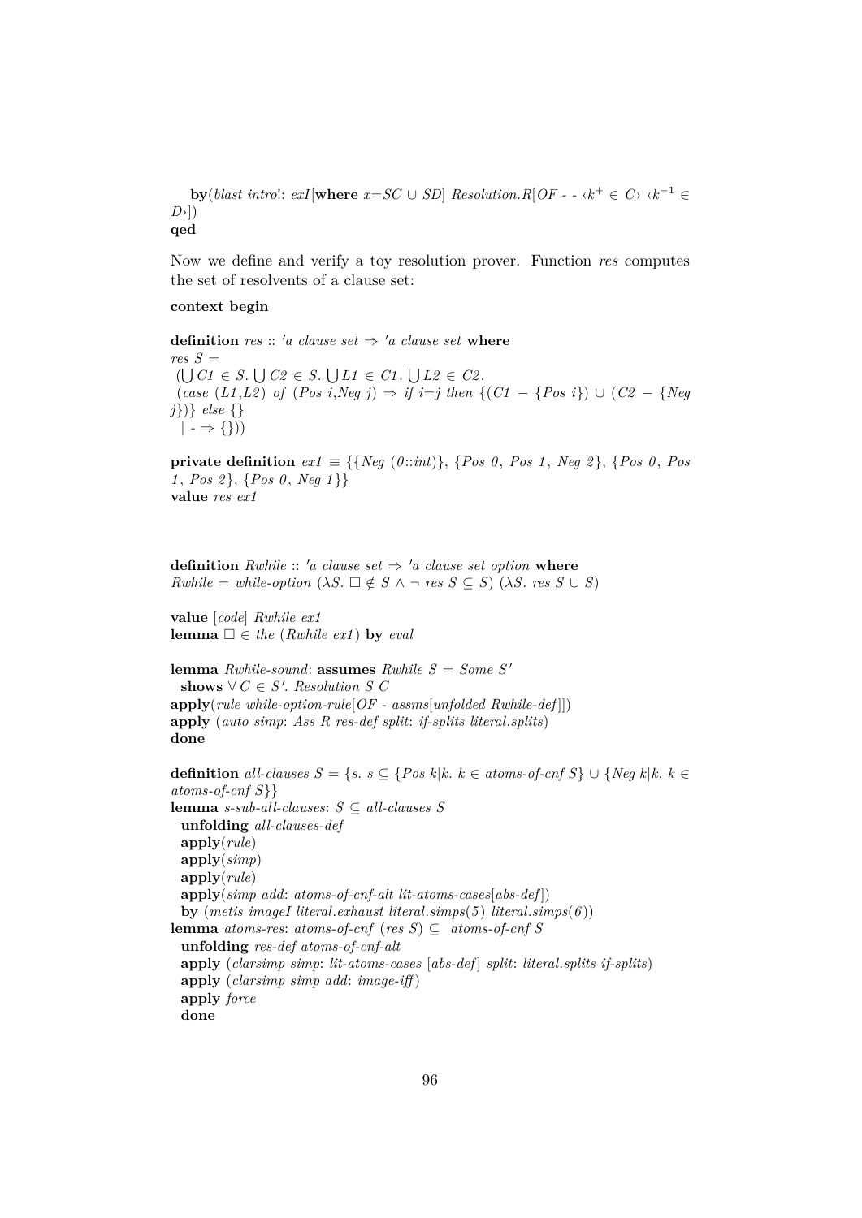```
  by(blast intro!: exI[where x=SC ∪ SD] Resolution.R[OF - - ‹k⁺ ∈ C› ‹k⁻¹ ∈ D›])
qed
```

Now we define and verify a toy resolution prover. Function *res* computes the set of resolvents of a clause set:

```
context begin

definition res :: 'a clause set ⇒ 'a clause set where
res S =
 (⋃ C1 ∈ S. ⋃ C2 ∈ S. ⋃ L1 ∈ C1. ⋃ L2 ∈ C2.
 (case (L1,L2) of (Pos i,Neg j) ⇒ if i=j then {(C1 − {Pos i}) ∪ (C2 − {Neg j})} else {}
  | - ⇒ {}))

private definition ex1 ≡ {{Neg (0::int)}, {Pos 0, Pos 1, Neg 2}, {Pos 0, Pos 1, Pos 2}, {Pos 0, Neg 1}}
value res ex1



definition Rwhile :: 'a clause set ⇒ 'a clause set option where
Rwhile = while-option (λS. □ ∉ S ∧ ¬ res S ⊆ S) (λS. res S ∪ S)

value [code] Rwhile ex1
lemma □ ∈ the (Rwhile ex1) by eval

lemma Rwhile-sound: assumes Rwhile S = Some S'
  shows ∀ C ∈ S'. Resolution S C
apply(rule while-option-rule[OF - assms[unfolded Rwhile-def]])
apply (auto simp: Ass R res-def split: if-splits literal.splits)
done

definition all-clauses S = {s. s ⊆ {Pos k|k. k ∈ atoms-of-cnf S} ∪ {Neg k|k. k ∈ atoms-of-cnf S}}
lemma s-sub-all-clauses: S ⊆ all-clauses S
  unfolding all-clauses-def
  apply(rule)
  apply(simp)
  apply(rule)
  apply(simp add: atoms-of-cnf-alt lit-atoms-cases[abs-def])
  by (metis imageI literal.exhaust literal.simps(5) literal.simps(6))
lemma atoms-res: atoms-of-cnf (res S) ⊆  atoms-of-cnf S
  unfolding res-def atoms-of-cnf-alt
  apply (clarsimp simp: lit-atoms-cases [abs-def] split: literal.splits if-splits)
  apply (clarsimp simp add: image-iff)
  apply force
  done
```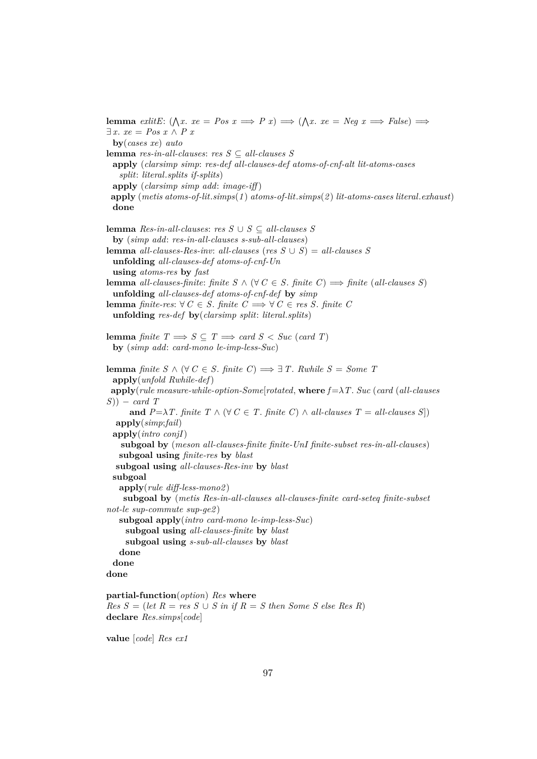```
lemma exlitE: (⋀x. xe = Pos x ⟹ P x) ⟹ (⋀x. xe = Neg x ⟹ False) ⟹
∃ x. xe = Pos x ∧ P x
  by(cases xe) auto
lemma res-in-all-clauses: res S ⊆ all-clauses S
  apply (clarsimp simp: res-def all-clauses-def atoms-of-cnf-alt lit-atoms-cases
    split: literal.splits if-splits)
  apply (clarsimp simp add: image-iff)
  apply (metis atoms-of-lit.simps(1) atoms-of-lit.simps(2) lit-atoms-cases literal.exhaust)
  done

lemma Res-in-all-clauses: res S ∪ S ⊆ all-clauses S
  by (simp add: res-in-all-clauses s-sub-all-clauses)
lemma all-clauses-Res-inv: all-clauses (res S ∪ S) = all-clauses S
  unfolding all-clauses-def atoms-of-cnf-Un
  using atoms-res by fast
lemma all-clauses-finite: finite S ∧ (∀ C ∈ S. finite C) ⟹ finite (all-clauses S)
  unfolding all-clauses-def atoms-of-cnf-def by simp
lemma finite-res: ∀ C ∈ S. finite C ⟹ ∀ C ∈ res S. finite C
  unfolding res-def by(clarsimp split: literal.splits)

lemma finite T ⟹ S ⊆ T ⟹ card S < Suc (card T)
  by (simp add: card-mono le-imp-less-Suc)

lemma finite S ∧ (∀ C ∈ S. finite C) ⟹ ∃ T. Rwhile S = Some T
  apply(unfold Rwhile-def)
  apply(rule measure-while-option-Some[rotated, where f=λT. Suc (card (all-clauses
S)) − card T
       and P=λT. finite T ∧ (∀ C ∈ T. finite C) ∧ all-clauses T = all-clauses S])
   apply(simp;fail)
  apply(intro conjI)
     subgoal by (meson all-clauses-finite finite-UnI finite-subset res-in-all-clauses)
    subgoal using finite-res by blast
   subgoal using all-clauses-Res-inv by blast
  subgoal
    apply(rule diff-less-mono2)
     subgoal by (metis Res-in-all-clauses all-clauses-finite card-seteq finite-subset
not-le sup-commute sup-ge2)
    subgoal apply(intro card-mono le-imp-less-Suc)
      subgoal using all-clauses-finite by blast
      subgoal using s-sub-all-clauses by blast
    done
  done
done

partial-function(option) Res where
Res S = (let R = res S ∪ S in if R = S then Some S else Res R)
declare Res.simps[code]

value [code] Res ex1
```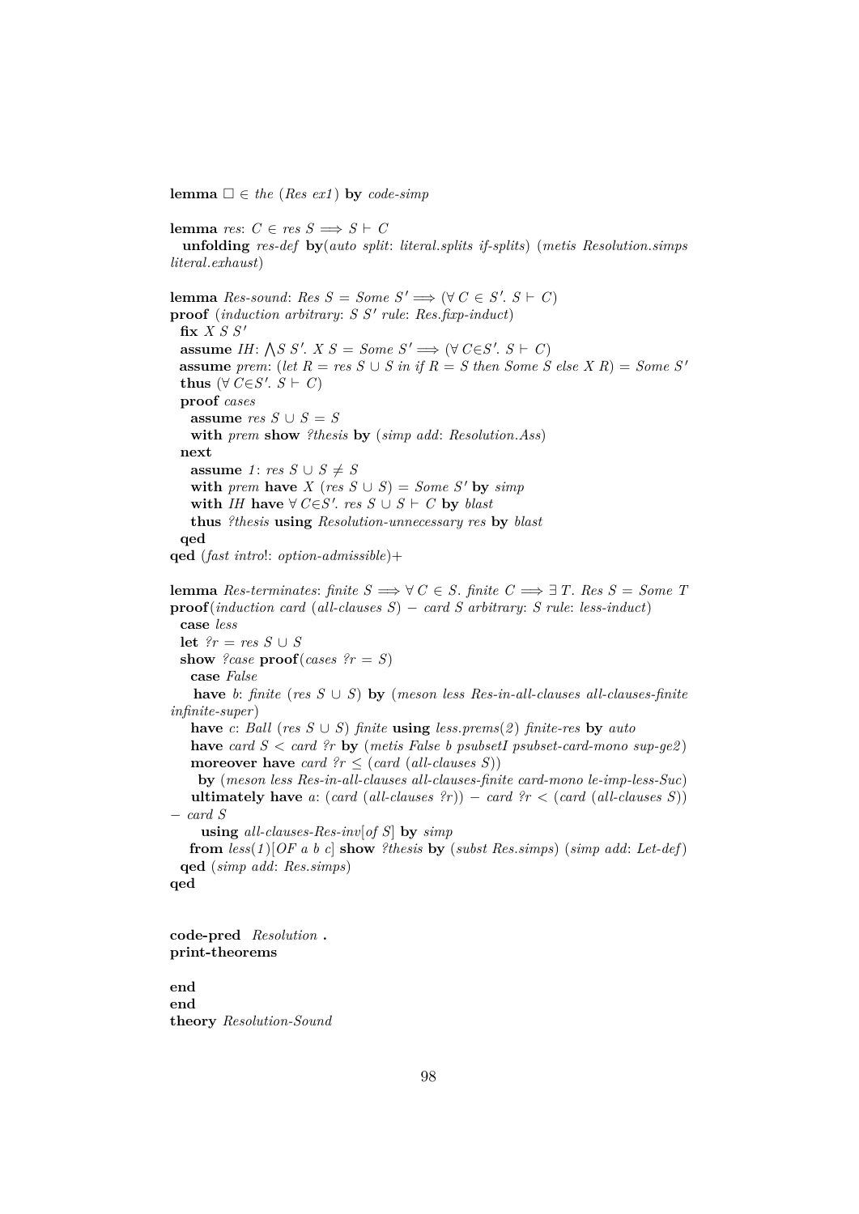```
lemma □ ∈ the (Res ex1) by code-simp

lemma res: C ∈ res S ⟹ S ⊢ C
  unfolding res-def by(auto split: literal.splits if-splits) (metis Resolution.simps
literal.exhaust)

lemma Res-sound: Res S = Some S' ⟹ (∀ C ∈ S'. S ⊢ C)
proof (induction arbitrary: S S' rule: Res.fixp-induct)
  fix X S S'
  assume IH: ⋀S S'. X S = Some S' ⟹ (∀ C∈S'. S ⊢ C)
  assume prem: (let R = res S ∪ S in if R = S then Some S else X R) = Some S'
  thus (∀ C∈S'. S ⊢ C)
  proof cases
    assume res S ∪ S = S
    with prem show ?thesis by (simp add: Resolution.Ass)
  next
    assume 1: res S ∪ S ≠ S
    with prem have X (res S ∪ S) = Some S' by simp
    with IH have ∀ C∈S'. res S ∪ S ⊢ C by blast
    thus ?thesis using Resolution-unnecessary res by blast
  qed
qed (fast intro!: option-admissible)+

lemma Res-terminates: finite S ⟹ ∀ C ∈ S. finite C ⟹ ∃ T. Res S = Some T
proof(induction card (all-clauses S) − card S arbitrary: S rule: less-induct)
  case less
  let ?r = res S ∪ S
  show ?case proof(cases ?r = S)
    case False
     have b: finite (res S ∪ S) by (meson less Res-in-all-clauses all-clauses-finite
infinite-super)
    have c: Ball (res S ∪ S) finite using less.prems(2) finite-res by auto
    have card S < card ?r by (metis False b psubsetI psubset-card-mono sup-ge2)
    moreover have card ?r ≤ (card (all-clauses S))
     by (meson less Res-in-all-clauses all-clauses-finite card-mono le-imp-less-Suc)
    ultimately have a: (card (all-clauses ?r)) − card ?r < (card (all-clauses S))
− card S
      using all-clauses-Res-inv[of S] by simp
    from less(1)[OF a b c] show ?thesis by (subst Res.simps) (simp add: Let-def)
  qed (simp add: Res.simps)
qed


code-pred Resolution .
print-theorems

end
end
theory Resolution-Sound
```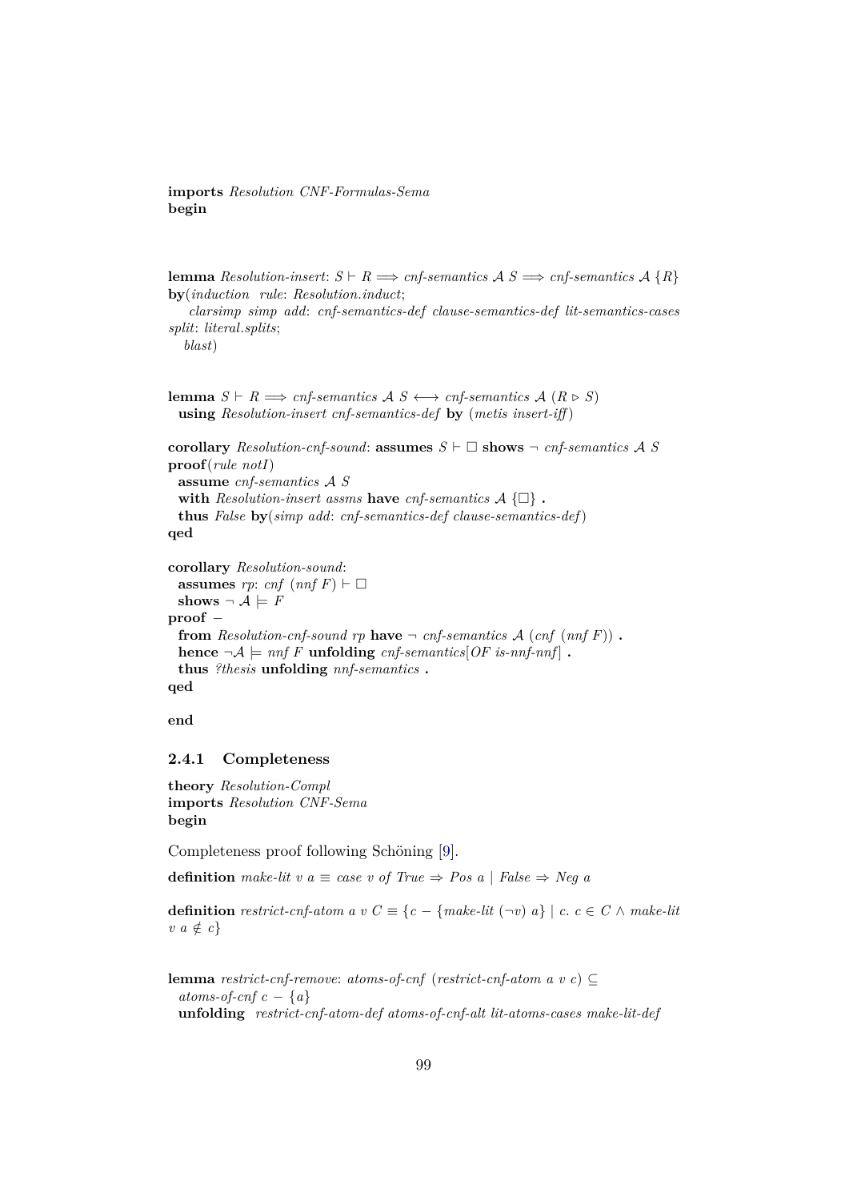**imports** *Resolution CNF-Formulas-Sema*
**begin**

```
lemma Resolution-insert: S ⊢ R ⟹ cnf-semantics 𝒜 S ⟹ cnf-semantics 𝒜 {R}
by(induction rule: Resolution.induct;
   clarsimp simp add: cnf-semantics-def clause-semantics-def lit-semantics-cases
split: literal.splits;
   blast)

lemma S ⊢ R ⟹ cnf-semantics 𝒜 S ⟷ cnf-semantics 𝒜 (R ▷ S)
  using Resolution-insert cnf-semantics-def by (metis insert-iff)

corollary Resolution-cnf-sound: assumes S ⊢ □ shows ¬ cnf-semantics 𝒜 S
proof(rule notI)
  assume cnf-semantics 𝒜 S
  with Resolution-insert assms have cnf-semantics 𝒜 {□} .
  thus False by(simp add: cnf-semantics-def clause-semantics-def)
qed

corollary Resolution-sound:
  assumes rp: cnf (nnf F) ⊢ □
  shows ¬ 𝒜 ⊨ F
proof –
  from Resolution-cnf-sound rp have ¬ cnf-semantics 𝒜 (cnf (nnf F)) .
  hence ¬𝒜 ⊨ nnf F unfolding cnf-semantics[OF is-nnf-nnf] .
  thus ?thesis unfolding nnf-semantics .
qed

end
```

### 2.4.1 Completeness

```
theory Resolution-Compl
imports Resolution CNF-Sema
begin
```

Completeness proof following Schöning [9].

```
definition make-lit v a ≡ case v of True ⇒ Pos a | False ⇒ Neg a

definition restrict-cnf-atom a v C ≡ {c − {make-lit (¬v) a} | c. c ∈ C ∧ make-lit
v a ∉ c}

lemma restrict-cnf-remove: atoms-of-cnf (restrict-cnf-atom a v c) ⊆
  atoms-of-cnf c − {a}
  unfolding restrict-cnf-atom-def atoms-of-cnf-alt lit-atoms-cases make-lit-def
```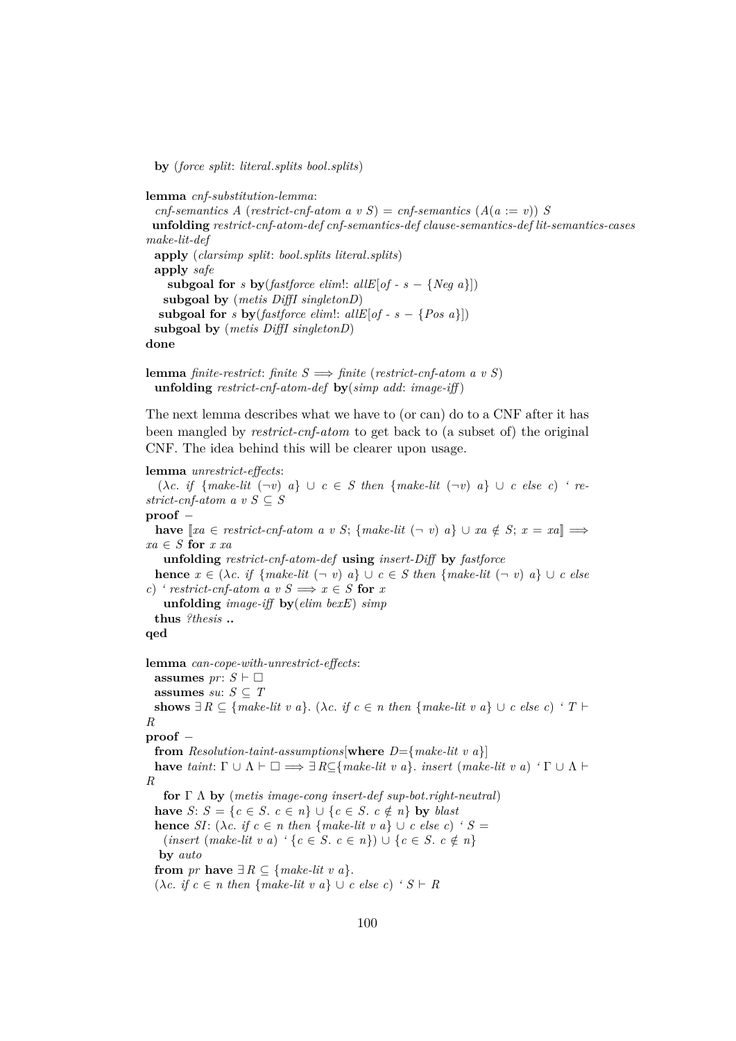```
  by (force split: literal.splits bool.splits)

lemma cnf-substitution-lemma:
  cnf-semantics A (restrict-cnf-atom a v S) = cnf-semantics (A(a := v)) S
  unfolding restrict-cnf-atom-def cnf-semantics-def clause-semantics-def lit-semantics-cases
make-lit-def
  apply (clarsimp split: bool.splits literal.splits)
  apply safe
     subgoal for s by(fastforce elim!: allE[of - s − {Neg a}])
    subgoal by (metis DiffI singletonD)
   subgoal for s by(fastforce elim!: allE[of - s − {Pos a}])
  subgoal by (metis DiffI singletonD)
done

lemma finite-restrict: finite S ⟹ finite (restrict-cnf-atom a v S)
  unfolding restrict-cnf-atom-def by(simp add: image-iff)
```

The next lemma describes what we have to (or can) do to a CNF after it has been mangled by *restrict-cnf-atom* to get back to (a subset of) the original CNF. The idea behind this will be clearer upon usage.

```
lemma unrestrict-effects:
  (λc. if {make-lit (¬v) a} ∪ c ∈ S then {make-lit (¬v) a} ∪ c else c) ` re-
strict-cnf-atom a v S ⊆ S
proof −
  have ⟦xa ∈ restrict-cnf-atom a v S; {make-lit (¬ v) a} ∪ xa ∉ S; x = xa⟧ ⟹
xa ∈ S for x xa
    unfolding restrict-cnf-atom-def using insert-Diff by fastforce
  hence x ∈ (λc. if {make-lit (¬ v) a} ∪ c ∈ S then {make-lit (¬ v) a} ∪ c else
c) ` restrict-cnf-atom a v S ⟹ x ∈ S for x
    unfolding image-iff by(elim bexE) simp
  thus ?thesis ..
qed

lemma can-cope-with-unrestrict-effects:
  assumes pr: S ⊢ □
  assumes su: S ⊆ T
  shows ∃ R ⊆ {make-lit v a}. (λc. if c ∈ n then {make-lit v a} ∪ c else c) ` T ⊢
R
proof −
  from Resolution-taint-assumptions[where D={make-lit v a}]
  have taint: Γ ∪ Λ ⊢ □ ⟹ ∃ R⊆{make-lit v a}. insert (make-lit v a) ` Γ ∪ Λ ⊢
R
    for Γ Λ by (metis image-cong insert-def sup-bot.right-neutral)
  have S: S = {c ∈ S. c ∈ n} ∪ {c ∈ S. c ∉ n} by blast
  hence SI: (λc. if c ∈ n then {make-lit v a} ∪ c else c) ` S =
    (insert (make-lit v a) ` {c ∈ S. c ∈ n}) ∪ {c ∈ S. c ∉ n}
   by auto
  from pr have ∃ R ⊆ {make-lit v a}.
  (λc. if c ∈ n then {make-lit v a} ∪ c else c) ` S ⊢ R
```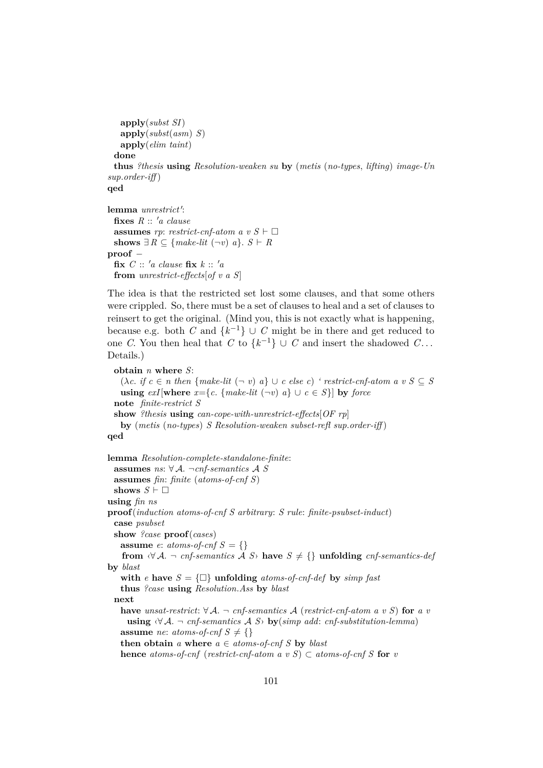```
    apply(subst SI)
    apply(subst(asm) S)
    apply(elim taint)
  done
  thus ?thesis using Resolution-weaken su by (metis (no-types, lifting) image-Un
sup.order-iff)
qed

lemma unrestrict':
  fixes R :: 'a clause
  assumes rp: restrict-cnf-atom a v S ⊢ □
  shows ∃ R ⊆ {make-lit (¬v) a}. S ⊢ R
proof −
  fix C :: 'a clause fix k :: 'a
  from unrestrict-effects[of v a S]
```

The idea is that the restricted set lost some clauses, and that some others were crippled. So, there must be a set of clauses to heal and a set of clauses to reinsert to get the original. (Mind you, this is not exactly what is happening, because e.g. both $C$ and $\{k^{-1}\} \cup C$ might be in there and get reduced to one $C$. You then heal that $C$ to $\{k^{-1}\} \cup C$ and insert the shadowed $C$... Details.)

```
  obtain n where S:
    (λc. if c ∈ n then {make-lit (¬ v) a} ∪ c else c) ` restrict-cnf-atom a v S ⊆ S
    using exI[where x={c. {make-lit (¬v) a} ∪ c ∈ S}] by force
  note finite-restrict S
  show ?thesis using can-cope-with-unrestrict-effects[OF rp]
    by (metis (no-types) S Resolution-weaken subset-refl sup.order-iff)
qed

lemma Resolution-complete-standalone-finite:
  assumes ns: ∀ 𝒜. ¬cnf-semantics 𝒜 S
  assumes fin: finite (atoms-of-cnf S)
  shows S ⊢ □
using fin ns
proof(induction atoms-of-cnf S arbitrary: S rule: finite-psubset-induct)
  case psubset
  show ?case proof(cases)
    assume e: atoms-of-cnf S = {}
    from ‹∀ 𝒜. ¬ cnf-semantics 𝒜 S› have S ≠ {} unfolding cnf-semantics-def
by blast
    with e have S = {□} unfolding atoms-of-cnf-def by simp fast
    thus ?case using Resolution.Ass by blast
  next
    have unsat-restrict: ∀ 𝒜. ¬ cnf-semantics 𝒜 (restrict-cnf-atom a v S) for a v
      using ‹∀ 𝒜. ¬ cnf-semantics 𝒜 S› by(simp add: cnf-substitution-lemma)
    assume ne: atoms-of-cnf S ≠ {}
    then obtain a where a ∈ atoms-of-cnf S by blast
    hence atoms-of-cnf (restrict-cnf-atom a v S) ⊂ atoms-of-cnf S for v
```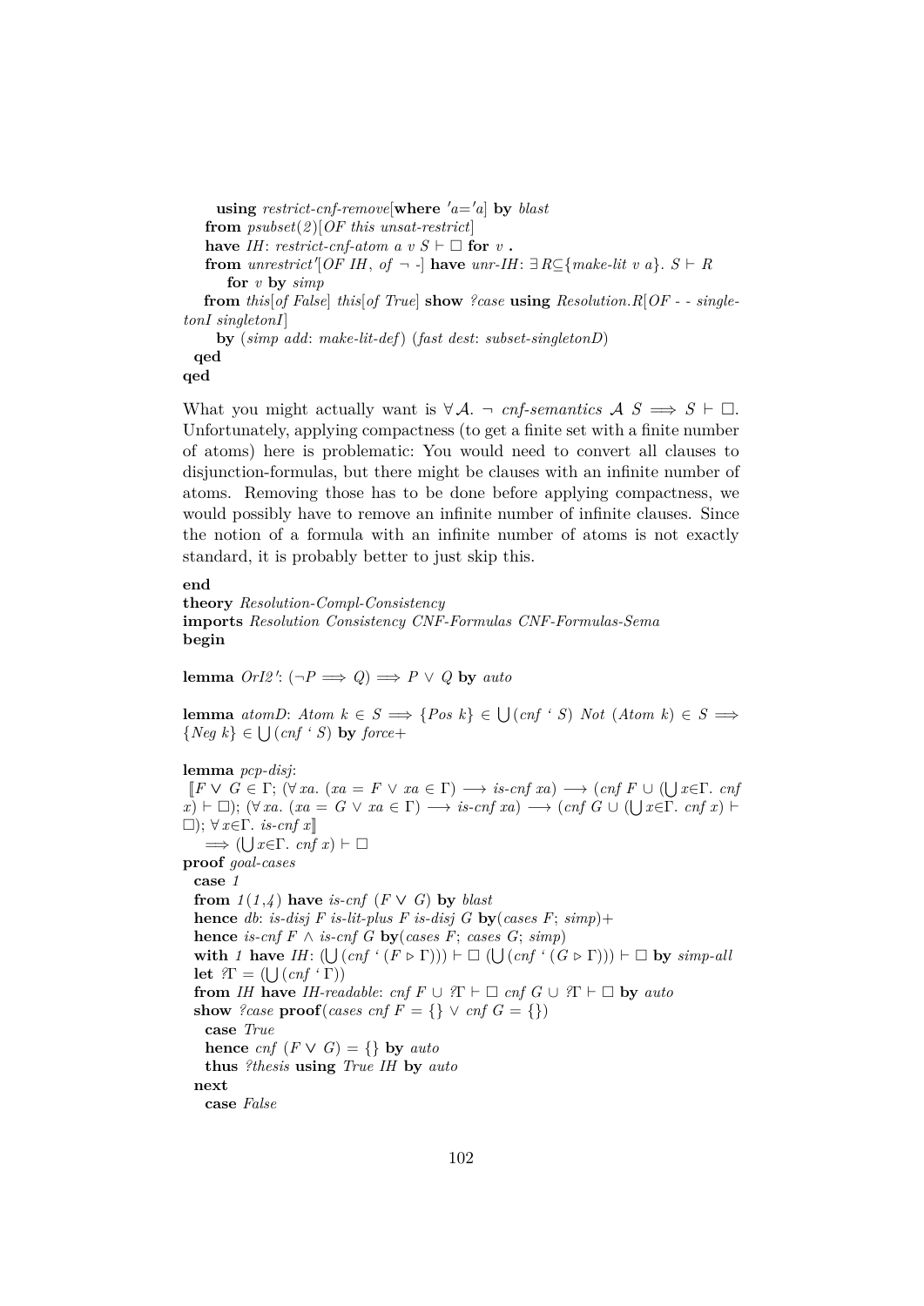```
      using restrict-cnf-remove[where 'a='a] by blast
    from psubset(2)[OF this unsat-restrict]
    have IH: restrict-cnf-atom a v S ⊢ □ for v .
    from unrestrict'[OF IH, of ¬ -] have unr-IH: ∃ R⊆{make-lit v a}. S ⊢ R
      for v by simp
    from this[of False] this[of True] show ?case using Resolution.R[OF - - singletonI singletonI]
      by (simp add: make-lit-def) (fast dest: subset-singletonD)
  qed
qed
```

What you might actually want is $\forall \mathcal{A}.\ \neg\ \textit{cnf-semantics}\ \mathcal{A}\ S \Longrightarrow S \vdash \Box$. Unfortunately, applying compactness (to get a finite set with a finite number of atoms) here is problematic: You would need to convert all clauses to disjunction-formulas, but there might be clauses with an infinite number of atoms. Removing those has to be done before applying compactness, we would possibly have to remove an infinite number of infinite clauses. Since the notion of a formula with an infinite number of atoms is not exactly standard, it is probably better to just skip this.

```
end
theory Resolution-Compl-Consistency
imports Resolution Consistency CNF-Formulas CNF-Formulas-Sema
begin

lemma OrI2': (¬P ⟹ Q) ⟹ P ∨ Q by auto

lemma atomD: Atom k ∈ S ⟹ {Pos k} ∈ ⋃(cnf ` S) Not (Atom k) ∈ S ⟹
  {Neg k} ∈ ⋃(cnf ` S) by force+

lemma pcp-disj:
  ⟦F ∨ G ∈ Γ; (∀xa. (xa = F ∨ xa ∈ Γ) ⟶ is-cnf xa) ⟶ (cnf F ∪ (⋃x∈Γ. cnf
  x) ⊢ □); (∀xa. (xa = G ∨ xa ∈ Γ) ⟶ is-cnf xa) ⟶ (cnf G ∪ (⋃x∈Γ. cnf x) ⊢
  □); ∀x∈Γ. is-cnf x⟧
    ⟹ (⋃x∈Γ. cnf x) ⊢ □
proof goal-cases
  case 1
  from 1(1,4) have is-cnf (F ∨ G) by blast
  hence db: is-disj F is-lit-plus F is-disj G by(cases F; simp)+
  hence is-cnf F ∧ is-cnf G by(cases F; cases G; simp)
  with 1 have IH: (⋃(cnf ` (F ▹ Γ))) ⊢ □ (⋃(cnf ` (G ▹ Γ))) ⊢ □ by simp-all
  let ?Γ = (⋃(cnf ` Γ))
  from IH have IH-readable: cnf F ∪ ?Γ ⊢ □ cnf G ∪ ?Γ ⊢ □ by auto
  show ?case proof(cases cnf F = {} ∨ cnf G = {})
    case True
    hence cnf (F ∨ G) = {} by auto
    thus ?thesis using True IH by auto
  next
    case False
```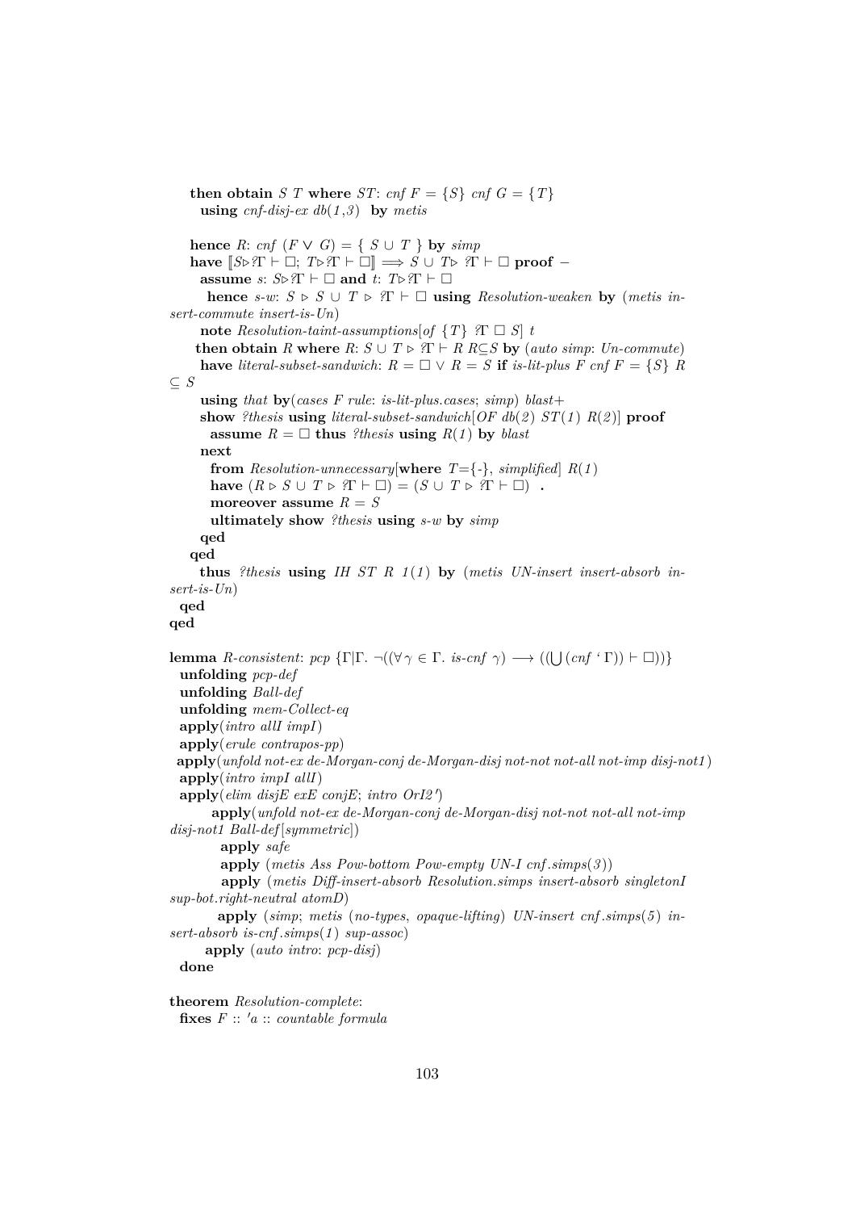```
    then obtain S T where ST: cnf F = {S} cnf G = {T}
      using cnf-disj-ex db(1,3)  by metis

    hence R: cnf (F ∨ G) = { S ∪ T } by simp
    have ⟦S▷?Γ ⊢ □; T▷?Γ ⊢ □⟧ ⟹ S ∪ T▷ ?Γ ⊢ □ proof −
      assume s: S▷?Γ ⊢ □ and t: T▷?Γ ⊢ □
       hence s-w: S ▷ S ∪ T ▷ ?Γ ⊢ □ using Resolution-weaken by (metis insert-commute insert-is-Un)
      note Resolution-taint-assumptions[of {T} ?Γ □ S] t
     then obtain R where R: S ∪ T ▷ ?Γ ⊢ R R⊆S by (auto simp: Un-commute)
      have literal-subset-sandwich: R = □ ∨ R = S if is-lit-plus F cnf F = {S} R ⊆ S
      using that by(cases F rule: is-lit-plus.cases; simp) blast+
      show ?thesis using literal-subset-sandwich[OF db(2) ST(1) R(2)] proof
        assume R = □ thus ?thesis using R(1) by blast
      next
        from Resolution-unnecessary[where T={-}, simplified] R(1)
        have (R ▷ S ∪ T ▷ ?Γ ⊢ □) = (S ∪ T ▷ ?Γ ⊢ □)  .
        moreover assume R = S
        ultimately show ?thesis using s-w by simp
      qed
    qed
      thus ?thesis using IH ST R 1(1) by (metis UN-insert insert-absorb insert-is-Un)
  qed
qed

lemma R-consistent: pcp {Γ|Γ. ¬((∀γ ∈ Γ. is-cnf γ) ⟶ ((⋃(cnf ` Γ)) ⊢ □))}
  unfolding pcp-def
  unfolding Ball-def
  unfolding mem-Collect-eq
  apply(intro allI impI)
  apply(erule contrapos-pp)
 apply(unfold not-ex de-Morgan-conj de-Morgan-disj not-not not-all not-imp disj-not1)
  apply(intro impI allI)
  apply(elim disjE exE conjE; intro OrI2')
        apply(unfold not-ex de-Morgan-conj de-Morgan-disj not-not not-all not-imp disj-not1 Ball-def[symmetric])
          apply safe
          apply (metis Ass Pow-bottom Pow-empty UN-I cnf.simps(3))
          apply (metis Diff-insert-absorb Resolution.simps insert-absorb singletonI sup-bot.right-neutral atomD)
        apply (simp; metis (no-types, opaque-lifting) UN-insert cnf.simps(5) insert-absorb is-cnf.simps(1) sup-assoc)
      apply (auto intro: pcp-disj)
  done

theorem Resolution-complete:
  fixes F :: 'a :: countable formula
```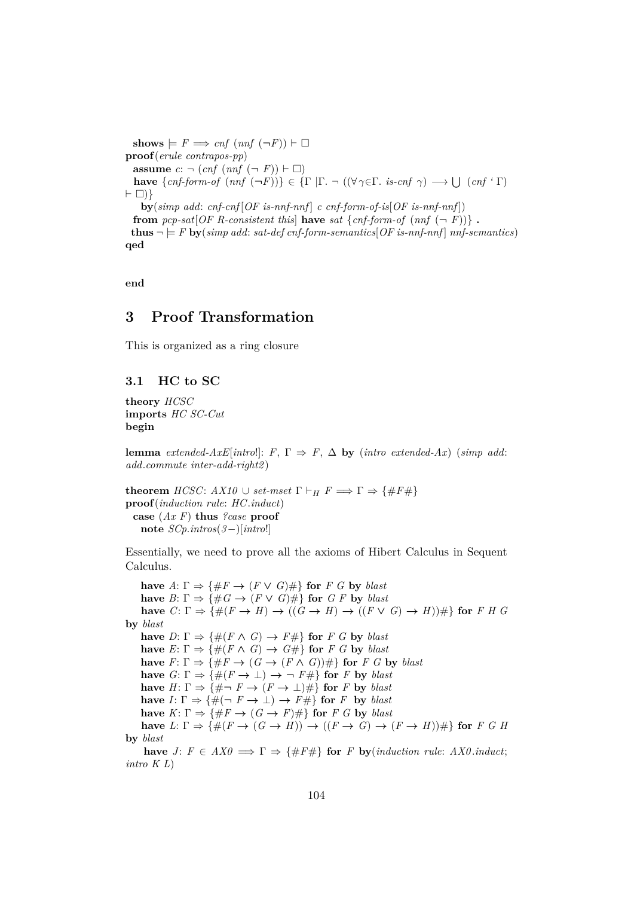**shows** $\models F \Longrightarrow$ *cnf* (*nnf* ($\neg F$)) $\vdash \square$
**proof**(*erule contrapos-pp*)
  **assume** *c*: $\neg$ (*cnf* (*nnf* ($\neg$ *F*)) $\vdash \square$)
  **have** {*cnf-form-of* (*nnf* ($\neg F$))} $\in$ {$\Gamma$ |$\Gamma$. $\neg$ (($\forall \gamma \in \Gamma$. *is-cnf* $\gamma$) $\longrightarrow \bigcup$ (*cnf* ' $\Gamma$) $\vdash \square$)}
    **by**(*simp add*: *cnf-cnf*[*OF is-nnf-nnf*] *c cnf-form-of-is*[*OF is-nnf-nnf*])
  **from** *pcp-sat*[*OF R-consistent this*] **have** *sat* {*cnf-form-of* (*nnf* ($\neg$ *F*))} **.**
  **thus** $\neg \models F$ **by**(*simp add*: *sat-def cnf-form-semantics*[*OF is-nnf-nnf*] *nnf-semantics*)
**qed**

**end**

# 3 Proof Transformation

This is organized as a ring closure

## 3.1 HC to SC

**theory** *HCSC*
**imports** *HC SC-Cut*
**begin**

**lemma** *extended-AxE*[*intro*!]: *F*, $\Gamma \Rightarrow$ *F*, $\Delta$ **by** (*intro extended-Ax*) (*simp add*: *add.commute inter-add-right2*)

**theorem** *HCSC*: *AX10* $\cup$ *set-mset* $\Gamma \vdash_H F \Longrightarrow \Gamma \Rightarrow$ {#*F*#}
**proof**(*induction rule*: *HC.induct*)
  **case** (*Ax F*) **thus** *?case* **proof**
    **note** *SCp.intros*(*3*$-$)[*intro*!]

Essentially, we need to prove all the axioms of Hibert Calculus in Sequent Calculus.

    **have** *A*: $\Gamma \Rightarrow$ {#$F \rightarrow (F \vee G)$#} **for** *F G* **by** *blast*
    **have** *B*: $\Gamma \Rightarrow$ {#$G \rightarrow (F \vee G)$#} **for** *G F* **by** *blast*
    **have** *C*: $\Gamma \Rightarrow$ {#$(F \rightarrow H) \rightarrow ((G \rightarrow H) \rightarrow ((F \vee G) \rightarrow H))$#} **for** *F H G* **by** *blast*
    **have** *D*: $\Gamma \Rightarrow$ {#$(F \wedge G) \rightarrow F$#} **for** *F G* **by** *blast*
    **have** *E*: $\Gamma \Rightarrow$ {#$(F \wedge G) \rightarrow G$#} **for** *F G* **by** *blast*
    **have** *F*: $\Gamma \Rightarrow$ {#$F \rightarrow (G \rightarrow (F \wedge G))$#} **for** *F G* **by** *blast*
    **have** *G*: $\Gamma \Rightarrow$ {#$(F \rightarrow \bot) \rightarrow \neg F$#} **for** *F* **by** *blast*
    **have** *H*: $\Gamma \Rightarrow$ {#$\neg F \rightarrow (F \rightarrow \bot)$#} **for** *F* **by** *blast*
    **have** *I*: $\Gamma \Rightarrow$ {#$(\neg F \rightarrow \bot) \rightarrow F$#} **for** *F* **by** *blast*
    **have** *K*: $\Gamma \Rightarrow$ {#$F \rightarrow (G \rightarrow F)$#} **for** *F G* **by** *blast*
    **have** *L*: $\Gamma \Rightarrow$ {#$(F \rightarrow (G \rightarrow H)) \rightarrow ((F \rightarrow G) \rightarrow (F \rightarrow H))$#} **for** *F G H* **by** *blast*
    **have** *J*: $F \in AX0 \Longrightarrow \Gamma \Rightarrow$ {#*F*#} **for** *F* **by**(*induction rule*: *AX0.induct*; *intro K L*)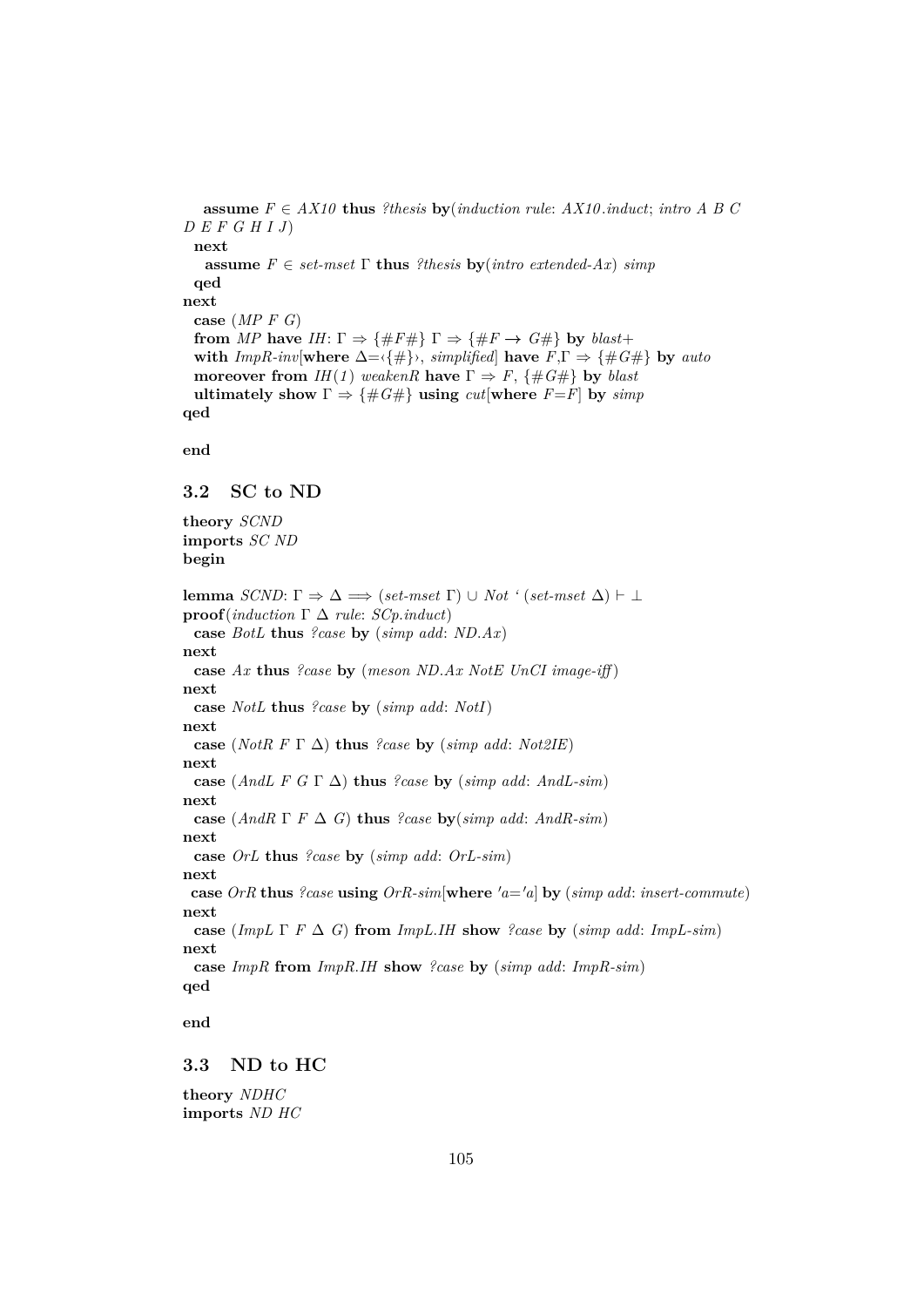```
    assume F ∈ AX10 thus ?thesis by(induction rule: AX10.induct; intro A B C D E F G H I J)
  next
    assume F ∈ set-mset Γ thus ?thesis by(intro extended-Ax) simp
  qed
next
  case (MP F G)
  from MP have IH: Γ ⇒ {#F#} Γ ⇒ {#F → G#} by blast+
  with ImpR-inv[where Δ=‹{#}›, simplified] have F,Γ ⇒ {#G#} by auto
  moreover from IH(1) weakenR have Γ ⇒ F, {#G#} by blast
  ultimately show Γ ⇒ {#G#} using cut[where F=F] by simp
qed

end
```

## 3.2 SC to ND

```
theory SCND
imports SC ND
begin

lemma SCND: Γ ⇒ Δ ⟹ (set-mset Γ) ∪ Not ‘ (set-mset Δ) ⊢ ⊥
proof(induction Γ Δ rule: SCp.induct)
  case BotL thus ?case by (simp add: ND.Ax)
next
  case Ax thus ?case by (meson ND.Ax NotE UnCI image-iff)
next
  case NotL thus ?case by (simp add: NotI)
next
  case (NotR F Γ Δ) thus ?case by (simp add: Not2IE)
next
  case (AndL F G Γ Δ) thus ?case by (simp add: AndL-sim)
next
  case (AndR Γ F Δ G) thus ?case by(simp add: AndR-sim)
next
  case OrL thus ?case by (simp add: OrL-sim)
next
 case OrR thus ?case using OrR-sim[where 'a='a] by (simp add: insert-commute)
next
  case (ImpL Γ F Δ G) from ImpL.IH show ?case by (simp add: ImpL-sim)
next
  case ImpR from ImpR.IH show ?case by (simp add: ImpR-sim)
qed

end
```

## 3.3 ND to HC

```
theory NDHC
imports ND HC
```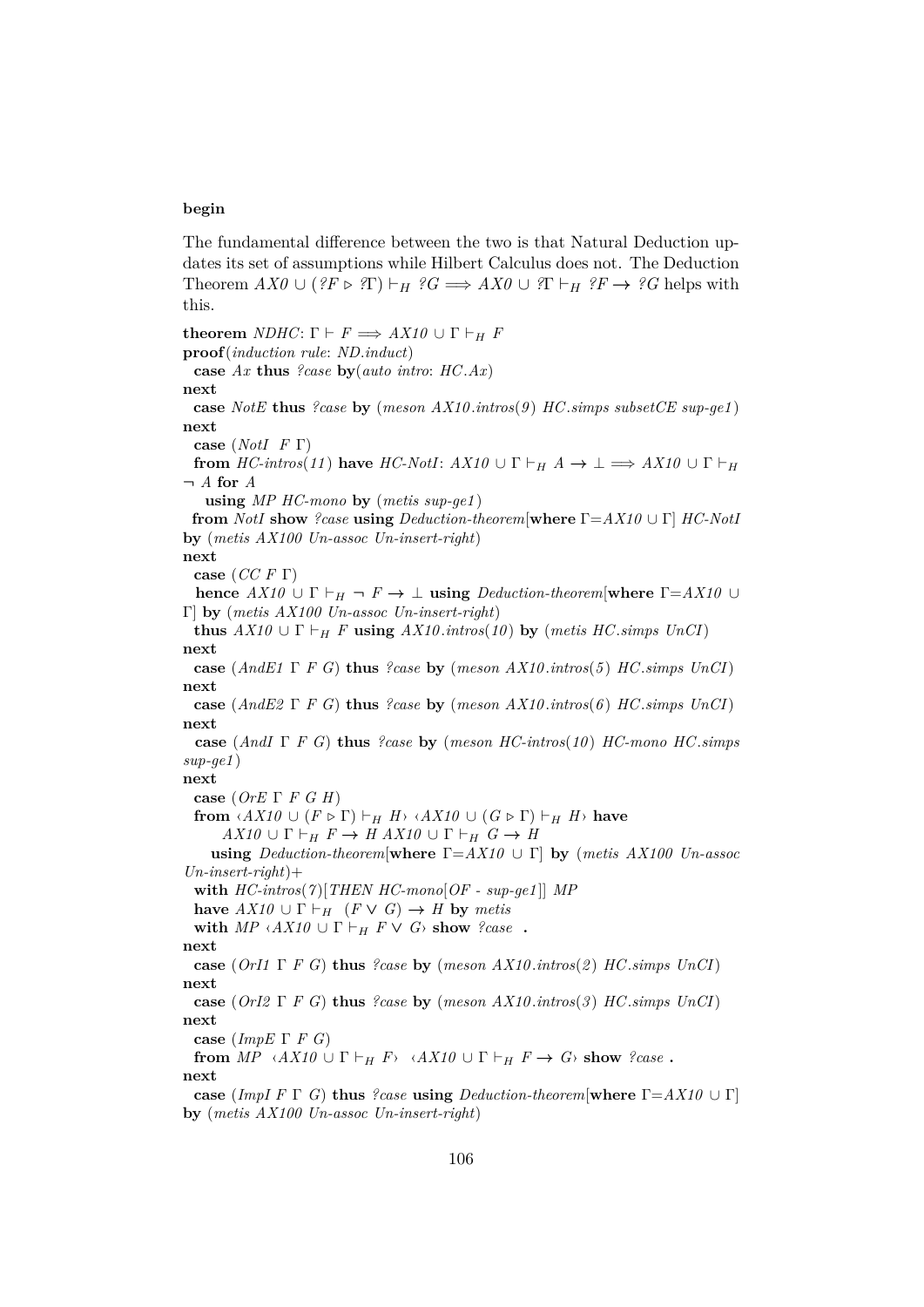**begin**

The fundamental difference between the two is that Natural Deduction updates its set of assumptions while Hilbert Calculus does not. The Deduction Theorem $AX0 \cup (?F \triangleright ?\Gamma) \vdash_H ?G \Longrightarrow AX0 \cup ?\Gamma \vdash_H ?F \rightarrow ?G$ helps with this.

```
theorem NDHC: Γ ⊢ F ⟹ AX10 ∪ Γ ⊢H F
proof(induction rule: ND.induct)
  case Ax thus ?case by(auto intro: HC.Ax)
next
  case NotE thus ?case by (meson AX10.intros(9) HC.simps subsetCE sup-ge1)
next
  case (NotI F Γ)
  from HC-intros(11) have HC-NotI: AX10 ∪ Γ ⊢H A → ⊥ ⟹ AX10 ∪ Γ ⊢H
¬ A for A
    using MP HC-mono by (metis sup-ge1)
  from NotI show ?case using Deduction-theorem[where Γ=AX10 ∪ Γ] HC-NotI
by (metis AX100 Un-assoc Un-insert-right)
next
  case (CC F Γ)
  hence AX10 ∪ Γ ⊢H ¬ F → ⊥ using Deduction-theorem[where Γ=AX10 ∪
Γ] by (metis AX100 Un-assoc Un-insert-right)
  thus AX10 ∪ Γ ⊢H F using AX10.intros(10) by (metis HC.simps UnCI)
next
  case (AndE1 Γ F G) thus ?case by (meson AX10.intros(5) HC.simps UnCI)
next
  case (AndE2 Γ F G) thus ?case by (meson AX10.intros(6) HC.simps UnCI)
next
  case (AndI Γ F G) thus ?case by (meson HC-intros(10) HC-mono HC.simps
sup-ge1)
next
  case (OrE Γ F G H)
  from ‹AX10 ∪ (F ▷ Γ) ⊢H H› ‹AX10 ∪ (G ▷ Γ) ⊢H H› have
       AX10 ∪ Γ ⊢H F → H AX10 ∪ Γ ⊢H G → H
    using Deduction-theorem[where Γ=AX10 ∪ Γ] by (metis AX100 Un-assoc
Un-insert-right)+
  with HC-intros(7)[THEN HC-mono[OF - sup-ge1]] MP
  have AX10 ∪ Γ ⊢H (F ∨ G) → H by metis
  with MP ‹AX10 ∪ Γ ⊢H F ∨ G› show ?case .
next
  case (OrI1 Γ F G) thus ?case by (meson AX10.intros(2) HC.simps UnCI)
next
  case (OrI2 Γ F G) thus ?case by (meson AX10.intros(3) HC.simps UnCI)
next
  case (ImpE Γ F G)
  from MP ‹AX10 ∪ Γ ⊢H F› ‹AX10 ∪ Γ ⊢H F → G› show ?case .
next
  case (ImpI F Γ G) thus ?case using Deduction-theorem[where Γ=AX10 ∪ Γ]
by (metis AX100 Un-assoc Un-insert-right)
```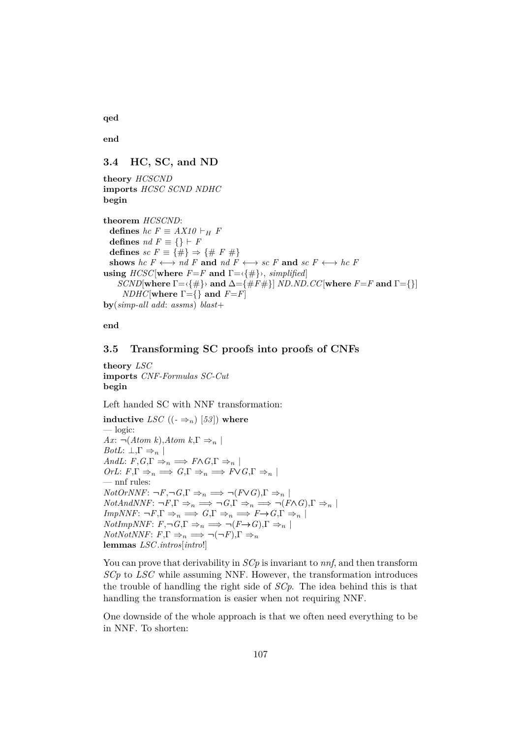**qed**

**end**

## 3.4 HC, SC, and ND

```
theory HCSCND
imports HCSC SCND NDHC
begin

theorem HCSCND:
  defines hc F ≡ AX10 ⊢H F
  defines nd F ≡ {} ⊢ F
  defines sc F ≡ {#} ⇒ {# F #}
  shows hc F ⟷ nd F and nd F ⟷ sc F and sc F ⟷ hc F
using HCSC[where F=F and Γ=‹{#}›, simplified]
    SCND[where Γ=‹{#}› and Δ={#F#}] ND.ND.CC[where F=F and Γ={}]
      NDHC[where Γ={} and F=F]
by(simp-all add: assms) blast+

end
```

## 3.5 Transforming SC proofs into proofs of CNFs

```
theory LSC
imports CNF-Formulas SC-Cut
begin
```

Left handed SC with NNF transformation:

```
inductive LSC ((- ⇒n) [53]) where
— logic:
Ax: ¬(Atom k),Atom k,Γ ⇒n |
BotL: ⊥,Γ ⇒n |
AndL: F,G,Γ ⇒n ⟹ F∧G,Γ ⇒n |
OrL: F,Γ ⇒n ⟹ G,Γ ⇒n ⟹ F∨G,Γ ⇒n |
— nnf rules:
NotOrNNF: ¬F,¬G,Γ ⇒n ⟹ ¬(F∨G),Γ ⇒n |
NotAndNNF: ¬F,Γ ⇒n ⟹ ¬G,Γ ⇒n ⟹ ¬(F∧G),Γ ⇒n |
ImpNNF: ¬F,Γ ⇒n ⟹ G,Γ ⇒n ⟹ F→G,Γ ⇒n |
NotImpNNF: F,¬G,Γ ⇒n ⟹ ¬(F→G),Γ ⇒n |
NotNotNNF: F,Γ ⇒n ⟹ ¬(¬F),Γ ⇒n
lemmas LSC.intros[intro!]
```

You can prove that derivability in *SCp* is invariant to *nnf*, and then transform *SCp* to *LSC* while assuming NNF. However, the transformation introduces the trouble of handling the right side of *SCp*. The idea behind this is that handling the transformation is easier when not requiring NNF.

One downside of the whole approach is that we often need everything to be in NNF. To shorten: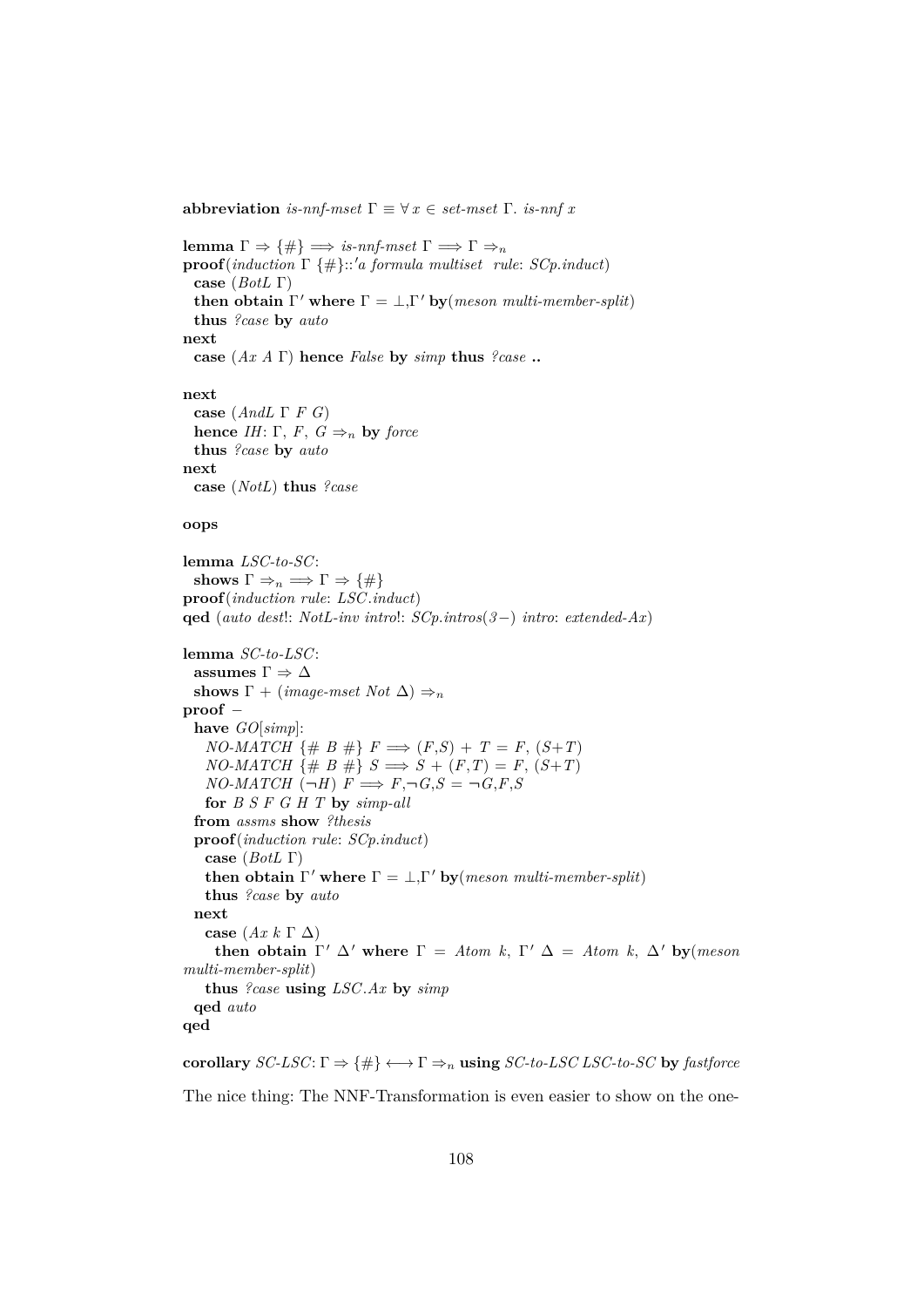```
abbreviation is-nnf-mset Γ ≡ ∀ x ∈ set-mset Γ. is-nnf x

lemma Γ ⇒ {#} ⟹ is-nnf-mset Γ ⟹ Γ ⇒n
proof(induction Γ {#}::'a formula multiset rule: SCp.induct)
  case (BotL Γ)
  then obtain Γ' where Γ = ⊥,Γ' by(meson multi-member-split)
  thus ?case by auto
next
  case (Ax A Γ) hence False by simp thus ?case ..

next
  case (AndL Γ F G)
  hence IH: Γ, F, G ⇒n by force
  thus ?case by auto
next
  case (NotL) thus ?case

oops

lemma LSC-to-SC:
  shows Γ ⇒n ⟹ Γ ⇒ {#}
proof(induction rule: LSC.induct)
qed (auto dest!: NotL-inv intro!: SCp.intros(3−) intro: extended-Ax)

lemma SC-to-LSC:
  assumes Γ ⇒ Δ
  shows Γ + (image-mset Not Δ) ⇒n
proof −
  have GO[simp]:
    NO-MATCH {# B #} F ⟹ (F,S) + T = F, (S+T)
    NO-MATCH {# B #} S ⟹ S + (F,T) = F, (S+T)
    NO-MATCH (¬H) F ⟹ F,¬G,S = ¬G,F,S
    for B S F G H T by simp-all
  from assms show ?thesis
  proof(induction rule: SCp.induct)
    case (BotL Γ)
    then obtain Γ' where Γ = ⊥,Γ' by(meson multi-member-split)
    thus ?case by auto
  next
    case (Ax k Γ Δ)
      then obtain Γ' Δ' where Γ = Atom k, Γ' Δ = Atom k, Δ' by(meson
multi-member-split)
    thus ?case using LSC.Ax by simp
  qed auto
qed

corollary SC-LSC: Γ ⇒ {#} ⟷ Γ ⇒n using SC-to-LSC LSC-to-SC by fastforce
```

The nice thing: The NNF-Transformation is even easier to show on the one-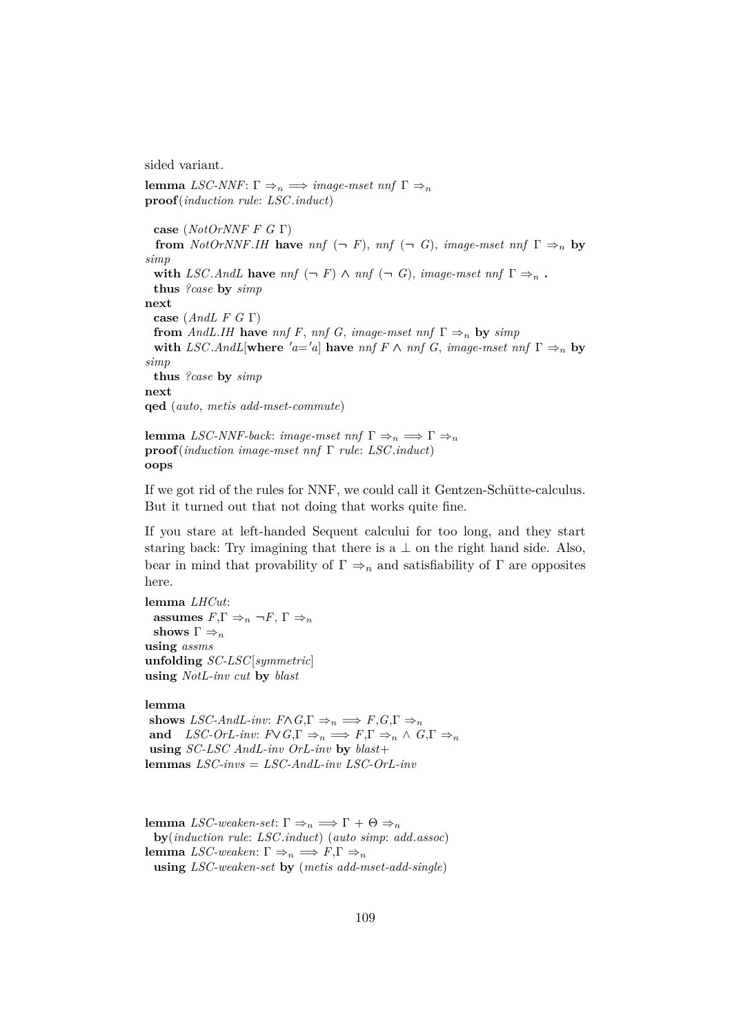sided variant.

**lemma** *LSC-NNF*: $\Gamma \Rightarrow_n \Longrightarrow$ *image-mset nnf* $\Gamma \Rightarrow_n$
**proof**(*induction rule*: *LSC.induct*)

**case** (*NotOrNNF F G* $\Gamma$)
**from** *NotOrNNF.IH* **have** *nnf* $(\neg\ F)$, *nnf* $(\neg\ G)$, *image-mset nnf* $\Gamma \Rightarrow_n$ **by** *simp*
**with** *LSC.AndL* **have** *nnf* $(\neg\ F) \wedge$ *nnf* $(\neg\ G)$, *image-mset nnf* $\Gamma \Rightarrow_n$ **.**
**thus** *?case* **by** *simp*
**next**
**case** (*AndL F G* $\Gamma$)
**from** *AndL.IH* **have** *nnf F*, *nnf G*, *image-mset nnf* $\Gamma \Rightarrow_n$ **by** *simp*
**with** *LSC.AndL*[**where** *'a='a*] **have** *nnf F* $\wedge$ *nnf G*, *image-mset nnf* $\Gamma \Rightarrow_n$ **by** *simp*
**thus** *?case* **by** *simp*
**next**
**qed** (*auto*, *metis add-mset-commute*)

**lemma** *LSC-NNF-back*: *image-mset nnf* $\Gamma \Rightarrow_n \Longrightarrow \Gamma \Rightarrow_n$
**proof**(*induction image-mset nnf* $\Gamma$ *rule*: *LSC.induct*)
**oops**

If we got rid of the rules for NNF, we could call it Gentzen-Schütte-calculus. But it turned out that not doing that works quite fine.

If you stare at left-handed Sequent calcului for too long, and they start staring back: Try imagining that there is a $\bot$ on the right hand side. Also, bear in mind that provability of $\Gamma \Rightarrow_n$ and satisfiability of $\Gamma$ are opposites here.

**lemma** *LHCut*:
**assumes** $F,\Gamma \Rightarrow_n \neg F, \Gamma \Rightarrow_n$
**shows** $\Gamma \Rightarrow_n$
**using** *assms*
**unfolding** *SC-LSC*[*symmetric*]
**using** *NotL-inv cut* **by** *blast*

**lemma**
**shows** *LSC-AndL-inv*: $F \wedge G,\Gamma \Rightarrow_n \Longrightarrow F,G,\Gamma \Rightarrow_n$
**and** *LSC-OrL-inv*: $F \vee G,\Gamma \Rightarrow_n \Longrightarrow F,\Gamma \Rightarrow_n \wedge G,\Gamma \Rightarrow_n$
**using** *SC-LSC AndL-inv OrL-inv* **by** *blast+*
**lemmas** *LSC-invs* = *LSC-AndL-inv LSC-OrL-inv*

**lemma** *LSC-weaken-set*: $\Gamma \Rightarrow_n \Longrightarrow \Gamma + \Theta \Rightarrow_n$
**by**(*induction rule*: *LSC.induct*) (*auto simp*: *add.assoc*)
**lemma** *LSC-weaken*: $\Gamma \Rightarrow_n \Longrightarrow F,\Gamma \Rightarrow_n$
**using** *LSC-weaken-set* **by** (*metis add-mset-add-single*)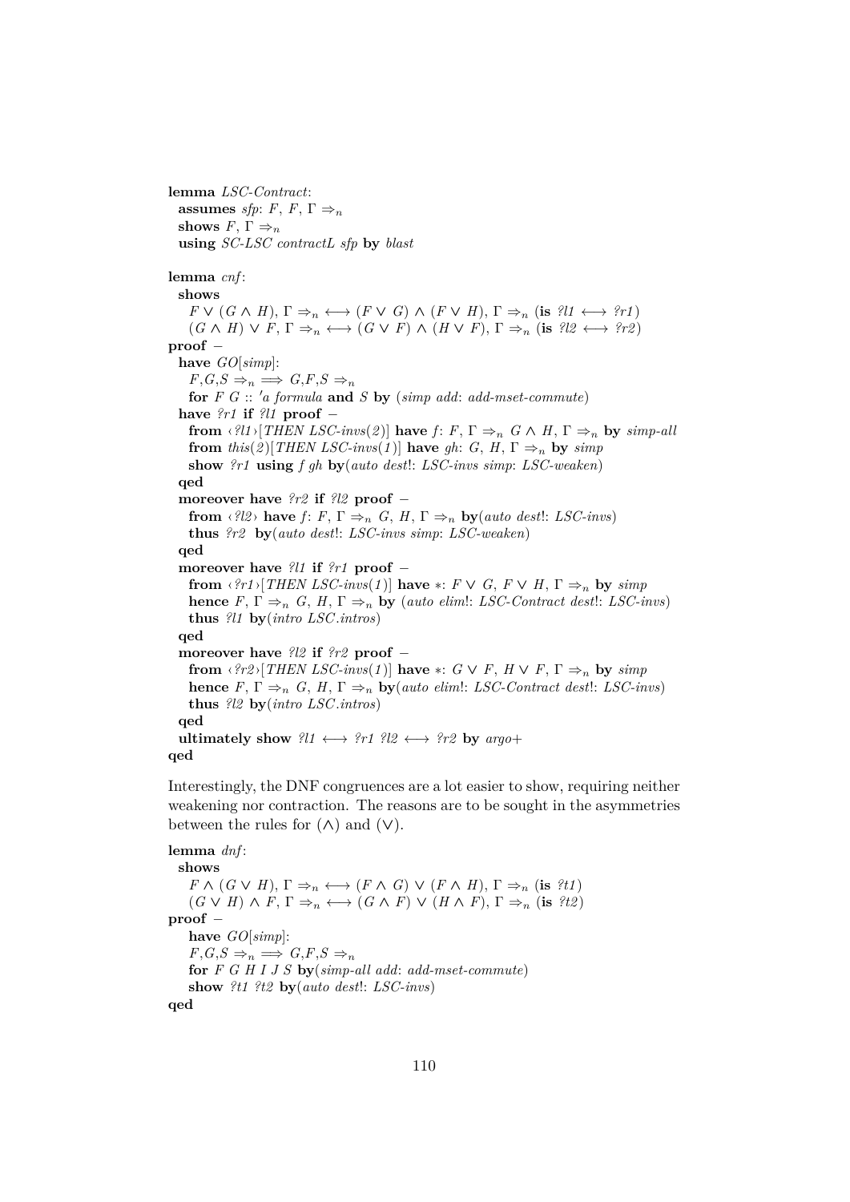**lemma** *LSC-Contract*:
  **assumes** *sfp*: $F,\ F,\ \Gamma \Rightarrow_n$
  **shows** $F,\ \Gamma \Rightarrow_n$
  **using** *SC-LSC contractL sfp* **by** *blast*

**lemma** *cnf*:
  **shows**
    $F \vee (G \wedge H),\ \Gamma \Rightarrow_n \longleftrightarrow (F \vee G) \wedge (F \vee H),\ \Gamma \Rightarrow_n$ (**is** *?l1* $\longleftrightarrow$ *?r1*)
    $(G \wedge H) \vee F,\ \Gamma \Rightarrow_n \longleftrightarrow (G \vee F) \wedge (H \vee F),\ \Gamma \Rightarrow_n$ (**is** *?l2* $\longleftrightarrow$ *?r2*)
**proof** −
  **have** *GO*[*simp*]:
    $F,G,S \Rightarrow_n \Longrightarrow G,F,S \Rightarrow_n$
    **for** *F G* :: *'a formula* **and** *S* **by** (*simp add*: *add-mset-commute*)
  **have** *?r1* **if** *?l1* **proof** −
    **from** ‹*?l1*›[*THEN LSC-invs*(*2*)] **have** *f*: $F,\ \Gamma \Rightarrow_n\ G \wedge H,\ \Gamma \Rightarrow_n$ **by** *simp-all*
    **from** *this*(*2*)[*THEN LSC-invs*(*1*)] **have** *gh*: $G,\ H,\ \Gamma \Rightarrow_n$ **by** *simp*
    **show** *?r1* **using** *f gh* **by**(*auto dest*!: *LSC-invs simp*: *LSC-weaken*)
  **qed**
  **moreover have** *?r2* **if** *?l2* **proof** −
    **from** ‹*?l2*› **have** *f*: $F,\ \Gamma \Rightarrow_n\ G,\ H,\ \Gamma \Rightarrow_n$ **by**(*auto dest*!: *LSC-invs*)
    **thus** *?r2* **by**(*auto dest*!: *LSC-invs simp*: *LSC-weaken*)
  **qed**
  **moreover have** *?l1* **if** *?r1* **proof** −
    **from** ‹*?r1*›[*THEN LSC-invs*(*1*)] **have** ∗: $F \vee G,\ F \vee H,\ \Gamma \Rightarrow_n$ **by** *simp*
    **hence** $F,\ \Gamma \Rightarrow_n\ G,\ H,\ \Gamma \Rightarrow_n$ **by** (*auto elim*!: *LSC-Contract dest*!: *LSC-invs*)
    **thus** *?l1* **by**(*intro LSC.intros*)
  **qed**
  **moreover have** *?l2* **if** *?r2* **proof** −
    **from** ‹*?r2*›[*THEN LSC-invs*(*1*)] **have** ∗: $G \vee F,\ H \vee F,\ \Gamma \Rightarrow_n$ **by** *simp*
    **hence** $F,\ \Gamma \Rightarrow_n\ G,\ H,\ \Gamma \Rightarrow_n$ **by**(*auto elim*!: *LSC-Contract dest*!: *LSC-invs*)
    **thus** *?l2* **by**(*intro LSC.intros*)
  **qed**
  **ultimately show** *?l1* $\longleftrightarrow$ *?r1 ?l2* $\longleftrightarrow$ *?r2* **by** *argo+*
**qed**

Interestingly, the DNF congruences are a lot easier to show, requiring neither weakening nor contraction. The reasons are to be sought in the asymmetries between the rules for $(\wedge)$ and $(\vee)$.

**lemma** *dnf*:
  **shows**
    $F \wedge (G \vee H),\ \Gamma \Rightarrow_n \longleftrightarrow (F \wedge G) \vee (F \wedge H),\ \Gamma \Rightarrow_n$ (**is** *?t1*)
    $(G \vee H) \wedge F,\ \Gamma \Rightarrow_n \longleftrightarrow (G \wedge F) \vee (H \wedge F),\ \Gamma \Rightarrow_n$ (**is** *?t2*)
**proof** −
    **have** *GO*[*simp*]:
    $F,G,S \Rightarrow_n \Longrightarrow G,F,S \Rightarrow_n$
    **for** *F G H I J S* **by**(*simp-all add*: *add-mset-commute*)
    **show** *?t1 ?t2* **by**(*auto dest*!: *LSC-invs*)
**qed**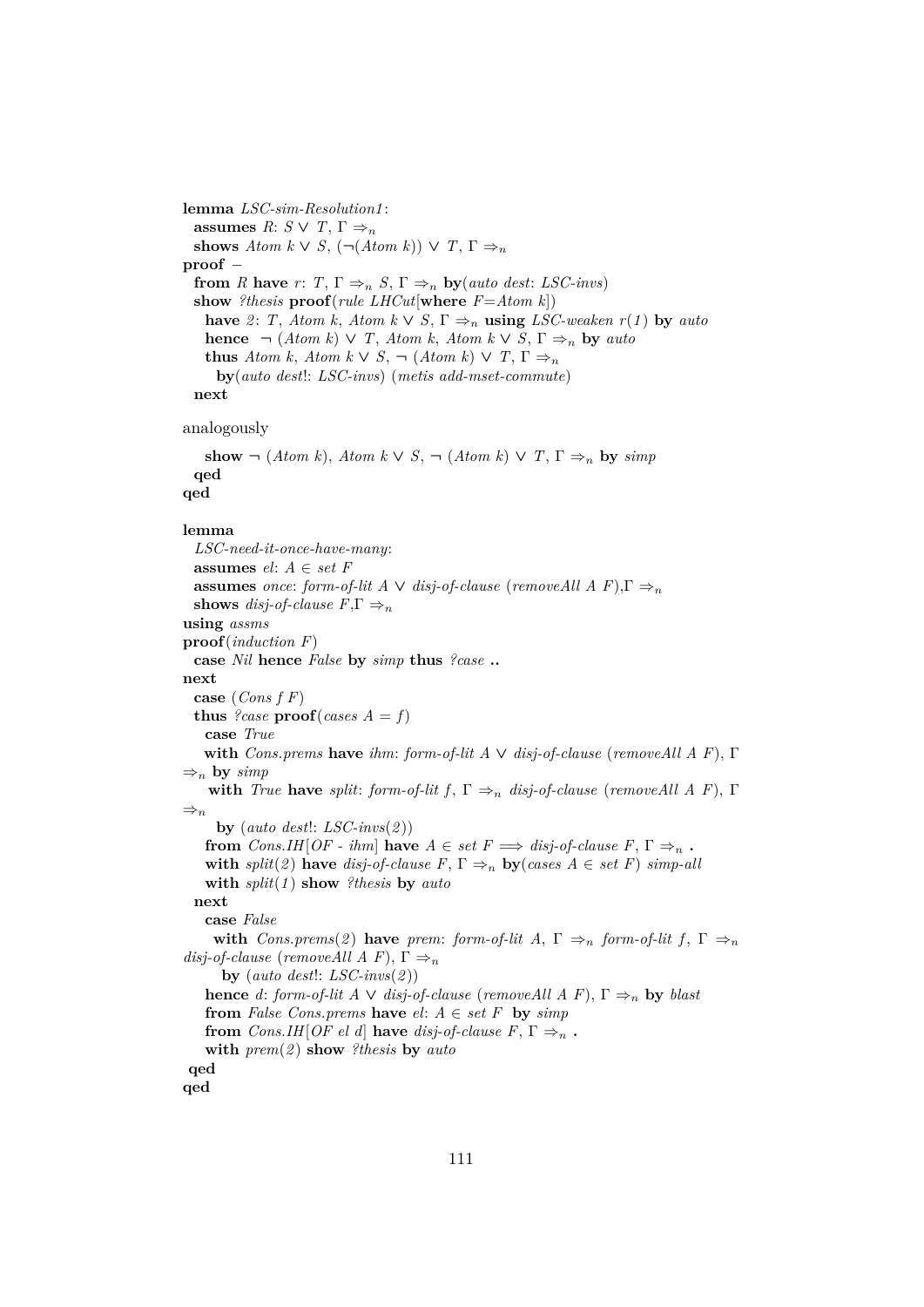```
lemma LSC-sim-Resolution1:
  assumes R: S ∨ T, Γ ⇒n
  shows Atom k ∨ S, (¬(Atom k)) ∨ T, Γ ⇒n
proof –
  from R have r: T, Γ ⇒n S, Γ ⇒n by(auto dest: LSC-invs)
  show ?thesis proof(rule LHCut[where F=Atom k])
    have 2: T, Atom k, Atom k ∨ S, Γ ⇒n using LSC-weaken r(1) by auto
    hence ¬ (Atom k) ∨ T, Atom k, Atom k ∨ S, Γ ⇒n by auto
    thus Atom k, Atom k ∨ S, ¬ (Atom k) ∨ T, Γ ⇒n
      by(auto dest!: LSC-invs) (metis add-mset-commute)
  next
```

analogously

```
    show ¬ (Atom k), Atom k ∨ S, ¬ (Atom k) ∨ T, Γ ⇒n by simp
  qed
qed
```

```
lemma
  LSC-need-it-once-have-many:
  assumes el: A ∈ set F
  assumes once: form-of-lit A ∨ disj-of-clause (removeAll A F),Γ ⇒n
  shows disj-of-clause F,Γ ⇒n
using assms
proof(induction F)
  case Nil hence False by simp thus ?case ..
next
  case (Cons f F)
  thus ?case proof(cases A = f)
    case True
    with Cons.prems have ihm: form-of-lit A ∨ disj-of-clause (removeAll A F), Γ
⇒n by simp
     with True have split: form-of-lit f, Γ ⇒n disj-of-clause (removeAll A F), Γ
⇒n
       by (auto dest!: LSC-invs(2))
    from Cons.IH[OF - ihm] have A ∈ set F ⟹ disj-of-clause F, Γ ⇒n .
    with split(2) have disj-of-clause F, Γ ⇒n by(cases A ∈ set F) simp-all
    with split(1) show ?thesis by auto
  next
    case False
     with Cons.prems(2) have prem: form-of-lit A, Γ ⇒n form-of-lit f, Γ ⇒n
disj-of-clause (removeAll A F), Γ ⇒n
       by (auto dest!: LSC-invs(2))
    hence d: form-of-lit A ∨ disj-of-clause (removeAll A F), Γ ⇒n by blast
    from False Cons.prems have el: A ∈ set F by simp
    from Cons.IH[OF el d] have disj-of-clause F, Γ ⇒n .
    with prem(2) show ?thesis by auto
 qed
qed
```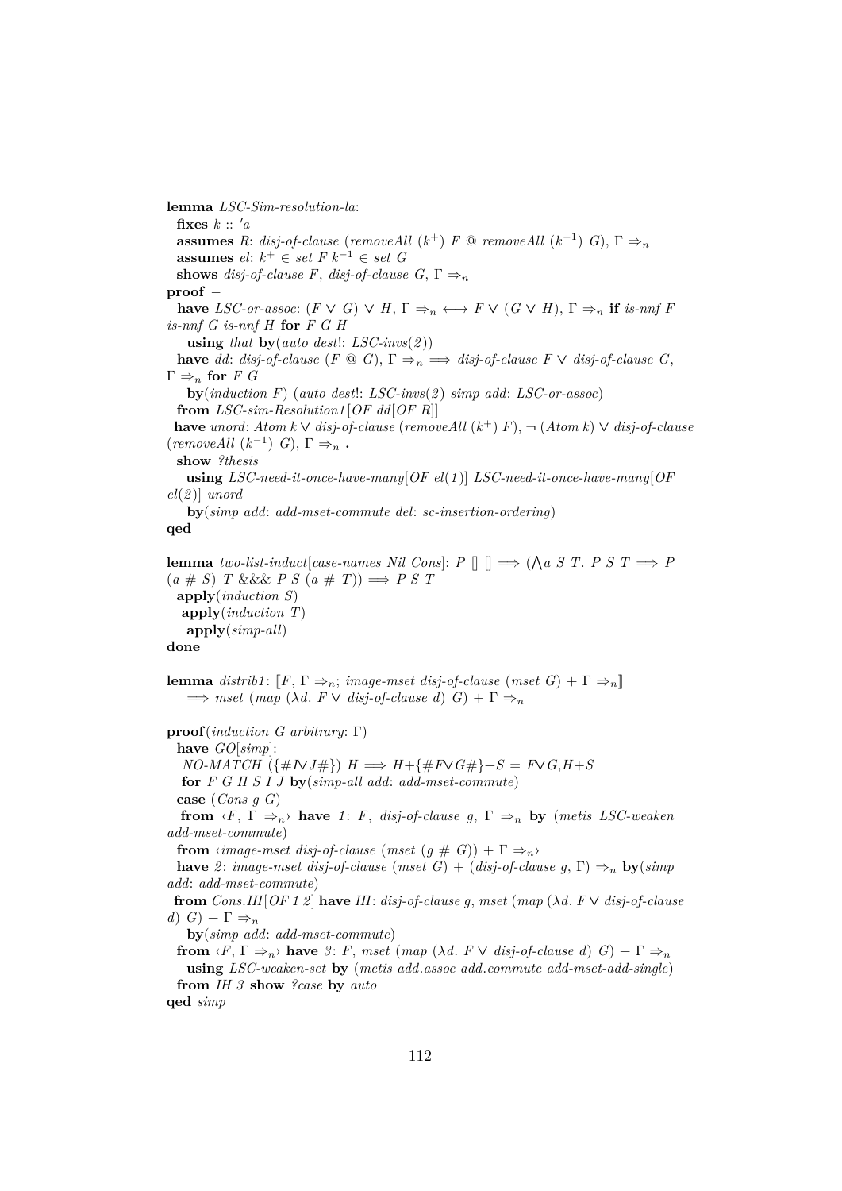```
lemma LSC-Sim-resolution-la:
  fixes k :: 'a
  assumes R: disj-of-clause (removeAll (k⁺) F @ removeAll (k⁻¹) G), Γ ⇒ₙ
  assumes el: k⁺ ∈ set F k⁻¹ ∈ set G
  shows disj-of-clause F, disj-of-clause G, Γ ⇒ₙ
proof −
  have LSC-or-assoc: (F ∨ G) ∨ H, Γ ⇒ₙ ⟷ F ∨ (G ∨ H), Γ ⇒ₙ if is-nnf F
is-nnf G is-nnf H for F G H
    using that by(auto dest!: LSC-invs(2))
  have dd: disj-of-clause (F @ G), Γ ⇒ₙ ⟹ disj-of-clause F ∨ disj-of-clause G,
Γ ⇒ₙ for F G
    by(induction F) (auto dest!: LSC-invs(2) simp add: LSC-or-assoc)
  from LSC-sim-Resolution1[OF dd[OF R]]
  have unord: Atom k ∨ disj-of-clause (removeAll (k⁺) F), ¬ (Atom k) ∨ disj-of-clause
(removeAll (k⁻¹) G), Γ ⇒ₙ .
  show ?thesis
    using LSC-need-it-once-have-many[OF el(1)] LSC-need-it-once-have-many[OF
el(2)] unord
    by(simp add: add-mset-commute del: sc-insertion-ordering)
qed

lemma two-list-induct[case-names Nil Cons]: P [] [] ⟹ (⋀a S T. P S T ⟹ P
(a # S) T &&& P S (a # T)) ⟹ P S T
  apply(induction S)
   apply(induction T)
    apply(simp-all)
done

lemma distrib1: ⟦F, Γ ⇒ₙ; image-mset disj-of-clause (mset G) + Γ ⇒ₙ⟧
    ⟹ mset (map (λd. F ∨ disj-of-clause d) G) + Γ ⇒ₙ

proof(induction G arbitrary: Γ)
  have GO[simp]:
    NO-MATCH ({#I∨J#}) H ⟹ H+{#F∨G#}+S = F∨G,H+S
    for F G H S I J by(simp-all add: add-mset-commute)
  case (Cons g G)
   from ‹F, Γ ⇒ₙ› have 1: F, disj-of-clause g, Γ ⇒ₙ by (metis LSC-weaken
add-mset-commute)
  from ‹image-mset disj-of-clause (mset (g # G)) + Γ ⇒ₙ›
  have 2: image-mset disj-of-clause (mset G) + (disj-of-clause g, Γ) ⇒ₙ by(simp
add: add-mset-commute)
  from Cons.IH[OF 1 2] have IH: disj-of-clause g, mset (map (λd. F ∨ disj-of-clause
d) G) + Γ ⇒ₙ
    by(simp add: add-mset-commute)
  from ‹F, Γ ⇒ₙ› have 3: F, mset (map (λd. F ∨ disj-of-clause d) G) + Γ ⇒ₙ
    using LSC-weaken-set by (metis add.assoc add.commute add-mset-add-single)
  from IH 3 show ?case by auto
qed simp
```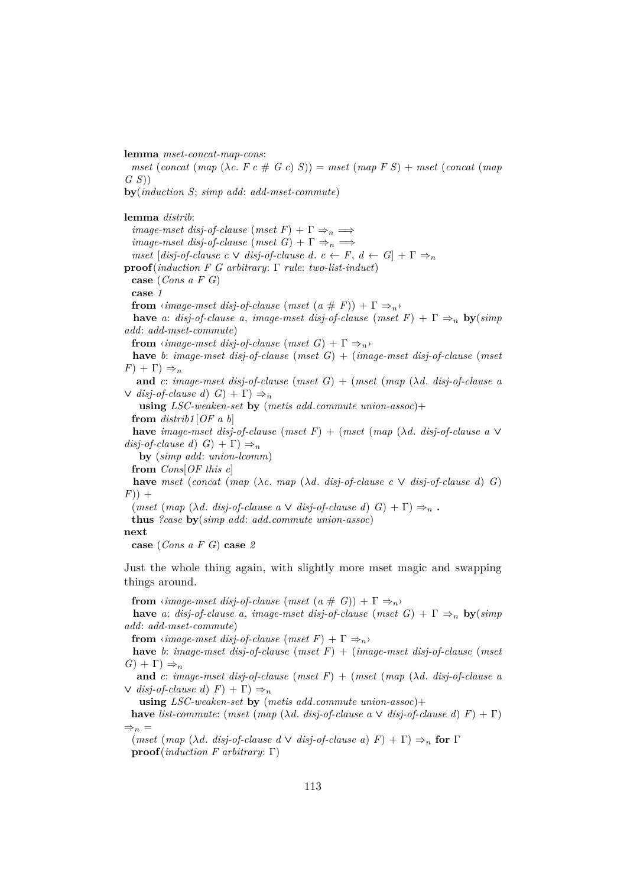**lemma** *mset-concat-map-cons*:
  *mset* (*concat* (*map* ($\lambda$*c*. *F* *c* # *G* *c*) *S*)) = *mset* (*map* *F* *S*) + *mset* (*concat* (*map* *G* *S*))
**by**(*induction S*; *simp add*: *add-mset-commute*)

**lemma** *distrib*:
  *image-mset disj-of-clause* (*mset F*) + $\Gamma \Rightarrow_n \Longrightarrow$
  *image-mset disj-of-clause* (*mset G*) + $\Gamma \Rightarrow_n \Longrightarrow$
  *mset* [*disj-of-clause c* $\vee$ *disj-of-clause d*. *c* $\leftarrow$ *F*, *d* $\leftarrow$ *G*] + $\Gamma \Rightarrow_n$
**proof**(*induction F G arbitrary*: $\Gamma$ *rule*: *two-list-induct*)
  **case** (*Cons a F G*)
  **case** *1*
  **from** ‹*image-mset disj-of-clause* (*mset* (*a* # *F*)) + $\Gamma \Rightarrow_n$›
  **have** *a*: *disj-of-clause a*, *image-mset disj-of-clause* (*mset F*) + $\Gamma \Rightarrow_n$ **by**(*simp add*: *add-mset-commute*)
  **from** ‹*image-mset disj-of-clause* (*mset G*) + $\Gamma \Rightarrow_n$›
  **have** *b*: *image-mset disj-of-clause* (*mset G*) + (*image-mset disj-of-clause* (*mset F*) + $\Gamma$) $\Rightarrow_n$
    **and** *c*: *image-mset disj-of-clause* (*mset G*) + (*mset* (*map* ($\lambda$*d*. *disj-of-clause a* $\vee$ *disj-of-clause d*) *G*) + $\Gamma$) $\Rightarrow_n$
    **using** *LSC-weaken-set* **by** (*metis add.commute union-assoc*)+
  **from** *distrib1*[*OF a b*]
  **have** *image-mset disj-of-clause* (*mset F*) + (*mset* (*map* ($\lambda$*d*. *disj-of-clause a* $\vee$ *disj-of-clause d*) *G*) + $\Gamma$) $\Rightarrow_n$
    **by** (*simp add*: *union-lcomm*)
  **from** *Cons*[*OF this c*]
  **have** *mset* (*concat* (*map* ($\lambda$*c*. *map* ($\lambda$*d*. *disj-of-clause c* $\vee$ *disj-of-clause d*) *G*) *F*)) +
  (*mset* (*map* ($\lambda$*d*. *disj-of-clause a* $\vee$ *disj-of-clause d*) *G*) + $\Gamma$) $\Rightarrow_n$ **.**
  **thus** *?case* **by**(*simp add*: *add.commute union-assoc*)
**next**
  **case** (*Cons a F G*) **case** *2*

Just the whole thing again, with slightly more mset magic and swapping things around.

  **from** ‹*image-mset disj-of-clause* (*mset* (*a* # *G*)) + $\Gamma \Rightarrow_n$›
  **have** *a*: *disj-of-clause a*, *image-mset disj-of-clause* (*mset G*) + $\Gamma \Rightarrow_n$ **by**(*simp add*: *add-mset-commute*)
  **from** ‹*image-mset disj-of-clause* (*mset F*) + $\Gamma \Rightarrow_n$›
  **have** *b*: *image-mset disj-of-clause* (*mset F*) + (*image-mset disj-of-clause* (*mset G*) + $\Gamma$) $\Rightarrow_n$
    **and** *c*: *image-mset disj-of-clause* (*mset F*) + (*mset* (*map* ($\lambda$*d*. *disj-of-clause a* $\vee$ *disj-of-clause d*) *F*) + $\Gamma$) $\Rightarrow_n$
    **using** *LSC-weaken-set* **by** (*metis add.commute union-assoc*)+
  **have** *list-commute*: (*mset* (*map* ($\lambda$*d*. *disj-of-clause a* $\vee$ *disj-of-clause d*) *F*) + $\Gamma$) $\Rightarrow_n$ =
  (*mset* (*map* ($\lambda$*d*. *disj-of-clause d* $\vee$ *disj-of-clause a*) *F*) + $\Gamma$) $\Rightarrow_n$ **for** $\Gamma$
  **proof**(*induction F arbitrary*: $\Gamma$)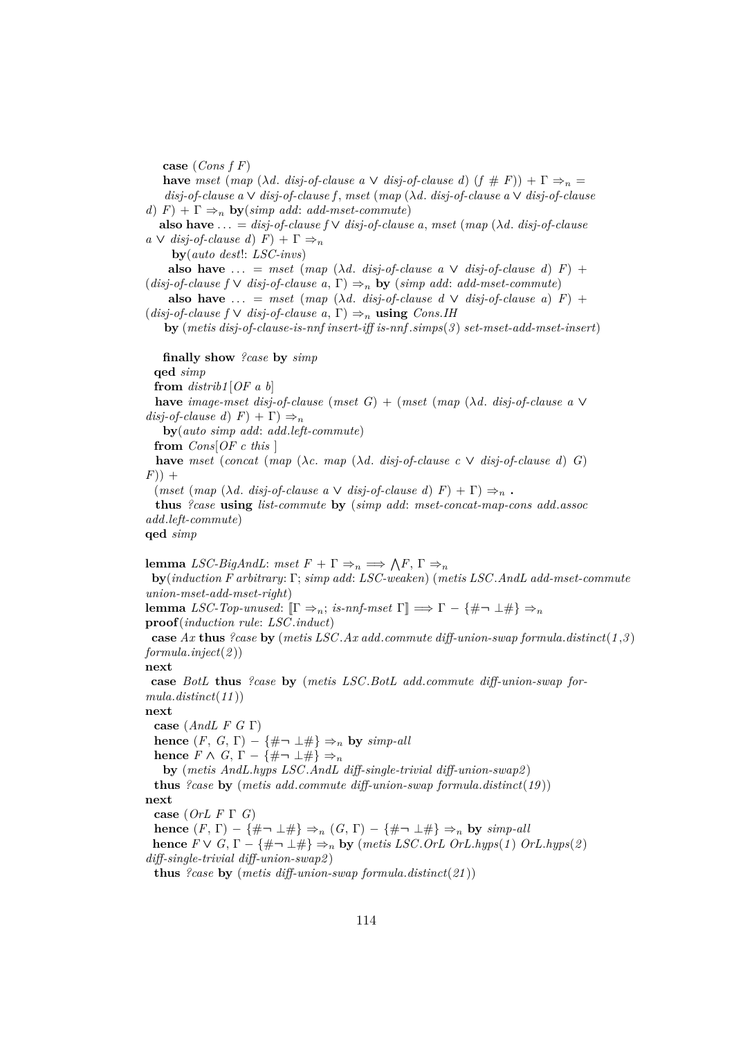**case** (*Cons f F*)
**have** *mset* (*map* (*λd. disj-of-clause a* ∨ *disj-of-clause d*) (*f # F*)) + Γ ⇒$_n$ =
*disj-of-clause a* ∨ *disj-of-clause f*, *mset* (*map* (*λd. disj-of-clause a* ∨ *disj-of-clause d*) *F*) + Γ ⇒$_n$ **by**(*simp add*: *add-mset-commute*)
**also have** ... = *disj-of-clause f* ∨ *disj-of-clause a*, *mset* (*map* (*λd. disj-of-clause a* ∨ *disj-of-clause d*) *F*) + Γ ⇒$_n$
**by**(*auto dest*!: *LSC-invs*)
**also have** ... = *mset* (*map* (*λd. disj-of-clause a* ∨ *disj-of-clause d*) *F*) + (*disj-of-clause f* ∨ *disj-of-clause a*, Γ) ⇒$_n$ **by** (*simp add*: *add-mset-commute*)
**also have** ... = *mset* (*map* (*λd. disj-of-clause d* ∨ *disj-of-clause a*) *F*) + (*disj-of-clause f* ∨ *disj-of-clause a*, Γ) ⇒$_n$ **using** *Cons.IH*
**by** (*metis disj-of-clause-is-nnf insert-iff is-nnf.simps*(*3*) *set-mset-add-mset-insert*)

**finally show** *?case* **by** *simp*
**qed** *simp*
**from** *distrib1*[*OF a b*]
**have** *image-mset disj-of-clause* (*mset G*) + (*mset* (*map* (*λd. disj-of-clause a* ∨ *disj-of-clause d*) *F*) + Γ) ⇒$_n$
**by**(*auto simp add*: *add.left-commute*)
**from** *Cons*[*OF c this* ]
**have** *mset* (*concat* (*map* (*λc. map* (*λd. disj-of-clause c* ∨ *disj-of-clause d*) *G*) *F*)) +
(*mset* (*map* (*λd. disj-of-clause a* ∨ *disj-of-clause d*) *F*) + Γ) ⇒$_n$ **.**
**thus** *?case* **using** *list-commute* **by** (*simp add*: *mset-concat-map-cons add.assoc add.left-commute*)
**qed** *simp*

**lemma** *LSC-BigAndL*: *mset F* + Γ ⇒$_n$ ⟹ ⋀*F*, Γ ⇒$_n$
**by**(*induction F arbitrary*: Γ; *simp add*: *LSC-weaken*) (*metis LSC.AndL add-mset-commute union-mset-add-mset-right*)
**lemma** *LSC-Top-unused*: ⟦Γ ⇒$_n$; *is-nnf-mset* Γ⟧ ⟹ Γ − {#¬ ⊥#} ⇒$_n$
**proof**(*induction rule*: *LSC.induct*)
**case** *Ax* **thus** *?case* **by** (*metis LSC.Ax add.commute diff-union-swap formula.distinct*(*1*,*3*) *formula.inject*(*2*))
**next**
**case** *BotL* **thus** *?case* **by** (*metis LSC.BotL add.commute diff-union-swap formula.distinct*(*11*))
**next**
**case** (*AndL F G* Γ)
**hence** (*F*, *G*, Γ) − {#¬ ⊥#} ⇒$_n$ **by** *simp-all*
**hence** *F* ∧ *G*, Γ − {#¬ ⊥#} ⇒$_n$
**by** (*metis AndL.hyps LSC.AndL diff-single-trivial diff-union-swap2*)
**thus** *?case* **by** (*metis add.commute diff-union-swap formula.distinct*(*19*))
**next**
**case** (*OrL F* Γ *G*)
**hence** (*F*, Γ) − {#¬ ⊥#} ⇒$_n$ (*G*, Γ) − {#¬ ⊥#} ⇒$_n$ **by** *simp-all*
**hence** *F* ∨ *G*, Γ − {#¬ ⊥#} ⇒$_n$ **by** (*metis LSC.OrL OrL.hyps*(*1*) *OrL.hyps*(*2*) *diff-single-trivial diff-union-swap2*)
**thus** *?case* **by** (*metis diff-union-swap formula.distinct*(*21*))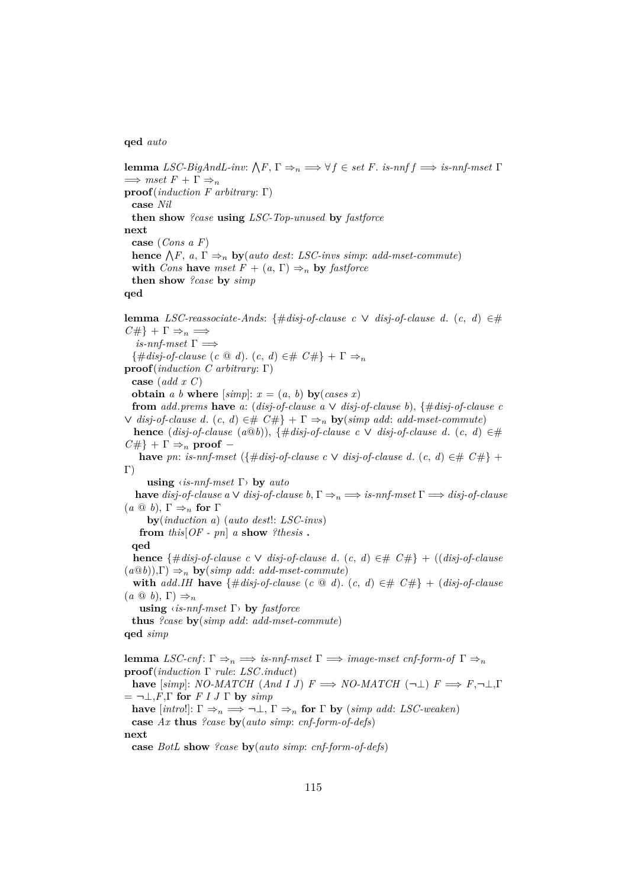**qed** *auto*

**lemma** *LSC-BigAndL-inv*: $\bigwedge F,\ \Gamma \Rightarrow_n \Longrightarrow \forall f \in$ *set F. is-nnf f* $\Longrightarrow$ *is-nnf-mset* $\Gamma$ $\Longrightarrow$ *mset F* + $\Gamma \Rightarrow_n$
**proof**(*induction F arbitrary*: $\Gamma$)
  **case** *Nil*
  **then show** *?case* **using** *LSC-Top-unused* **by** *fastforce*
**next**
  **case** (*Cons a F*)
  **hence** $\bigwedge F,\ a,\ \Gamma \Rightarrow_n$ **by**(*auto dest*: *LSC-invs simp*: *add-mset-commute*)
  **with** *Cons* **have** *mset F* + $(a,\ \Gamma) \Rightarrow_n$ **by** *fastforce*
  **then show** *?case* **by** *simp*
**qed**

**lemma** *LSC-reassociate-Ands*: {#*disj-of-clause c* ∨ *disj-of-clause d*. (*c*, *d*) ∈# *C*#} + $\Gamma \Rightarrow_n \Longrightarrow$
    *is-nnf-mset* $\Gamma \Longrightarrow$
  {#*disj-of-clause* (*c* @ *d*). (*c*, *d*) ∈# *C*#} + $\Gamma \Rightarrow_n$
**proof**(*induction C arbitrary*: $\Gamma$)
  **case** (*add x C*)
  **obtain** *a b* **where** [*simp*]: *x* = (*a*, *b*) **by**(*cases x*)
  **from** *add.prems* **have** *a*: (*disj-of-clause a* ∨ *disj-of-clause b*), {#*disj-of-clause c* ∨ *disj-of-clause d*. (*c*, *d*) ∈# *C*#} + $\Gamma \Rightarrow_n$ **by**(*simp add*: *add-mset-commute*)
  **hence** (*disj-of-clause* (*a*@*b*)), {#*disj-of-clause c* ∨ *disj-of-clause d*. (*c*, *d*) ∈# *C*#} + $\Gamma \Rightarrow_n$ **proof** −
    **have** *pn*: *is-nnf-mset* ({#*disj-of-clause c* ∨ *disj-of-clause d*. (*c*, *d*) ∈# *C*#} + $\Gamma$)
      **using** ‹*is-nnf-mset* $\Gamma$› **by** *auto*
    **have** *disj-of-clause a* ∨ *disj-of-clause b*, $\Gamma \Rightarrow_n \Longrightarrow$ *is-nnf-mset* $\Gamma \Longrightarrow$ *disj-of-clause* (*a* @ *b*), $\Gamma \Rightarrow_n$ **for** $\Gamma$
      **by**(*induction a*) (*auto dest*!: *LSC-invs*)
    **from** *this*[*OF* - *pn*] *a* **show** *?thesis* **.**
  **qed**
  **hence** {#*disj-of-clause c* ∨ *disj-of-clause d*. (*c*, *d*) ∈# *C*#} + ((*disj-of-clause* (*a*@*b*)),$\Gamma$) $\Rightarrow_n$ **by**(*simp add*: *add-mset-commute*)
  **with** *add.IH* **have** {#*disj-of-clause* (*c* @ *d*). (*c*, *d*) ∈# *C*#} + (*disj-of-clause* (*a* @ *b*), $\Gamma$) $\Rightarrow_n$
    **using** ‹*is-nnf-mset* $\Gamma$› **by** *fastforce*
  **thus** *?case* **by**(*simp add*: *add-mset-commute*)
**qed** *simp*

**lemma** *LSC-cnf*: $\Gamma \Rightarrow_n \Longrightarrow$ *is-nnf-mset* $\Gamma \Longrightarrow$ *image-mset cnf-form-of* $\Gamma \Rightarrow_n$
**proof**(*induction* $\Gamma$ *rule*: *LSC.induct*)
  **have** [*simp*]: *NO-MATCH* (*And I J*) *F* $\Longrightarrow$ *NO-MATCH* ($\neg\bot$) *F* $\Longrightarrow$ *F*,$\neg\bot$,$\Gamma$ = $\neg\bot$,*F*,$\Gamma$ **for** *F I J* $\Gamma$ **by** *simp*
  **have** [*intro*!]: $\Gamma \Rightarrow_n \Longrightarrow \neg\bot,\ \Gamma \Rightarrow_n$ **for** $\Gamma$ **by** (*simp add*: *LSC-weaken*)
  **case** *Ax* **thus** *?case* **by**(*auto simp*: *cnf-form-of-defs*)
**next**
  **case** *BotL* **show** *?case* **by**(*auto simp*: *cnf-form-of-defs*)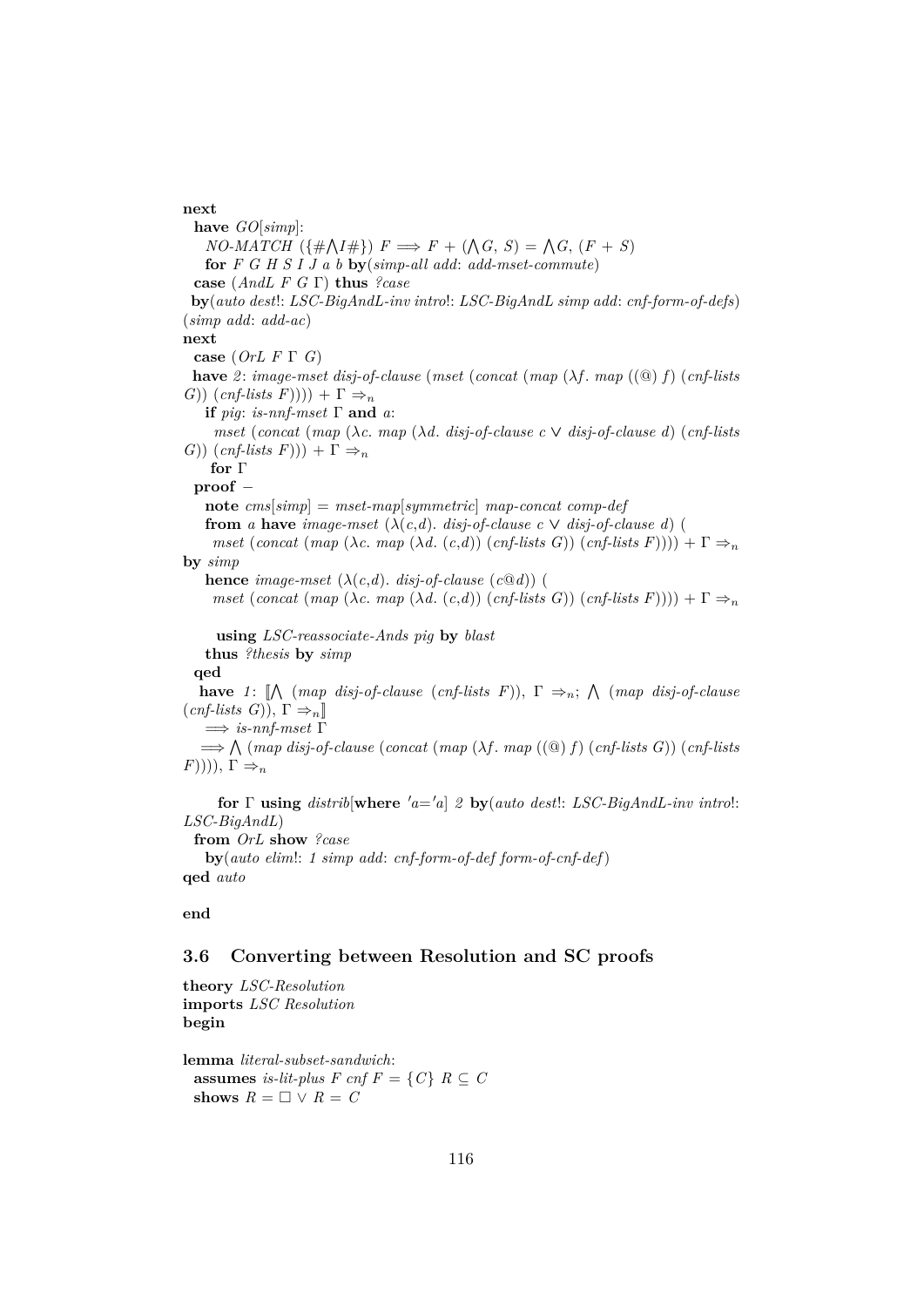**next**
  **have** *GO*[*simp*]:
    *NO-MATCH* ({#⋀*I*#}) *F* ⟹ *F* + (⋀*G*, *S*) = ⋀*G*, (*F* + *S*)
    **for** *F G H S I J a b* **by**(*simp-all add*: *add-mset-commute*)
  **case** (*AndL F G* Γ) **thus** *?case*
  **by**(*auto dest*!: *LSC-BigAndL-inv intro*!: *LSC-BigAndL simp add*: *cnf-form-of-defs*) (*simp add*: *add-ac*)
**next**
  **case** (*OrL F* Γ *G*)
  **have** *2*: *image-mset disj-of-clause* (*mset* (*concat* (*map* (λ*f*. *map* ((@) *f*) (*cnf-lists G*)) (*cnf-lists F*)))) + Γ ⇒$_n$
    **if** *pig*: *is-nnf-mset* Γ **and** *a*:
      *mset* (*concat* (*map* (λ*c*. *map* (λ*d*. *disj-of-clause c* ∨ *disj-of-clause d*) (*cnf-lists G*)) (*cnf-lists F*))) + Γ ⇒$_n$
      **for** Γ
  **proof** −
    **note** *cms*[*simp*] = *mset-map*[*symmetric*] *map-concat comp-def*
    **from** *a* **have** *image-mset* (λ(*c*,*d*). *disj-of-clause c* ∨ *disj-of-clause d*) (
      *mset* (*concat* (*map* (λ*c*. *map* (λ*d*. (*c*,*d*)) (*cnf-lists G*)) (*cnf-lists F*)))) + Γ ⇒$_n$
**by** *simp*
    **hence** *image-mset* (λ(*c*,*d*). *disj-of-clause* (*c*@*d*)) (
      *mset* (*concat* (*map* (λ*c*. *map* (λ*d*. (*c*,*d*)) (*cnf-lists G*)) (*cnf-lists F*)))) + Γ ⇒$_n$

      **using** *LSC-reassociate-Ands pig* **by** *blast*
    **thus** *?thesis* **by** *simp*
  **qed**
  **have** *1*: ⟦⋀ (*map disj-of-clause* (*cnf-lists F*)), Γ ⇒$_n$; ⋀ (*map disj-of-clause* (*cnf-lists G*)), Γ ⇒$_n$⟧
    ⟹ *is-nnf-mset* Γ
    ⟹ ⋀ (*map disj-of-clause* (*concat* (*map* (λ*f*. *map* ((@) *f*) (*cnf-lists G*)) (*cnf-lists F*)))), Γ ⇒$_n$

      **for** Γ **using** *distrib*[**where** *'a='a*] *2* **by**(*auto dest*!: *LSC-BigAndL-inv intro*!: *LSC-BigAndL*)
  **from** *OrL* **show** *?case*
    **by**(*auto elim*!: *1 simp add*: *cnf-form-of-def form-of-cnf-def*)
**qed** *auto*

**end**

## 3.6 Converting between Resolution and SC proofs

**theory** *LSC-Resolution*
**imports** *LSC Resolution*
**begin**

**lemma** *literal-subset-sandwich*:
  **assumes** *is-lit-plus F cnf F* = {*C*} *R* ⊆ *C*
  **shows** *R* = □ ∨ *R* = *C*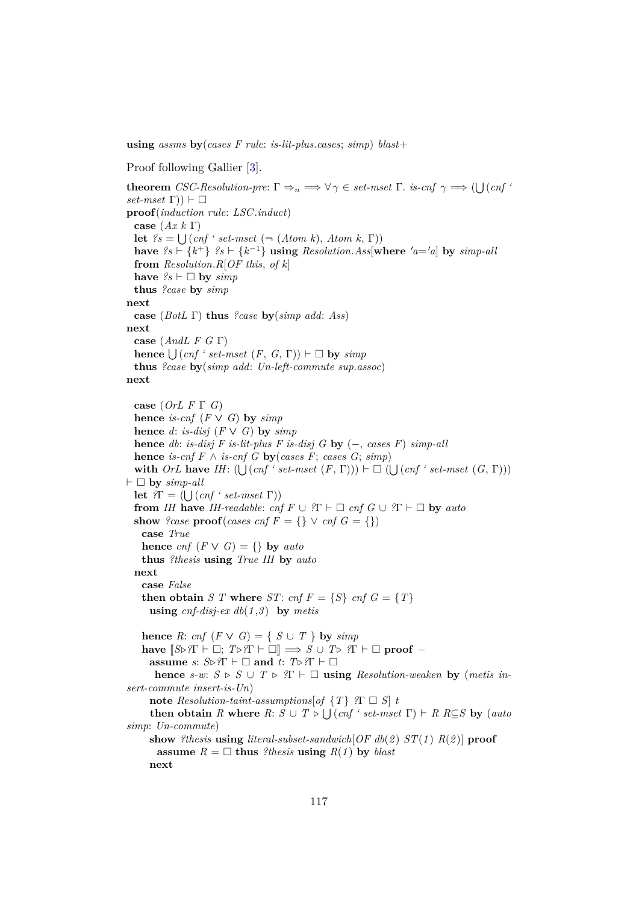**using** *assms* **by**(*cases F rule*: *is-lit-plus.cases*; *simp*) *blast*+

Proof following Gallier [3].

**theorem** *CSC-Resolution-pre*: $\Gamma \Rightarrow_n \Longrightarrow \forall \gamma \in$ *set-mset* $\Gamma$. *is-cnf* $\gamma \Longrightarrow (\bigcup (cnf$ ‘ *set-mset* $\Gamma)) \vdash \Box$
**proof**(*induction rule*: *LSC.induct*)
  **case** (*Ax k* $\Gamma$)
  **let** *?s* = $\bigcup$(*cnf* ‘ *set-mset* ($\neg$ (*Atom k*), *Atom k*, $\Gamma$))
  **have** *?s* $\vdash \{k^+\}$ *?s* $\vdash \{k^{-1}\}$ **using** *Resolution.Ass*[**where** *'a='a*] **by** *simp-all*
  **from** *Resolution.R*[*OF this*, *of k*]
  **have** *?s* $\vdash \Box$ **by** *simp*
  **thus** *?case* **by** *simp*
**next**
  **case** (*BotL* $\Gamma$) **thus** *?case* **by**(*simp add*: *Ass*)
**next**
  **case** (*AndL F G* $\Gamma$)
  **hence** $\bigcup$(*cnf* ‘ *set-mset* (*F*, *G*, $\Gamma$)) $\vdash \Box$ **by** *simp*
  **thus** *?case* **by**(*simp add*: *Un-left-commute sup.assoc*)
**next**

  **case** (*OrL F* $\Gamma$ *G*)
  **hence** *is-cnf* (*F* $\vee$ *G*) **by** *simp*
  **hence** *d*: *is-disj* (*F* $\vee$ *G*) **by** *simp*
  **hence** *db*: *is-disj F is-lit-plus F is-disj G* **by** (−, *cases F*) *simp-all*
  **hence** *is-cnf F* $\wedge$ *is-cnf G* **by**(*cases F*; *cases G*; *simp*)
  **with** *OrL* **have** *IH*: ($\bigcup$(*cnf* ‘ *set-mset* (*F*, $\Gamma$))) $\vdash \Box$ ($\bigcup$(*cnf* ‘ *set-mset* (*G*, $\Gamma$))) $\vdash \Box$ **by** *simp-all*
  **let** *?*$\Gamma$ = ($\bigcup$(*cnf* ‘ *set-mset* $\Gamma$))
  **from** *IH* **have** *IH-readable*: *cnf F* $\cup$ *?*$\Gamma \vdash \Box$ *cnf G* $\cup$ *?*$\Gamma \vdash \Box$ **by** *auto*
  **show** *?case* **proof**(*cases cnf F* = {} $\vee$ *cnf G* = {})
    **case** *True*
    **hence** *cnf* (*F* $\vee$ *G*) = {} **by** *auto*
    **thus** *?thesis* **using** *True IH* **by** *auto*
  **next**
    **case** *False*
    **then obtain** *S T* **where** *ST*: *cnf F* = {*S*} *cnf G* = {*T*}
      **using** *cnf-disj-ex db*(*1*,*3*) **by** *metis*

    **hence** *R*: *cnf* (*F* $\vee$ *G*) = { *S* $\cup$ *T* } **by** *simp*
    **have** $[\![S \triangleright ?\Gamma \vdash \Box;\ T \triangleright ?\Gamma \vdash \Box]\!] \Longrightarrow S \cup T \triangleright\ ?\Gamma \vdash \Box$ **proof** −
      **assume** *s*: $S \triangleright ?\Gamma \vdash \Box$ **and** *t*: $T \triangleright ?\Gamma \vdash \Box$
       **hence** *s-w*: $S \triangleright S \cup T \triangleright ?\Gamma \vdash \Box$ **using** *Resolution-weaken* **by** (*metis insert-commute insert-is-Un*)
      **note** *Resolution-taint-assumptions*[*of* {*T*} *?*$\Gamma$ $\Box$ *S*] *t*
      **then obtain** *R* **where** *R*: $S \cup T \triangleright \bigcup$(*cnf* ‘ *set-mset* $\Gamma$) $\vdash$ *R* *R*$\subseteq$*S* **by** (*auto simp*: *Un-commute*)
      **show** *?thesis* **using** *literal-subset-sandwich*[*OF db*(*2*) *ST*(*1*) *R*(*2*)] **proof**
        **assume** *R* = $\Box$ **thus** *?thesis* **using** *R*(*1*) **by** *blast*
      **next**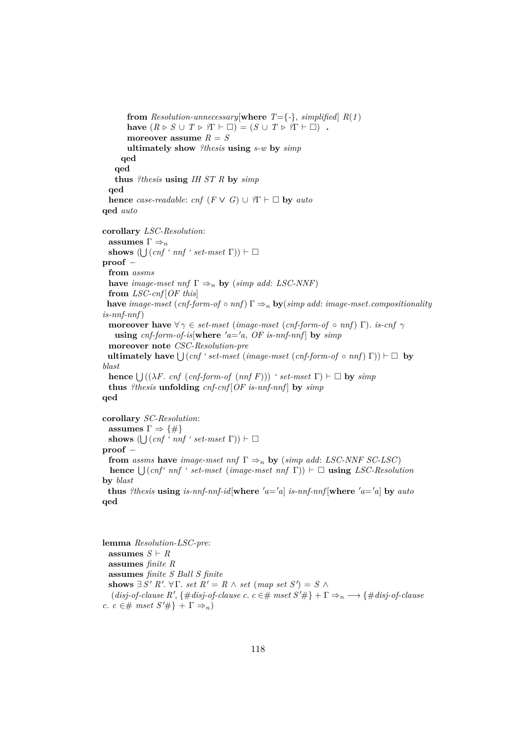```
      from Resolution-unnecessary[where T={-}, simplified] R(1)
      have (R ▷ S ∪ T ▷ ?Γ ⊢ □) = (S ∪ T ▷ ?Γ ⊢ □) .
      moreover assume R = S
      ultimately show ?thesis using s-w by simp
    qed
  qed
  thus ?thesis using IH ST R by simp
 qed
 hence case-readable: cnf (F ∨ G) ∪ ?Γ ⊢ □ by auto
qed auto

corollary LSC-Resolution:
 assumes Γ ⇒n
 shows (⋃ (cnf ‘ nnf ‘ set-mset Γ)) ⊢ □
proof -
 from assms
 have image-mset nnf Γ ⇒n by (simp add: LSC-NNF)
 from LSC-cnf[OF this]
 have image-mset (cnf-form-of ∘ nnf) Γ ⇒n by(simp add: image-mset.compositionality
is-nnf-nnf)
 moreover have ∀ γ ∈ set-mset (image-mset (cnf-form-of ∘ nnf) Γ). is-cnf γ
   using cnf-form-of-is[where 'a='a, OF is-nnf-nnf] by simp
 moreover note CSC-Resolution-pre
 ultimately have ⋃ (cnf ‘ set-mset (image-mset (cnf-form-of ∘ nnf) Γ)) ⊢ □ by
blast
 hence ⋃ ((λF. cnf (cnf-form-of (nnf F))) ‘ set-mset Γ) ⊢ □ by simp
 thus ?thesis unfolding cnf-cnf[OF is-nnf-nnf] by simp
qed

corollary SC-Resolution:
 assumes Γ ⇒ {#}
 shows (⋃ (cnf ‘ nnf ‘ set-mset Γ)) ⊢ □
proof -
 from assms have image-mset nnf Γ ⇒n by (simp add: LSC-NNF SC-LSC)
 hence ⋃ (cnf‘ nnf ‘ set-mset (image-mset nnf Γ)) ⊢ □ using LSC-Resolution
by blast
 thus ?thesis using is-nnf-nnf-id[where 'a='a] is-nnf-nnf[where 'a='a] by auto
qed



lemma Resolution-LSC-pre:
 assumes S ⊢ R
 assumes finite R
 assumes finite S Ball S finite
 shows ∃ S' R'. ∀ Γ. set R' = R ∧ set (map set S') = S ∧
  (disj-of-clause R', {#disj-of-clause c. c ∈# mset S'#} + Γ ⇒n ⟶ {#disj-of-clause
c. c ∈# mset S'#} + Γ ⇒n)
```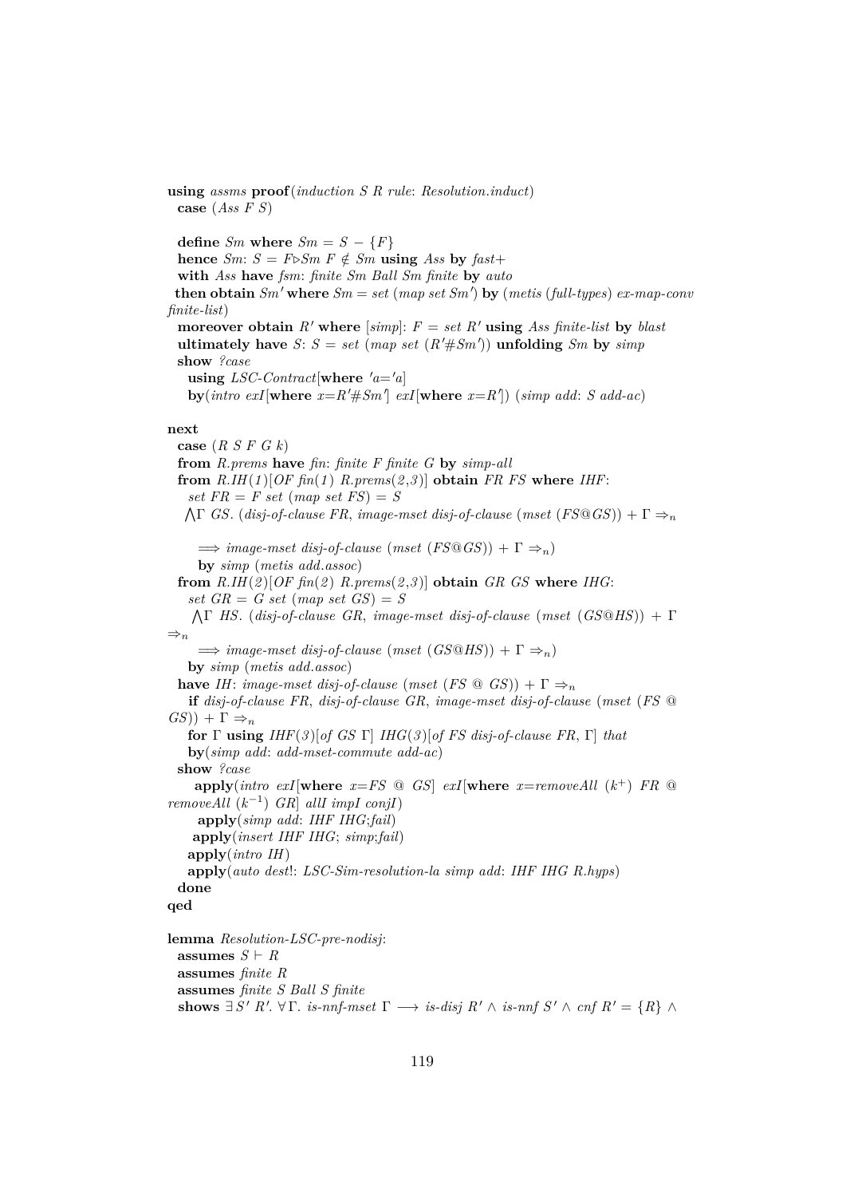```
using assms proof(induction S R rule: Resolution.induct)
  case (Ass F S)

  define Sm where Sm = S − {F}
  hence Sm: S = F▷Sm F ∉ Sm using Ass by fast+
  with Ass have fsm: finite Sm Ball Sm finite by auto
 then obtain Sm' where Sm = set (map set Sm') by (metis (full-types) ex-map-conv
finite-list)
  moreover obtain R' where [simp]: F = set R' using Ass finite-list by blast
  ultimately have S: S = set (map set (R'#Sm')) unfolding Sm by simp
  show ?case
    using LSC-Contract[where 'a='a]
    by(intro exI[where x=R'#Sm'] exI[where x=R']) (simp add: S add-ac)

next
  case (R S F G k)
  from R.prems have fin: finite F finite G by simp-all
  from R.IH(1)[OF fin(1) R.prems(2,3)] obtain FR FS where IHF:
    set FR = F set (map set FS) = S
    ⋀Γ GS. (disj-of-clause FR, image-mset disj-of-clause (mset (FS@GS)) + Γ ⇒n

      ⟹ image-mset disj-of-clause (mset (FS@GS)) + Γ ⇒n)
      by simp (metis add.assoc)
  from R.IH(2)[OF fin(2) R.prems(2,3)] obtain GR GS where IHG:
    set GR = G set (map set GS) = S
     ⋀Γ HS. (disj-of-clause GR, image-mset disj-of-clause (mset (GS@HS)) + Γ
⇒n
      ⟹ image-mset disj-of-clause (mset (GS@HS)) + Γ ⇒n)
    by simp (metis add.assoc)
  have IH: image-mset disj-of-clause (mset (FS @ GS)) + Γ ⇒n
    if disj-of-clause FR, disj-of-clause GR, image-mset disj-of-clause (mset (FS @
GS)) + Γ ⇒n
    for Γ using IHF(3)[of GS Γ] IHG(3)[of FS disj-of-clause FR, Γ] that
    by(simp add: add-mset-commute add-ac)
  show ?case
     apply(intro exI[where x=FS @ GS] exI[where x=removeAll (k⁺) FR @
removeAll (k⁻¹) GR] allI impI conjI)
      apply(simp add: IHF IHG;fail)
     apply(insert IHF IHG; simp;fail)
    apply(intro IH)
    apply(auto dest!: LSC-Sim-resolution-la simp add: IHF IHG R.hyps)
  done
qed

lemma Resolution-LSC-pre-nodisj:
  assumes S ⊢ R
  assumes finite R
  assumes finite S Ball S finite
  shows ∃ S' R'. ∀ Γ. is-nnf-mset Γ ⟶ is-disj R' ∧ is-nnf S' ∧ cnf R' = {R} ∧
```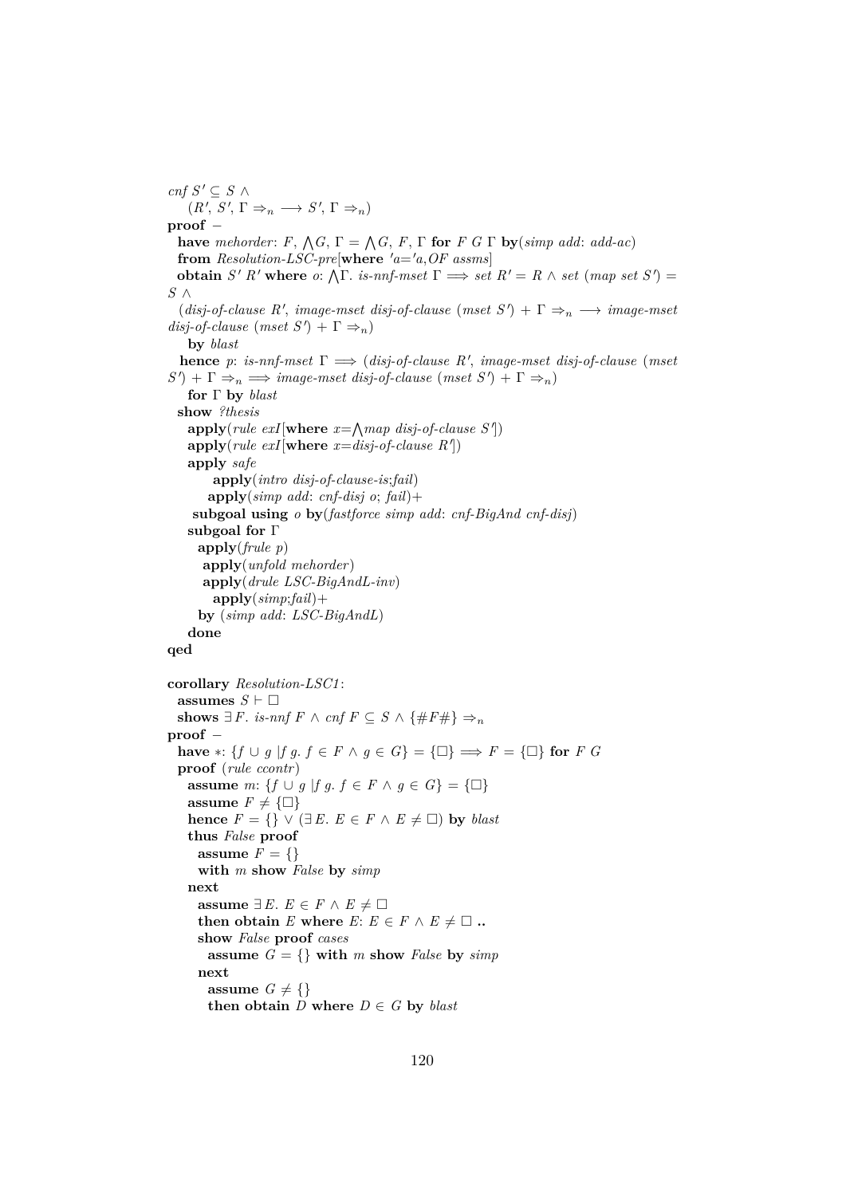```
cnf S' ⊆ S ∧
    (R', S', Γ ⇒n ⟶ S', Γ ⇒n)
proof -
  have mehorder: F, ⋀G, Γ = ⋀G, F, Γ for F G Γ by(simp add: add-ac)
  from Resolution-LSC-pre[where 'a='a,OF assms]
  obtain S' R' where o: ⋀Γ. is-nnf-mset Γ ⟹ set R' = R ∧ set (map set S') =
S ∧
  (disj-of-clause R', image-mset disj-of-clause (mset S') + Γ ⇒n ⟶ image-mset
disj-of-clause (mset S') + Γ ⇒n)
    by blast
   hence p: is-nnf-mset Γ ⟹ (disj-of-clause R', image-mset disj-of-clause (mset
S') + Γ ⇒n ⟹ image-mset disj-of-clause (mset S') + Γ ⇒n)
    for Γ by blast
  show ?thesis
    apply(rule exI[where x=⋀map disj-of-clause S'])
    apply(rule exI[where x=disj-of-clause R'])
    apply safe
         apply(intro disj-of-clause-is;fail)
        apply(simp add: cnf-disj o; fail)+
     subgoal using o by(fastforce simp add: cnf-BigAnd cnf-disj)
    subgoal for Γ
      apply(frule p)
       apply(unfold mehorder)
       apply(drule LSC-BigAndL-inv)
         apply(simp;fail)+
      by (simp add: LSC-BigAndL)
    done
qed

corollary Resolution-LSC1:
  assumes S ⊢ □
  shows ∃F. is-nnf F ∧ cnf F ⊆ S ∧ {#F#} ⇒n
proof -
  have *: {f ∪ g |f g. f ∈ F ∧ g ∈ G} = {□} ⟹ F = {□} for F G
  proof (rule ccontr)
    assume m: {f ∪ g |f g. f ∈ F ∧ g ∈ G} = {□}
    assume F ≠ {□}
    hence F = {} ∨ (∃E. E ∈ F ∧ E ≠ □) by blast
    thus False proof
      assume F = {}
      with m show False by simp
    next
      assume ∃E. E ∈ F ∧ E ≠ □
      then obtain E where E: E ∈ F ∧ E ≠ □ ..
      show False proof cases
        assume G = {} with m show False by simp
      next
        assume G ≠ {}
        then obtain D where D ∈ G by blast
```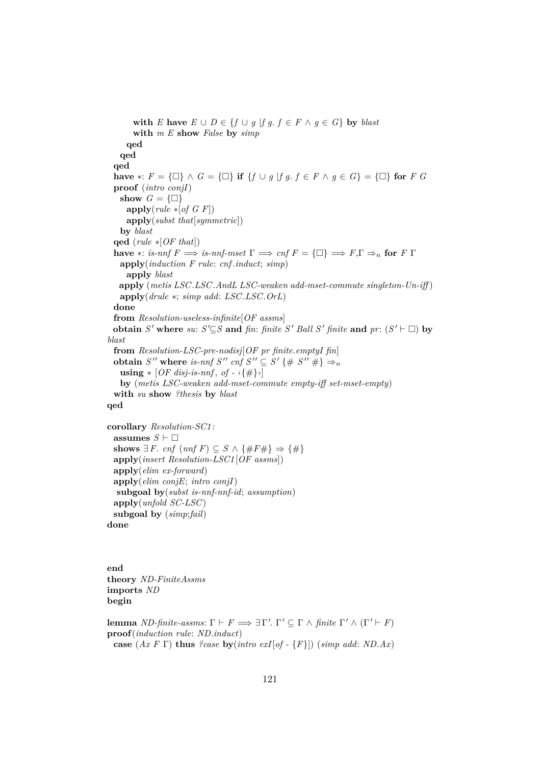```
      with E have E ∪ D ∈ {f ∪ g |f g. f ∈ F ∧ g ∈ G} by blast
      with m E show False by simp
    qed
  qed
qed
have *: F = {□} ∧ G = {□} if {f ∪ g |f g. f ∈ F ∧ g ∈ G} = {□} for F G
proof (intro conjI)
  show G = {□}
    apply(rule *[of G F])
    apply(subst that[symmetric])
  by blast
qed (rule *[OF that])
have *: is-nnf F ⟹ is-nnf-mset Γ ⟹ cnf F = {□} ⟹ F,Γ ⇒n for F Γ
  apply(induction F rule: cnf.induct; simp)
    apply blast
   apply (metis LSC.LSC.AndL LSC-weaken add-mset-commute singleton-Un-iff)
  apply(drule *; simp add: LSC.LSC.OrL)
done
from Resolution-useless-infinite[OF assms]
obtain S' where su: S'⊆S and fin: finite S' Ball S' finite and pr: (S' ⊢ □) by
blast
from Resolution-LSC-pre-nodisj[OF pr finite.emptyI fin]
obtain S'' where is-nnf S'' cnf S'' ⊆ S' {# S'' #} ⇒n
  using * [OF disj-is-nnf, of - ‹{#}›]
  by (metis LSC-weaken add-mset-commute empty-iff set-mset-empty)
with su show ?thesis by blast
qed

corollary Resolution-SC1:
  assumes S ⊢ □
  shows ∃F. cnf (nnf F) ⊆ S ∧ {#F#} ⇒ {#}
  apply(insert Resolution-LSC1[OF assms])
  apply(elim ex-forward)
  apply(elim conjE; intro conjI)
   subgoal by(subst is-nnf-nnf-id; assumption)
  apply(unfold SC-LSC)
  subgoal by (simp;fail)
done



end
theory ND-FiniteAssms
imports ND
begin

lemma ND-finite-assms: Γ ⊢ F ⟹ ∃Γ'. Γ' ⊆ Γ ∧ finite Γ' ∧ (Γ' ⊢ F)
proof(induction rule: ND.induct)
  case (Ax F Γ) thus ?case by(intro exI[of - {F}]) (simp add: ND.Ax)
```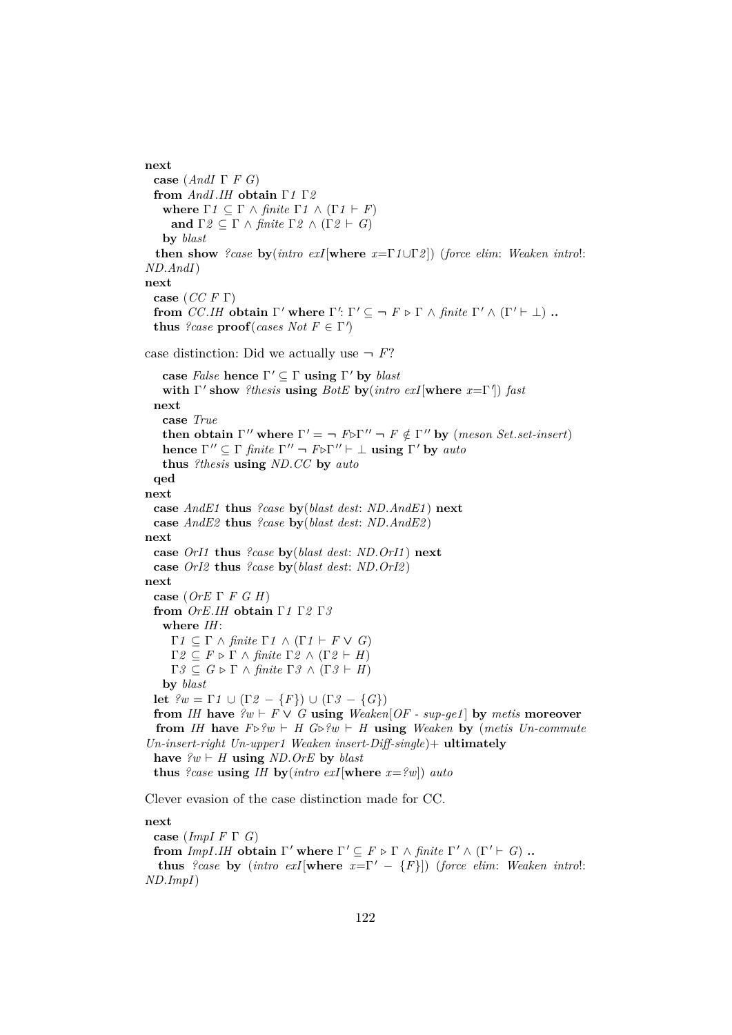```
next
  case (AndI Γ F G)
  from AndI.IH obtain Γ1 Γ2
    where Γ1 ⊆ Γ ∧ finite Γ1 ∧ (Γ1 ⊢ F)
      and Γ2 ⊆ Γ ∧ finite Γ2 ∧ (Γ2 ⊢ G)
    by blast
  then show ?case by(intro exI[where x=Γ1∪Γ2]) (force elim: Weaken intro!:
ND.AndI)
next
  case (CC F Γ)
  from CC.IH obtain Γ' where Γ': Γ' ⊆ ¬ F ▷ Γ ∧ finite Γ' ∧ (Γ' ⊢ ⊥) ..
  thus ?case proof(cases Not F ∈ Γ')
```

case distinction: Did we actually use ¬ F?

```
    case False hence Γ' ⊆ Γ using Γ' by blast
    with Γ' show ?thesis using BotE by(intro exI[where x=Γ']) fast
  next
    case True
    then obtain Γ'' where Γ' = ¬ F▷Γ'' ¬ F ∉ Γ'' by (meson Set.set-insert)
    hence Γ'' ⊆ Γ finite Γ'' ¬ F▷Γ'' ⊢ ⊥ using Γ' by auto
    thus ?thesis using ND.CC by auto
  qed
next
  case AndE1 thus ?case by(blast dest: ND.AndE1) next
  case AndE2 thus ?case by(blast dest: ND.AndE2)
next
  case OrI1 thus ?case by(blast dest: ND.OrI1) next
  case OrI2 thus ?case by(blast dest: ND.OrI2)
next
  case (OrE Γ F G H)
  from OrE.IH obtain Γ1 Γ2 Γ3
    where IH:
      Γ1 ⊆ Γ ∧ finite Γ1 ∧ (Γ1 ⊢ F ∨ G)
      Γ2 ⊆ F ▷ Γ ∧ finite Γ2 ∧ (Γ2 ⊢ H)
      Γ3 ⊆ G ▷ Γ ∧ finite Γ3 ∧ (Γ3 ⊢ H)
    by blast
  let ?w = Γ1 ∪ (Γ2 − {F}) ∪ (Γ3 − {G})
  from IH have ?w ⊢ F ∨ G using Weaken[OF - sup-ge1] by metis moreover
  from IH have F▷?w ⊢ H G▷?w ⊢ H using Weaken by (metis Un-commute
Un-insert-right Un-upper1 Weaken insert-Diff-single)+ ultimately
  have ?w ⊢ H using ND.OrE by blast
  thus ?case using IH by(intro exI[where x=?w]) auto
```

Clever evasion of the case distinction made for CC.

```
next
  case (ImpI F Γ G)
  from ImpI.IH obtain Γ' where Γ' ⊆ F ▷ Γ ∧ finite Γ' ∧ (Γ' ⊢ G) ..
  thus ?case by (intro exI[where x=Γ' − {F}]) (force elim: Weaken intro!:
ND.ImpI)
```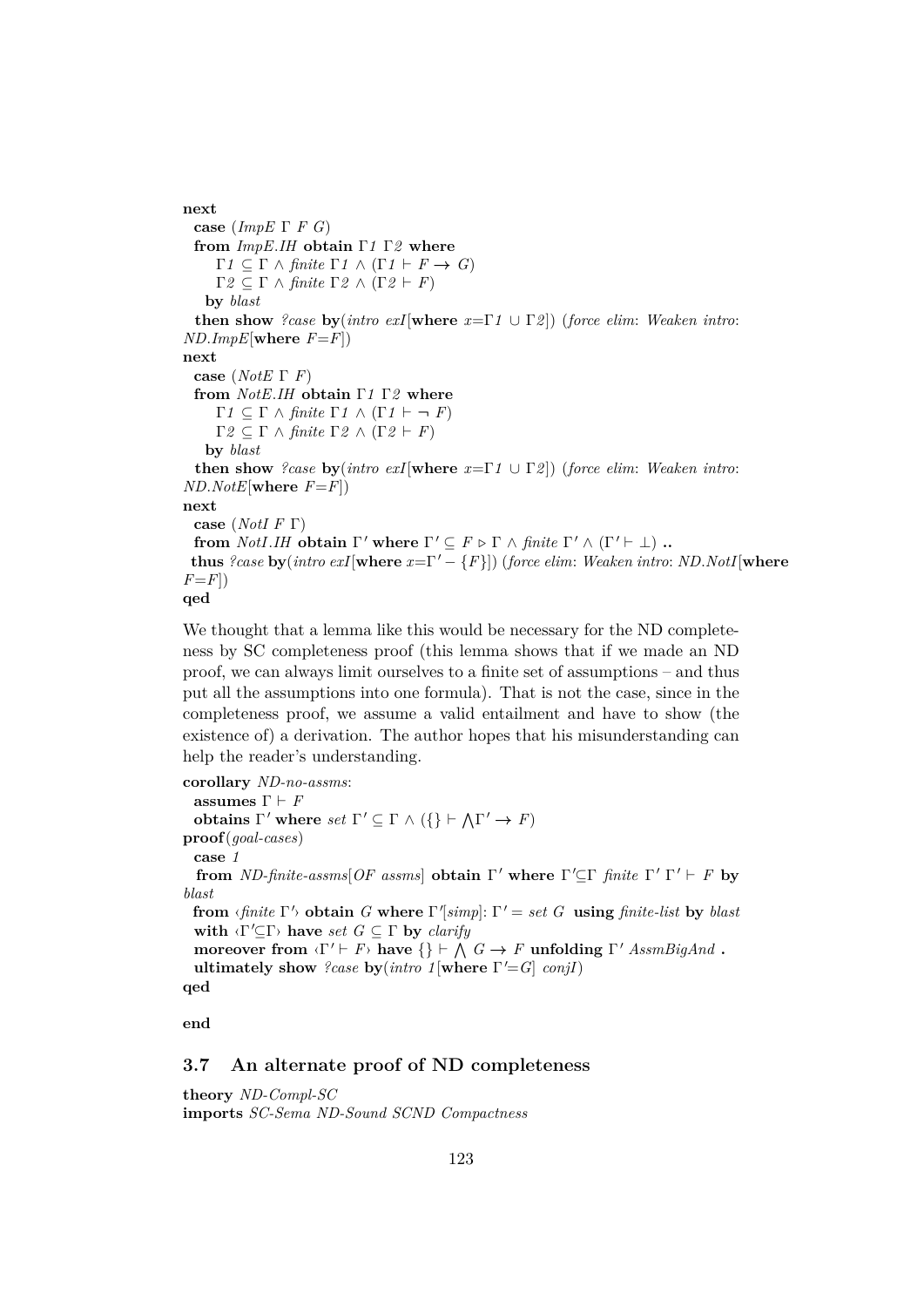```
next
  case (ImpE Γ F G)
  from ImpE.IH obtain Γ1 Γ2 where
      Γ1 ⊆ Γ ∧ finite Γ1 ∧ (Γ1 ⊢ F → G)
      Γ2 ⊆ Γ ∧ finite Γ2 ∧ (Γ2 ⊢ F)
    by blast
  then show ?case by(intro exI[where x=Γ1 ∪ Γ2]) (force elim: Weaken intro:
ND.ImpE[where F=F])
next
  case (NotE Γ F)
  from NotE.IH obtain Γ1 Γ2 where
      Γ1 ⊆ Γ ∧ finite Γ1 ∧ (Γ1 ⊢ ¬ F)
      Γ2 ⊆ Γ ∧ finite Γ2 ∧ (Γ2 ⊢ F)
    by blast
  then show ?case by(intro exI[where x=Γ1 ∪ Γ2]) (force elim: Weaken intro:
ND.NotE[where F=F])
next
  case (NotI F Γ)
  from NotI.IH obtain Γ' where Γ' ⊆ F ▷ Γ ∧ finite Γ' ∧ (Γ' ⊢ ⊥) ..
  thus ?case by(intro exI[where x=Γ' − {F}]) (force elim: Weaken intro: ND.NotI[where
F=F])
qed
```

We thought that a lemma like this would be necessary for the ND completeness by SC completeness proof (this lemma shows that if we made an ND proof, we can always limit ourselves to a finite set of assumptions – and thus put all the assumptions into one formula). That is not the case, since in the completeness proof, we assume a valid entailment and have to show (the existence of) a derivation. The author hopes that his misunderstanding can help the reader's understanding.

```
corollary ND-no-assms:
  assumes Γ ⊢ F
  obtains Γ' where set Γ' ⊆ Γ ∧ ({} ⊢ ⋀Γ' → F)
proof(goal-cases)
  case 1
  from ND-finite-assms[OF assms] obtain Γ' where Γ'⊆Γ finite Γ' Γ' ⊢ F by
blast
  from ‹finite Γ'› obtain G where Γ'[simp]: Γ' = set G using finite-list by blast
  with ‹Γ'⊆Γ› have set G ⊆ Γ by clarify
  moreover from ‹Γ' ⊢ F› have {} ⊢ ⋀ G → F unfolding Γ' AssmBigAnd .
  ultimately show ?case by(intro 1[where Γ'=G] conjI)
qed

end
```

### 3.7 An alternate proof of ND completeness

```
theory ND-Compl-SC
imports SC-Sema ND-Sound SCND Compactness
```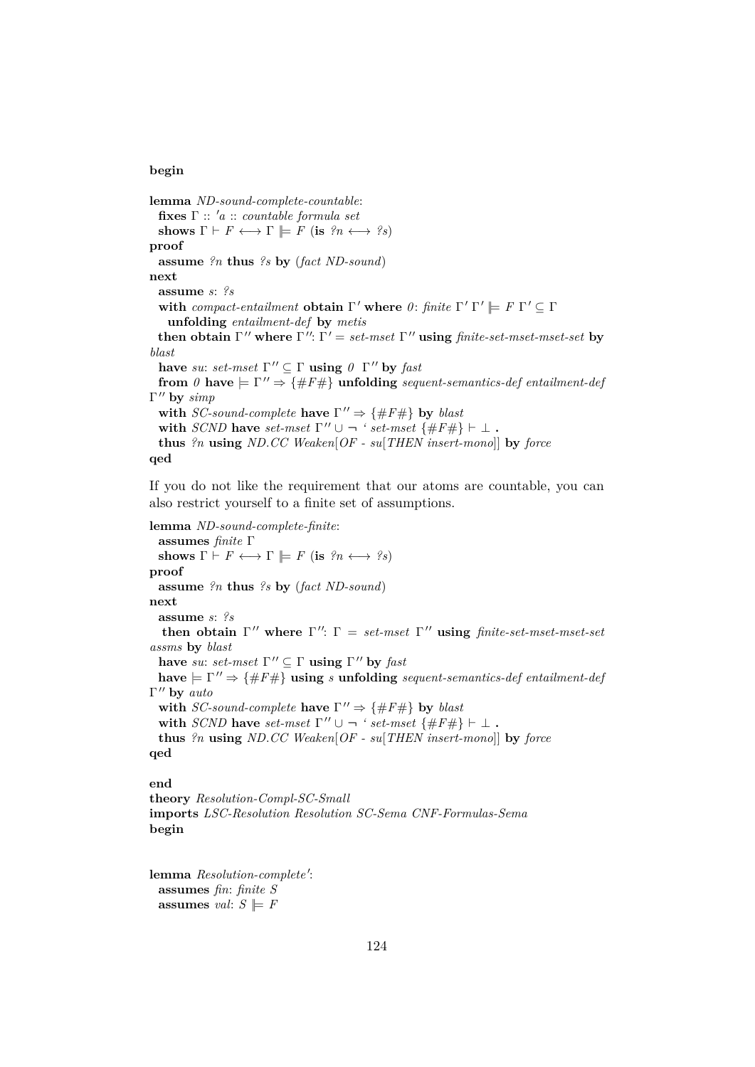**begin**

```
lemma ND-sound-complete-countable:
  fixes Γ :: 'a :: countable formula set
  shows Γ ⊢ F ⟷ Γ ⊫ F (is ?n ⟷ ?s)
proof
  assume ?n thus ?s by (fact ND-sound)
next
  assume s: ?s
  with compact-entailment obtain Γ' where 0: finite Γ' Γ' ⊫ F Γ' ⊆ Γ
    unfolding entailment-def by metis
  then obtain Γ'' where Γ'': Γ' = set-mset Γ'' using finite-set-mset-mset-set by blast
  have su: set-mset Γ'' ⊆ Γ using 0 Γ'' by fast
  from 0 have ⊨ Γ'' ⇒ {#F#} unfolding sequent-semantics-def entailment-def Γ'' by simp
  with SC-sound-complete have Γ'' ⇒ {#F#} by blast
  with SCND have set-mset Γ'' ∪ ¬ ` set-mset {#F#} ⊢ ⊥ .
  thus ?n using ND.CC Weaken[OF - su[THEN insert-mono]] by force
qed
```

If you do not like the requirement that our atoms are countable, you can also restrict yourself to a finite set of assumptions.

```
lemma ND-sound-complete-finite:
  assumes finite Γ
  shows Γ ⊢ F ⟷ Γ ⊫ F (is ?n ⟷ ?s)
proof
  assume ?n thus ?s by (fact ND-sound)
next
  assume s: ?s
  then obtain Γ'' where Γ'': Γ = set-mset Γ'' using finite-set-mset-mset-set assms by blast
  have su: set-mset Γ'' ⊆ Γ using Γ'' by fast
  have ⊨ Γ'' ⇒ {#F#} using s unfolding sequent-semantics-def entailment-def Γ'' by auto
  with SC-sound-complete have Γ'' ⇒ {#F#} by blast
  with SCND have set-mset Γ'' ∪ ¬ ` set-mset {#F#} ⊢ ⊥ .
  thus ?n using ND.CC Weaken[OF - su[THEN insert-mono]] by force
qed

end
theory Resolution-Compl-SC-Small
imports LSC-Resolution Resolution SC-Sema CNF-Formulas-Sema
begin


lemma Resolution-complete':
  assumes fin: finite S
  assumes val: S ⊫ F
```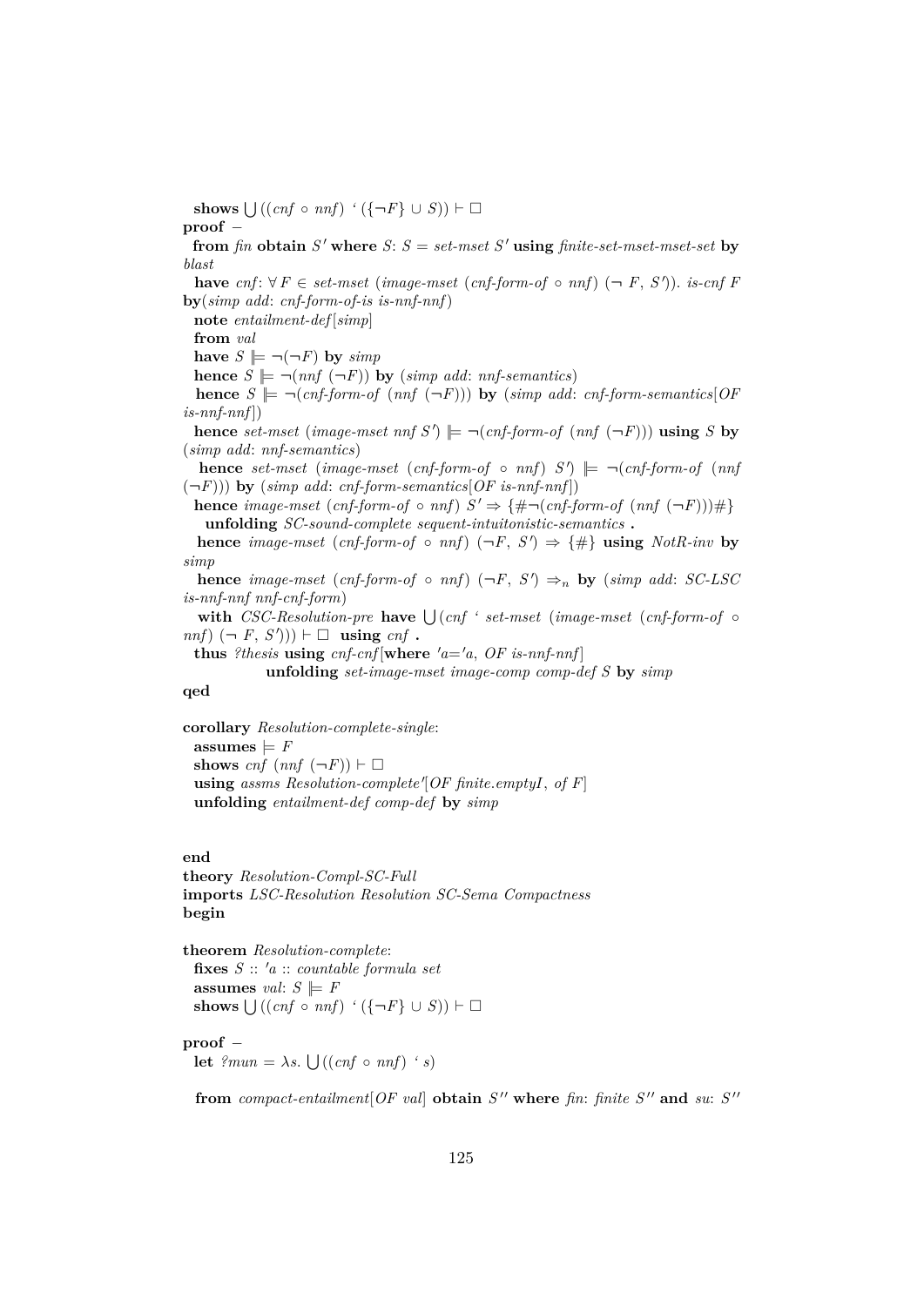**shows** $\bigcup ((cnf \circ nnf)\ `\ (\{\neg F\} \cup S)) \vdash \square$

**proof** −

**from** *fin* **obtain** $S'$ **where** *S*: $S = set\text{-}mset\ S'$ **using** *finite-set-mset-mset-set* **by** *blast*

**have** *cnf*: $\forall F \in set\text{-}mset\ (image\text{-}mset\ (cnf\text{-}form\text{-}of \circ nnf)\ (\neg\ F,\ S')).\ is\text{-}cnf\ F$ **by**(*simp add*: *cnf-form-of-is is-nnf-nnf*)

**note** *entailment-def*[*simp*]

**from** *val*

**have** $S \models \neg(\neg F)$ **by** *simp*

**hence** $S \models \neg(nnf\ (\neg F))$ **by** (*simp add*: *nnf-semantics*)

**hence** $S \models \neg(cnf\text{-}form\text{-}of\ (nnf\ (\neg F)))$ **by** (*simp add*: *cnf-form-semantics*[*OF is-nnf-nnf*])

**hence** $set\text{-}mset\ (image\text{-}mset\ nnf\ S') \models \neg(cnf\text{-}form\text{-}of\ (nnf\ (\neg F)))$ **using** *S* **by** (*simp add*: *nnf-semantics*)

**hence** $set\text{-}mset\ (image\text{-}mset\ (cnf\text{-}form\text{-}of \circ nnf)\ S') \models \neg(cnf\text{-}form\text{-}of\ (nnf\ (\neg F)))$ **by** (*simp add*: *cnf-form-semantics*[*OF is-nnf-nnf*])

**hence** $image\text{-}mset\ (cnf\text{-}form\text{-}of \circ nnf)\ S' \Rightarrow \{\#\neg(cnf\text{-}form\text{-}of\ (nnf\ (\neg F)))\#\}$
  **unfolding** *SC-sound-complete sequent-intuitonistic-semantics* **.**

**hence** $image\text{-}mset\ (cnf\text{-}form\text{-}of \circ nnf)\ (\neg F,\ S') \Rightarrow \{\#\}$ **using** *NotR-inv* **by** *simp*

**hence** $image\text{-}mset\ (cnf\text{-}form\text{-}of \circ nnf)\ (\neg F,\ S') \Rightarrow_n$ **by** (*simp add*: *SC-LSC is-nnf-nnf nnf-cnf-form*)

**with** *CSC-Resolution-pre* **have** $\bigcup (cnf\ `\ set\text{-}mset\ (image\text{-}mset\ (cnf\text{-}form\text{-}of \circ nnf)\ (\neg\ F,\ S'))) \vdash \square$ **using** *cnf* **.**

**thus** *?thesis* **using** *cnf-cnf*[**where** $'a='a$, *OF is-nnf-nnf*]
  **unfolding** *set-image-mset image-comp comp-def S* **by** *simp*

**qed**

**corollary** *Resolution-complete-single*:
  **assumes** $\models F$
  **shows** $cnf\ (nnf\ (\neg F)) \vdash \square$
  **using** *assms Resolution-complete'*[*OF finite.emptyI*, *of F*]
  **unfolding** *entailment-def comp-def* **by** *simp*

**end**

**theory** *Resolution-Compl-SC-Full*
**imports** *LSC-Resolution Resolution SC-Sema Compactness*
**begin**

**theorem** *Resolution-complete*:
  **fixes** $S :: 'a :: countable\ formula\ set$
  **assumes** *val*: $S \models F$
  **shows** $\bigcup ((cnf \circ nnf)\ `\ (\{\neg F\} \cup S)) \vdash \square$

**proof** −
  **let** $?mun = \lambda s.\ \bigcup ((cnf \circ nnf)\ `\ s)$

  **from** *compact-entailment*[*OF val*] **obtain** $S''$ **where** *fin*: *finite* $S''$ **and** *su*: $S''$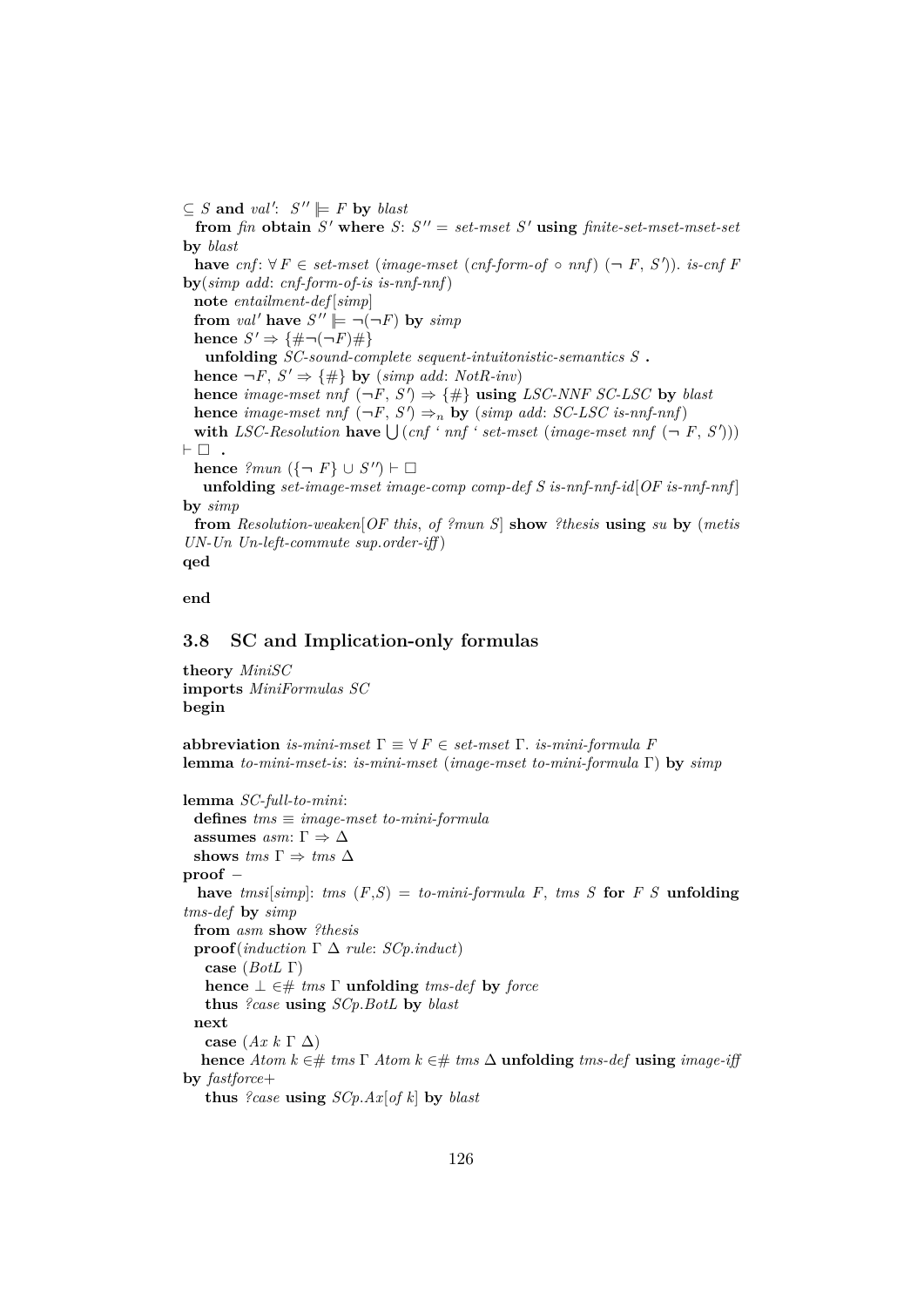$\subseteq$ *S* **and** *val'*: *S''* $\models$ *F* **by** *blast*
  **from** *fin* **obtain** *S'* **where** *S*: *S''* = *set-mset S'* **using** *finite-set-mset-mset-set* **by** *blast*
  **have** *cnf*: $\forall$ *F* $\in$ *set-mset* (*image-mset* (*cnf-form-of* $\circ$ *nnf*) ($\neg$ *F*, *S'*)). *is-cnf F* **by**(*simp add*: *cnf-form-of-is is-nnf-nnf*)
  **note** *entailment-def*[*simp*]
  **from** *val'* **have** *S''* $\models$ $\neg$($\neg$*F*) **by** *simp*
  **hence** *S'* $\Rightarrow$ {#$\neg$($\neg$*F*)#}
    **unfolding** *SC-sound-complete sequent-intuitonistic-semantics S* **.**
  **hence** $\neg$*F*, *S'* $\Rightarrow$ {#} **by** (*simp add*: *NotR-inv*)
  **hence** *image-mset nnf* ($\neg$*F*, *S'*) $\Rightarrow$ {#} **using** *LSC-NNF SC-LSC* **by** *blast*
  **hence** *image-mset nnf* ($\neg$*F*, *S'*) $\Rightarrow_n$ **by** (*simp add*: *SC-LSC is-nnf-nnf*)
  **with** *LSC-Resolution* **have** $\bigcup$(*cnf* ' *nnf* ' *set-mset* (*image-mset nnf* ($\neg$ *F*, *S'*))) $\vdash$ $\square$ **.**
  **hence** *?mun* ({$\neg$ *F*} $\cup$ *S''*) $\vdash$ $\square$
    **unfolding** *set-image-mset image-comp comp-def S is-nnf-nnf-id*[*OF is-nnf-nnf*] **by** *simp*
  **from** *Resolution-weaken*[*OF this*, *of ?mun S*] **show** *?thesis* **using** *su* **by** (*metis UN-Un Un-left-commute sup.order-iff*)
**qed**

**end**

## 3.8 SC and Implication-only formulas

**theory** *MiniSC*
**imports** *MiniFormulas SC*
**begin**

**abbreviation** *is-mini-mset* Γ ≡ ∀ *F* ∈ *set-mset* Γ. *is-mini-formula F*
**lemma** *to-mini-mset-is*: *is-mini-mset* (*image-mset to-mini-formula* Γ) **by** *simp*

**lemma** *SC-full-to-mini*:
  **defines** *tms* ≡ *image-mset to-mini-formula*
  **assumes** *asm*: Γ ⇒ Δ
  **shows** *tms* Γ ⇒ *tms* Δ
**proof** −
  **have** *tmsi*[*simp*]: *tms* (*F*,*S*) = *to-mini-formula F*, *tms S* **for** *F S* **unfolding** *tms-def* **by** *simp*
  **from** *asm* **show** *?thesis*
  **proof**(*induction* Γ Δ *rule*: *SCp.induct*)
    **case** (*BotL* Γ)
    **hence** ⊥ ∈# *tms* Γ **unfolding** *tms-def* **by** *force*
    **thus** *?case* **using** *SCp.BotL* **by** *blast*
  **next**
    **case** (*Ax k* Γ Δ)
    **hence** *Atom k* ∈# *tms* Γ *Atom k* ∈# *tms* Δ **unfolding** *tms-def* **using** *image-iff* **by** *fastforce+*
    **thus** *?case* **using** *SCp.Ax*[*of k*] **by** *blast*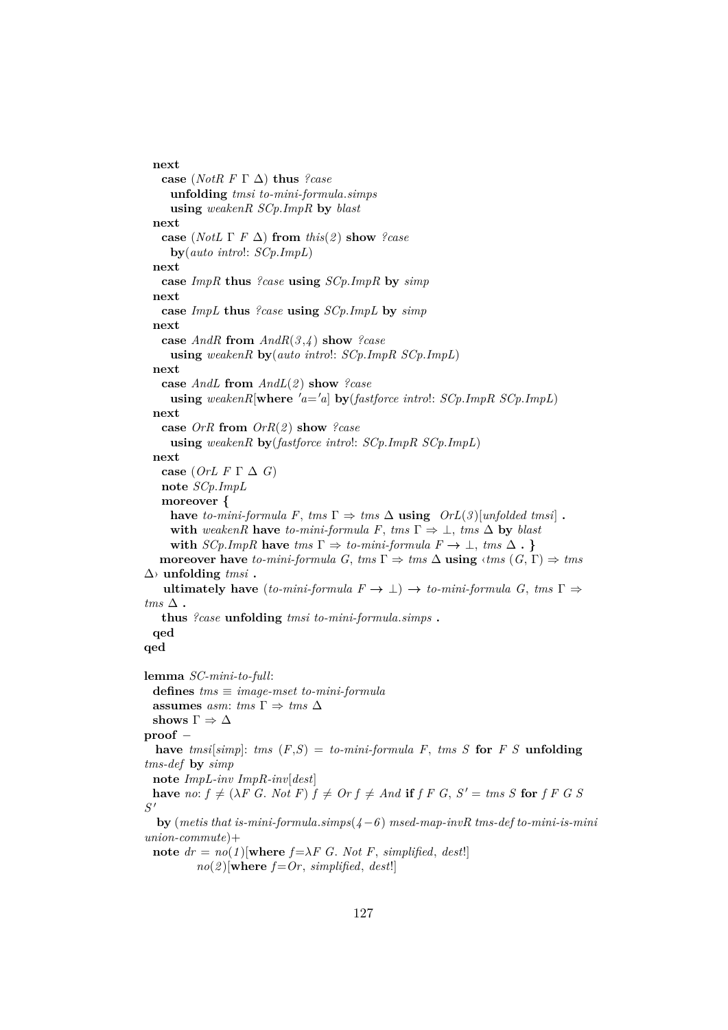```
  next
    case (NotR F Γ Δ) thus ?case
      unfolding tmsi to-mini-formula.simps
      using weakenR SCp.ImpR by blast
  next
    case (NotL Γ F Δ) from this(2) show ?case
      by(auto intro!: SCp.ImpL)
  next
    case ImpR thus ?case using SCp.ImpR by simp
  next
    case ImpL thus ?case using SCp.ImpL by simp
  next
    case AndR from AndR(3,4) show ?case
      using weakenR by(auto intro!: SCp.ImpR SCp.ImpL)
  next
    case AndL from AndL(2) show ?case
      using weakenR[where 'a='a] by(fastforce intro!: SCp.ImpR SCp.ImpL)
  next
    case OrR from OrR(2) show ?case
      using weakenR by(fastforce intro!: SCp.ImpR SCp.ImpL)
  next
    case (OrL F Γ Δ G)
    note SCp.ImpL
    moreover {
      have to-mini-formula F, tms Γ ⇒ tms Δ using OrL(3)[unfolded tmsi] .
      with weakenR have to-mini-formula F, tms Γ ⇒ ⊥, tms Δ by blast
      with SCp.ImpR have tms Γ ⇒ to-mini-formula F → ⊥, tms Δ . }
    moreover have to-mini-formula G, tms Γ ⇒ tms Δ using ‹tms (G, Γ) ⇒ tms
Δ› unfolding tmsi .
    ultimately have (to-mini-formula F → ⊥) → to-mini-formula G, tms Γ ⇒
tms Δ .
    thus ?case unfolding tmsi to-mini-formula.simps .
  qed
qed

lemma SC-mini-to-full:
  defines tms ≡ image-mset to-mini-formula
  assumes asm: tms Γ ⇒ tms Δ
  shows Γ ⇒ Δ
proof −
  have tmsi[simp]: tms (F,S) = to-mini-formula F, tms S for F S unfolding
tms-def by simp
  note ImpL-inv ImpR-inv[dest]
  have no: f ≠ (λF G. Not F) f ≠ Or f ≠ And if f F G, S' = tms S for f F G S
S'
    by (metis that is-mini-formula.simps(4−6) msed-map-invR tms-def to-mini-is-mini
union-commute)+
  note dr = no(1)[where f=λF G. Not F, simplified, dest!]
            no(2)[where f=Or, simplified, dest!]
```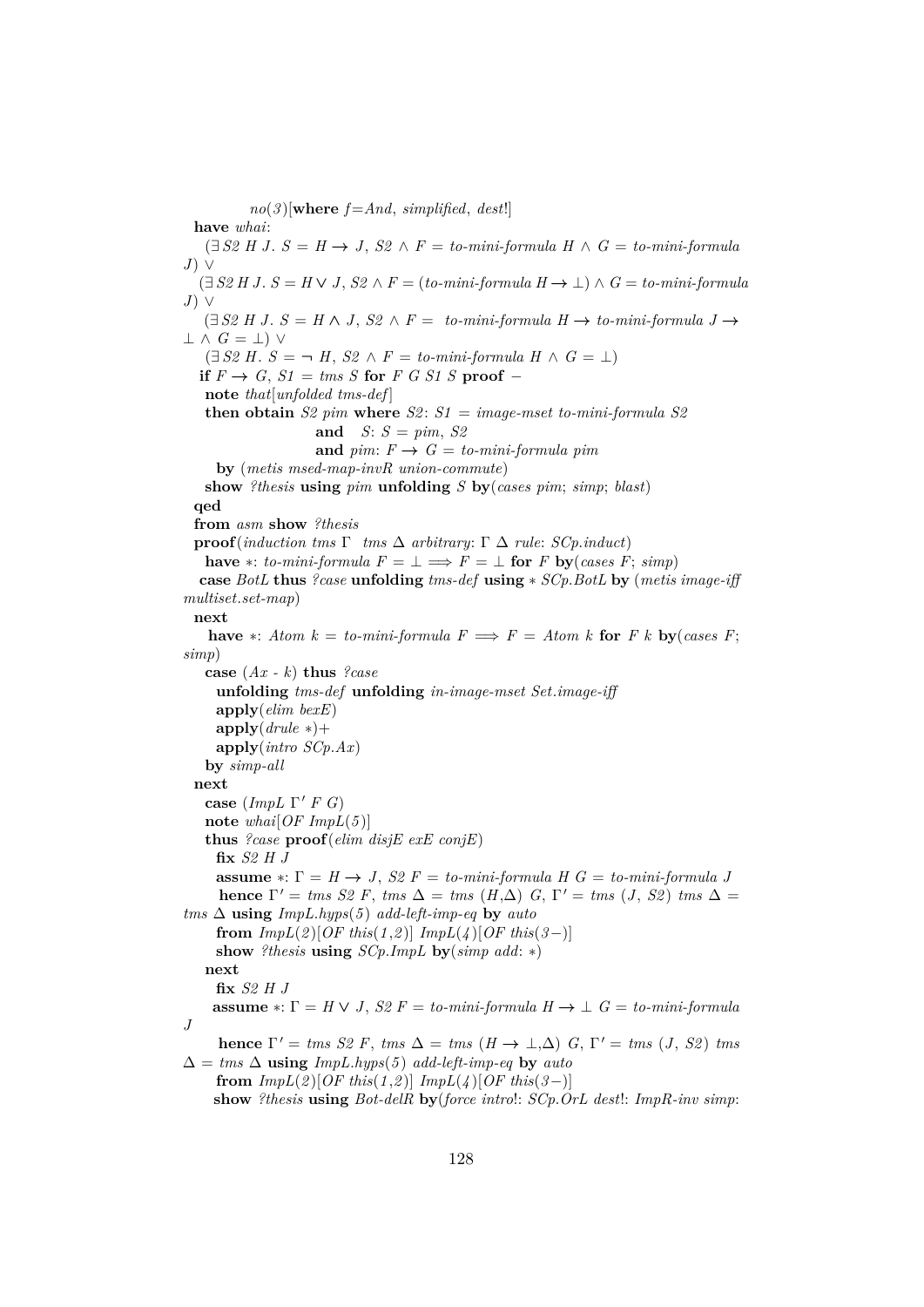```
        no(3)[where f=And, simplified, dest!]
  have whai:
    (∃ S2 H J. S = H → J, S2 ∧ F = to-mini-formula H ∧ G = to-mini-formula J) ∨
    (∃ S2 H J. S = H ∨ J, S2 ∧ F = (to-mini-formula H → ⊥) ∧ G = to-mini-formula J) ∨
    (∃ S2 H J. S = H ∧ J, S2 ∧ F = to-mini-formula H → to-mini-formula J → ⊥ ∧ G = ⊥) ∨
    (∃ S2 H. S = ¬ H, S2 ∧ F = to-mini-formula H ∧ G = ⊥)
   if F → G, S1 = tms S for F G S1 S proof −
    note that[unfolded tms-def]
    then obtain S2 pim where S2: S1 = image-mset to-mini-formula S2
                      and   S: S = pim, S2
                      and pim: F → G = to-mini-formula pim
      by (metis msed-map-invR union-commute)
    show ?thesis using pim unfolding S by(cases pim; simp; blast)
  qed
  from asm show ?thesis
  proof(induction tms Γ  tms Δ arbitrary: Γ Δ rule: SCp.induct)
    have ∗: to-mini-formula F = ⊥ ⟹ F = ⊥ for F by(cases F; simp)
   case BotL thus ?case unfolding tms-def using ∗ SCp.BotL by (metis image-iff multiset.set-map)
  next
    have ∗: Atom k = to-mini-formula F ⟹ F = Atom k for F k by(cases F; simp)
    case (Ax - k) thus ?case
      unfolding tms-def unfolding in-image-mset Set.image-iff
      apply(elim bexE)
      apply(drule ∗)+
      apply(intro SCp.Ax)
    by simp-all
  next
    case (ImpL Γ' F G)
    note whai[OF ImpL(5)]
    thus ?case proof(elim disjE exE conjE)
      fix S2 H J
      assume ∗: Γ = H → J, S2 F = to-mini-formula H G = to-mini-formula J
       hence Γ' = tms S2 F, tms Δ = tms (H,Δ) G, Γ' = tms (J, S2) tms Δ = tms Δ using ImpL.hyps(5) add-left-imp-eq by auto
      from ImpL(2)[OF this(1,2)] ImpL(4)[OF this(3−)]
      show ?thesis using SCp.ImpL by(simp add: ∗)
    next
      fix S2 H J
     assume ∗: Γ = H ∨ J, S2 F = to-mini-formula H → ⊥ G = to-mini-formula J
       hence Γ' = tms S2 F, tms Δ = tms (H → ⊥,Δ) G, Γ' = tms (J, S2) tms Δ = tms Δ using ImpL.hyps(5) add-left-imp-eq by auto
      from ImpL(2)[OF this(1,2)] ImpL(4)[OF this(3−)]
     show ?thesis using Bot-delR by(force intro!: SCp.OrL dest!: ImpR-inv simp:
```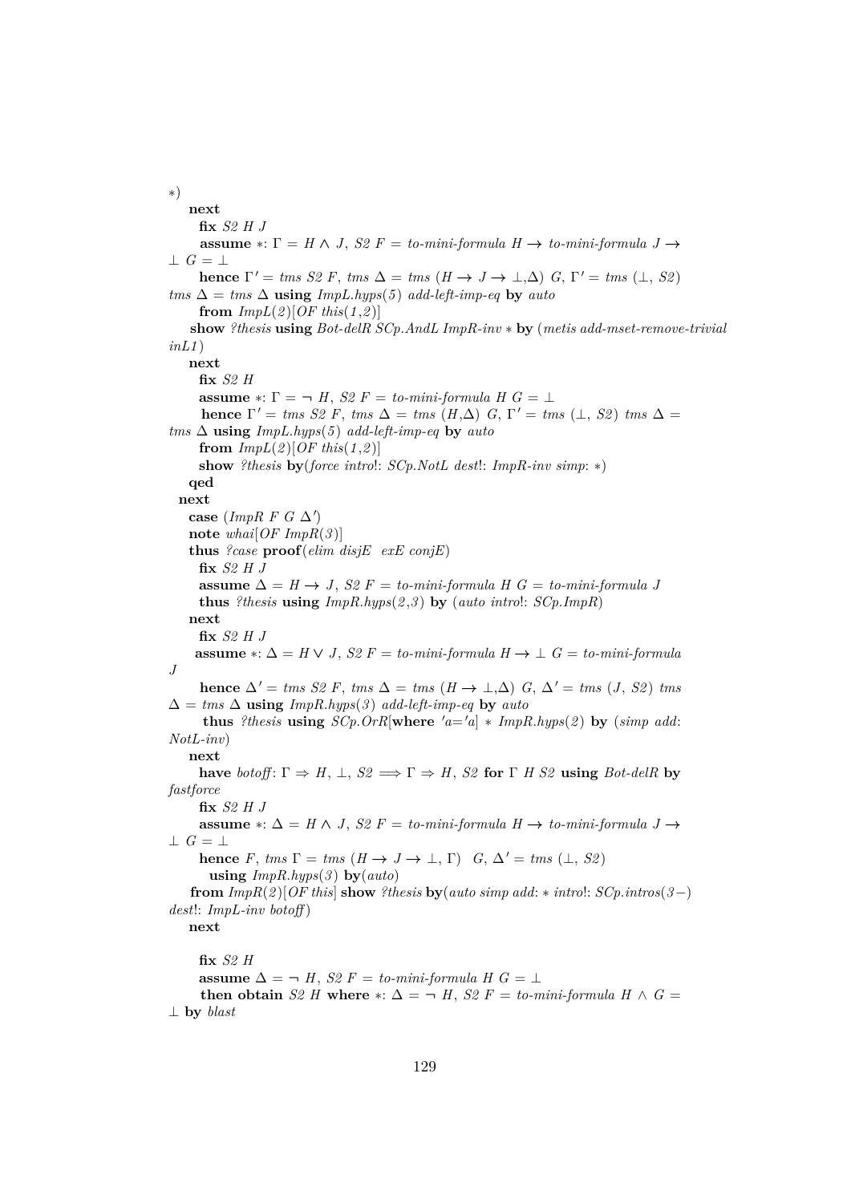```
*)
  next
    fix S2 H J
    assume *: Γ = H ∧ J, S2 F = to-mini-formula H → to-mini-formula J →
⊥ G = ⊥
    hence Γ' = tms S2 F, tms Δ = tms (H → J → ⊥,Δ) G, Γ' = tms (⊥, S2)
tms Δ = tms Δ using ImpL.hyps(5) add-left-imp-eq by auto
    from ImpL(2)[OF this(1,2)]
   show ?thesis using Bot-delR SCp.AndL ImpR-inv * by (metis add-mset-remove-trivial
inL1)
  next
    fix S2 H
    assume *: Γ = ¬ H, S2 F = to-mini-formula H G = ⊥
     hence Γ' = tms S2 F, tms Δ = tms (H,Δ) G, Γ' = tms (⊥, S2) tms Δ =
tms Δ using ImpL.hyps(5) add-left-imp-eq by auto
    from ImpL(2)[OF this(1,2)]
    show ?thesis by(force intro!: SCp.NotL dest!: ImpR-inv simp: *)
  qed
 next
  case (ImpR F G Δ')
  note whai[OF ImpR(3)]
  thus ?case proof(elim disjE  exE conjE)
    fix S2 H J
    assume Δ = H → J, S2 F = to-mini-formula H G = to-mini-formula J
    thus ?thesis using ImpR.hyps(2,3) by (auto intro!: SCp.ImpR)
  next
    fix S2 H J
   assume *: Δ = H ∨ J, S2 F = to-mini-formula H → ⊥ G = to-mini-formula
J
    hence Δ' = tms S2 F, tms Δ = tms (H → ⊥,Δ) G, Δ' = tms (J, S2) tms
Δ = tms Δ using ImpR.hyps(3) add-left-imp-eq by auto
     thus ?thesis using SCp.OrR[where 'a='a] * ImpR.hyps(2) by (simp add:
NotL-inv)
  next
    have botoff: Γ ⇒ H, ⊥, S2 ⟹ Γ ⇒ H, S2 for Γ H S2 using Bot-delR by
fastforce
    fix S2 H J
    assume *: Δ = H ∧ J, S2 F = to-mini-formula H → to-mini-formula J →
⊥ G = ⊥
    hence F, tms Γ = tms (H → J → ⊥, Γ)  G, Δ' = tms (⊥, S2)
      using ImpR.hyps(3) by(auto)
   from ImpR(2)[OF this] show ?thesis by(auto simp add: * intro!: SCp.intros(3−)
dest!: ImpL-inv botoff)
  next

    fix S2 H
    assume Δ = ¬ H, S2 F = to-mini-formula H G = ⊥
    then obtain S2 H where *: Δ = ¬ H, S2 F = to-mini-formula H ∧ G =
⊥ by blast
```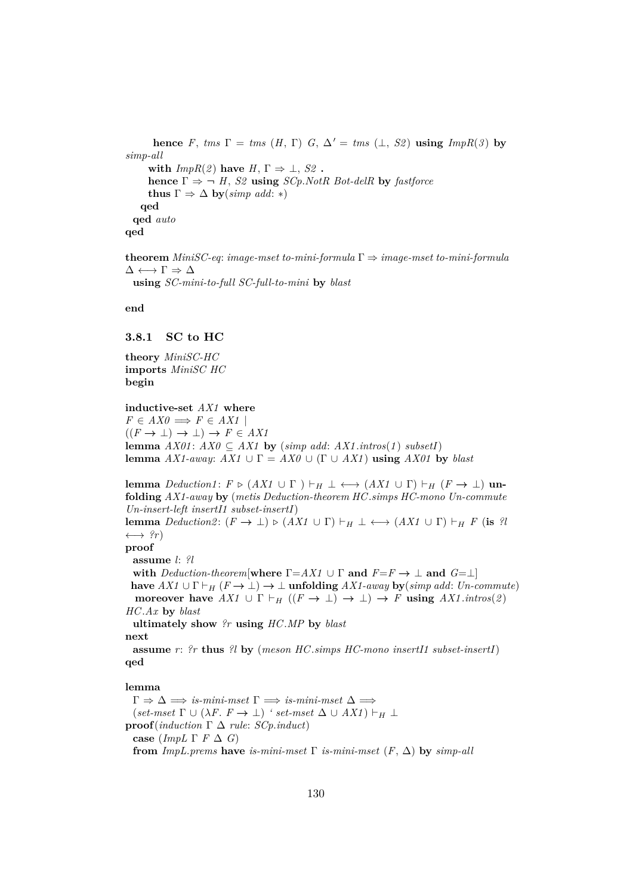**hence** $F$, *tms* $\Gamma$ = *tms* $(H, \Gamma)$ $G$, $\Delta'$ = *tms* $(\bot, S2)$ **using** *ImpR*(*3*) **by** *simp-all*
  **with** *ImpR*(*2*) **have** $H, \Gamma \Rightarrow \bot, S2$ **.**
  **hence** $\Gamma \Rightarrow \neg H, S2$ **using** *SCp.NotR Bot-delR* **by** *fastforce*
  **thus** $\Gamma \Rightarrow \Delta$ **by**(*simp add*: ∗)
 **qed**
**qed** *auto*
**qed**

**theorem** *MiniSC-eq*: *image-mset to-mini-formula* $\Gamma \Rightarrow$ *image-mset to-mini-formula* $\Delta \longleftrightarrow \Gamma \Rightarrow \Delta$
 **using** *SC-mini-to-full SC-full-to-mini* **by** *blast*

**end**

### 3.8.1 SC to HC

**theory** *MiniSC-HC*
**imports** *MiniSC HC*
**begin**

**inductive-set** *AX1* **where**
$F \in AX0 \Longrightarrow F \in AX1$ |
$((F \to \bot) \to \bot) \to F \in AX1$
**lemma** *AX01*: $AX0 \subseteq AX1$ **by** (*simp add*: *AX1.intros*(*1*) *subsetI*)
**lemma** *AX1-away*: $AX1 \cup \Gamma = AX0 \cup (\Gamma \cup AX1)$ **using** *AX01* **by** *blast*

**lemma** *Deduction1*: $F \triangleright (AX1 \cup \Gamma\ ) \vdash_H \bot \longleftrightarrow (AX1 \cup \Gamma) \vdash_H (F \to \bot)$ **unfolding** *AX1-away* **by** (*metis Deduction-theorem HC.simps HC-mono Un-commute Un-insert-left insertI1 subset-insertI*)
**lemma** *Deduction2*: $(F \to \bot) \triangleright (AX1 \cup \Gamma) \vdash_H \bot \longleftrightarrow (AX1 \cup \Gamma) \vdash_H F$ (**is** *?l* $\longleftrightarrow$ *?r*)
**proof**
 **assume** *l*: *?l*
 **with** *Deduction-theorem*[**where** $\Gamma$=$AX1 \cup \Gamma$ **and** $F$=$F \to \bot$ **and** $G$=$\bot$]
 **have** $AX1 \cup \Gamma \vdash_H (F \to \bot) \to \bot$ **unfolding** *AX1-away* **by**(*simp add*: *Un-commute*)
 **moreover have** $AX1 \cup \Gamma \vdash_H ((F \to \bot) \to \bot) \to F$ **using** *AX1.intros*(*2*) *HC.Ax* **by** *blast*
 **ultimately show** *?r* **using** *HC.MP* **by** *blast*
**next**
 **assume** *r*: *?r* **thus** *?l* **by** (*meson HC.simps HC-mono insertI1 subset-insertI*)
**qed**

**lemma**
 $\Gamma \Rightarrow \Delta \Longrightarrow$ *is-mini-mset* $\Gamma \Longrightarrow$ *is-mini-mset* $\Delta \Longrightarrow$
 (*set-mset* $\Gamma \cup (\lambda F.\ F \to \bot)$ ‘ *set-mset* $\Delta \cup AX1) \vdash_H \bot$
**proof**(*induction* $\Gamma$ $\Delta$ *rule*: *SCp.induct*)
 **case** (*ImpL* $\Gamma$ $F$ $\Delta$ $G$)
 **from** *ImpL.prems* **have** *is-mini-mset* $\Gamma$ *is-mini-mset* $(F, \Delta)$ **by** *simp-all*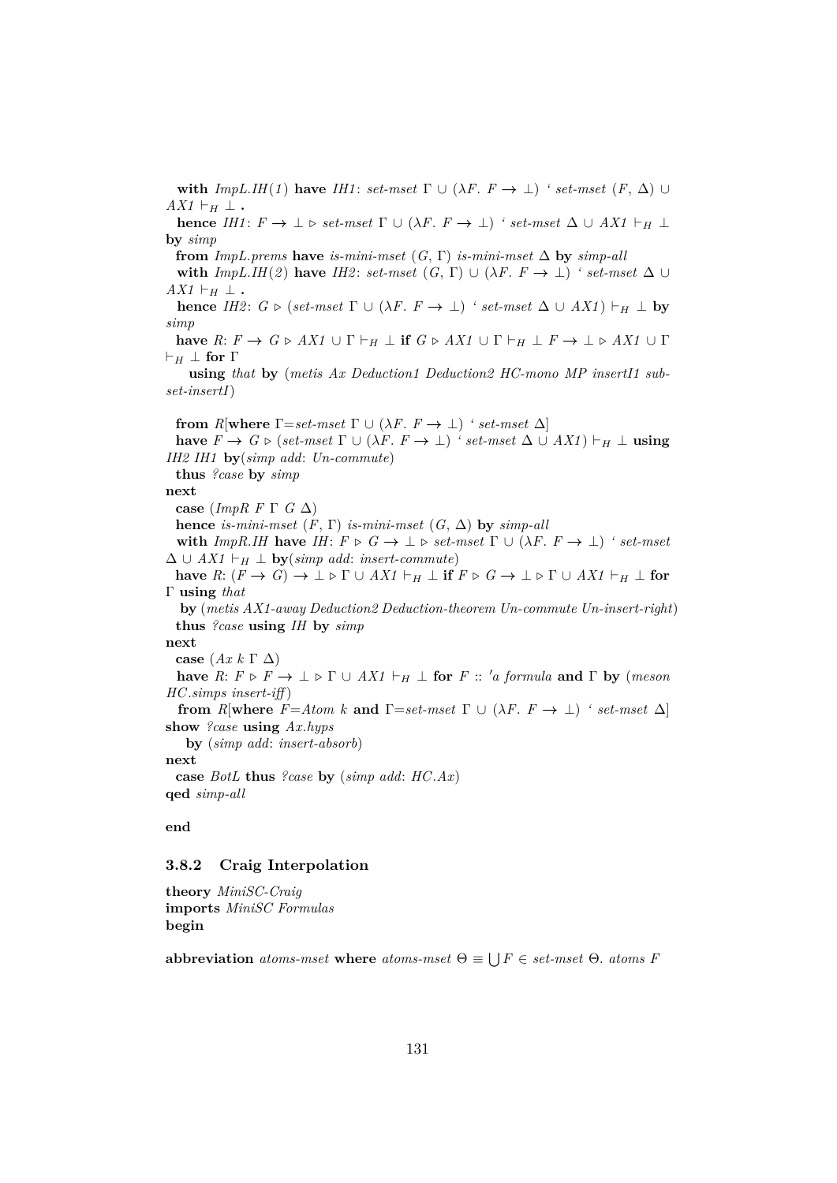**with** *ImpL.IH(1)* **have** *IH1*: *set-mset* Γ ∪ (λ*F*. *F* → ⊥) ‘ *set-mset* (*F*, Δ) ∪ *AX1* $\vdash_H$ ⊥ **.**
**hence** *IH1*: *F* → ⊥ ▷ *set-mset* Γ ∪ (λ*F*. *F* → ⊥) ‘ *set-mset* Δ ∪ *AX1* $\vdash_H$ ⊥ **by** *simp*
**from** *ImpL.prems* **have** *is-mini-mset* (*G*, Γ) *is-mini-mset* Δ **by** *simp-all*
**with** *ImpL.IH(2)* **have** *IH2*: *set-mset* (*G*, Γ) ∪ (λ*F*. *F* → ⊥) ‘ *set-mset* Δ ∪ *AX1* $\vdash_H$ ⊥ **.**
**hence** *IH2*: *G* ▷ (*set-mset* Γ ∪ (λ*F*. *F* → ⊥) ‘ *set-mset* Δ ∪ *AX1*) $\vdash_H$ ⊥ **by** *simp*
**have** *R*: *F* → *G* ▷ *AX1* ∪ Γ $\vdash_H$ ⊥ **if** *G* ▷ *AX1* ∪ Γ $\vdash_H$ ⊥ *F* → ⊥ ▷ *AX1* ∪ Γ $\vdash_H$ ⊥ **for** Γ
**using** *that* **by** (*metis Ax Deduction1 Deduction2 HC-mono MP insertI1 subset-insertI*)

**from** *R*[**where** Γ=*set-mset* Γ ∪ (λ*F*. *F* → ⊥) ‘ *set-mset* Δ]
**have** *F* → *G* ▷ (*set-mset* Γ ∪ (λ*F*. *F* → ⊥) ‘ *set-mset* Δ ∪ *AX1*) $\vdash_H$ ⊥ **using** *IH2 IH1* **by**(*simp add*: *Un-commute*)
**thus** *?case* **by** *simp*
**next**
**case** (*ImpR F* Γ *G* Δ)
**hence** *is-mini-mset* (*F*, Γ) *is-mini-mset* (*G*, Δ) **by** *simp-all*
**with** *ImpR.IH* **have** *IH*: *F* ▷ *G* → ⊥ ▷ *set-mset* Γ ∪ (λ*F*. *F* → ⊥) ‘ *set-mset* Δ ∪ *AX1* $\vdash_H$ ⊥ **by**(*simp add*: *insert-commute*)
**have** *R*: (*F* → *G*) → ⊥ ▷ Γ ∪ *AX1* $\vdash_H$ ⊥ **if** *F* ▷ *G* → ⊥ ▷ Γ ∪ *AX1* $\vdash_H$ ⊥ **for** Γ **using** *that*
**by** (*metis AX1-away Deduction2 Deduction-theorem Un-commute Un-insert-right*)
**thus** *?case* **using** *IH* **by** *simp*
**next**
**case** (*Ax k* Γ Δ)
**have** *R*: *F* ▷ *F* → ⊥ ▷ Γ ∪ *AX1* $\vdash_H$ ⊥ **for** *F* :: *'a formula* **and** Γ **by** (*meson HC.simps insert-iff*)
**from** *R*[**where** *F*=*Atom k* **and** Γ=*set-mset* Γ ∪ (λ*F*. *F* → ⊥) ‘ *set-mset* Δ] **show** *?case* **using** *Ax.hyps*
**by** (*simp add*: *insert-absorb*)
**next**
**case** *BotL* **thus** *?case* **by** (*simp add*: *HC.Ax*)
**qed** *simp-all*

**end**

### 3.8.2 Craig Interpolation

**theory** *MiniSC-Craig*
**imports** *MiniSC Formulas*
**begin**

**abbreviation** *atoms-mset* **where** *atoms-mset* Θ ≡ ⋃*F* ∈ *set-mset* Θ. *atoms F*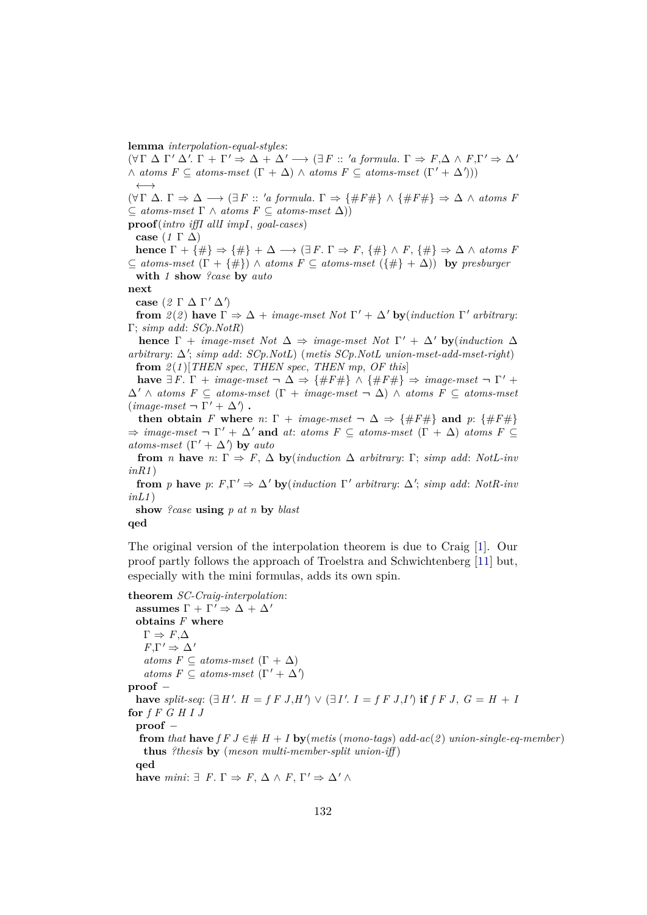**lemma** *interpolation-equal-styles*:
$(\forall \Gamma\ \Delta\ \Gamma'\ \Delta'.\ \Gamma + \Gamma' \Rightarrow \Delta + \Delta' \longrightarrow (\exists F :: 'a\ formula.\ \Gamma \Rightarrow F{,}\Delta \wedge F{,}\Gamma' \Rightarrow \Delta'$
$\wedge\ atoms\ F \subseteq atoms\text{-}mset\ (\Gamma + \Delta) \wedge atoms\ F \subseteq atoms\text{-}mset\ (\Gamma' + \Delta')))$
$\longleftrightarrow$
$(\forall \Gamma\ \Delta.\ \Gamma \Rightarrow \Delta \longrightarrow (\exists F :: 'a\ formula.\ \Gamma \Rightarrow \{\#F\#\} \wedge \{\#F\#\} \Rightarrow \Delta \wedge atoms\ F$
$\subseteq atoms\text{-}mset\ \Gamma \wedge atoms\ F \subseteq atoms\text{-}mset\ \Delta))$
**proof**(*intro iffI allI impI*, *goal-cases*)
  **case** (*1* $\Gamma$ $\Delta$)
  **hence** $\Gamma + \{\#\} \Rightarrow \{\#\} + \Delta \longrightarrow (\exists F.\ \Gamma \Rightarrow F,\ \{\#\} \wedge F,\ \{\#\} \Rightarrow \Delta \wedge atoms\ F$
$\subseteq atoms\text{-}mset\ (\Gamma + \{\#\}) \wedge atoms\ F \subseteq atoms\text{-}mset\ (\{\#\} + \Delta))$ **by** *presburger*
  **with** *1* **show** *?case* **by** *auto*
**next**
  **case** (*2* $\Gamma$ $\Delta$ $\Gamma'$ $\Delta'$)
  **from** *2*(*2*) **have** $\Gamma \Rightarrow \Delta + image\text{-}mset\ Not\ \Gamma' + \Delta'$ **by**(*induction* $\Gamma'$ *arbitrary*: $\Gamma$; *simp add*: *SCp.NotR*)
  **hence** $\Gamma + image\text{-}mset\ Not\ \Delta \Rightarrow image\text{-}mset\ Not\ \Gamma' + \Delta'$ **by**(*induction* $\Delta$ *arbitrary*: $\Delta'$; *simp add*: *SCp.NotL*) (*metis SCp.NotL union-mset-add-mset-right*)
  **from** *2*(*1*)[*THEN spec*, *THEN spec*, *THEN mp*, *OF this*]
  **have** $\exists F.\ \Gamma + image\text{-}mset\ \neg\ \Delta \Rightarrow \{\#F\#\} \wedge \{\#F\#\} \Rightarrow image\text{-}mset\ \neg\ \Gamma' +$
$\Delta' \wedge atoms\ F \subseteq atoms\text{-}mset\ (\Gamma + image\text{-}mset\ \neg\ \Delta) \wedge atoms\ F \subseteq atoms\text{-}mset$
$(image\text{-}mset\ \neg\ \Gamma' + \Delta')$ **.**
  **then obtain** $F$ **where** $n$: $\Gamma + image\text{-}mset\ \neg\ \Delta \Rightarrow \{\#F\#\}$ **and** $p$: $\{\#F\#\}$
$\Rightarrow image\text{-}mset\ \neg\ \Gamma' + \Delta'$ **and** $at$: $atoms\ F \subseteq atoms\text{-}mset\ (\Gamma + \Delta)$ $atoms\ F \subseteq$
$atoms\text{-}mset\ (\Gamma' + \Delta')$ **by** *auto*
  **from** $n$ **have** $n$: $\Gamma \Rightarrow F,\ \Delta$ **by**(*induction* $\Delta$ *arbitrary*: $\Gamma$; *simp add*: *NotL-inv inR1*)
  **from** $p$ **have** $p$: $F{,}\Gamma' \Rightarrow \Delta'$ **by**(*induction* $\Gamma'$ *arbitrary*: $\Delta'$; *simp add*: *NotR-inv inL1*)
  **show** *?case* **using** $p$ $at$ $n$ **by** *blast*
**qed**

The original version of the interpolation theorem is due to Craig [1]. Our proof partly follows the approach of Troelstra and Schwichtenberg [11] but, especially with the mini formulas, adds its own spin.

**theorem** *SC-Craig-interpolation*:
  **assumes** $\Gamma + \Gamma' \Rightarrow \Delta + \Delta'$
  **obtains** $F$ **where**
    $\Gamma \Rightarrow F{,}\Delta$
    $F{,}\Gamma' \Rightarrow \Delta'$
    $atoms\ F \subseteq atoms\text{-}mset\ (\Gamma + \Delta)$
    $atoms\ F \subseteq atoms\text{-}mset\ (\Gamma' + \Delta')$
**proof** −
  **have** *split-seq*: $(\exists H'.\ H = f\ F\ J{,}H') \vee (\exists I'.\ I = f\ F\ J{,}I')$ **if** $f\ F\ J,\ G = H + I$
**for** $f\ F\ G\ H\ I\ J$
  **proof** −
   **from** *that* **have** $f\ F\ J \in\#\ H + I$ **by**(*metis* (*mono-tags*) *add-ac*(*2*) *union-single-eq-member*)
   **thus** *?thesis* **by** (*meson multi-member-split union-iff*)
  **qed**
  **have** *mini*: $\exists\ F.\ \Gamma \Rightarrow F,\ \Delta \wedge F,\ \Gamma' \Rightarrow \Delta' \wedge$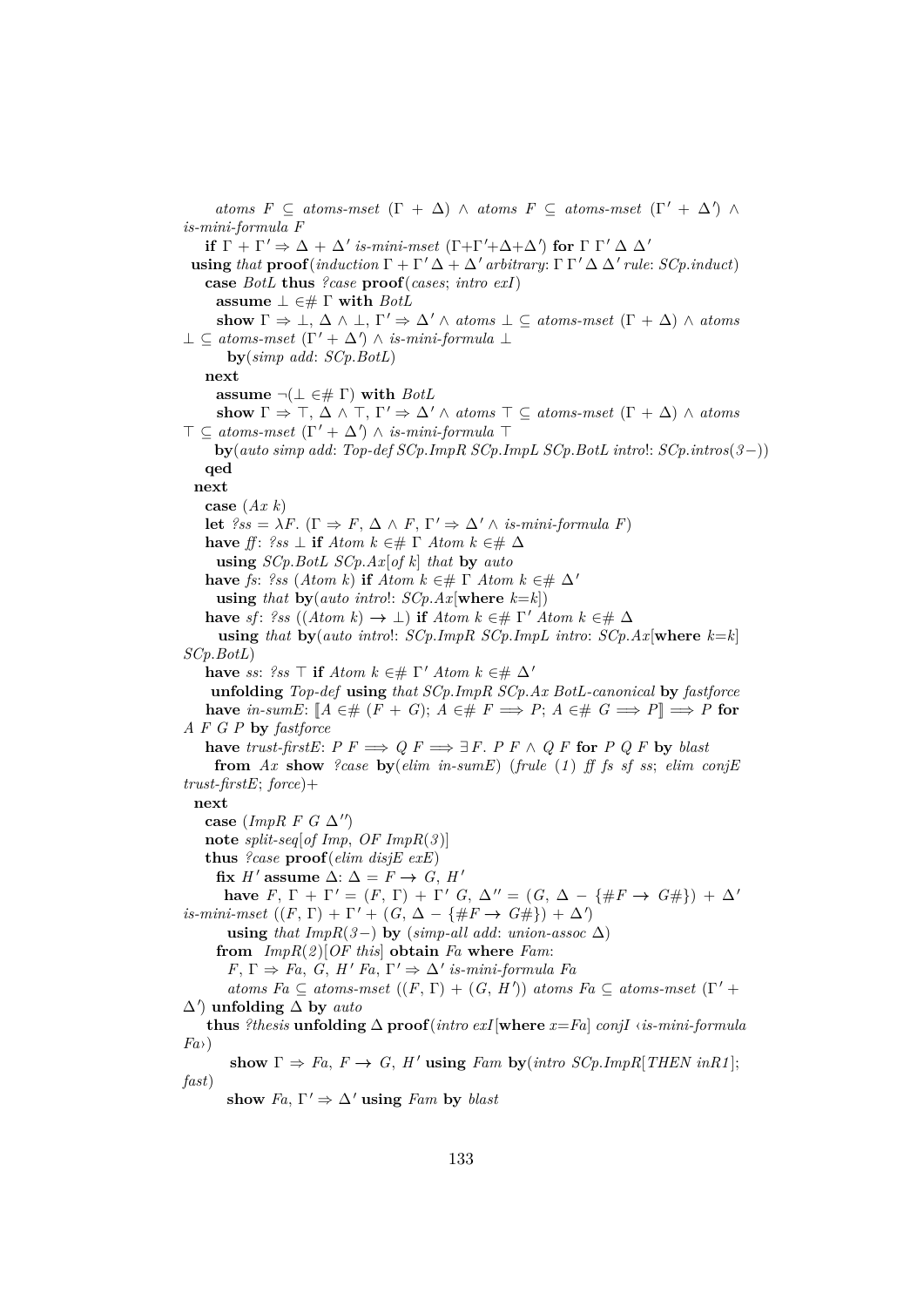```
    atoms F ⊆ atoms-mset (Γ + Δ) ∧ atoms F ⊆ atoms-mset (Γ' + Δ') ∧
is-mini-formula F
    if Γ + Γ' ⇒ Δ + Δ' is-mini-mset (Γ+Γ'+Δ+Δ') for Γ Γ' Δ Δ'
  using that proof(induction Γ + Γ' Δ + Δ' arbitrary: Γ Γ' Δ Δ' rule: SCp.induct)
    case BotL thus ?case proof(cases; intro exI)
      assume ⊥ ∈# Γ with BotL
      show Γ ⇒ ⊥, Δ ∧ ⊥, Γ' ⇒ Δ' ∧ atoms ⊥ ⊆ atoms-mset (Γ + Δ) ∧ atoms
⊥ ⊆ atoms-mset (Γ' + Δ') ∧ is-mini-formula ⊥
        by(simp add: SCp.BotL)
    next
      assume ¬(⊥ ∈# Γ) with BotL
      show Γ ⇒ ⊤, Δ ∧ ⊤, Γ' ⇒ Δ' ∧ atoms ⊤ ⊆ atoms-mset (Γ + Δ) ∧ atoms
⊤ ⊆ atoms-mset (Γ' + Δ') ∧ is-mini-formula ⊤
      by(auto simp add: Top-def SCp.ImpR SCp.ImpL SCp.BotL intro!: SCp.intros(3−))
    qed
  next
    case (Ax k)
    let ?ss = λF. (Γ ⇒ F, Δ ∧ F, Γ' ⇒ Δ' ∧ is-mini-formula F)
    have ff: ?ss ⊥ if Atom k ∈# Γ Atom k ∈# Δ
      using SCp.BotL SCp.Ax[of k] that by auto
    have fs: ?ss (Atom k) if Atom k ∈# Γ Atom k ∈# Δ'
      using that by(auto intro!: SCp.Ax[where k=k])
    have sf: ?ss ((Atom k) → ⊥) if Atom k ∈# Γ' Atom k ∈# Δ
      using that by(auto intro!: SCp.ImpR SCp.ImpL intro: SCp.Ax[where k=k]
SCp.BotL)
    have ss: ?ss ⊤ if Atom k ∈# Γ' Atom k ∈# Δ'
      unfolding Top-def using that SCp.ImpR SCp.Ax BotL-canonical by fastforce
    have in-sumE: ⟦A ∈# (F + G); A ∈# F ⟹ P; A ∈# G ⟹ P⟧ ⟹ P for
A F G P by fastforce
    have trust-firstE: P F ⟹ Q F ⟹ ∃F. P F ∧ Q F for P Q F by blast
      from Ax show ?case by(elim in-sumE) (frule (1) ff fs sf ss; elim conjE
trust-firstE; force)+
  next
    case (ImpR F G Δ'')
    note split-seq[of Imp, OF ImpR(3)]
    thus ?case proof(elim disjE exE)
      fix H' assume Δ: Δ = F → G, H'
        have F, Γ + Γ' = (F, Γ) + Γ' G, Δ'' = (G, Δ − {#F → G#}) + Δ'
is-mini-mset ((F, Γ) + Γ' + (G, Δ − {#F → G#}) + Δ')
        using that ImpR(3−) by (simp-all add: union-assoc Δ)
      from ImpR(2)[OF this] obtain Fa where Fam:
        F, Γ ⇒ Fa, G, H' Fa, Γ' ⇒ Δ' is-mini-formula Fa
        atoms Fa ⊆ atoms-mset ((F, Γ) + (G, H')) atoms Fa ⊆ atoms-mset (Γ' +
Δ') unfolding Δ by auto
     thus ?thesis unfolding Δ proof(intro exI[where x=Fa] conjI ‹is-mini-formula
Fa›)
        show Γ ⇒ Fa, F → G, H' using Fam by(intro SCp.ImpR[THEN inR1];
fast)
        show Fa, Γ' ⇒ Δ' using Fam by blast
```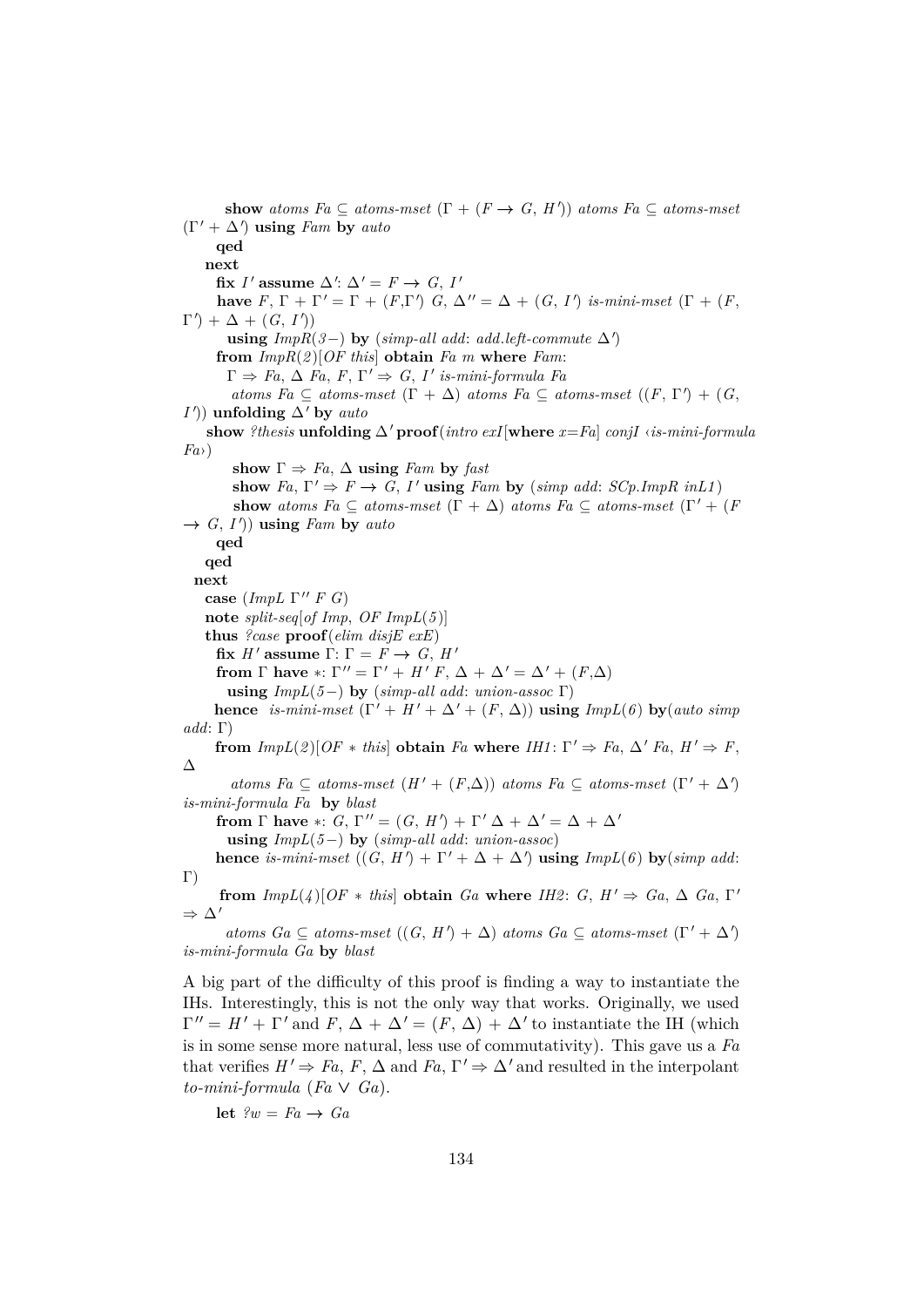**show** *atoms Fa* ⊆ *atoms-mset* (Γ + (F → G, H′)) *atoms Fa* ⊆ *atoms-mset* (Γ′ + Δ′) **using** *Fam* **by** *auto*

**qed**

**next**

**fix** *I′* **assume** Δ′: Δ′ = F → G, I′

**have** F, Γ + Γ′ = Γ + (F,Γ′) G, Δ″ = Δ + (G, I′) *is-mini-mset* (Γ + (F, Γ′) + Δ + (G, I′))

**using** *ImpR(3−)* **by** (*simp-all add*: *add.left-commute* Δ′)

**from** *ImpR(2)*[*OF this*] **obtain** *Fa m* **where** *Fam*:

Γ ⇒ Fa, Δ Fa, F, Γ′ ⇒ G, I′ *is-mini-formula Fa*

*atoms Fa* ⊆ *atoms-mset* (Γ + Δ) *atoms Fa* ⊆ *atoms-mset* ((F, Γ′) + (G, I′)) **unfolding** Δ′ **by** *auto*

**show** *?thesis* **unfolding** Δ′ **proof**(*intro exI*[**where** *x=Fa*] *conjI* ‹*is-mini-formula Fa*›)

**show** Γ ⇒ Fa, Δ **using** *Fam* **by** *fast*

**show** Fa, Γ′ ⇒ F → G, I′ **using** *Fam* **by** (*simp add*: *SCp.ImpR inL1*)

**show** *atoms Fa* ⊆ *atoms-mset* (Γ + Δ) *atoms Fa* ⊆ *atoms-mset* (Γ′ + (F → G, I′)) **using** *Fam* **by** *auto*

**qed**

**qed**

**next**

**case** (*ImpL* Γ″ F G)

**note** *split-seq*[*of Imp*, *OF ImpL(5)*]

**thus** *?case* **proof**(*elim disjE exE*)

**fix** *H′* **assume** Γ: Γ = F → G, H′

**from** Γ **have** ∗: Γ″ = Γ′ + H′ F, Δ + Δ′ = Δ′ + (F,Δ)

**using** *ImpL(5−)* **by** (*simp-all add*: *union-assoc* Γ)

**hence** *is-mini-mset* (Γ′ + H′ + Δ′ + (F, Δ)) **using** *ImpL(6)* **by**(*auto simp add*: Γ)

**from** *ImpL(2)*[*OF* ∗ *this*] **obtain** *Fa* **where** *IH1*: Γ′ ⇒ Fa, Δ′ Fa, H′ ⇒ F, Δ

*atoms Fa* ⊆ *atoms-mset* (H′ + (F,Δ)) *atoms Fa* ⊆ *atoms-mset* (Γ′ + Δ′) *is-mini-formula Fa* **by** *blast*

**from** Γ **have** ∗: G, Γ″ = (G, H′) + Γ′ Δ + Δ′ = Δ + Δ′

**using** *ImpL(5−)* **by** (*simp-all add*: *union-assoc*)

**hence** *is-mini-mset* ((G, H′) + Γ′ + Δ + Δ′) **using** *ImpL(6)* **by**(*simp add*: Γ)

**from** *ImpL(4)*[*OF* ∗ *this*] **obtain** *Ga* **where** *IH2*: G, H′ ⇒ Ga, Δ Ga, Γ′ ⇒ Δ′

*atoms Ga* ⊆ *atoms-mset* ((G, H′) + Δ) *atoms Ga* ⊆ *atoms-mset* (Γ′ + Δ′) *is-mini-formula Ga* **by** *blast*

A big part of the difficulty of this proof is finding a way to instantiate the IHs. Interestingly, this is not the only way that works. Originally, we used Γ″ = H′ + Γ′ and F, Δ + Δ′ = (F, Δ) + Δ′ to instantiate the IH (which is in some sense more natural, less use of commutativity). This gave us a *Fa* that verifies H′ ⇒ Fa, F, Δ and Fa, Γ′ ⇒ Δ′ and resulted in the interpolant *to-mini-formula* (*Fa* ∨ *Ga*).

**let** *?w* = *Fa* → *Ga*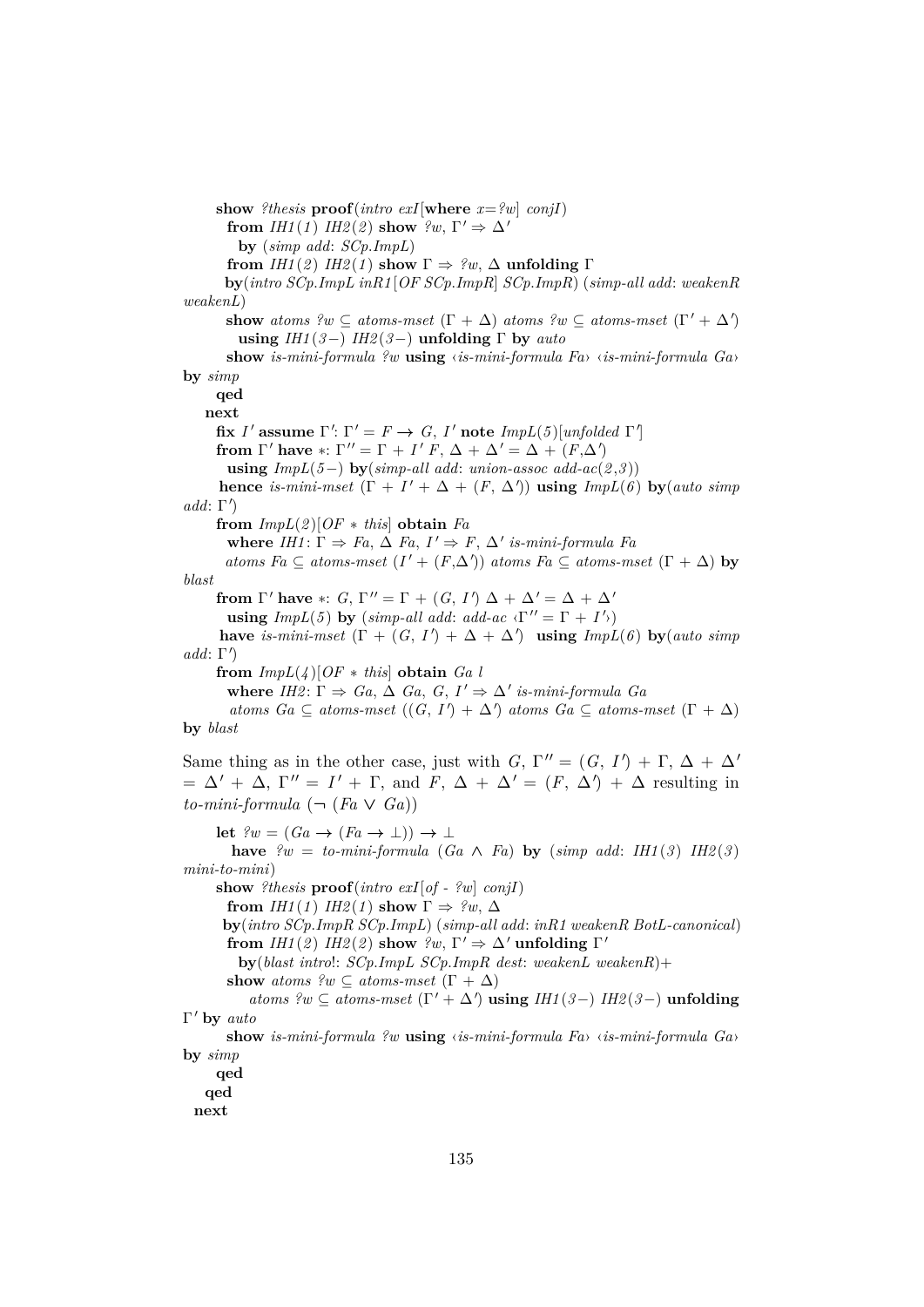```
      show ?thesis proof(intro exI[where x=?w] conjI)
        from IH1(1) IH2(2) show ?w, Γ' ⇒ Δ'
          by (simp add: SCp.ImpL)
        from IH1(2) IH2(1) show Γ ⇒ ?w, Δ unfolding Γ
        by(intro SCp.ImpL inR1[OF SCp.ImpR] SCp.ImpR) (simp-all add: weakenR weakenL)
        show atoms ?w ⊆ atoms-mset (Γ + Δ) atoms ?w ⊆ atoms-mset (Γ' + Δ')
          using IH1(3−) IH2(3−) unfolding Γ by auto
        show is-mini-formula ?w using ‹is-mini-formula Fa› ‹is-mini-formula Ga› by simp
      qed
    next
      fix I' assume Γ': Γ' = F → G, I' note ImpL(5)[unfolded Γ']
      from Γ' have *: Γ'' = Γ + I' F, Δ + Δ' = Δ + (F,Δ')
        using ImpL(5−) by(simp-all add: union-assoc add-ac(2,3))
      hence is-mini-mset (Γ + I' + Δ + (F, Δ')) using ImpL(6) by(auto simp add: Γ')
      from ImpL(2)[OF * this] obtain Fa
        where IH1: Γ ⇒ Fa, Δ Fa, I' ⇒ F, Δ' is-mini-formula Fa
        atoms Fa ⊆ atoms-mset (I' + (F,Δ')) atoms Fa ⊆ atoms-mset (Γ + Δ) by blast
      from Γ' have *: G, Γ'' = Γ + (G, I') Δ + Δ' = Δ + Δ'
        using ImpL(5) by (simp-all add: add-ac ‹Γ'' = Γ + I'›)
      have is-mini-mset (Γ + (G, I') + Δ + Δ') using ImpL(6) by(auto simp add: Γ')
      from ImpL(4)[OF * this] obtain Ga l
        where IH2: Γ ⇒ Ga, Δ Ga, G, I' ⇒ Δ' is-mini-formula Ga
        atoms Ga ⊆ atoms-mset ((G, I') + Δ') atoms Ga ⊆ atoms-mset (Γ + Δ) by blast
```

Same thing as in the other case, just with $G,\ \Gamma'' = (G,\ I') + \Gamma,\ \Delta + \Delta' = \Delta' + \Delta,\ \Gamma'' = I' + \Gamma$, and $F,\ \Delta + \Delta' = (F,\ \Delta') + \Delta$ resulting in *to-mini-formula* $(\neg\ (Fa \lor Ga))$

```
      let ?w = (Ga → (Fa → ⊥)) → ⊥
        have ?w = to-mini-formula (Ga ∧ Fa) by (simp add: IH1(3) IH2(3) mini-to-mini)
      show ?thesis proof(intro exI[of - ?w] conjI)
        from IH1(1) IH2(1) show Γ ⇒ ?w, Δ
        by(intro SCp.ImpR SCp.ImpL) (simp-all add: inR1 weakenR BotL-canonical)
        from IH1(2) IH2(2) show ?w, Γ' ⇒ Δ' unfolding Γ'
          by(blast intro!: SCp.ImpL SCp.ImpR dest: weakenL weakenR)+
        show atoms ?w ⊆ atoms-mset (Γ + Δ)
            atoms ?w ⊆ atoms-mset (Γ' + Δ') using IH1(3−) IH2(3−) unfolding Γ' by auto
        show is-mini-formula ?w using ‹is-mini-formula Fa› ‹is-mini-formula Ga› by simp
      qed
    qed
  next
```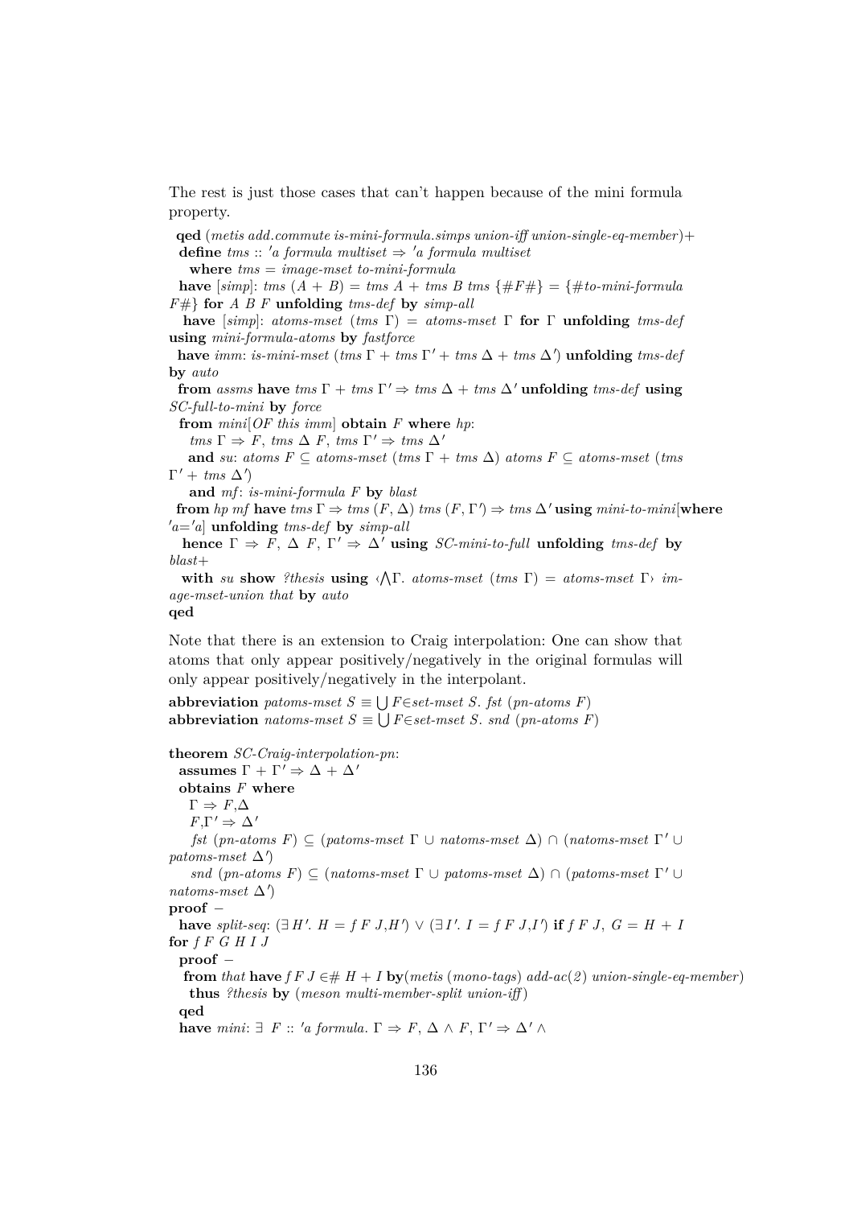The rest is just those cases that can't happen because of the mini formula property.

```
 qed (metis add.commute is-mini-formula.simps union-iff union-single-eq-member)+
 define tms :: 'a formula multiset ⇒ 'a formula multiset
   where tms = image-mset to-mini-formula
 have [simp]: tms (A + B) = tms A + tms B tms {#F#} = {#to-mini-formula
F#} for A B F unfolding tms-def by simp-all
  have [simp]: atoms-mset (tms Γ) = atoms-mset Γ for Γ unfolding tms-def
using mini-formula-atoms by fastforce
 have imm: is-mini-mset (tms Γ + tms Γ' + tms Δ + tms Δ') unfolding tms-def
by auto
 from assms have tms Γ + tms Γ' ⇒ tms Δ + tms Δ' unfolding tms-def using
SC-full-to-mini by force
 from mini[OF this imm] obtain F where hp:
   tms Γ ⇒ F, tms Δ F, tms Γ' ⇒ tms Δ'
   and su: atoms F ⊆ atoms-mset (tms Γ + tms Δ) atoms F ⊆ atoms-mset (tms
Γ' + tms Δ')
   and mf: is-mini-formula F by blast
 from hp mf have tms Γ ⇒ tms (F, Δ) tms (F, Γ') ⇒ tms Δ' using mini-to-mini[where
'a='a] unfolding tms-def by simp-all
  hence Γ ⇒ F, Δ F, Γ' ⇒ Δ' using SC-mini-to-full unfolding tms-def by
blast+
  with su show ?thesis using ‹⋀Γ. atoms-mset (tms Γ) = atoms-mset Γ› im-
age-mset-union that by auto
qed
```

Note that there is an extension to Craig interpolation: One can show that atoms that only appear positively/negatively in the original formulas will only appear positively/negatively in the interpolant.

```
abbreviation patoms-mset S ≡ ⋃ F∈set-mset S. fst (pn-atoms F)
abbreviation natoms-mset S ≡ ⋃ F∈set-mset S. snd (pn-atoms F)

theorem SC-Craig-interpolation-pn:
  assumes Γ + Γ' ⇒ Δ + Δ'
  obtains F where
    Γ ⇒ F,Δ
    F,Γ' ⇒ Δ'
    fst (pn-atoms F) ⊆ (patoms-mset Γ ∪ natoms-mset Δ) ∩ (natoms-mset Γ' ∪
patoms-mset Δ')
    snd (pn-atoms F) ⊆ (natoms-mset Γ ∪ patoms-mset Δ) ∩ (patoms-mset Γ' ∪
natoms-mset Δ')
proof –
 have split-seq: (∃ H'. H = f F J,H') ∨ (∃ I'. I = f F J,I') if f F J, G = H + I
for f F G H I J
 proof –
  from that have f F J ∈# H + I by(metis (mono-tags) add-ac(2) union-single-eq-member)
   thus ?thesis by (meson multi-member-split union-iff)
 qed
 have mini: ∃ F :: 'a formula. Γ ⇒ F, Δ ∧ F, Γ' ⇒ Δ' ∧
```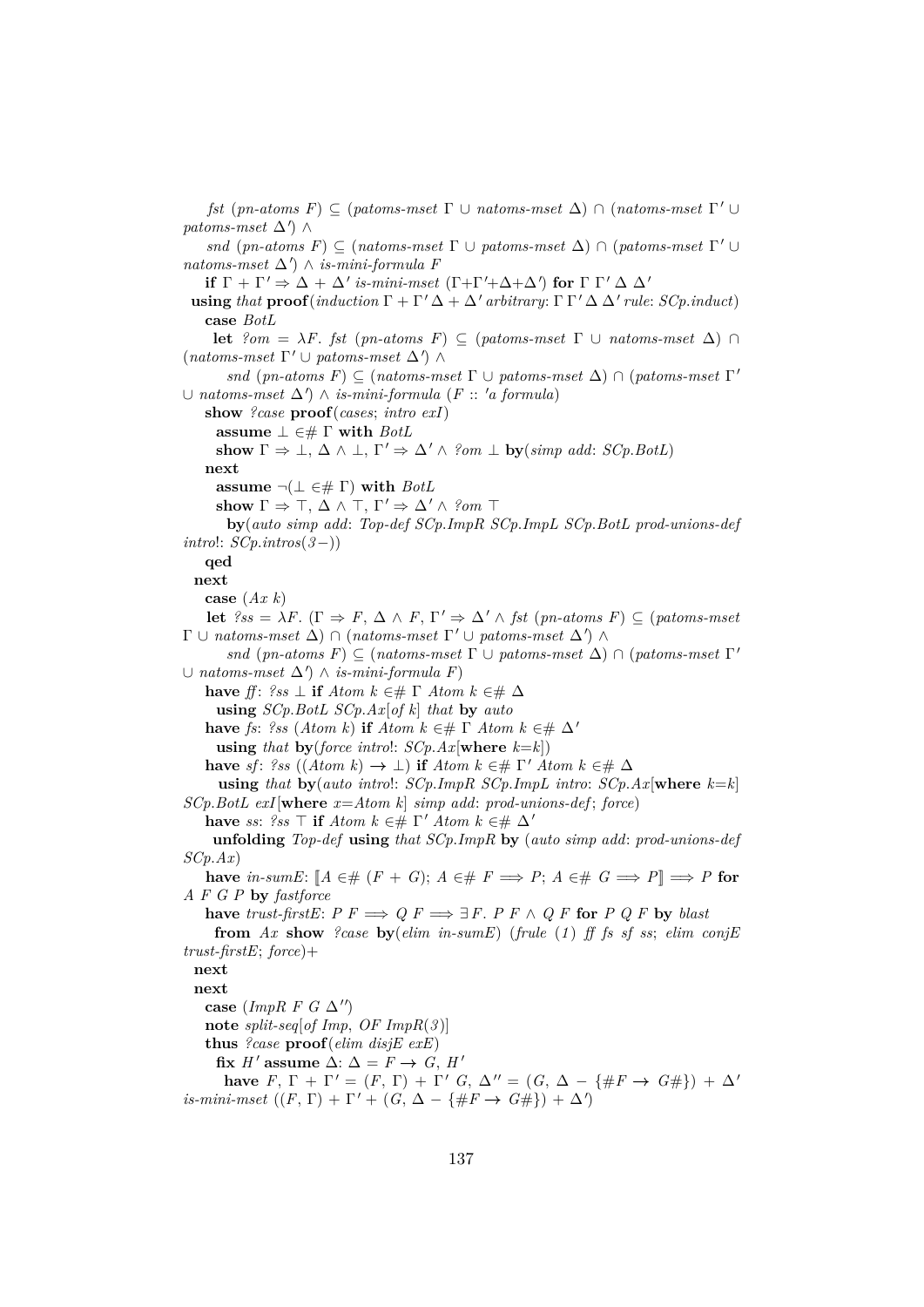*fst* (*pn-atoms* $F$) ⊆ (*patoms-mset* Γ ∪ *natoms-mset* Δ) ∩ (*natoms-mset* Γ′ ∪ *patoms-mset* Δ′) ∧

*snd* (*pn-atoms* $F$) ⊆ (*natoms-mset* Γ ∪ *patoms-mset* Δ) ∩ (*patoms-mset* Γ′ ∪ *natoms-mset* Δ′) ∧ *is-mini-formula* $F$

**if** Γ + Γ′ ⇒ Δ + Δ′ *is-mini-mset* (Γ+Γ′+Δ+Δ′) **for** Γ Γ′ Δ Δ′

**using** *that* **proof**(*induction* Γ + Γ′ Δ + Δ′ *arbitrary*: Γ Γ′ Δ Δ′ *rule*: *SCp.induct*)

**case** *BotL*

**let** *?om* = λ*F*. *fst* (*pn-atoms* $F$) ⊆ (*patoms-mset* Γ ∪ *natoms-mset* Δ) ∩ (*natoms-mset* Γ′ ∪ *patoms-mset* Δ′) ∧

*snd* (*pn-atoms* $F$) ⊆ (*natoms-mset* Γ ∪ *patoms-mset* Δ) ∩ (*patoms-mset* Γ′ ∪ *natoms-mset* Δ′) ∧ *is-mini-formula* ($F$ :: ′*a formula*)

**show** *?case* **proof**(*cases*; *intro exI*)

**assume** ⊥ ∈# Γ **with** *BotL*

**show** Γ ⇒ ⊥, Δ ∧ ⊥, Γ′ ⇒ Δ′ ∧ *?om* ⊥ **by**(*simp add*: *SCp.BotL*)

**next**

**assume** ¬(⊥ ∈# Γ) **with** *BotL*

**show** Γ ⇒ ⊤, Δ ∧ ⊤, Γ′ ⇒ Δ′ ∧ *?om* ⊤

**by**(*auto simp add*: *Top-def SCp.ImpR SCp.ImpL SCp.BotL prod-unions-def intro*!: *SCp.intros*(*3*−))

**qed**

**next**

**case** (*Ax k*)

**let** *?ss* = λ*F*. (Γ ⇒ $F$, Δ ∧ $F$, Γ′ ⇒ Δ′ ∧ *fst* (*pn-atoms* $F$) ⊆ (*patoms-mset* Γ ∪ *natoms-mset* Δ) ∩ (*natoms-mset* Γ′ ∪ *patoms-mset* Δ′) ∧

*snd* (*pn-atoms* $F$) ⊆ (*natoms-mset* Γ ∪ *patoms-mset* Δ) ∩ (*patoms-mset* Γ′ ∪ *natoms-mset* Δ′) ∧ *is-mini-formula* $F$)

**have** *ff*: *?ss* ⊥ **if** *Atom k* ∈# Γ *Atom k* ∈# Δ

**using** *SCp.BotL SCp.Ax*[*of k*] *that* **by** *auto*

**have** *fs*: *?ss* (*Atom k*) **if** *Atom k* ∈# Γ *Atom k* ∈# Δ′

**using** *that* **by**(*force intro*!: *SCp.Ax*[**where** *k*=*k*])

**have** *sf*: *?ss* ((*Atom k*) → ⊥) **if** *Atom k* ∈# Γ′ *Atom k* ∈# Δ

**using** *that* **by**(*auto intro*!: *SCp.ImpR SCp.ImpL intro*: *SCp.Ax*[**where** *k*=*k*] *SCp.BotL exI*[**where** *x*=*Atom k*] *simp add*: *prod-unions-def*; *force*)

**have** *ss*: *?ss* ⊤ **if** *Atom k* ∈# Γ′ *Atom k* ∈# Δ′

**unfolding** *Top-def* **using** *that SCp.ImpR* **by** (*auto simp add*: *prod-unions-def SCp.Ax*)

**have** *in-sumE*: ⟦*A* ∈# (*F* + *G*); *A* ∈# *F* ⟹ *P*; *A* ∈# *G* ⟹ *P*⟧ ⟹ *P* **for** *A F G P* **by** *fastforce*

**have** *trust-firstE*: *P F* ⟹ *Q F* ⟹ ∃*F*. *P F* ∧ *Q F* **for** *P Q F* **by** *blast*

**from** *Ax* **show** *?case* **by**(*elim in-sumE*) (*frule* (*1*) *ff fs sf ss*; *elim conjE trust-firstE*; *force*)+

**next**

**next**

**case** (*ImpR F G* Δ′′)

**note** *split-seq*[*of Imp*, *OF ImpR*(*3*)]

**thus** *?case* **proof**(*elim disjE exE*)

**fix** *H*′ **assume** Δ: Δ = *F* → *G*, *H*′

**have** *F*, Γ + Γ′ = (*F*, Γ) + Γ′ *G*, Δ′′ = (*G*, Δ − {#*F* → *G*#}) + Δ′ *is-mini-mset* ((*F*, Γ) + Γ′ + (*G*, Δ − {#*F* → *G*#}) + Δ′)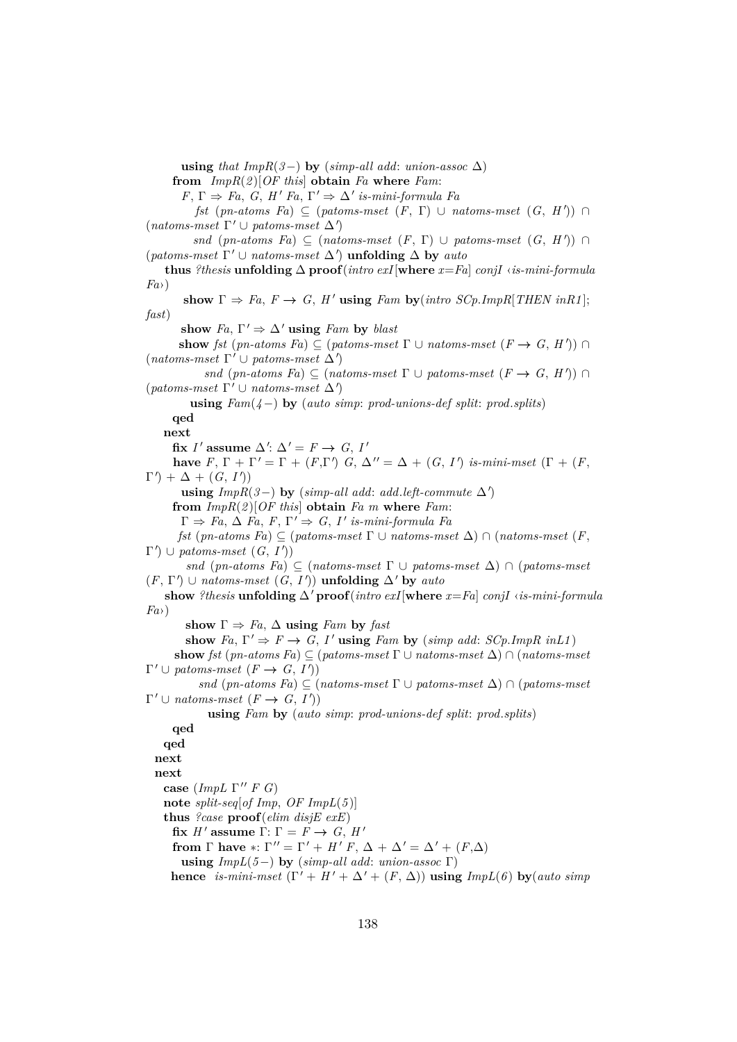```
      using that ImpR(3−) by (simp-all add: union-assoc Δ)
    from  ImpR(2)[OF this] obtain Fa where Fam:
      F, Γ ⇒ Fa, G, H' Fa, Γ' ⇒ Δ' is-mini-formula Fa
        fst (pn-atoms Fa) ⊆ (patoms-mset (F, Γ) ∪ natoms-mset (G, H')) ∩
(natoms-mset Γ' ∪ patoms-mset Δ')
        snd (pn-atoms Fa) ⊆ (natoms-mset (F, Γ) ∪ patoms-mset (G, H')) ∩
(patoms-mset Γ' ∪ natoms-mset Δ') unfolding Δ by auto
   thus ?thesis unfolding Δ proof(intro exI[where x=Fa] conjI ‹is-mini-formula
Fa›)
      show Γ ⇒ Fa, F → G, H' using Fam by(intro SCp.ImpR[THEN inR1];
fast)
      show Fa, Γ' ⇒ Δ' using Fam by blast
      show fst (pn-atoms Fa) ⊆ (patoms-mset Γ ∪ natoms-mset (F → G, H')) ∩
(natoms-mset Γ' ∪ patoms-mset Δ')
          snd (pn-atoms Fa) ⊆ (natoms-mset Γ ∪ patoms-mset (F → G, H')) ∩
(patoms-mset Γ' ∪ natoms-mset Δ')
        using Fam(4−) by (auto simp: prod-unions-def split: prod.splits)
    qed
  next
    fix I' assume Δ': Δ' = F → G, I'
    have F, Γ + Γ' = Γ + (F,Γ') G, Δ'' = Δ + (G, I') is-mini-mset (Γ + (F,
Γ') + Δ + (G, I'))
      using ImpR(3−) by (simp-all add: add.left-commute Δ')
    from ImpR(2)[OF this] obtain Fa m where Fam:
      Γ ⇒ Fa, Δ Fa, F, Γ' ⇒ G, I' is-mini-formula Fa
      fst (pn-atoms Fa) ⊆ (patoms-mset Γ ∪ natoms-mset Δ) ∩ (natoms-mset (F,
Γ') ∪ patoms-mset (G, I'))
        snd (pn-atoms Fa) ⊆ (natoms-mset Γ ∪ patoms-mset Δ) ∩ (patoms-mset
(F, Γ') ∪ natoms-mset (G, I')) unfolding Δ' by auto
    show ?thesis unfolding Δ' proof(intro exI[where x=Fa] conjI ‹is-mini-formula
Fa›)
      show Γ ⇒ Fa, Δ using Fam by fast
      show Fa, Γ' ⇒ F → G, I' using Fam by (simp add: SCp.ImpR inL1)
      show fst (pn-atoms Fa) ⊆ (patoms-mset Γ ∪ natoms-mset Δ) ∩ (natoms-mset
Γ' ∪ patoms-mset (F → G, I'))
          snd (pn-atoms Fa) ⊆ (natoms-mset Γ ∪ patoms-mset Δ) ∩ (patoms-mset
Γ' ∪ natoms-mset (F → G, I'))
          using Fam by (auto simp: prod-unions-def split: prod.splits)
    qed
  qed
next
next
  case (ImpL Γ'' F G)
  note split-seq[of Imp, OF ImpL(5)]
  thus ?case proof(elim disjE exE)
    fix H' assume Γ: Γ = F → G, H'
    from Γ have *: Γ'' = Γ' + H' F, Δ + Δ' = Δ' + (F,Δ)
      using ImpL(5−) by (simp-all add: union-assoc Γ)
    hence  is-mini-mset (Γ' + H' + Δ' + (F, Δ)) using ImpL(6) by(auto simp
```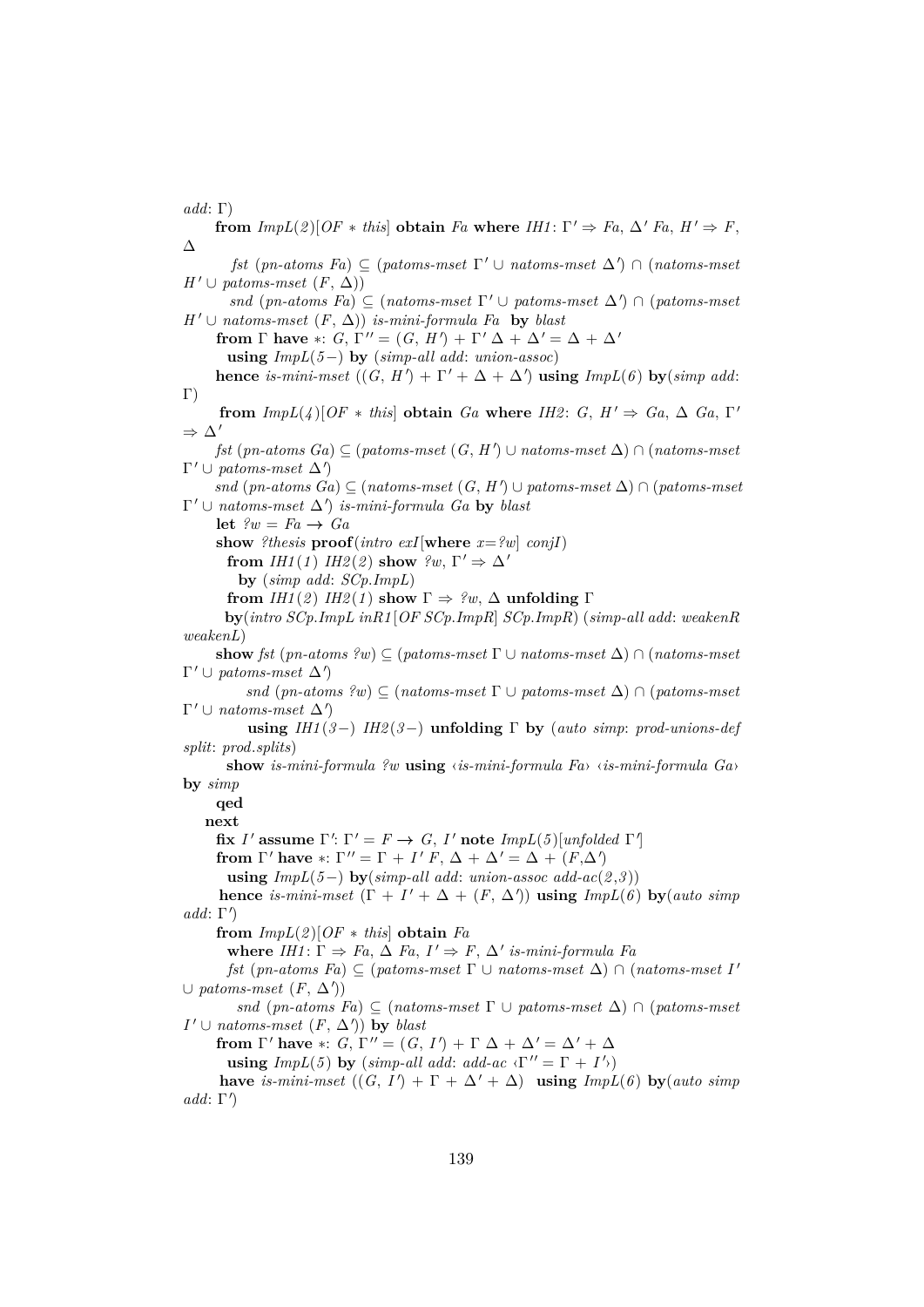```
add: Γ)
    from ImpL(2)[OF ∗ this] obtain Fa where IH1: Γ' ⇒ Fa, Δ' Fa, H' ⇒ F, Δ
      fst (pn-atoms Fa) ⊆ (patoms-mset Γ' ∪ natoms-mset Δ') ∩ (natoms-mset H' ∪ patoms-mset (F, Δ))
      snd (pn-atoms Fa) ⊆ (natoms-mset Γ' ∪ patoms-mset Δ') ∩ (patoms-mset H' ∪ natoms-mset (F, Δ)) is-mini-formula Fa by blast
    from Γ have ∗: G, Γ'' = (G, H') + Γ' Δ + Δ' = Δ + Δ'
      using ImpL(5−) by (simp-all add: union-assoc)
    hence is-mini-mset ((G, H') + Γ' + Δ + Δ') using ImpL(6) by(simp add: Γ)
    from ImpL(4)[OF ∗ this] obtain Ga where IH2: G, H' ⇒ Ga, Δ Ga, Γ' ⇒ Δ'
    fst (pn-atoms Ga) ⊆ (patoms-mset (G, H') ∪ natoms-mset Δ) ∩ (natoms-mset Γ' ∪ patoms-mset Δ')
    snd (pn-atoms Ga) ⊆ (natoms-mset (G, H') ∪ patoms-mset Δ) ∩ (patoms-mset Γ' ∪ natoms-mset Δ') is-mini-formula Ga by blast
    let ?w = Fa → Ga
    show ?thesis proof(intro exI[where x=?w] conjI)
      from IH1(1) IH2(2) show ?w, Γ' ⇒ Δ'
        by (simp add: SCp.ImpL)
      from IH1(2) IH2(1) show Γ ⇒ ?w, Δ unfolding Γ
      by(intro SCp.ImpL inR1[OF SCp.ImpR] SCp.ImpR) (simp-all add: weakenR weakenL)
    show fst (pn-atoms ?w) ⊆ (patoms-mset Γ ∪ natoms-mset Δ) ∩ (natoms-mset Γ' ∪ patoms-mset Δ')
        snd (pn-atoms ?w) ⊆ (natoms-mset Γ ∪ patoms-mset Δ) ∩ (patoms-mset Γ' ∪ natoms-mset Δ')
        using IH1(3−) IH2(3−) unfolding Γ by (auto simp: prod-unions-def split: prod.splits)
      show is-mini-formula ?w using ‹is-mini-formula Fa› ‹is-mini-formula Ga› by simp
    qed
  next
    fix I' assume Γ': Γ' = F → G, I' note ImpL(5)[unfolded Γ']
    from Γ' have ∗: Γ'' = Γ + I' F, Δ + Δ' = Δ + (F,Δ')
      using ImpL(5−) by(simp-all add: union-assoc add-ac(2,3))
    hence is-mini-mset (Γ + I' + Δ + (F, Δ')) using ImpL(6) by(auto simp add: Γ')
    from ImpL(2)[OF ∗ this] obtain Fa
      where IH1: Γ ⇒ Fa, Δ Fa, I' ⇒ F, Δ' is-mini-formula Fa
      fst (pn-atoms Fa) ⊆ (patoms-mset Γ ∪ natoms-mset Δ) ∩ (natoms-mset I' ∪ patoms-mset (F, Δ'))
      snd (pn-atoms Fa) ⊆ (natoms-mset Γ ∪ patoms-mset Δ) ∩ (patoms-mset I' ∪ natoms-mset (F, Δ')) by blast
    from Γ' have ∗: G, Γ'' = (G, I') + Γ Δ + Δ' = Δ' + Δ
      using ImpL(5) by (simp-all add: add-ac ‹Γ'' = Γ + I'›)
    have is-mini-mset ((G, I') + Γ + Δ' + Δ) using ImpL(6) by(auto simp add: Γ')
```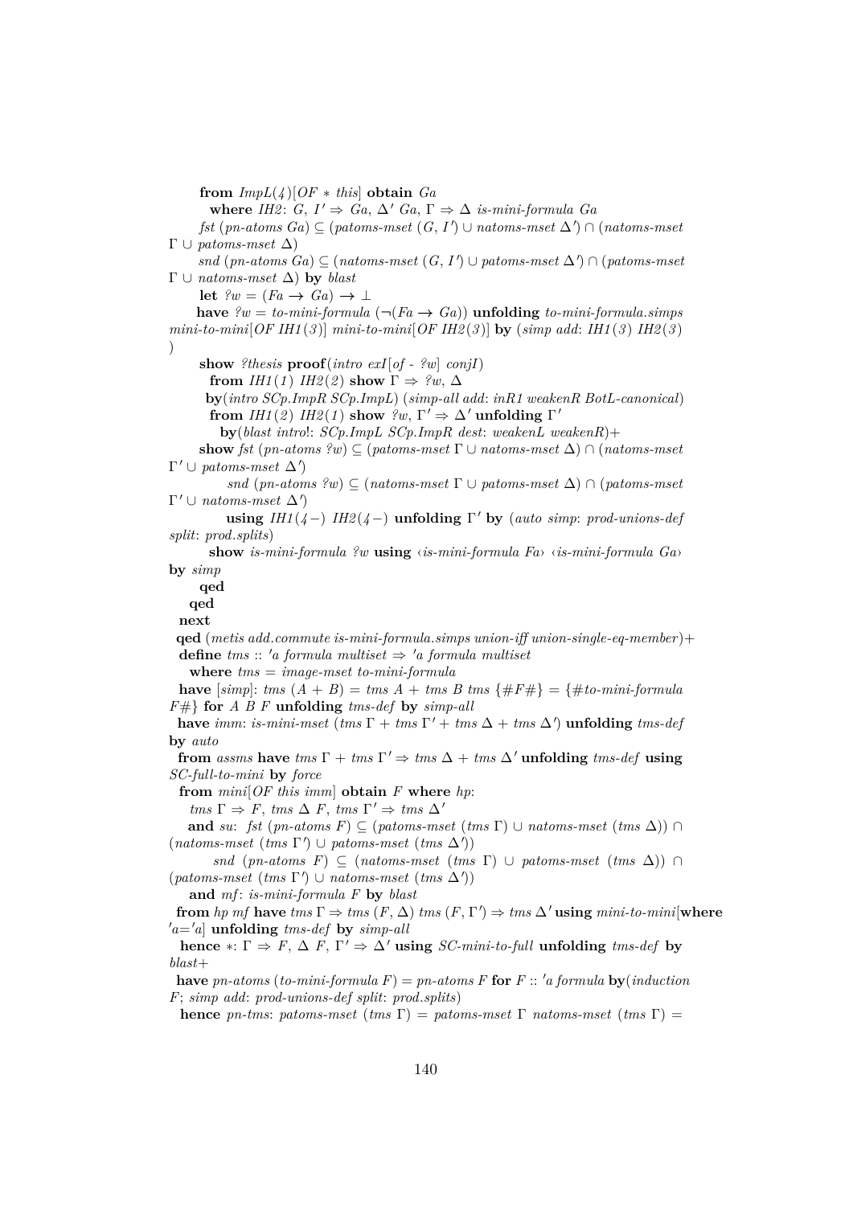```
      from ImpL(4)[OF * this] obtain Ga
        where IH2: G, I' ⇒ Ga, Δ' Ga, Γ ⇒ Δ is-mini-formula Ga
      fst (pn-atoms Ga) ⊆ (patoms-mset (G, I') ∪ natoms-mset Δ') ∩ (natoms-mset
Γ ∪ patoms-mset Δ)
      snd (pn-atoms Ga) ⊆ (natoms-mset (G, I') ∪ patoms-mset Δ') ∩ (patoms-mset
Γ ∪ natoms-mset Δ) by blast
      let ?w = (Fa → Ga) → ⊥
      have ?w = to-mini-formula (¬(Fa → Ga)) unfolding to-mini-formula.simps
mini-to-mini[OF IH1(3)] mini-to-mini[OF IH2(3)] by (simp add: IH1(3) IH2(3)
)
      show ?thesis proof(intro exI[of - ?w] conjI)
        from IH1(1) IH2(2) show Γ ⇒ ?w, Δ
        by(intro SCp.ImpR SCp.ImpL) (simp-all add: inR1 weakenR BotL-canonical)
        from IH1(2) IH2(1) show ?w, Γ' ⇒ Δ' unfolding Γ'
          by(blast intro!: SCp.ImpL SCp.ImpR dest: weakenL weakenR)+
      show fst (pn-atoms ?w) ⊆ (patoms-mset Γ ∪ natoms-mset Δ) ∩ (natoms-mset
Γ' ∪ patoms-mset Δ')
           snd (pn-atoms ?w) ⊆ (natoms-mset Γ ∪ patoms-mset Δ) ∩ (patoms-mset
Γ' ∪ natoms-mset Δ')
           using IH1(4−) IH2(4−) unfolding Γ' by (auto simp: prod-unions-def
split: prod.splits)
        show is-mini-formula ?w using ‹is-mini-formula Fa› ‹is-mini-formula Ga›
by simp
      qed
    qed
  next
  qed (metis add.commute is-mini-formula.simps union-iff union-single-eq-member)+
  define tms :: 'a formula multiset ⇒ 'a formula multiset
    where tms = image-mset to-mini-formula
  have [simp]: tms (A + B) = tms A + tms B tms {#F#} = {#to-mini-formula
F#} for A B F unfolding tms-def by simp-all
  have imm: is-mini-mset (tms Γ + tms Γ' + tms Δ + tms Δ') unfolding tms-def
by auto
  from assms have tms Γ + tms Γ' ⇒ tms Δ + tms Δ' unfolding tms-def using
SC-full-to-mini by force
  from mini[OF this imm] obtain F where hp:
    tms Γ ⇒ F, tms Δ F, tms Γ' ⇒ tms Δ'
    and su: fst (pn-atoms F) ⊆ (patoms-mset (tms Γ) ∪ natoms-mset (tms Δ)) ∩
(natoms-mset (tms Γ') ∪ patoms-mset (tms Δ'))
        snd (pn-atoms F) ⊆ (natoms-mset (tms Γ) ∪ patoms-mset (tms Δ)) ∩
(patoms-mset (tms Γ') ∪ natoms-mset (tms Δ'))
    and mf: is-mini-formula F by blast
  from hp mf have tms Γ ⇒ tms (F, Δ) tms (F, Γ') ⇒ tms Δ' using mini-to-mini[where
'a='a] unfolding tms-def by simp-all
  hence *: Γ ⇒ F, Δ F, Γ' ⇒ Δ' using SC-mini-to-full unfolding tms-def by
blast+
  have pn-atoms (to-mini-formula F) = pn-atoms F for F :: 'a formula by(induction
F; simp add: prod-unions-def split: prod.splits)
  hence pn-tms: patoms-mset (tms Γ) = patoms-mset Γ natoms-mset (tms Γ) =
```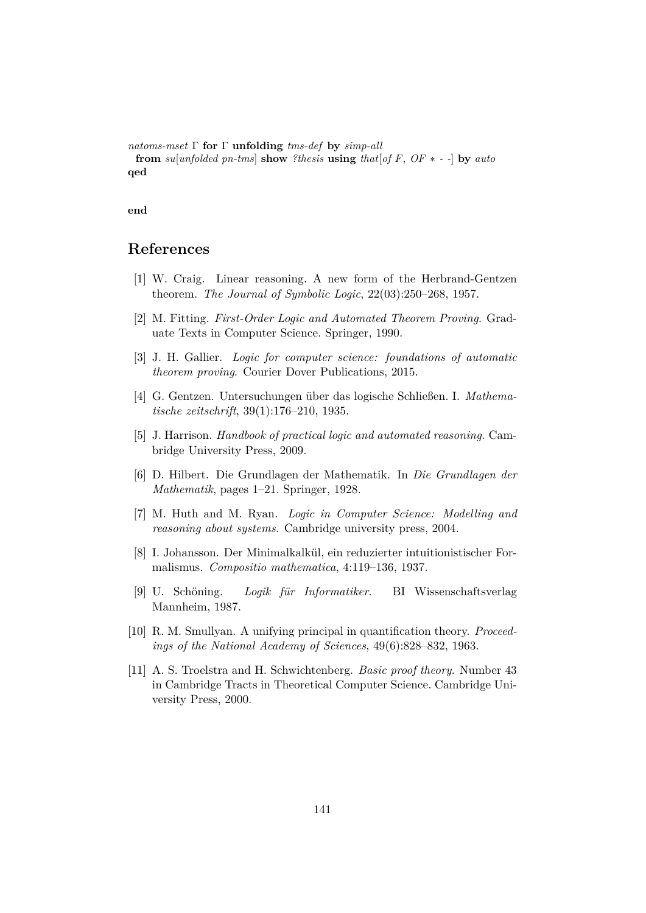*natoms-mset* Γ **for** Γ **unfolding** *tms-def* **by** *simp-all*
**from** *su*[*unfolded pn-tms*] **show** *?thesis* **using** *that*[*of F*, *OF* ∗ - -] **by** *auto*
**qed**

**end**

## References

[1] W. Craig. Linear reasoning. A new form of the Herbrand-Gentzen theorem. *The Journal of Symbolic Logic*, 22(03):250–268, 1957.

[2] M. Fitting. *First-Order Logic and Automated Theorem Proving*. Graduate Texts in Computer Science. Springer, 1990.

[3] J. H. Gallier. *Logic for computer science: foundations of automatic theorem proving*. Courier Dover Publications, 2015.

[4] G. Gentzen. Untersuchungen über das logische Schließen. I. *Mathematische zeitschrift*, 39(1):176–210, 1935.

[5] J. Harrison. *Handbook of practical logic and automated reasoning*. Cambridge University Press, 2009.

[6] D. Hilbert. Die Grundlagen der Mathematik. In *Die Grundlagen der Mathematik*, pages 1–21. Springer, 1928.

[7] M. Huth and M. Ryan. *Logic in Computer Science: Modelling and reasoning about systems*. Cambridge university press, 2004.

[8] I. Johansson. Der Minimalkalkül, ein reduzierter intuitionistischer Formalismus. *Compositio mathematica*, 4:119–136, 1937.

[9] U. Schöning. *Logik für Informatiker*. BI Wissenschaftsverlag Mannheim, 1987.

[10] R. M. Smullyan. A unifying principal in quantification theory. *Proceedings of the National Academy of Sciences*, 49(6):828–832, 1963.

[11] A. S. Troelstra and H. Schwichtenberg. *Basic proof theory*. Number 43 in Cambridge Tracts in Theoretical Computer Science. Cambridge University Press, 2000.